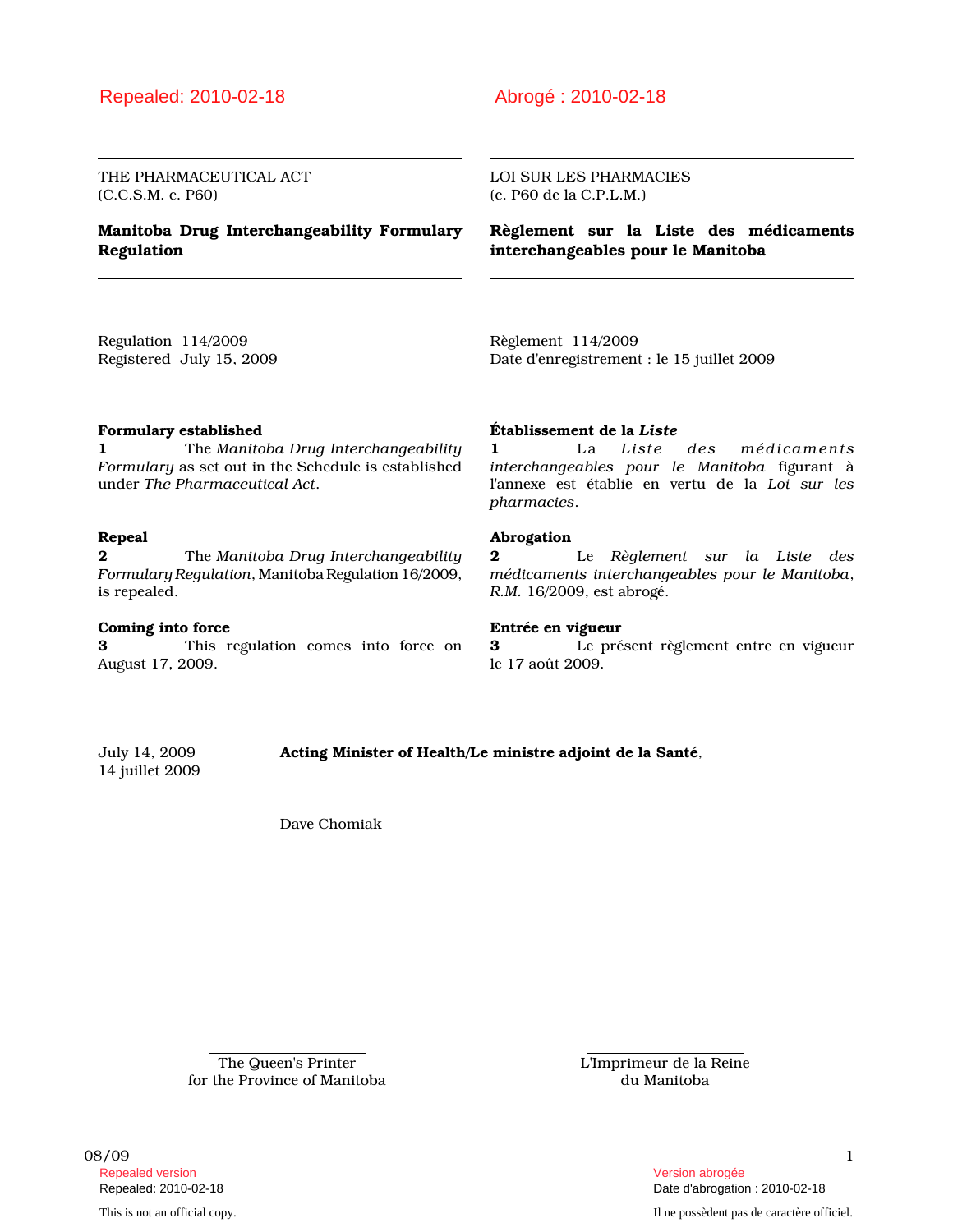Repealed: 2010-02-18

THE PHARMACEUTICAL ACT
(C.C.S.M. c. P60)

# Manitoba Drug Interchangeability Formulary Regulation

Regulation 114/2009
Registered July 15, 2009

**Formulary established**

**1** The *Manitoba Drug Interchangeability Formulary* as set out in the Schedule is established under *The Pharmaceutical Act*.

**Repeal**

**2** The *Manitoba Drug Interchangeability Formulary Regulation*, Manitoba Regulation 16/2009, is repealed.

**Coming into force**

**3** This regulation comes into force on August 17, 2009.

Abrogé : 2010-02-18

LOI SUR LES PHARMACIES
(c. P60 de la C.P.L.M.)

# Règlement sur la Liste des médicaments interchangeables pour le Manitoba

Règlement 114/2009
Date d'enregistrement : le 15 juillet 2009

**Établissement de la *Liste***

**1** La *Liste des médicaments interchangeables pour le Manitoba* figurant à l'annexe est établie en vertu de la *Loi sur les pharmacies*.

**Abrogation**

**2** Le *Règlement sur la Liste des médicaments interchangeables pour le Manitoba*, *R.M.* 16/2009, est abrogé.

**Entrée en vigueur**

**3** Le présent règlement entre en vigueur le 17 août 2009.

July 14, 2009
14 juillet 2009

**Acting Minister of Health/Le ministre adjoint de la Santé**,

Dave Chomiak

The Queen's Printer
for the Province of Manitoba

L'Imprimeur de la Reine
du Manitoba

Repealed version
Repealed: 2010-02-18

This is not an official copy.

Version abrogée
Date d'abrogation : 2010-02-18

Il ne possèdent pas de caractère officiel.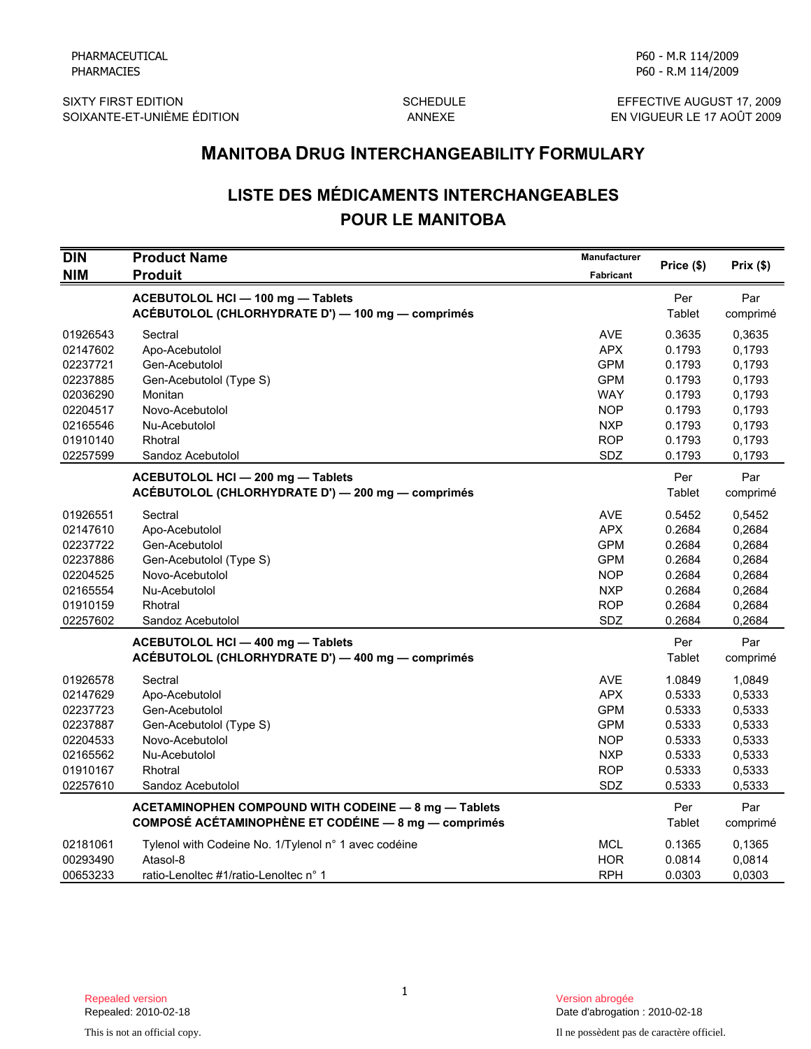PHARMACEUTICAL
PHARMACIES

P60 - M.R 114/2009
P60 - R.M 114/2009

SIXTY FIRST EDITION
SOIXANTE-ET-UNIÈME ÉDITION

SCHEDULE
ANNEXE

EFFECTIVE AUGUST 17, 2009
EN VIGUEUR LE 17 AOÛT 2009

# MANITOBA DRUG INTERCHANGEABILITY FORMULARY

# LISTE DES MÉDICAMENTS INTERCHANGEABLES POUR LE MANITOBA

| DIN / NIM | Product Name / Produit | Manufacturer / Fabricant | Price ($) | Prix ($) |
|---|---|---|---|---|
| | **ACEBUTOLOL HCl — 100 mg — Tablets**<br>**ACÉBUTOLOL (CHLORHYDRATE D') — 100 mg — comprimés** | | Per Tablet | Par comprimé |
| 01926543 | Sectral | AVE | 0.3635 | 0,3635 |
| 02147602 | Apo-Acebutolol | APX | 0.1793 | 0,1793 |
| 02237721 | Gen-Acebutolol | GPM | 0.1793 | 0,1793 |
| 02237885 | Gen-Acebutolol (Type S) | GPM | 0.1793 | 0,1793 |
| 02036290 | Monitan | WAY | 0.1793 | 0,1793 |
| 02204517 | Novo-Acebutolol | NOP | 0.1793 | 0,1793 |
| 02165546 | Nu-Acebutolol | NXP | 0.1793 | 0,1793 |
| 01910140 | Rhotral | ROP | 0.1793 | 0,1793 |
| 02257599 | Sandoz Acebutolol | SDZ | 0.1793 | 0,1793 |
| | **ACEBUTOLOL HCl — 200 mg — Tablets**<br>**ACÉBUTOLOL (CHLORHYDRATE D') — 200 mg — comprimés** | | Per Tablet | Par comprimé |
| 01926551 | Sectral | AVE | 0.5452 | 0,5452 |
| 02147610 | Apo-Acebutolol | APX | 0.2684 | 0,2684 |
| 02237722 | Gen-Acebutolol | GPM | 0.2684 | 0,2684 |
| 02237886 | Gen-Acebutolol (Type S) | GPM | 0.2684 | 0,2684 |
| 02204525 | Novo-Acebutolol | NOP | 0.2684 | 0,2684 |
| 02165554 | Nu-Acebutolol | NXP | 0.2684 | 0,2684 |
| 01910159 | Rhotral | ROP | 0.2684 | 0,2684 |
| 02257602 | Sandoz Acebutolol | SDZ | 0.2684 | 0,2684 |
| | **ACEBUTOLOL HCl — 400 mg — Tablets**<br>**ACÉBUTOLOL (CHLORHYDRATE D') — 400 mg — comprimés** | | Per Tablet | Par comprimé |
| 01926578 | Sectral | AVE | 1.0849 | 1,0849 |
| 02147629 | Apo-Acebutolol | APX | 0.5333 | 0,5333 |
| 02237723 | Gen-Acebutolol | GPM | 0.5333 | 0,5333 |
| 02237887 | Gen-Acebutolol (Type S) | GPM | 0.5333 | 0,5333 |
| 02204533 | Novo-Acebutolol | NOP | 0.5333 | 0,5333 |
| 02165562 | Nu-Acebutolol | NXP | 0.5333 | 0,5333 |
| 01910167 | Rhotral | ROP | 0.5333 | 0,5333 |
| 02257610 | Sandoz Acebutolol | SDZ | 0.5333 | 0,5333 |
| | **ACETAMINOPHEN COMPOUND WITH CODEINE — 8 mg — Tablets**<br>**COMPOSÉ ACÉTAMINOPHÈNE ET CODÉINE — 8 mg — comprimés** | | Per Tablet | Par comprimé |
| 02181061 | Tylenol with Codeine No. 1/Tylenol n° 1 avec codéine | MCL | 0.1365 | 0,1365 |
| 00293490 | Atasol-8 | HOR | 0.0814 | 0,0814 |
| 00653233 | ratio-Lenoltec #1/ratio-Lenoltec n° 1 | RPH | 0.0303 | 0,0303 |

Repealed version
Repealed: 2010-02-18

Version abrogée
Date d'abrogation : 2010-02-18

This is not an official copy.

Il ne possèdent pas de caractère officiel.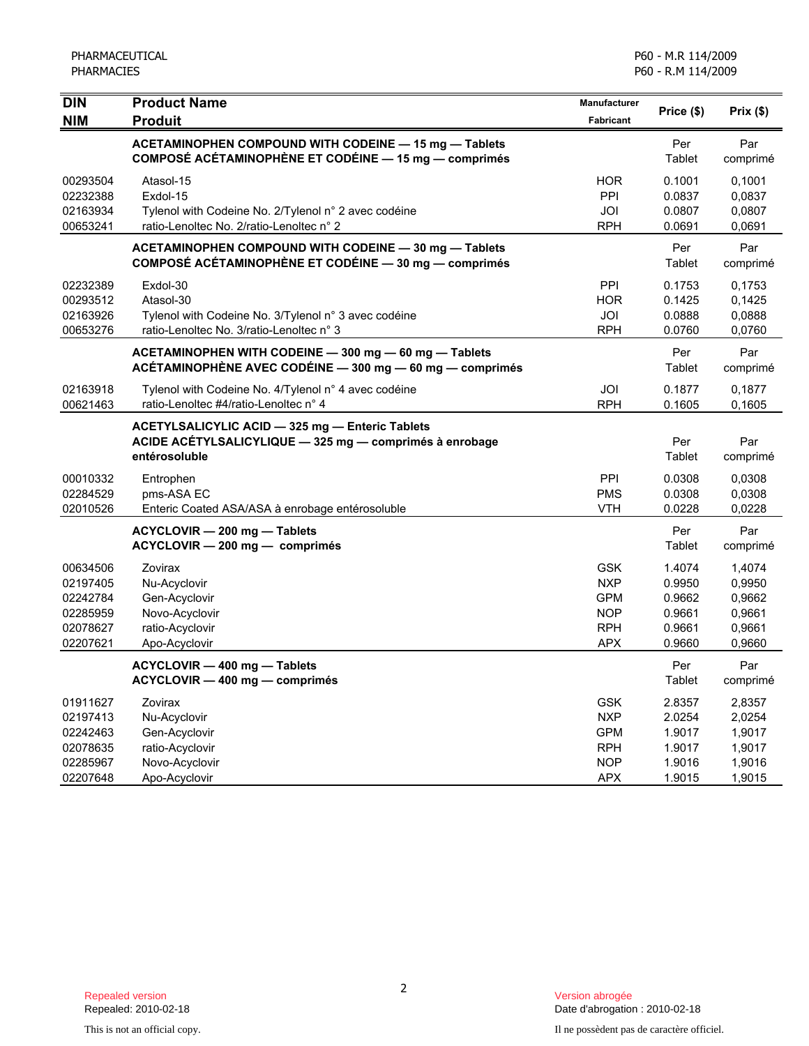| DIN<br>NIM | Product Name<br>Produit | Manufacturer<br>Fabricant | Price ($) | Prix ($) |
|---|---|---|---|---|
| | **ACETAMINOPHEN COMPOUND WITH CODEINE — 15 mg — Tablets**<br>**COMPOSÉ ACÉTAMINOPHÈNE ET CODÉINE — 15 mg — comprimés** | | Per Tablet | Par comprimé |
| 00293504 | Atasol-15 | HOR | 0.1001 | 0,1001 |
| 02232388 | Exdol-15 | PPI | 0.0837 | 0,0837 |
| 02163934 | Tylenol with Codeine No. 2/Tylenol n° 2 avec codéine | JOI | 0.0807 | 0,0807 |
| 00653241 | ratio-Lenoltec No. 2/ratio-Lenoltec n° 2 | RPH | 0.0691 | 0,0691 |
| | **ACETAMINOPHEN COMPOUND WITH CODEINE — 30 mg — Tablets**<br>**COMPOSÉ ACÉTAMINOPHÈNE ET CODÉINE — 30 mg — comprimés** | | Per Tablet | Par comprimé |
| 02232389 | Exdol-30 | PPI | 0.1753 | 0,1753 |
| 00293512 | Atasol-30 | HOR | 0.1425 | 0,1425 |
| 02163926 | Tylenol with Codeine No. 3/Tylenol n° 3 avec codéine | JOI | 0.0888 | 0,0888 |
| 00653276 | ratio-Lenoltec No. 3/ratio-Lenoltec n° 3 | RPH | 0.0760 | 0,0760 |
| | **ACETAMINOPHEN WITH CODEINE — 300 mg — 60 mg — Tablets**<br>**ACÉTAMINOPHÈNE AVEC CODÉINE — 300 mg — 60 mg — comprimés** | | Per Tablet | Par comprimé |
| 02163918 | Tylenol with Codeine No. 4/Tylenol n° 4 avec codéine | JOI | 0.1877 | 0,1877 |
| 00621463 | ratio-Lenoltec #4/ratio-Lenoltec n° 4 | RPH | 0.1605 | 0,1605 |
| | **ACETYLSALICYLIC ACID — 325 mg — Enteric Tablets**<br>**ACIDE ACÉTYLSALICYLIQUE — 325 mg — comprimés à enrobage entérosoluble** | | Per Tablet | Par comprimé |
| 00010332 | Entrophen | PPI | 0.0308 | 0,0308 |
| 02284529 | pms-ASA EC | PMS | 0.0308 | 0,0308 |
| 02010526 | Enteric Coated ASA/ASA à enrobage entérosoluble | VTH | 0.0228 | 0,0228 |
| | **ACYCLOVIR — 200 mg — Tablets**<br>**ACYCLOVIR — 200 mg — comprimés** | | Per Tablet | Par comprimé |
| 00634506 | Zovirax | GSK | 1.4074 | 1,4074 |
| 02197405 | Nu-Acyclovir | NXP | 0.9950 | 0,9950 |
| 02242784 | Gen-Acyclovir | GPM | 0.9662 | 0,9662 |
| 02285959 | Novo-Acyclovir | NOP | 0.9661 | 0,9661 |
| 02078627 | ratio-Acyclovir | RPH | 0.9661 | 0,9661 |
| 02207621 | Apo-Acyclovir | APX | 0.9660 | 0,9660 |
| | **ACYCLOVIR — 400 mg — Tablets**<br>**ACYCLOVIR — 400 mg — comprimés** | | Per Tablet | Par comprimé |
| 01911627 | Zovirax | GSK | 2.8357 | 2,8357 |
| 02197413 | Nu-Acyclovir | NXP | 2.0254 | 2,0254 |
| 02242463 | Gen-Acyclovir | GPM | 1.9017 | 1,9017 |
| 02078635 | ratio-Acyclovir | RPH | 1.9017 | 1,9017 |
| 02285967 | Novo-Acyclovir | NOP | 1.9016 | 1,9016 |
| 02207648 | Apo-Acyclovir | APX | 1.9015 | 1,9015 |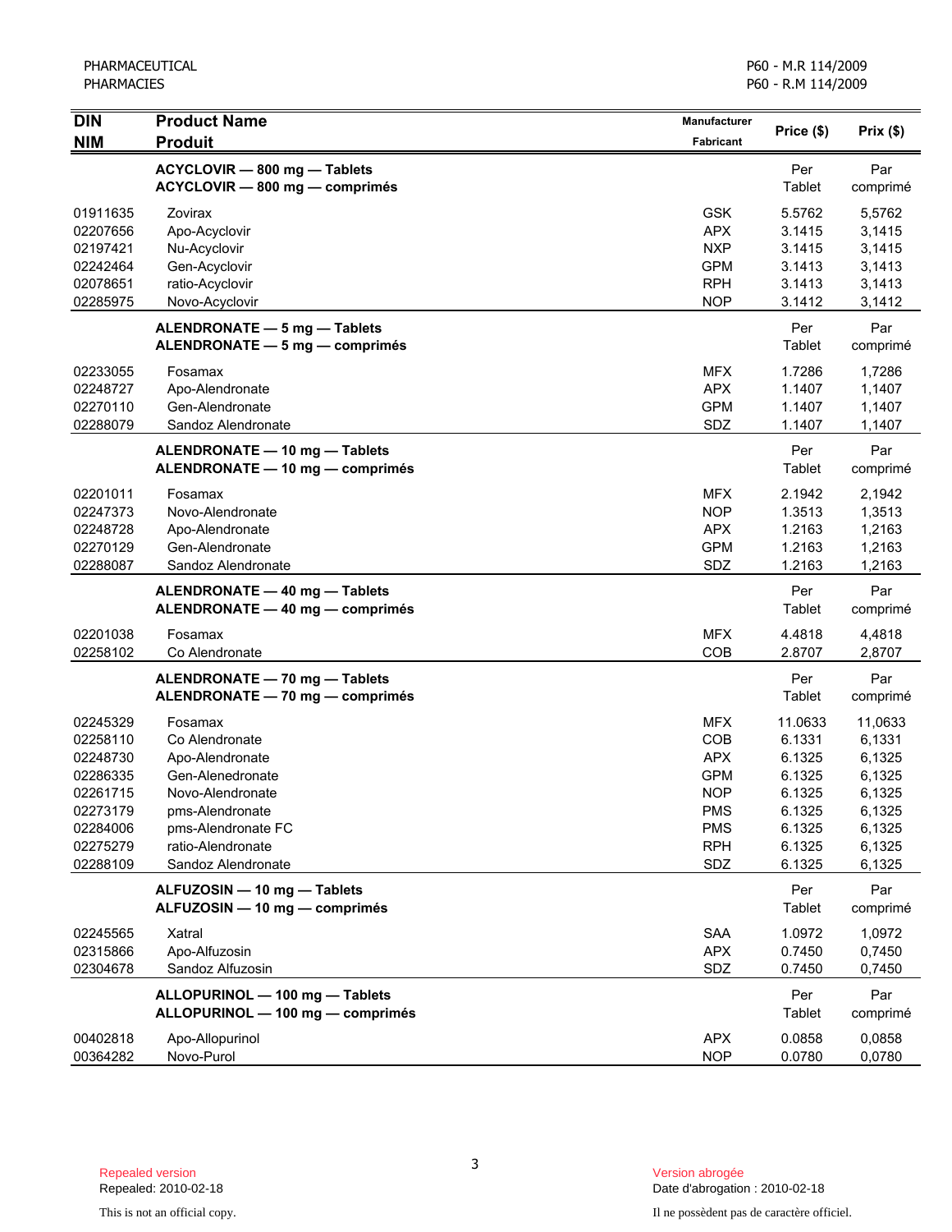| DIN<br>NIM | Product Name<br>Produit | Manufacturer<br>Fabricant | Price ($) | Prix ($) |
|---|---|---|---|---|
| | **ACYCLOVIR — 800 mg — Tablets**<br>**ACYCLOVIR — 800 mg — comprimés** | | Per Tablet | Par comprimé |
| 01911635 | Zovirax | GSK | 5.5762 | 5,5762 |
| 02207656 | Apo-Acyclovir | APX | 3.1415 | 3,1415 |
| 02197421 | Nu-Acyclovir | NXP | 3.1415 | 3,1415 |
| 02242464 | Gen-Acyclovir | GPM | 3.1413 | 3,1413 |
| 02078651 | ratio-Acyclovir | RPH | 3.1413 | 3,1413 |
| 02285975 | Novo-Acyclovir | NOP | 3.1412 | 3,1412 |
| | **ALENDRONATE — 5 mg — Tablets**<br>**ALENDRONATE — 5 mg — comprimés** | | Per Tablet | Par comprimé |
| 02233055 | Fosamax | MFX | 1.7286 | 1,7286 |
| 02248727 | Apo-Alendronate | APX | 1.1407 | 1,1407 |
| 02270110 | Gen-Alendronate | GPM | 1.1407 | 1,1407 |
| 02288079 | Sandoz Alendronate | SDZ | 1.1407 | 1,1407 |
| | **ALENDRONATE — 10 mg — Tablets**<br>**ALENDRONATE — 10 mg — comprimés** | | Per Tablet | Par comprimé |
| 02201011 | Fosamax | MFX | 2.1942 | 2,1942 |
| 02247373 | Novo-Alendronate | NOP | 1.3513 | 1,3513 |
| 02248728 | Apo-Alendronate | APX | 1.2163 | 1,2163 |
| 02270129 | Gen-Alendronate | GPM | 1.2163 | 1,2163 |
| 02288087 | Sandoz Alendronate | SDZ | 1.2163 | 1,2163 |
| | **ALENDRONATE — 40 mg — Tablets**<br>**ALENDRONATE — 40 mg — comprimés** | | Per Tablet | Par comprimé |
| 02201038 | Fosamax | MFX | 4.4818 | 4,4818 |
| 02258102 | Co Alendronate | COB | 2.8707 | 2,8707 |
| | **ALENDRONATE — 70 mg — Tablets**<br>**ALENDRONATE — 70 mg — comprimés** | | Per Tablet | Par comprimé |
| 02245329 | Fosamax | MFX | 11.0633 | 11,0633 |
| 02258110 | Co Alendronate | COB | 6.1331 | 6,1331 |
| 02248730 | Apo-Alendronate | APX | 6.1325 | 6,1325 |
| 02286335 | Gen-Alenedronate | GPM | 6.1325 | 6,1325 |
| 02261715 | Novo-Alendronate | NOP | 6.1325 | 6,1325 |
| 02273179 | pms-Alendronate | PMS | 6.1325 | 6,1325 |
| 02284006 | pms-Alendronate FC | PMS | 6.1325 | 6,1325 |
| 02275279 | ratio-Alendronate | RPH | 6.1325 | 6,1325 |
| 02288109 | Sandoz Alendronate | SDZ | 6.1325 | 6,1325 |
| | **ALFUZOSIN — 10 mg — Tablets**<br>**ALFUZOSIN — 10 mg — comprimés** | | Per Tablet | Par comprimé |
| 02245565 | Xatral | SAA | 1.0972 | 1,0972 |
| 02315866 | Apo-Alfuzosin | APX | 0.7450 | 0,7450 |
| 02304678 | Sandoz Alfuzosin | SDZ | 0.7450 | 0,7450 |
| | **ALLOPURINOL — 100 mg — Tablets**<br>**ALLOPURINOL — 100 mg — comprimés** | | Per Tablet | Par comprimé |
| 00402818 | Apo-Allopurinol | APX | 0.0858 | 0,0858 |
| 00364282 | Novo-Purol | NOP | 0.0780 | 0,0780 |

Repealed version
Repealed: 2010-02-18

Version abrogée
Date d'abrogation : 2010-02-18

This is not an official copy.

Il ne possèdent pas de caractère officiel.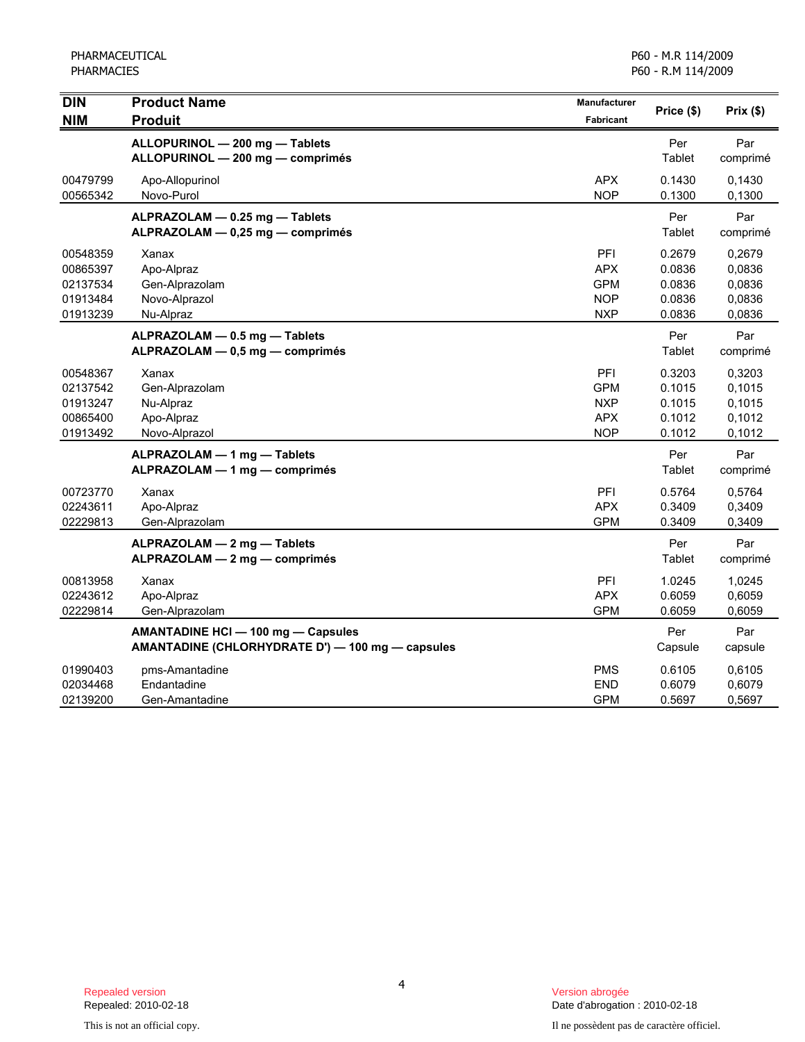| DIN<br>NIM | Product Name<br>Produit | Manufacturer<br>Fabricant | Price ($) | Prix ($) |
|---|---|---|---|---|
| | **ALLOPURINOL — 200 mg — Tablets**<br>**ALLOPURINOL — 200 mg — comprimés** | | Per Tablet | Par comprimé |
| 00479799 | Apo-Allopurinol | APX | 0.1430 | 0,1430 |
| 00565342 | Novo-Purol | NOP | 0.1300 | 0,1300 |
| | **ALPRAZOLAM — 0.25 mg — Tablets**<br>**ALPRAZOLAM — 0,25 mg — comprimés** | | Per Tablet | Par comprimé |
| 00548359 | Xanax | PFI | 0.2679 | 0,2679 |
| 00865397 | Apo-Alpraz | APX | 0.0836 | 0,0836 |
| 02137534 | Gen-Alprazolam | GPM | 0.0836 | 0,0836 |
| 01913484 | Novo-Alprazol | NOP | 0.0836 | 0,0836 |
| 01913239 | Nu-Alpraz | NXP | 0.0836 | 0,0836 |
| | **ALPRAZOLAM — 0.5 mg — Tablets**<br>**ALPRAZOLAM — 0,5 mg — comprimés** | | Per Tablet | Par comprimé |
| 00548367 | Xanax | PFI | 0.3203 | 0,3203 |
| 02137542 | Gen-Alprazolam | GPM | 0.1015 | 0,1015 |
| 01913247 | Nu-Alpraz | NXP | 0.1015 | 0,1015 |
| 00865400 | Apo-Alpraz | APX | 0.1012 | 0,1012 |
| 01913492 | Novo-Alprazol | NOP | 0.1012 | 0,1012 |
| | **ALPRAZOLAM — 1 mg — Tablets**<br>**ALPRAZOLAM — 1 mg — comprimés** | | Per Tablet | Par comprimé |
| 00723770 | Xanax | PFI | 0.5764 | 0,5764 |
| 02243611 | Apo-Alpraz | APX | 0.3409 | 0,3409 |
| 02229813 | Gen-Alprazolam | GPM | 0.3409 | 0,3409 |
| | **ALPRAZOLAM — 2 mg — Tablets**<br>**ALPRAZOLAM — 2 mg — comprimés** | | Per Tablet | Par comprimé |
| 00813958 | Xanax | PFI | 1.0245 | 1,0245 |
| 02243612 | Apo-Alpraz | APX | 0.6059 | 0,6059 |
| 02229814 | Gen-Alprazolam | GPM | 0.6059 | 0,6059 |
| | **AMANTADINE HCl — 100 mg — Capsules**<br>**AMANTADINE (CHLORHYDRATE D') — 100 mg — capsules** | | Per Capsule | Par capsule |
| 01990403 | pms-Amantadine | PMS | 0.6105 | 0,6105 |
| 02034468 | Endantadine | END | 0.6079 | 0,6079 |
| 02139200 | Gen-Amantadine | GPM | 0.5697 | 0,5697 |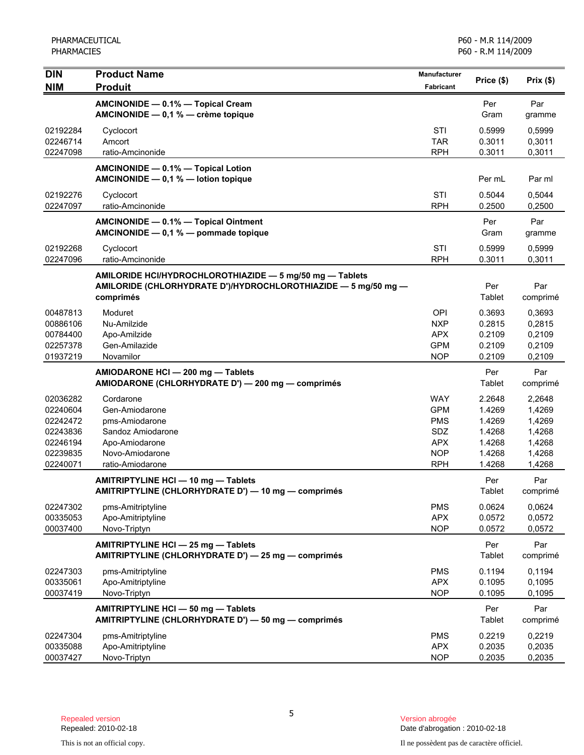| DIN<br>NIM | Product Name<br>Produit | Manufacturer<br>Fabricant | Price ($) | Prix ($) |
|---|---|---|---|---|
| | **AMCINONIDE — 0.1% — Topical Cream**<br>**AMCINONIDE — 0,1 % — crème topique** | | Per Gram | Par gramme |
| 02192284 | Cyclocort | STI | 0.5999 | 0,5999 |
| 02246714 | Amcort | TAR | 0.3011 | 0,3011 |
| 02247098 | ratio-Amcinonide | RPH | 0.3011 | 0,3011 |
| | **AMCINONIDE — 0.1% — Topical Lotion**<br>**AMCINONIDE — 0,1 % — lotion topique** | | Per mL | Par ml |
| 02192276 | Cyclocort | STI | 0.5044 | 0,5044 |
| 02247097 | ratio-Amcinonide | RPH | 0.2500 | 0,2500 |
| | **AMCINONIDE — 0.1% — Topical Ointment**<br>**AMCINONIDE — 0,1 % — pommade topique** | | Per Gram | Par gramme |
| 02192268 | Cyclocort | STI | 0.5999 | 0,5999 |
| 02247096 | ratio-Amcinonide | RPH | 0.3011 | 0,3011 |
| | **AMILORIDE HCl/HYDROCHLOROTHIAZIDE — 5 mg/50 mg — Tablets**<br>**AMILORIDE (CHLORHYDRATE D')/HYDROCHLOROTHIAZIDE — 5 mg/50 mg — comprimés** | | Per Tablet | Par comprimé |
| 00487813 | Moduret | OPI | 0.3693 | 0,3693 |
| 00886106 | Nu-Amilzide | NXP | 0.2815 | 0,2815 |
| 00784400 | Apo-Amilzide | APX | 0.2109 | 0,2109 |
| 02257378 | Gen-Amilazide | GPM | 0.2109 | 0,2109 |
| 01937219 | Novamilor | NOP | 0.2109 | 0,2109 |
| | **AMIODARONE HCl — 200 mg — Tablets**<br>**AMIODARONE (CHLORHYDRATE D') — 200 mg — comprimés** | | Per Tablet | Par comprimé |
| 02036282 | Cordarone | WAY | 2.2648 | 2,2648 |
| 02240604 | Gen-Amiodarone | GPM | 1.4269 | 1,4269 |
| 02242472 | pms-Amiodarone | PMS | 1.4269 | 1,4269 |
| 02243836 | Sandoz Amiodarone | SDZ | 1.4268 | 1,4268 |
| 02246194 | Apo-Amiodarone | APX | 1.4268 | 1,4268 |
| 02239835 | Novo-Amiodarone | NOP | 1.4268 | 1,4268 |
| 02240071 | ratio-Amiodarone | RPH | 1.4268 | 1,4268 |
| | **AMITRIPTYLINE HCl — 10 mg — Tablets**<br>**AMITRIPTYLINE (CHLORHYDRATE D') — 10 mg — comprimés** | | Per Tablet | Par comprimé |
| 02247302 | pms-Amitriptyline | PMS | 0.0624 | 0,0624 |
| 00335053 | Apo-Amitriptyline | APX | 0.0572 | 0,0572 |
| 00037400 | Novo-Triptyn | NOP | 0.0572 | 0,0572 |
| | **AMITRIPTYLINE HCl — 25 mg — Tablets**<br>**AMITRIPTYLINE (CHLORHYDRATE D') — 25 mg — comprimés** | | Per Tablet | Par comprimé |
| 02247303 | pms-Amitriptyline | PMS | 0.1194 | 0,1194 |
| 00335061 | Apo-Amitriptyline | APX | 0.1095 | 0,1095 |
| 00037419 | Novo-Triptyn | NOP | 0.1095 | 0,1095 |
| | **AMITRIPTYLINE HCl — 50 mg — Tablets**<br>**AMITRIPTYLINE (CHLORHYDRATE D') — 50 mg — comprimés** | | Per Tablet | Par comprimé |
| 02247304 | pms-Amitriptyline | PMS | 0.2219 | 0,2219 |
| 00335088 | Apo-Amitriptyline | APX | 0.2035 | 0,2035 |
| 00037427 | Novo-Triptyn | NOP | 0.2035 | 0,2035 |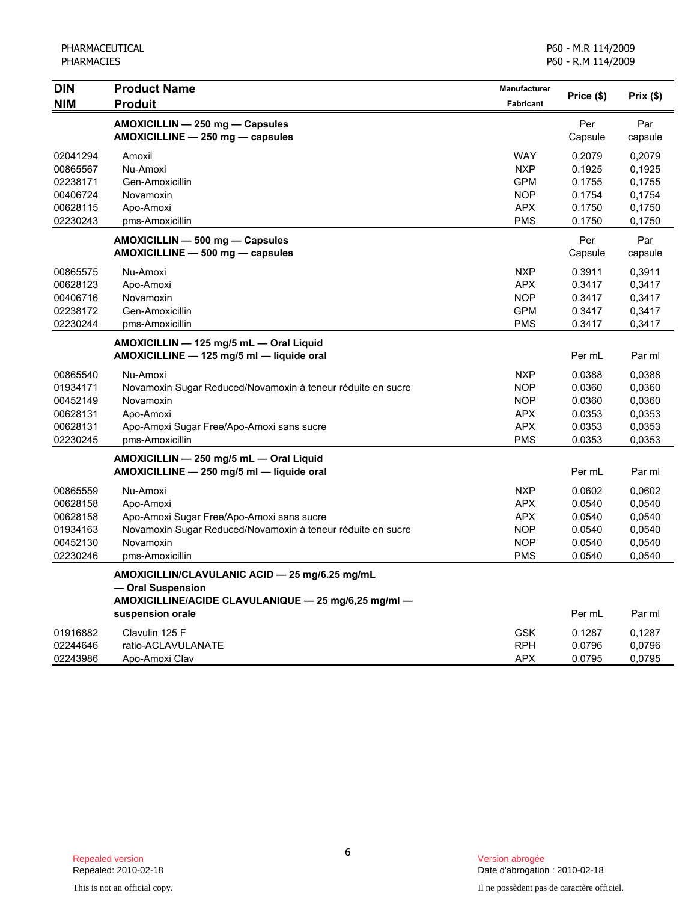| DIN<br>NIM | Product Name<br>Produit | Manufacturer<br>Fabricant | Price ($) | Prix ($) |
|---|---|---|---|---|
| | **AMOXICILLIN — 250 mg — Capsules**<br>**AMOXICILLINE — 250 mg — capsules** | | Per Capsule | Par capsule |
| 02041294 | Amoxil | WAY | 0.2079 | 0,2079 |
| 00865567 | Nu-Amoxi | NXP | 0.1925 | 0,1925 |
| 02238171 | Gen-Amoxicillin | GPM | 0.1755 | 0,1755 |
| 00406724 | Novamoxin | NOP | 0.1754 | 0,1754 |
| 00628115 | Apo-Amoxi | APX | 0.1750 | 0,1750 |
| 02230243 | pms-Amoxicillin | PMS | 0.1750 | 0,1750 |
| | **AMOXICILLIN — 500 mg — Capsules**<br>**AMOXICILLINE — 500 mg — capsules** | | Per Capsule | Par capsule |
| 00865575 | Nu-Amoxi | NXP | 0.3911 | 0,3911 |
| 00628123 | Apo-Amoxi | APX | 0.3417 | 0,3417 |
| 00406716 | Novamoxin | NOP | 0.3417 | 0,3417 |
| 02238172 | Gen-Amoxicillin | GPM | 0.3417 | 0,3417 |
| 02230244 | pms-Amoxicillin | PMS | 0.3417 | 0,3417 |
| | **AMOXICILLIN — 125 mg/5 mL — Oral Liquid**<br>**AMOXICILLINE — 125 mg/5 ml — liquide oral** | | Per mL | Par ml |
| 00865540 | Nu-Amoxi | NXP | 0.0388 | 0,0388 |
| 01934171 | Novamoxin Sugar Reduced/Novamoxin à teneur réduite en sucre | NOP | 0.0360 | 0,0360 |
| 00452149 | Novamoxin | NOP | 0.0360 | 0,0360 |
| 00628131 | Apo-Amoxi | APX | 0.0353 | 0,0353 |
| 00628131 | Apo-Amoxi Sugar Free/Apo-Amoxi sans sucre | APX | 0.0353 | 0,0353 |
| 02230245 | pms-Amoxicillin | PMS | 0.0353 | 0,0353 |
| | **AMOXICILLIN — 250 mg/5 mL — Oral Liquid**<br>**AMOXICILLINE — 250 mg/5 ml — liquide oral** | | Per mL | Par ml |
| 00865559 | Nu-Amoxi | NXP | 0.0602 | 0,0602 |
| 00628158 | Apo-Amoxi | APX | 0.0540 | 0,0540 |
| 00628158 | Apo-Amoxi Sugar Free/Apo-Amoxi sans sucre | APX | 0.0540 | 0,0540 |
| 01934163 | Novamoxin Sugar Reduced/Novamoxin à teneur réduite en sucre | NOP | 0.0540 | 0,0540 |
| 00452130 | Novamoxin | NOP | 0.0540 | 0,0540 |
| 02230246 | pms-Amoxicillin | PMS | 0.0540 | 0,0540 |
| | **AMOXICILLIN/CLAVULANIC ACID — 25 mg/6.25 mg/mL — Oral Suspension**<br>**AMOXICILLINE/ACIDE CLAVULANIQUE — 25 mg/6,25 mg/ml — suspension orale** | | Per mL | Par ml |
| 01916882 | Clavulin 125 F | GSK | 0.1287 | 0,1287 |
| 02244646 | ratio-ACLAVULANATE | RPH | 0.0796 | 0,0796 |
| 02243986 | Apo-Amoxi Clav | APX | 0.0795 | 0,0795 |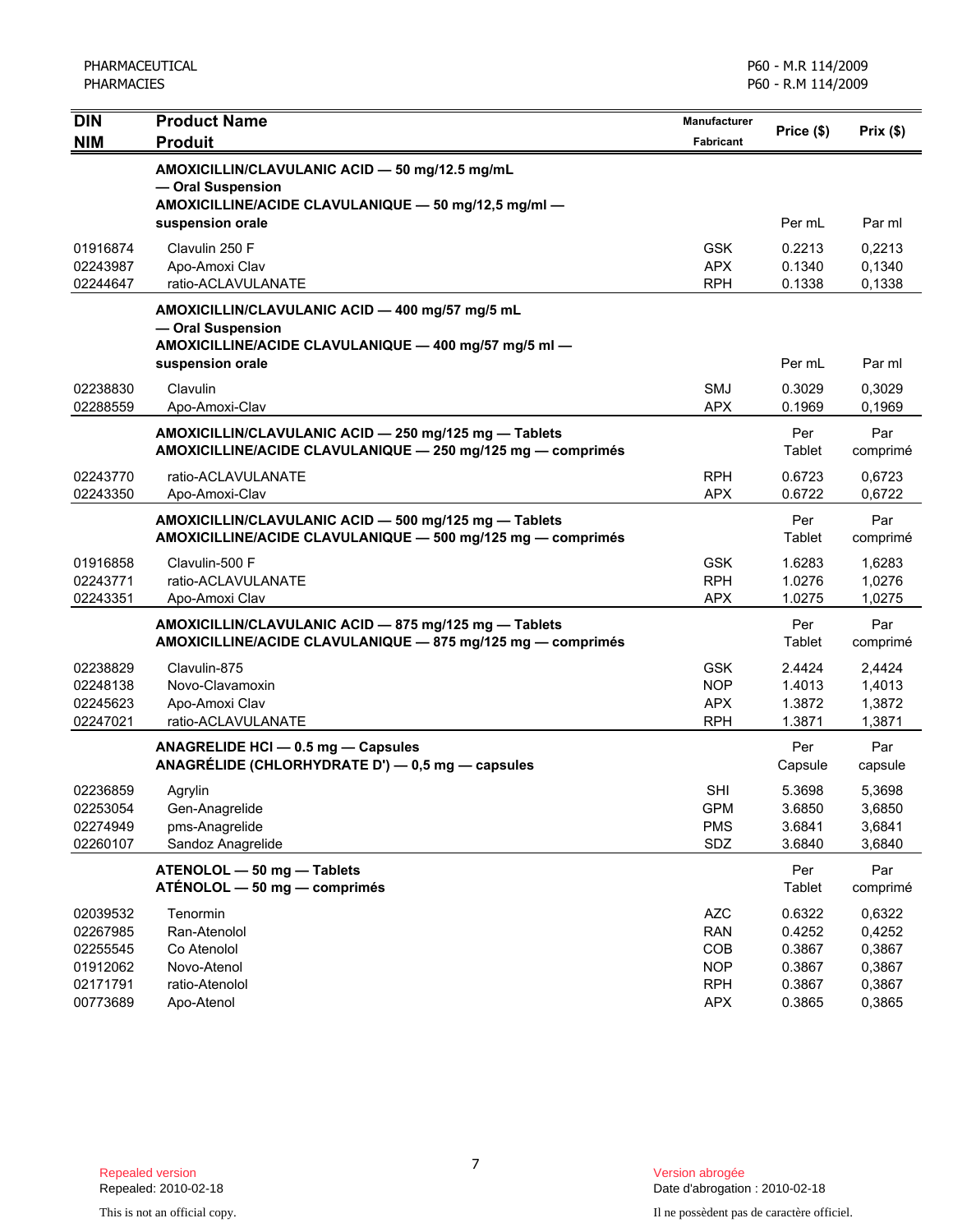| DIN<br>NIM | Product Name<br>Produit | Manufacturer<br>Fabricant | Price ($) | Prix ($) |
|---|---|---|---|---|
| | **AMOXICILLIN/CLAVULANIC ACID — 50 mg/12.5 mg/mL — Oral Suspension**<br>**AMOXICILLINE/ACIDE CLAVULANIQUE — 50 mg/12,5 mg/ml — suspension orale** | | Per mL | Par ml |
| 01916874 | Clavulin 250 F | GSK | 0.2213 | 0,2213 |
| 02243987 | Apo-Amoxi Clav | APX | 0.1340 | 0,1340 |
| 02244647 | ratio-ACLAVULANATE | RPH | 0.1338 | 0,1338 |
| | **AMOXICILLIN/CLAVULANIC ACID — 400 mg/57 mg/5 mL — Oral Suspension**<br>**AMOXICILLINE/ACIDE CLAVULANIQUE — 400 mg/57 mg/5 ml — suspension orale** | | Per mL | Par ml |
| 02238830 | Clavulin | SMJ | 0.3029 | 0,3029 |
| 02288559 | Apo-Amoxi-Clav | APX | 0.1969 | 0,1969 |
| | **AMOXICILLIN/CLAVULANIC ACID — 250 mg/125 mg — Tablets**<br>**AMOXICILLINE/ACIDE CLAVULANIQUE — 250 mg/125 mg — comprimés** | | Per Tablet | Par comprimé |
| 02243770 | ratio-ACLAVULANATE | RPH | 0.6723 | 0,6723 |
| 02243350 | Apo-Amoxi-Clav | APX | 0.6722 | 0,6722 |
| | **AMOXICILLIN/CLAVULANIC ACID — 500 mg/125 mg — Tablets**<br>**AMOXICILLINE/ACIDE CLAVULANIQUE — 500 mg/125 mg — comprimés** | | Per Tablet | Par comprimé |
| 01916858 | Clavulin-500 F | GSK | 1.6283 | 1,6283 |
| 02243771 | ratio-ACLAVULANATE | RPH | 1.0276 | 1,0276 |
| 02243351 | Apo-Amoxi Clav | APX | 1.0275 | 1,0275 |
| | **AMOXICILLIN/CLAVULANIC ACID — 875 mg/125 mg — Tablets**<br>**AMOXICILLINE/ACIDE CLAVULANIQUE — 875 mg/125 mg — comprimés** | | Per Tablet | Par comprimé |
| 02238829 | Clavulin-875 | GSK | 2.4424 | 2,4424 |
| 02248138 | Novo-Clavamoxin | NOP | 1.4013 | 1,4013 |
| 02245623 | Apo-Amoxi Clav | APX | 1.3872 | 1,3872 |
| 02247021 | ratio-ACLAVULANATE | RPH | 1.3871 | 1,3871 |
| | **ANAGRELIDE HCl — 0.5 mg — Capsules**<br>**ANAGRÉLIDE (CHLORHYDRATE D') — 0,5 mg — capsules** | | Per Capsule | Par capsule |
| 02236859 | Agrylin | SHI | 5.3698 | 5,3698 |
| 02253054 | Gen-Anagrelide | GPM | 3.6850 | 3,6850 |
| 02274949 | pms-Anagrelide | PMS | 3.6841 | 3,6841 |
| 02260107 | Sandoz Anagrelide | SDZ | 3.6840 | 3,6840 |
| | **ATENOLOL — 50 mg — Tablets**<br>**ATÉNOLOL — 50 mg — comprimés** | | Per Tablet | Par comprimé |
| 02039532 | Tenormin | AZC | 0.6322 | 0,6322 |
| 02267985 | Ran-Atenolol | RAN | 0.4252 | 0,4252 |
| 02255545 | Co Atenolol | COB | 0.3867 | 0,3867 |
| 01912062 | Novo-Atenol | NOP | 0.3867 | 0,3867 |
| 02171791 | ratio-Atenolol | RPH | 0.3867 | 0,3867 |
| 00773689 | Apo-Atenol | APX | 0.3865 | 0,3865 |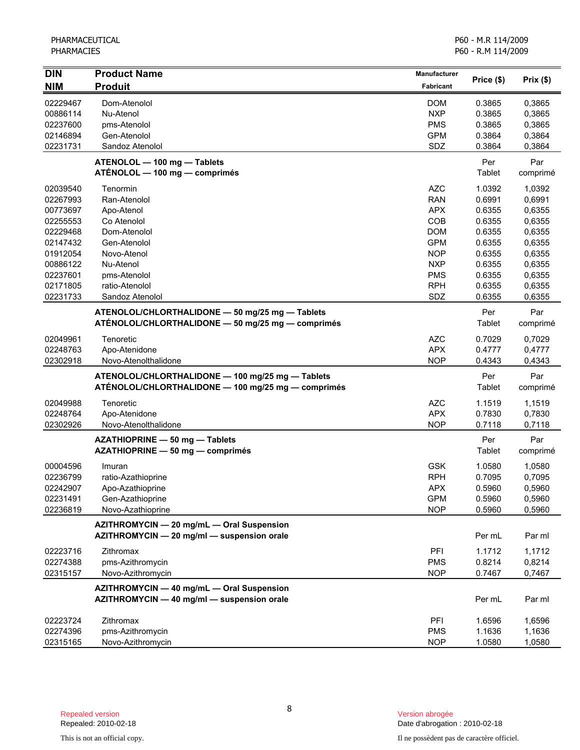| DIN<br>NIM | Product Name<br>Produit | Manufacturer<br>Fabricant | Price ($) | Prix ($) |
|---|---|---|---|---|
| 02229467 | Dom-Atenolol | DOM | 0.3865 | 0,3865 |
| 00886114 | Nu-Atenol | NXP | 0.3865 | 0,3865 |
| 02237600 | pms-Atenolol | PMS | 0.3865 | 0,3865 |
| 02146894 | Gen-Atenolol | GPM | 0.3864 | 0,3864 |
| 02231731 | Sandoz Atenolol | SDZ | 0.3864 | 0,3864 |
| | **ATENOLOL — 100 mg — Tablets**<br>**ATÉNOLOL — 100 mg — comprimés** | | Per Tablet | Par comprimé |
| 02039540 | Tenormin | AZC | 1.0392 | 1,0392 |
| 02267993 | Ran-Atenolol | RAN | 0.6991 | 0,6991 |
| 00773697 | Apo-Atenol | APX | 0.6355 | 0,6355 |
| 02255553 | Co Atenolol | COB | 0.6355 | 0,6355 |
| 02229468 | Dom-Atenolol | DOM | 0.6355 | 0,6355 |
| 02147432 | Gen-Atenolol | GPM | 0.6355 | 0,6355 |
| 01912054 | Novo-Atenol | NOP | 0.6355 | 0,6355 |
| 00886122 | Nu-Atenol | NXP | 0.6355 | 0,6355 |
| 02237601 | pms-Atenolol | PMS | 0.6355 | 0,6355 |
| 02171805 | ratio-Atenolol | RPH | 0.6355 | 0,6355 |
| 02231733 | Sandoz Atenolol | SDZ | 0.6355 | 0,6355 |
| | **ATENOLOL/CHLORTHALIDONE — 50 mg/25 mg — Tablets**<br>**ATÉNOLOL/CHLORTHALIDONE — 50 mg/25 mg — comprimés** | | Per Tablet | Par comprimé |
| 02049961 | Tenoretic | AZC | 0.7029 | 0,7029 |
| 02248763 | Apo-Atenidone | APX | 0.4777 | 0,4777 |
| 02302918 | Novo-Atenolthalidone | NOP | 0.4343 | 0,4343 |
| | **ATENOLOL/CHLORTHALIDONE — 100 mg/25 mg — Tablets**<br>**ATÉNOLOL/CHLORTHALIDONE — 100 mg/25 mg — comprimés** | | Per Tablet | Par comprimé |
| 02049988 | Tenoretic | AZC | 1.1519 | 1,1519 |
| 02248764 | Apo-Atenidone | APX | 0.7830 | 0,7830 |
| 02302926 | Novo-Atenolthalidone | NOP | 0.7118 | 0,7118 |
| | **AZATHIOPRINE — 50 mg — Tablets**<br>**AZATHIOPRINE — 50 mg — comprimés** | | Per Tablet | Par comprimé |
| 00004596 | Imuran | GSK | 1.0580 | 1,0580 |
| 02236799 | ratio-Azathioprine | RPH | 0.7095 | 0,7095 |
| 02242907 | Apo-Azathioprine | APX | 0.5960 | 0,5960 |
| 02231491 | Gen-Azathioprine | GPM | 0.5960 | 0,5960 |
| 02236819 | Novo-Azathioprine | NOP | 0.5960 | 0,5960 |
| | **AZITHROMYCIN — 20 mg/mL — Oral Suspension**<br>**AZITHROMYCIN — 20 mg/ml — suspension orale** | | Per mL | Par ml |
| 02223716 | Zithromax | PFI | 1.1712 | 1,1712 |
| 02274388 | pms-Azithromycin | PMS | 0.8214 | 0,8214 |
| 02315157 | Novo-Azithromycin | NOP | 0.7467 | 0,7467 |
| | **AZITHROMYCIN — 40 mg/mL — Oral Suspension**<br>**AZITHROMYCIN — 40 mg/ml — suspension orale** | | Per mL | Par ml |
| 02223724 | Zithromax | PFI | 1.6596 | 1,6596 |
| 02274396 | pms-Azithromycin | PMS | 1.1636 | 1,1636 |
| 02315165 | Novo-Azithromycin | NOP | 1.0580 | 1,0580 |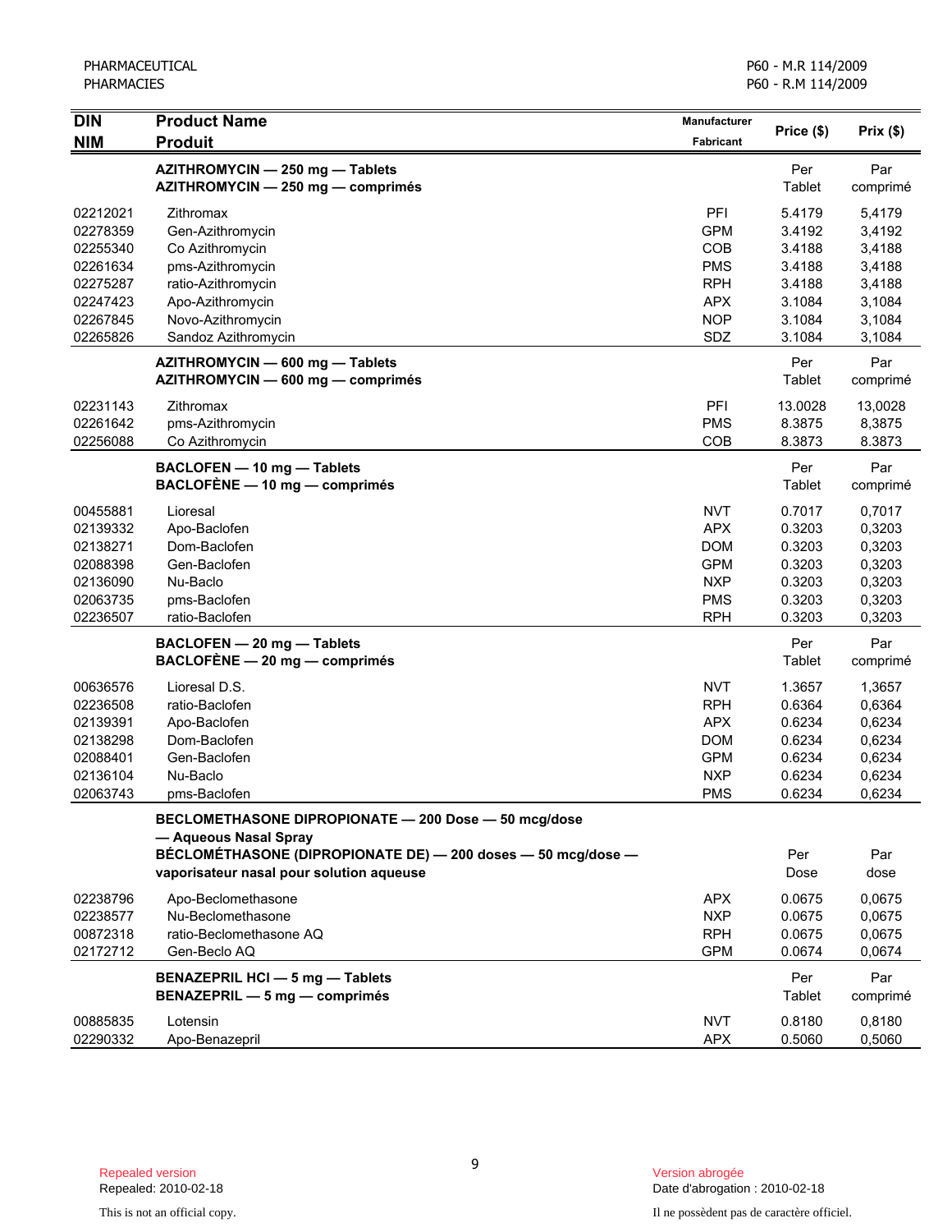| DIN<br>NIM | Product Name<br>Produit | Manufacturer<br>Fabricant | Price ($) | Prix ($) |
|---|---|---|---|---|
| | **AZITHROMYCIN — 250 mg — Tablets**<br>**AZITHROMYCIN — 250 mg — comprimés** | | Per Tablet | Par comprimé |
| 02212021 | Zithromax | PFI | 5.4179 | 5,4179 |
| 02278359 | Gen-Azithromycin | GPM | 3.4192 | 3,4192 |
| 02255340 | Co Azithromycin | COB | 3.4188 | 3,4188 |
| 02261634 | pms-Azithromycin | PMS | 3.4188 | 3,4188 |
| 02275287 | ratio-Azithromycin | RPH | 3.4188 | 3,4188 |
| 02247423 | Apo-Azithromycin | APX | 3.1084 | 3,1084 |
| 02267845 | Novo-Azithromycin | NOP | 3.1084 | 3,1084 |
| 02265826 | Sandoz Azithromycin | SDZ | 3.1084 | 3,1084 |
| | **AZITHROMYCIN — 600 mg — Tablets**<br>**AZITHROMYCIN — 600 mg — comprimés** | | Per Tablet | Par comprimé |
| 02231143 | Zithromax | PFI | 13.0028 | 13,0028 |
| 02261642 | pms-Azithromycin | PMS | 8.3875 | 8,3875 |
| 02256088 | Co Azithromycin | COB | 8.3873 | 8.3873 |
| | **BACLOFEN — 10 mg — Tablets**<br>**BACLOFÈNE — 10 mg — comprimés** | | Per Tablet | Par comprimé |
| 00455881 | Lioresal | NVT | 0.7017 | 0,7017 |
| 02139332 | Apo-Baclofen | APX | 0.3203 | 0,3203 |
| 02138271 | Dom-Baclofen | DOM | 0.3203 | 0,3203 |
| 02088398 | Gen-Baclofen | GPM | 0.3203 | 0,3203 |
| 02136090 | Nu-Baclo | NXP | 0.3203 | 0,3203 |
| 02063735 | pms-Baclofen | PMS | 0.3203 | 0,3203 |
| 02236507 | ratio-Baclofen | RPH | 0.3203 | 0,3203 |
| | **BACLOFEN — 20 mg — Tablets**<br>**BACLOFÈNE — 20 mg — comprimés** | | Per Tablet | Par comprimé |
| 00636576 | Lioresal D.S. | NVT | 1.3657 | 1,3657 |
| 02236508 | ratio-Baclofen | RPH | 0.6364 | 0,6364 |
| 02139391 | Apo-Baclofen | APX | 0.6234 | 0,6234 |
| 02138298 | Dom-Baclofen | DOM | 0.6234 | 0,6234 |
| 02088401 | Gen-Baclofen | GPM | 0.6234 | 0,6234 |
| 02136104 | Nu-Baclo | NXP | 0.6234 | 0,6234 |
| 02063743 | pms-Baclofen | PMS | 0.6234 | 0,6234 |
| | **BECLOMETHASONE DIPROPIONATE — 200 Dose — 50 mcg/dose — Aqueous Nasal Spray**<br>**BÉCLOMÉTHASONE (DIPROPIONATE DE) — 200 doses — 50 mcg/dose — vaporisateur nasal pour solution aqueuse** | | Per Dose | Par dose |
| 02238796 | Apo-Beclomethasone | APX | 0.0675 | 0,0675 |
| 02238577 | Nu-Beclomethasone | NXP | 0.0675 | 0,0675 |
| 00872318 | ratio-Beclomethasone AQ | RPH | 0.0675 | 0,0675 |
| 02172712 | Gen-Beclo AQ | GPM | 0.0674 | 0,0674 |
| | **BENAZEPRIL HCl — 5 mg — Tablets**<br>**BENAZEPRIL — 5 mg — comprimés** | | Per Tablet | Par comprimé |
| 00885835 | Lotensin | NVT | 0.8180 | 0,8180 |
| 02290332 | Apo-Benazepril | APX | 0.5060 | 0,5060 |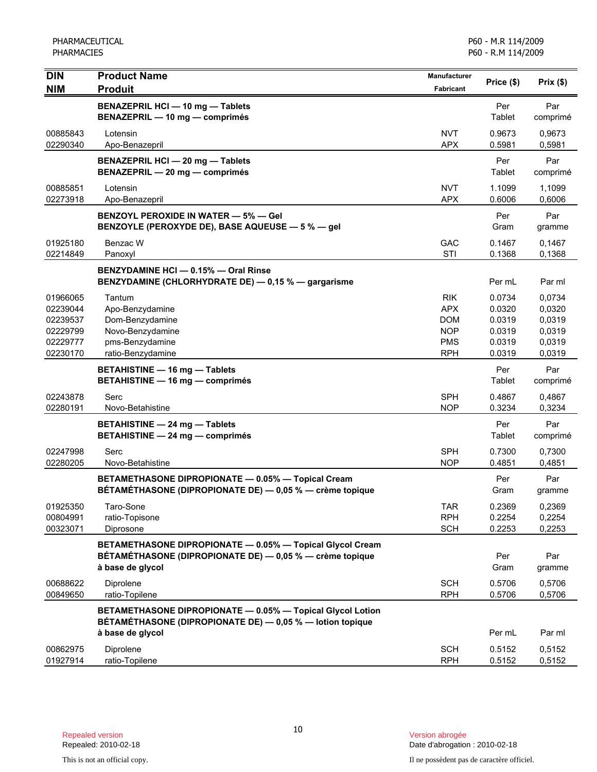| DIN<br>NIM | Product Name<br>Produit | Manufacturer<br>Fabricant | Price ($) | Prix ($) |
|---|---|---|---|---|
| | **BENAZEPRIL HCl — 10 mg — Tablets**<br>**BENAZEPRIL — 10 mg — comprimés** | | Per Tablet | Par comprimé |
| 00885843 | Lotensin | NVT | 0.9673 | 0,9673 |
| 02290340 | Apo-Benazepril | APX | 0.5981 | 0,5981 |
| | **BENAZEPRIL HCl — 20 mg — Tablets**<br>**BENAZEPRIL — 20 mg — comprimés** | | Per Tablet | Par comprimé |
| 00885851 | Lotensin | NVT | 1.1099 | 1,1099 |
| 02273918 | Apo-Benazepril | APX | 0.6006 | 0,6006 |
| | **BENZOYL PEROXIDE IN WATER — 5% — Gel**<br>**BENZOYLE (PEROXYDE DE), BASE AQUEUSE — 5 % — gel** | | Per Gram | Par gramme |
| 01925180 | Benzac W | GAC | 0.1467 | 0,1467 |
| 02214849 | Panoxyl | STI | 0.1368 | 0,1368 |
| | **BENZYDAMINE HCl — 0.15% — Oral Rinse**<br>**BENZYDAMINE (CHLORHYDRATE DE) — 0,15 % — gargarisme** | | Per mL | Par ml |
| 01966065 | Tantum | RIK | 0.0734 | 0,0734 |
| 02239044 | Apo-Benzydamine | APX | 0.0320 | 0,0320 |
| 02239537 | Dom-Benzydamine | DOM | 0.0319 | 0,0319 |
| 02229799 | Novo-Benzydamine | NOP | 0.0319 | 0,0319 |
| 02229777 | pms-Benzydamine | PMS | 0.0319 | 0,0319 |
| 02230170 | ratio-Benzydamine | RPH | 0.0319 | 0,0319 |
| | **BETAHISTINE — 16 mg — Tablets**<br>**BETAHISTINE — 16 mg — comprimés** | | Per Tablet | Par comprimé |
| 02243878 | Serc | SPH | 0.4867 | 0,4867 |
| 02280191 | Novo-Betahistine | NOP | 0.3234 | 0,3234 |
| | **BETAHISTINE — 24 mg — Tablets**<br>**BETAHISTINE — 24 mg — comprimés** | | Per Tablet | Par comprimé |
| 02247998 | Serc | SPH | 0.7300 | 0,7300 |
| 02280205 | Novo-Betahistine | NOP | 0.4851 | 0,4851 |
| | **BETAMETHASONE DIPROPIONATE — 0.05% — Topical Cream**<br>**BÉTAMÉTHASONE (DIPROPIONATE DE) — 0,05 % — crème topique** | | Per Gram | Par gramme |
| 01925350 | Taro-Sone | TAR | 0.2369 | 0,2369 |
| 00804991 | ratio-Topisone | RPH | 0.2254 | 0,2254 |
| 00323071 | Diprosone | SCH | 0.2253 | 0,2253 |
| | **BETAMETHASONE DIPROPIONATE — 0.05% — Topical Glycol Cream**<br>**BÉTAMÉTHASONE (DIPROPIONATE DE) — 0,05 % — crème topique à base de glycol** | | Per Gram | Par gramme |
| 00688622 | Diprolene | SCH | 0.5706 | 0,5706 |
| 00849650 | ratio-Topilene | RPH | 0.5706 | 0,5706 |
| | **BETAMETHASONE DIPROPIONATE — 0.05% — Topical Glycol Lotion**<br>**BÉTAMÉTHASONE (DIPROPIONATE DE) — 0,05 % — lotion topique à base de glycol** | | Per mL | Par ml |
| 00862975 | Diprolene | SCH | 0.5152 | 0,5152 |
| 01927914 | ratio-Topilene | RPH | 0.5152 | 0,5152 |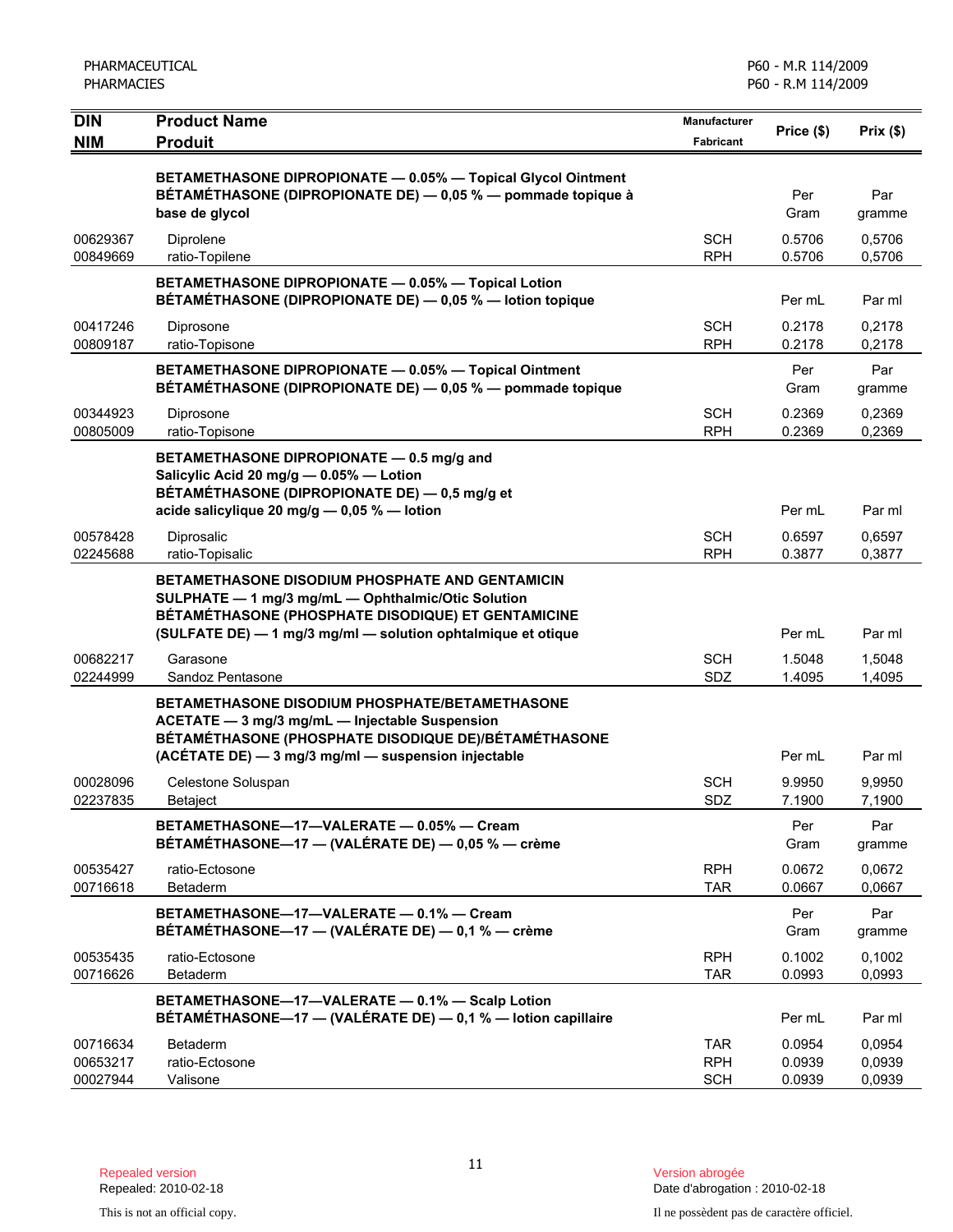| DIN<br>NIM | Product Name<br>Produit | Manufacturer<br>Fabricant | Price ($) | Prix ($) |
|---|---|---|---|---|
| | **BETAMETHASONE DIPROPIONATE — 0.05% — Topical Glycol Ointment**<br>**BÉTAMÉTHASONE (DIPROPIONATE DE) — 0,05 % — pommade topique à base de glycol** | | Per Gram | Par gramme |
| 00629367 | Diprolene | SCH | 0.5706 | 0,5706 |
| 00849669 | ratio-Topilene | RPH | 0.5706 | 0,5706 |
| | **BETAMETHASONE DIPROPIONATE — 0.05% — Topical Lotion**<br>**BÉTAMÉTHASONE (DIPROPIONATE DE) — 0,05 % — lotion topique** | | Per mL | Par ml |
| 00417246 | Diprosone | SCH | 0.2178 | 0,2178 |
| 00809187 | ratio-Topisone | RPH | 0.2178 | 0,2178 |
| | **BETAMETHASONE DIPROPIONATE — 0.05% — Topical Ointment**<br>**BÉTAMÉTHASONE (DIPROPIONATE DE) — 0,05 % — pommade topique** | | Per Gram | Par gramme |
| 00344923 | Diprosone | SCH | 0.2369 | 0,2369 |
| 00805009 | ratio-Topisone | RPH | 0.2369 | 0,2369 |
| | **BETAMETHASONE DIPROPIONATE — 0.5 mg/g and Salicylic Acid 20 mg/g — 0.05% — Lotion**<br>**BÉTAMÉTHASONE (DIPROPIONATE DE) — 0,5 mg/g et acide salicylique 20 mg/g — 0,05 % — lotion** | | Per mL | Par ml |
| 00578428 | Diprosalic | SCH | 0.6597 | 0,6597 |
| 02245688 | ratio-Topisalic | RPH | 0.3877 | 0,3877 |
| | **BETAMETHASONE DISODIUM PHOSPHATE AND GENTAMICIN SULPHATE — 1 mg/3 mg/mL — Ophthalmic/Otic Solution**<br>**BÉTAMÉTHASONE (PHOSPHATE DISODIQUE) ET GENTAMICINE (SULFATE DE) — 1 mg/3 mg/ml — solution ophtalmique et otique** | | Per mL | Par ml |
| 00682217 | Garasone | SCH | 1.5048 | 1,5048 |
| 02244999 | Sandoz Pentasone | SDZ | 1.4095 | 1,4095 |
| | **BETAMETHASONE DISODIUM PHOSPHATE/BETAMETHASONE ACETATE — 3 mg/3 mg/mL — Injectable Suspension**<br>**BÉTAMÉTHASONE (PHOSPHATE DISODIQUE DE)/BÉTAMÉTHASONE (ACÉTATE DE) — 3 mg/3 mg/ml — suspension injectable** | | Per mL | Par ml |
| 00028096 | Celestone Soluspan | SCH | 9.9950 | 9,9950 |
| 02237835 | Betaject | SDZ | 7.1900 | 7,1900 |
| | **BETAMETHASONE—17—VALERATE — 0.05% — Cream**<br>**BÉTAMÉTHASONE—17 — (VALÉRATE DE) — 0,05 % — crème** | | Per Gram | Par gramme |
| 00535427 | ratio-Ectosone | RPH | 0.0672 | 0,0672 |
| 00716618 | Betaderm | TAR | 0.0667 | 0,0667 |
| | **BETAMETHASONE—17—VALERATE — 0.1% — Cream**<br>**BÉTAMÉTHASONE—17 — (VALÉRATE DE) — 0,1 % — crème** | | Per Gram | Par gramme |
| 00535435 | ratio-Ectosone | RPH | 0.1002 | 0,1002 |
| 00716626 | Betaderm | TAR | 0.0993 | 0,0993 |
| | **BETAMETHASONE—17—VALERATE — 0.1% — Scalp Lotion**<br>**BÉTAMÉTHASONE—17 — (VALÉRATE DE) — 0,1 % — lotion capillaire** | | Per mL | Par ml |
| 00716634 | Betaderm | TAR | 0.0954 | 0,0954 |
| 00653217 | ratio-Ectosone | RPH | 0.0939 | 0,0939 |
| 00027944 | Valisone | SCH | 0.0939 | 0,0939 |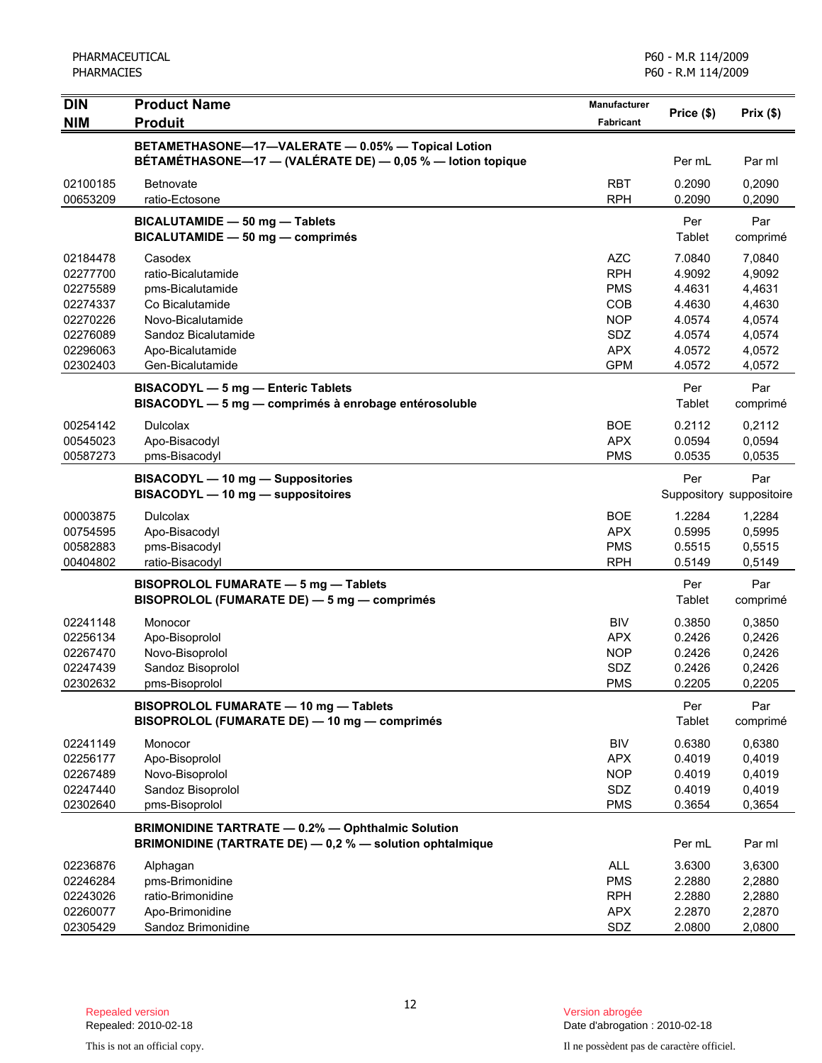| DIN<br>NIM | Product Name<br>Produit | Manufacturer<br>Fabricant | Price ($) | Prix ($) |
|---|---|---|---|---|
| | **BETAMETHASONE—17—VALERATE — 0.05% — Topical Lotion**<br>**BÉTAMÉTHASONE—17 — (VALÉRATE DE) — 0,05 % — lotion topique** | | Per mL | Par ml |
| 02100185 | Betnovate | RBT | 0.2090 | 0,2090 |
| 00653209 | ratio-Ectosone | RPH | 0.2090 | 0,2090 |
| | **BICALUTAMIDE — 50 mg — Tablets**<br>**BICALUTAMIDE — 50 mg — comprimés** | | Per Tablet | Par comprimé |
| 02184478 | Casodex | AZC | 7.0840 | 7,0840 |
| 02277700 | ratio-Bicalutamide | RPH | 4.9092 | 4,9092 |
| 02275589 | pms-Bicalutamide | PMS | 4.4631 | 4,4631 |
| 02274337 | Co Bicalutamide | COB | 4.4630 | 4,4630 |
| 02270226 | Novo-Bicalutamide | NOP | 4.0574 | 4,0574 |
| 02276089 | Sandoz Bicalutamide | SDZ | 4.0574 | 4,0574 |
| 02296063 | Apo-Bicalutamide | APX | 4.0572 | 4,0572 |
| 02302403 | Gen-Bicalutamide | GPM | 4.0572 | 4,0572 |
| | **BISACODYL — 5 mg — Enteric Tablets**<br>**BISACODYL — 5 mg — comprimés à enrobage entérosoluble** | | Per Tablet | Par comprimé |
| 00254142 | Dulcolax | BOE | 0.2112 | 0,2112 |
| 00545023 | Apo-Bisacodyl | APX | 0.0594 | 0,0594 |
| 00587273 | pms-Bisacodyl | PMS | 0.0535 | 0,0535 |
| | **BISACODYL — 10 mg — Suppositories**<br>**BISACODYL — 10 mg — suppositoires** | | Per Suppository | Par suppositoire |
| 00003875 | Dulcolax | BOE | 1.2284 | 1,2284 |
| 00754595 | Apo-Bisacodyl | APX | 0.5995 | 0,5995 |
| 00582883 | pms-Bisacodyl | PMS | 0.5515 | 0,5515 |
| 00404802 | ratio-Bisacodyl | RPH | 0.5149 | 0,5149 |
| | **BISOPROLOL FUMARATE — 5 mg — Tablets**<br>**BISOPROLOL (FUMARATE DE) — 5 mg — comprimés** | | Per Tablet | Par comprimé |
| 02241148 | Monocor | BIV | 0.3850 | 0,3850 |
| 02256134 | Apo-Bisoprolol | APX | 0.2426 | 0,2426 |
| 02267470 | Novo-Bisoprolol | NOP | 0.2426 | 0,2426 |
| 02247439 | Sandoz Bisoprolol | SDZ | 0.2426 | 0,2426 |
| 02302632 | pms-Bisoprolol | PMS | 0.2205 | 0,2205 |
| | **BISOPROLOL FUMARATE — 10 mg — Tablets**<br>**BISOPROLOL (FUMARATE DE) — 10 mg — comprimés** | | Per Tablet | Par comprimé |
| 02241149 | Monocor | BIV | 0.6380 | 0,6380 |
| 02256177 | Apo-Bisoprolol | APX | 0.4019 | 0,4019 |
| 02267489 | Novo-Bisoprolol | NOP | 0.4019 | 0,4019 |
| 02247440 | Sandoz Bisoprolol | SDZ | 0.4019 | 0,4019 |
| 02302640 | pms-Bisoprolol | PMS | 0.3654 | 0,3654 |
| | **BRIMONIDINE TARTRATE — 0.2% — Ophthalmic Solution**<br>**BRIMONIDINE (TARTRATE DE) — 0,2 % — solution ophtalmique** | | Per mL | Par ml |
| 02236876 | Alphagan | ALL | 3.6300 | 3,6300 |
| 02246284 | pms-Brimonidine | PMS | 2.2880 | 2,2880 |
| 02243026 | ratio-Brimonidine | RPH | 2.2880 | 2,2880 |
| 02260077 | Apo-Brimonidine | APX | 2.2870 | 2,2870 |
| 02305429 | Sandoz Brimonidine | SDZ | 2.0800 | 2,0800 |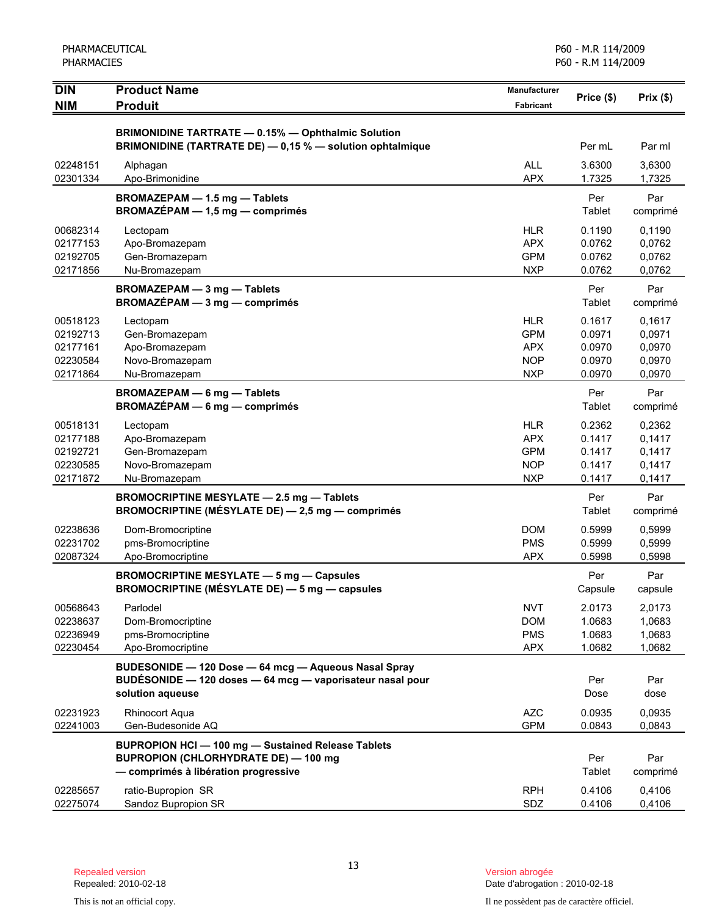| DIN<br>NIM | Product Name<br>Produit | Manufacturer<br>Fabricant | Price ($) | Prix ($) |
|---|---|---|---|---|
| | **BRIMONIDINE TARTRATE — 0.15% — Ophthalmic Solution**<br>**BRIMONIDINE (TARTRATE DE) — 0,15 % — solution ophtalmique** | | Per mL | Par ml |
| 02248151 | Alphagan | ALL | 3.6300 | 3,6300 |
| 02301334 | Apo-Brimonidine | APX | 1.7325 | 1,7325 |
| | **BROMAZEPAM — 1.5 mg — Tablets**<br>**BROMAZÉPAM — 1,5 mg — comprimés** | | Per Tablet | Par comprimé |
| 00682314 | Lectopam | HLR | 0.1190 | 0,1190 |
| 02177153 | Apo-Bromazepam | APX | 0.0762 | 0,0762 |
| 02192705 | Gen-Bromazepam | GPM | 0.0762 | 0,0762 |
| 02171856 | Nu-Bromazepam | NXP | 0.0762 | 0,0762 |
| | **BROMAZEPAM — 3 mg — Tablets**<br>**BROMAZÉPAM — 3 mg — comprimés** | | Per Tablet | Par comprimé |
| 00518123 | Lectopam | HLR | 0.1617 | 0,1617 |
| 02192713 | Gen-Bromazepam | GPM | 0.0971 | 0,0971 |
| 02177161 | Apo-Bromazepam | APX | 0.0970 | 0,0970 |
| 02230584 | Novo-Bromazepam | NOP | 0.0970 | 0,0970 |
| 02171864 | Nu-Bromazepam | NXP | 0.0970 | 0,0970 |
| | **BROMAZEPAM — 6 mg — Tablets**<br>**BROMAZÉPAM — 6 mg — comprimés** | | Per Tablet | Par comprimé |
| 00518131 | Lectopam | HLR | 0.2362 | 0,2362 |
| 02177188 | Apo-Bromazepam | APX | 0.1417 | 0,1417 |
| 02192721 | Gen-Bromazepam | GPM | 0.1417 | 0,1417 |
| 02230585 | Novo-Bromazepam | NOP | 0.1417 | 0,1417 |
| 02171872 | Nu-Bromazepam | NXP | 0.1417 | 0,1417 |
| | **BROMOCRIPTINE MESYLATE — 2.5 mg — Tablets**<br>**BROMOCRIPTINE (MÉSYLATE DE) — 2,5 mg — comprimés** | | Per Tablet | Par comprimé |
| 02238636 | Dom-Bromocriptine | DOM | 0.5999 | 0,5999 |
| 02231702 | pms-Bromocriptine | PMS | 0.5999 | 0,5999 |
| 02087324 | Apo-Bromocriptine | APX | 0.5998 | 0,5998 |
| | **BROMOCRIPTINE MESYLATE — 5 mg — Capsules**<br>**BROMOCRIPTINE (MÉSYLATE DE) — 5 mg — capsules** | | Per Capsule | Par capsule |
| 00568643 | Parlodel | NVT | 2.0173 | 2,0173 |
| 02238637 | Dom-Bromocriptine | DOM | 1.0683 | 1,0683 |
| 02236949 | pms-Bromocriptine | PMS | 1.0683 | 1,0683 |
| 02230454 | Apo-Bromocriptine | APX | 1.0682 | 1,0682 |
| | **BUDESONIDE — 120 Dose — 64 mcg — Aqueous Nasal Spray**<br>**BUDÉSONIDE — 120 doses — 64 mcg — vaporisateur nasal pour solution aqueuse** | | Per Dose | Par dose |
| 02231923 | Rhinocort Aqua | AZC | 0.0935 | 0,0935 |
| 02241003 | Gen-Budesonide AQ | GPM | 0.0843 | 0,0843 |
| | **BUPROPION HCl — 100 mg — Sustained Release Tablets**<br>**BUPROPION (CHLORHYDRATE DE) — 100 mg — comprimés à libération progressive** | | Per Tablet | Par comprimé |
| 02285657 | ratio-Bupropion SR | RPH | 0.4106 | 0,4106 |
| 02275074 | Sandoz Bupropion SR | SDZ | 0.4106 | 0,4106 |

Repealed version
Repealed: 2010-02-18

This is not an official copy.

Version abrogée
Date d'abrogation : 2010-02-18

Il ne possèdent pas de caractère officiel.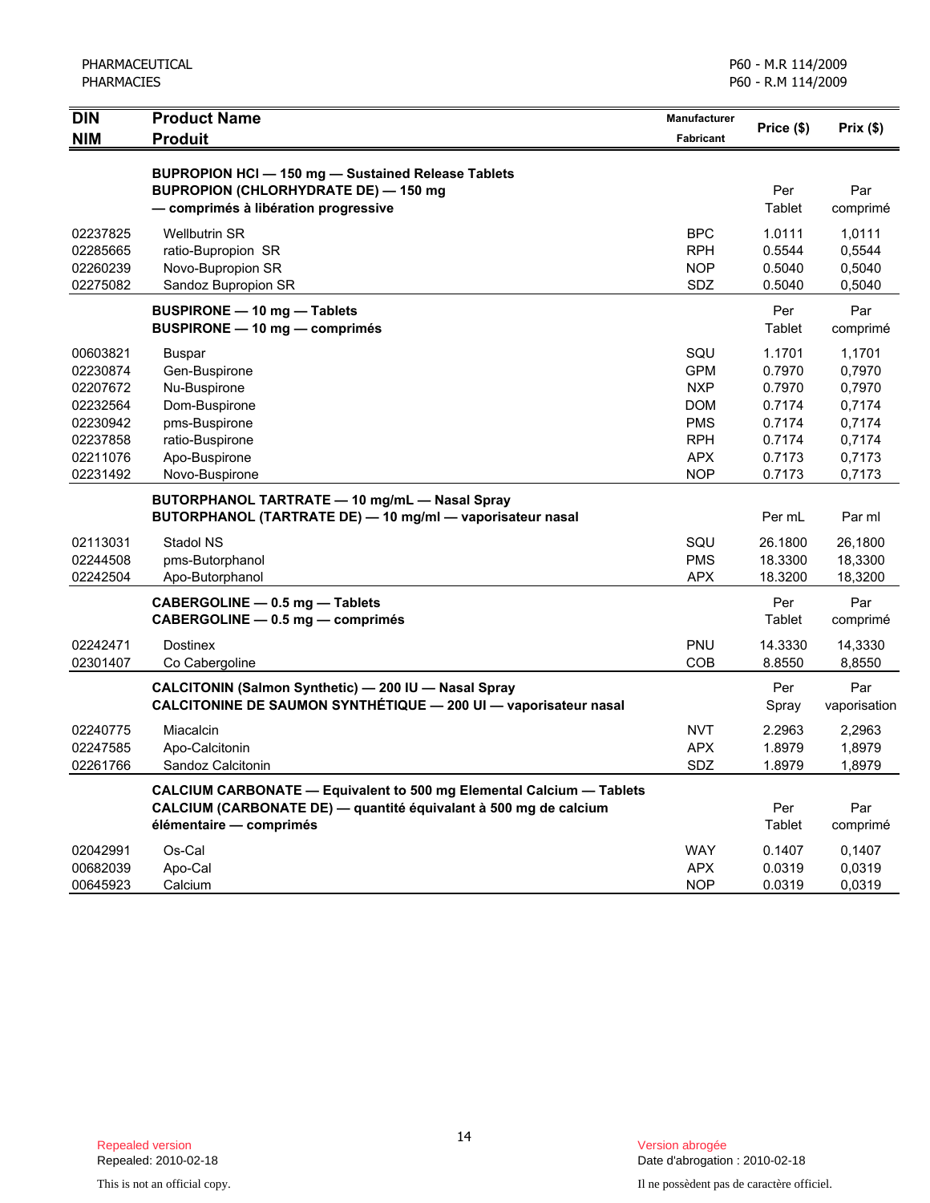| DIN<br>NIM | Product Name<br>Produit | Manufacturer<br>Fabricant | Price ($) | Prix ($) |
|---|---|---|---|---|
| | **BUPROPION HCl — 150 mg — Sustained Release Tablets**<br>**BUPROPION (CHLORHYDRATE DE) — 150 mg — comprimés à libération progressive** | | Per Tablet | Par comprimé |
| 02237825 | Wellbutrin SR | BPC | 1.0111 | 1,0111 |
| 02285665 | ratio-Bupropion SR | RPH | 0.5544 | 0,5544 |
| 02260239 | Novo-Bupropion SR | NOP | 0.5040 | 0,5040 |
| 02275082 | Sandoz Bupropion SR | SDZ | 0.5040 | 0,5040 |
| | **BUSPIRONE — 10 mg — Tablets**<br>**BUSPIRONE — 10 mg — comprimés** | | Per Tablet | Par comprimé |
| 00603821 | Buspar | SQU | 1.1701 | 1,1701 |
| 02230874 | Gen-Buspirone | GPM | 0.7970 | 0,7970 |
| 02207672 | Nu-Buspirone | NXP | 0.7970 | 0,7970 |
| 02232564 | Dom-Buspirone | DOM | 0.7174 | 0,7174 |
| 02230942 | pms-Buspirone | PMS | 0.7174 | 0,7174 |
| 02237858 | ratio-Buspirone | RPH | 0.7174 | 0,7174 |
| 02211076 | Apo-Buspirone | APX | 0.7173 | 0,7173 |
| 02231492 | Novo-Buspirone | NOP | 0.7173 | 0,7173 |
| | **BUTORPHANOL TARTRATE — 10 mg/mL — Nasal Spray**<br>**BUTORPHANOL (TARTRATE DE) — 10 mg/ml — vaporisateur nasal** | | Per mL | Par ml |
| 02113031 | Stadol NS | SQU | 26.1800 | 26,1800 |
| 02244508 | pms-Butorphanol | PMS | 18.3300 | 18,3300 |
| 02242504 | Apo-Butorphanol | APX | 18.3200 | 18,3200 |
| | **CABERGOLINE — 0.5 mg — Tablets**<br>**CABERGOLINE — 0.5 mg — comprimés** | | Per Tablet | Par comprimé |
| 02242471 | Dostinex | PNU | 14.3330 | 14,3330 |
| 02301407 | Co Cabergoline | COB | 8.8550 | 8,8550 |
| | **CALCITONIN (Salmon Synthetic) — 200 IU — Nasal Spray**<br>**CALCITONINE DE SAUMON SYNTHÉTIQUE — 200 UI — vaporisateur nasal** | | Per Spray | Par vaporisation |
| 02240775 | Miacalcin | NVT | 2.2963 | 2,2963 |
| 02247585 | Apo-Calcitonin | APX | 1.8979 | 1,8979 |
| 02261766 | Sandoz Calcitonin | SDZ | 1.8979 | 1,8979 |
| | **CALCIUM CARBONATE — Equivalent to 500 mg Elemental Calcium — Tablets**<br>**CALCIUM (CARBONATE DE) — quantité équivalant à 500 mg de calcium élémentaire — comprimés** | | Per Tablet | Par comprimé |
| 02042991 | Os-Cal | WAY | 0.1407 | 0,1407 |
| 00682039 | Apo-Cal | APX | 0.0319 | 0,0319 |
| 00645923 | Calcium | NOP | 0.0319 | 0,0319 |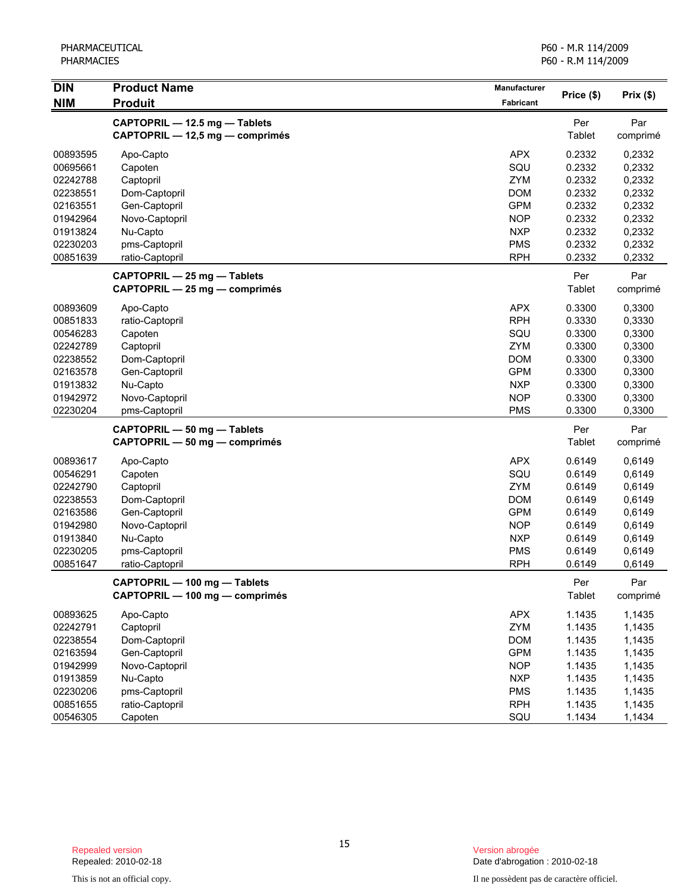| DIN<br>NIM | Product Name<br>Produit | Manufacturer<br>Fabricant | Price ($) | Prix ($) |
|---|---|---|---|---|
| | **CAPTOPRIL — 12.5 mg — Tablets**<br>**CAPTOPRIL — 12,5 mg — comprimés** | | Per Tablet | Par comprimé |
| 00893595 | Apo-Capto | APX | 0.2332 | 0,2332 |
| 00695661 | Capoten | SQU | 0.2332 | 0,2332 |
| 02242788 | Captopril | ZYM | 0.2332 | 0,2332 |
| 02238551 | Dom-Captopril | DOM | 0.2332 | 0,2332 |
| 02163551 | Gen-Captopril | GPM | 0.2332 | 0,2332 |
| 01942964 | Novo-Captopril | NOP | 0.2332 | 0,2332 |
| 01913824 | Nu-Capto | NXP | 0.2332 | 0,2332 |
| 02230203 | pms-Captopril | PMS | 0.2332 | 0,2332 |
| 00851639 | ratio-Captopril | RPH | 0.2332 | 0,2332 |
| | **CAPTOPRIL — 25 mg — Tablets**<br>**CAPTOPRIL — 25 mg — comprimés** | | Per Tablet | Par comprimé |
| 00893609 | Apo-Capto | APX | 0.3300 | 0,3300 |
| 00851833 | ratio-Captopril | RPH | 0.3330 | 0,3330 |
| 00546283 | Capoten | SQU | 0.3300 | 0,3300 |
| 02242789 | Captopril | ZYM | 0.3300 | 0,3300 |
| 02238552 | Dom-Captopril | DOM | 0.3300 | 0,3300 |
| 02163578 | Gen-Captopril | GPM | 0.3300 | 0,3300 |
| 01913832 | Nu-Capto | NXP | 0.3300 | 0,3300 |
| 01942972 | Novo-Captopril | NOP | 0.3300 | 0,3300 |
| 02230204 | pms-Captopril | PMS | 0.3300 | 0,3300 |
| | **CAPTOPRIL — 50 mg — Tablets**<br>**CAPTOPRIL — 50 mg — comprimés** | | Per Tablet | Par comprimé |
| 00893617 | Apo-Capto | APX | 0.6149 | 0,6149 |
| 00546291 | Capoten | SQU | 0.6149 | 0,6149 |
| 02242790 | Captopril | ZYM | 0.6149 | 0,6149 |
| 02238553 | Dom-Captopril | DOM | 0.6149 | 0,6149 |
| 02163586 | Gen-Captopril | GPM | 0.6149 | 0,6149 |
| 01942980 | Novo-Captopril | NOP | 0.6149 | 0,6149 |
| 01913840 | Nu-Capto | NXP | 0.6149 | 0,6149 |
| 02230205 | pms-Captopril | PMS | 0.6149 | 0,6149 |
| 00851647 | ratio-Captopril | RPH | 0.6149 | 0,6149 |
| | **CAPTOPRIL — 100 mg — Tablets**<br>**CAPTOPRIL — 100 mg — comprimés** | | Per Tablet | Par comprimé |
| 00893625 | Apo-Capto | APX | 1.1435 | 1,1435 |
| 02242791 | Captopril | ZYM | 1.1435 | 1,1435 |
| 02238554 | Dom-Captopril | DOM | 1.1435 | 1,1435 |
| 02163594 | Gen-Captopril | GPM | 1.1435 | 1,1435 |
| 01942999 | Novo-Captopril | NOP | 1.1435 | 1,1435 |
| 01913859 | Nu-Capto | NXP | 1.1435 | 1,1435 |
| 02230206 | pms-Captopril | PMS | 1.1435 | 1,1435 |
| 00851655 | ratio-Captopril | RPH | 1.1435 | 1,1435 |
| 00546305 | Capoten | SQU | 1.1434 | 1,1434 |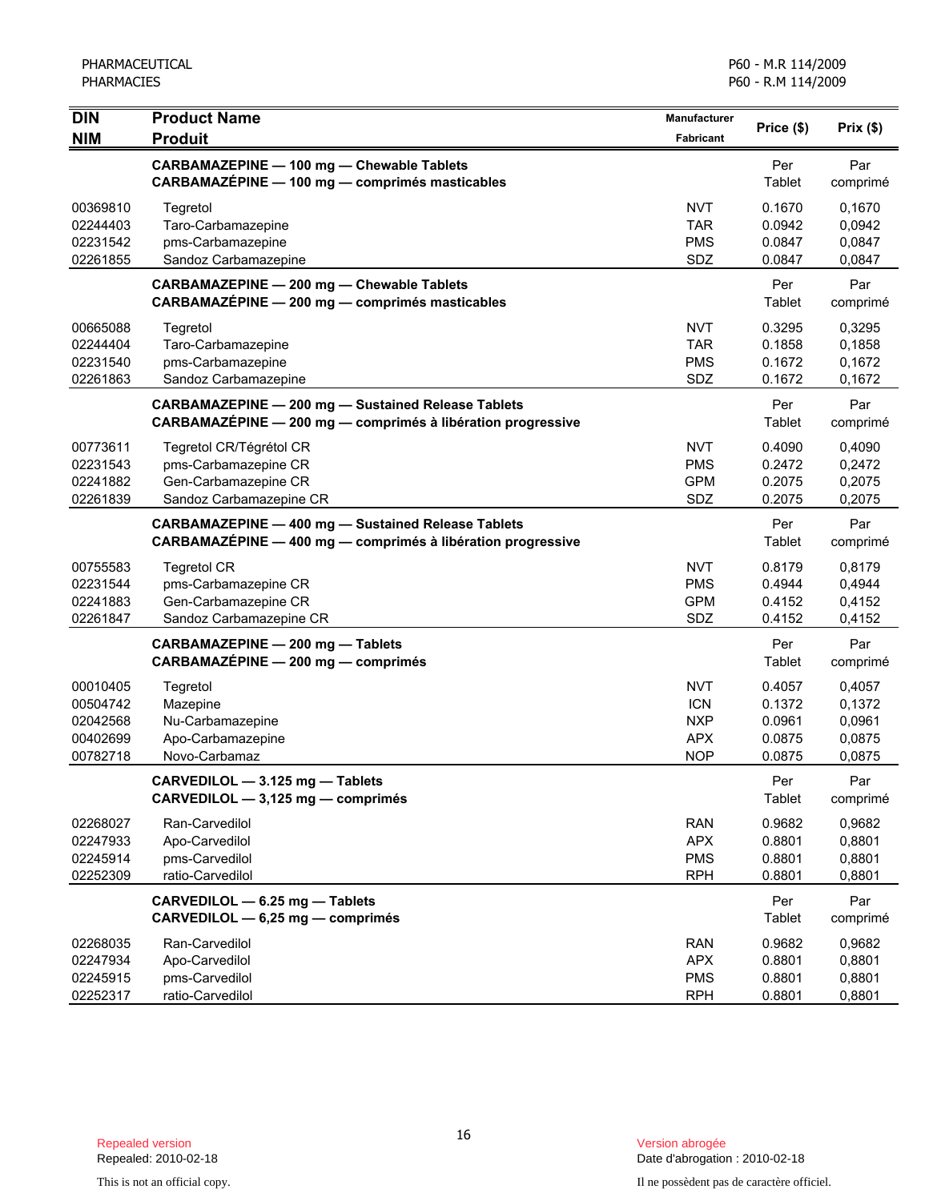| DIN<br>NIM | Product Name<br>Produit | Manufacturer<br>Fabricant | Price ($) | Prix ($) |
|---|---|---|---|---|
| | **CARBAMAZEPINE — 100 mg — Chewable Tablets**<br>**CARBAMAZÉPINE — 100 mg — comprimés masticables** | | Per Tablet | Par comprimé |
| 00369810 | Tegretol | NVT | 0.1670 | 0,1670 |
| 02244403 | Taro-Carbamazepine | TAR | 0.0942 | 0,0942 |
| 02231542 | pms-Carbamazepine | PMS | 0.0847 | 0,0847 |
| 02261855 | Sandoz Carbamazepine | SDZ | 0.0847 | 0,0847 |
| | **CARBAMAZEPINE — 200 mg — Chewable Tablets**<br>**CARBAMAZÉPINE — 200 mg — comprimés masticables** | | Per Tablet | Par comprimé |
| 00665088 | Tegretol | NVT | 0.3295 | 0,3295 |
| 02244404 | Taro-Carbamazepine | TAR | 0.1858 | 0,1858 |
| 02231540 | pms-Carbamazepine | PMS | 0.1672 | 0,1672 |
| 02261863 | Sandoz Carbamazepine | SDZ | 0.1672 | 0,1672 |
| | **CARBAMAZEPINE — 200 mg — Sustained Release Tablets**<br>**CARBAMAZÉPINE — 200 mg — comprimés à libération progressive** | | Per Tablet | Par comprimé |
| 00773611 | Tegretol CR/Tégrétol CR | NVT | 0.4090 | 0,4090 |
| 02231543 | pms-Carbamazepine CR | PMS | 0.2472 | 0,2472 |
| 02241882 | Gen-Carbamazepine CR | GPM | 0.2075 | 0,2075 |
| 02261839 | Sandoz Carbamazepine CR | SDZ | 0.2075 | 0,2075 |
| | **CARBAMAZEPINE — 400 mg — Sustained Release Tablets**<br>**CARBAMAZÉPINE — 400 mg — comprimés à libération progressive** | | Per Tablet | Par comprimé |
| 00755583 | Tegretol CR | NVT | 0.8179 | 0,8179 |
| 02231544 | pms-Carbamazepine CR | PMS | 0.4944 | 0,4944 |
| 02241883 | Gen-Carbamazepine CR | GPM | 0.4152 | 0,4152 |
| 02261847 | Sandoz Carbamazepine CR | SDZ | 0.4152 | 0,4152 |
| | **CARBAMAZEPINE — 200 mg — Tablets**<br>**CARBAMAZÉPINE — 200 mg — comprimés** | | Per Tablet | Par comprimé |
| 00010405 | Tegretol | NVT | 0.4057 | 0,4057 |
| 00504742 | Mazepine | ICN | 0.1372 | 0,1372 |
| 02042568 | Nu-Carbamazepine | NXP | 0.0961 | 0,0961 |
| 00402699 | Apo-Carbamazepine | APX | 0.0875 | 0,0875 |
| 00782718 | Novo-Carbamaz | NOP | 0.0875 | 0,0875 |
| | **CARVEDILOL — 3.125 mg — Tablets**<br>**CARVEDILOL — 3,125 mg — comprimés** | | Per Tablet | Par comprimé |
| 02268027 | Ran-Carvedilol | RAN | 0.9682 | 0,9682 |
| 02247933 | Apo-Carvedilol | APX | 0.8801 | 0,8801 |
| 02245914 | pms-Carvedilol | PMS | 0.8801 | 0,8801 |
| 02252309 | ratio-Carvedilol | RPH | 0.8801 | 0,8801 |
| | **CARVEDILOL — 6.25 mg — Tablets**<br>**CARVEDILOL — 6,25 mg — comprimés** | | Per Tablet | Par comprimé |
| 02268035 | Ran-Carvedilol | RAN | 0.9682 | 0,9682 |
| 02247934 | Apo-Carvedilol | APX | 0.8801 | 0,8801 |
| 02245915 | pms-Carvedilol | PMS | 0.8801 | 0,8801 |
| 02252317 | ratio-Carvedilol | RPH | 0.8801 | 0,8801 |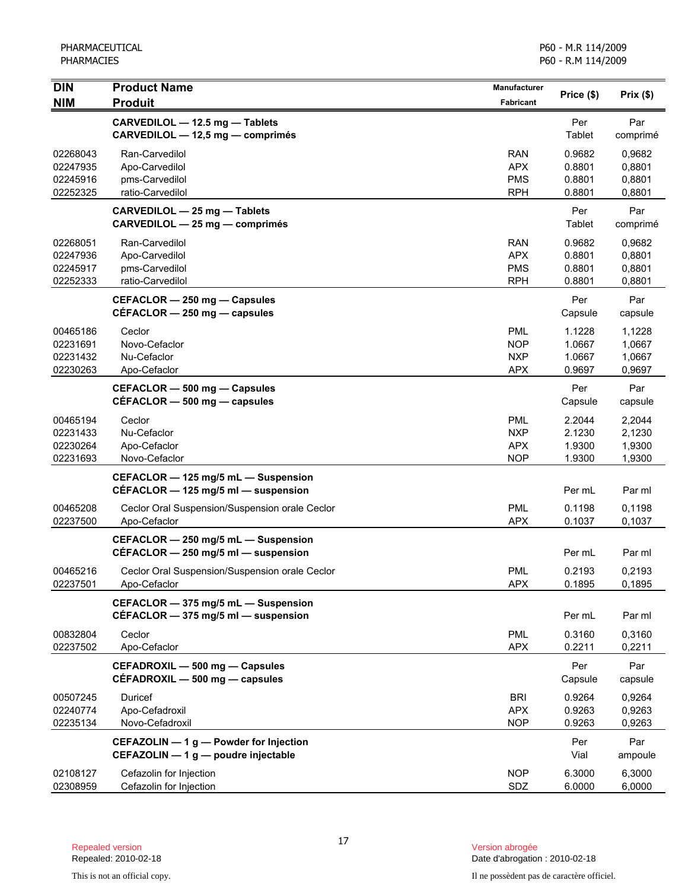| DIN<br>NIM | Product Name<br>Produit | Manufacturer<br>Fabricant | Price ($) | Prix ($) |
|---|---|---|---|---|
| | **CARVEDILOL — 12.5 mg — Tablets**<br>**CARVEDILOL — 12,5 mg — comprimés** | | Per Tablet | Par comprimé |
| 02268043 | Ran-Carvedilol | RAN | 0.9682 | 0,9682 |
| 02247935 | Apo-Carvedilol | APX | 0.8801 | 0,8801 |
| 02245916 | pms-Carvedilol | PMS | 0.8801 | 0,8801 |
| 02252325 | ratio-Carvedilol | RPH | 0.8801 | 0,8801 |
| | **CARVEDILOL — 25 mg — Tablets**<br>**CARVEDILOL — 25 mg — comprimés** | | Per Tablet | Par comprimé |
| 02268051 | Ran-Carvedilol | RAN | 0.9682 | 0,9682 |
| 02247936 | Apo-Carvedilol | APX | 0.8801 | 0,8801 |
| 02245917 | pms-Carvedilol | PMS | 0.8801 | 0,8801 |
| 02252333 | ratio-Carvedilol | RPH | 0.8801 | 0,8801 |
| | **CEFACLOR — 250 mg — Capsules**<br>**CÉFACLOR — 250 mg — capsules** | | Per Capsule | Par capsule |
| 00465186 | Ceclor | PML | 1.1228 | 1,1228 |
| 02231691 | Novo-Cefaclor | NOP | 1.0667 | 1,0667 |
| 02231432 | Nu-Cefaclor | NXP | 1.0667 | 1,0667 |
| 02230263 | Apo-Cefaclor | APX | 0.9697 | 0,9697 |
| | **CEFACLOR — 500 mg — Capsules**<br>**CÉFACLOR — 500 mg — capsules** | | Per Capsule | Par capsule |
| 00465194 | Ceclor | PML | 2.2044 | 2,2044 |
| 02231433 | Nu-Cefaclor | NXP | 2.1230 | 2,1230 |
| 02230264 | Apo-Cefaclor | APX | 1.9300 | 1,9300 |
| 02231693 | Novo-Cefaclor | NOP | 1.9300 | 1,9300 |
| | **CEFACLOR — 125 mg/5 mL — Suspension**<br>**CÉFACLOR — 125 mg/5 ml — suspension** | | Per mL | Par ml |
| 00465208 | Ceclor Oral Suspension/Suspension orale Ceclor | PML | 0.1198 | 0,1198 |
| 02237500 | Apo-Cefaclor | APX | 0.1037 | 0,1037 |
| | **CEFACLOR — 250 mg/5 mL — Suspension**<br>**CÉFACLOR — 250 mg/5 ml — suspension** | | Per mL | Par ml |
| 00465216 | Ceclor Oral Suspension/Suspension orale Ceclor | PML | 0.2193 | 0,2193 |
| 02237501 | Apo-Cefaclor | APX | 0.1895 | 0,1895 |
| | **CEFACLOR — 375 mg/5 mL — Suspension**<br>**CÉFACLOR — 375 mg/5 ml — suspension** | | Per mL | Par ml |
| 00832804 | Ceclor | PML | 0.3160 | 0,3160 |
| 02237502 | Apo-Cefaclor | APX | 0.2211 | 0,2211 |
| | **CEFADROXIL — 500 mg — Capsules**<br>**CÉFADROXIL — 500 mg — capsules** | | Per Capsule | Par capsule |
| 00507245 | Duricef | BRI | 0.9264 | 0,9264 |
| 02240774 | Apo-Cefadroxil | APX | 0.9263 | 0,9263 |
| 02235134 | Novo-Cefadroxil | NOP | 0.9263 | 0,9263 |
| | **CEFAZOLIN — 1 g — Powder for Injection**<br>**CEFAZOLIN — 1 g — poudre injectable** | | Per Vial | Par ampoule |
| 02108127 | Cefazolin for Injection | NOP | 6.3000 | 6,3000 |
| 02308959 | Cefazolin for Injection | SDZ | 6.0000 | 6,0000 |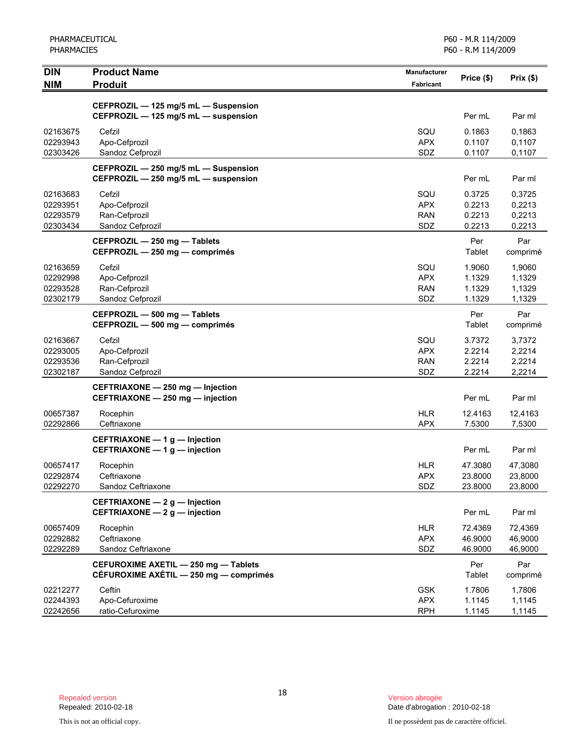| DIN<br>NIM | Product Name<br>Produit | Manufacturer<br>Fabricant | Price ($) | Prix ($) |
|---|---|---|---|---|
| | **CEFPROZIL — 125 mg/5 mL — Suspension**<br>**CEFPROZIL — 125 mg/5 mL — suspension** | | Per mL | Par ml |
| 02163675 | Cefzil | SQU | 0.1863 | 0,1863 |
| 02293943 | Apo-Cefprozil | APX | 0.1107 | 0,1107 |
| 02303426 | Sandoz Cefprozil | SDZ | 0.1107 | 0,1107 |
| | **CEFPROZIL — 250 mg/5 mL — Suspension**<br>**CEFPROZIL — 250 mg/5 mL — suspension** | | Per mL | Par ml |
| 02163683 | Cefzil | SQU | 0.3725 | 0,3725 |
| 02293951 | Apo-Cefprozil | APX | 0.2213 | 0,2213 |
| 02293579 | Ran-Cefprozil | RAN | 0.2213 | 0,2213 |
| 02303434 | Sandoz Cefprozil | SDZ | 0.2213 | 0,2213 |
| | **CEFPROZIL — 250 mg — Tablets**<br>**CEFPROZIL — 250 mg — comprimés** | | Per Tablet | Par comprimé |
| 02163659 | Cefzil | SQU | 1.9060 | 1,9060 |
| 02292998 | Apo-Cefprozil | APX | 1.1329 | 1,1329 |
| 02293528 | Ran-Cefprozil | RAN | 1.1329 | 1,1329 |
| 02302179 | Sandoz Cefprozil | SDZ | 1.1329 | 1,1329 |
| | **CEFPROZIL — 500 mg — Tablets**<br>**CEFPROZIL — 500 mg — comprimés** | | Per Tablet | Par comprimé |
| 02163667 | Cefzil | SQU | 3.7372 | 3,7372 |
| 02293005 | Apo-Cefprozil | APX | 2.2214 | 2,2214 |
| 02293536 | Ran-Cefprozil | RAN | 2.2214 | 2,2214 |
| 02302187 | Sandoz Cefprozil | SDZ | 2.2214 | 2,2214 |
| | **CEFTRIAXONE — 250 mg — Injection**<br>**CEFTRIAXONE — 250 mg — injection** | | Per mL | Par ml |
| 00657387 | Rocephin | HLR | 12.4163 | 12,4163 |
| 02292866 | Ceftriaxone | APX | 7.5300 | 7,5300 |
| | **CEFTRIAXONE — 1 g — Injection**<br>**CEFTRIAXONE — 1 g — injection** | | Per mL | Par ml |
| 00657417 | Rocephin | HLR | 47.3080 | 47,3080 |
| 02292874 | Ceftriaxone | APX | 23.8000 | 23,8000 |
| 02292270 | Sandoz Ceftriaxone | SDZ | 23.8000 | 23,8000 |
| | **CEFTRIAXONE — 2 g — Injection**<br>**CEFTRIAXONE — 2 g — injection** | | Per mL | Par ml |
| 00657409 | Rocephin | HLR | 72.4369 | 72,4369 |
| 02292882 | Ceftriaxone | APX | 46.9000 | 46,9000 |
| 02292289 | Sandoz Ceftriaxone | SDZ | 46.9000 | 46,9000 |
| | **CEFUROXIME AXETIL — 250 mg — Tablets**<br>**CÉFUROXIME AXÉTIL — 250 mg — comprimés** | | Per Tablet | Par comprimé |
| 02212277 | Ceftin | GSK | 1.7806 | 1,7806 |
| 02244393 | Apo-Cefuroxime | APX | 1.1145 | 1,1145 |
| 02242656 | ratio-Cefuroxime | RPH | 1.1145 | 1,1145 |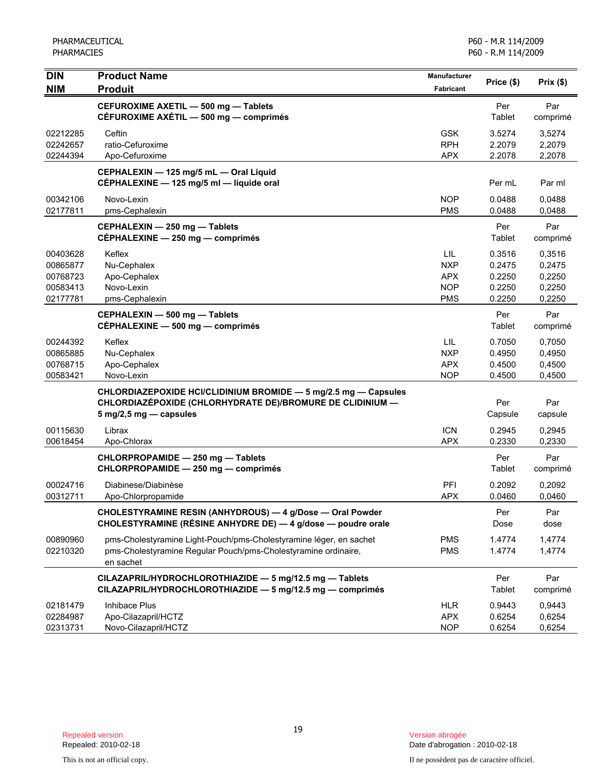| DIN<br>NIM | Product Name<br>Produit | Manufacturer<br>Fabricant | Price ($) | Prix ($) |
|---|---|---|---|---|
| | **CEFUROXIME AXETIL — 500 mg — Tablets**<br>**CÉFUROXIME AXÉTIL — 500 mg — comprimés** | | Per Tablet | Par comprimé |
| 02212285 | Ceftin | GSK | 3.5274 | 3,5274 |
| 02242657 | ratio-Cefuroxime | RPH | 2.2079 | 2,2079 |
| 02244394 | Apo-Cefuroxime | APX | 2.2078 | 2,2078 |
| | **CEPHALEXIN — 125 mg/5 mL — Oral Liquid**<br>**CÉPHALEXINE — 125 mg/5 ml — liquide oral** | | Per mL | Par ml |
| 00342106 | Novo-Lexin | NOP | 0.0488 | 0,0488 |
| 02177811 | pms-Cephalexin | PMS | 0.0488 | 0,0488 |
| | **CEPHALEXIN — 250 mg — Tablets**<br>**CÉPHALEXINE — 250 mg — comprimés** | | Per Tablet | Par comprimé |
| 00403628 | Keflex | LIL | 0.3516 | 0,3516 |
| 00865877 | Nu-Cephalex | NXP | 0.2475 | 0,2475 |
| 00768723 | Apo-Cephalex | APX | 0.2250 | 0,2250 |
| 00583413 | Novo-Lexin | NOP | 0.2250 | 0,2250 |
| 02177781 | pms-Cephalexin | PMS | 0.2250 | 0,2250 |
| | **CEPHALEXIN — 500 mg — Tablets**<br>**CÉPHALEXINE — 500 mg — comprimés** | | Per Tablet | Par comprimé |
| 00244392 | Keflex | LIL | 0.7050 | 0,7050 |
| 00865885 | Nu-Cephalex | NXP | 0.4950 | 0,4950 |
| 00768715 | Apo-Cephalex | APX | 0.4500 | 0,4500 |
| 00583421 | Novo-Lexin | NOP | 0.4500 | 0,4500 |
| | **CHLORDIAZEPOXIDE HCl/CLIDINIUM BROMIDE — 5 mg/2.5 mg — Capsules**<br>**CHLORDIAZÉPOXIDE (CHLORHYDRATE DE)/BROMURE DE CLIDINIUM — 5 mg/2,5 mg — capsules** | | Per Capsule | Par capsule |
| 00115630 | Librax | ICN | 0.2945 | 0,2945 |
| 00618454 | Apo-Chlorax | APX | 0.2330 | 0,2330 |
| | **CHLORPROPAMIDE — 250 mg — Tablets**<br>**CHLORPROPAMIDE — 250 mg — comprimés** | | Per Tablet | Par comprimé |
| 00024716 | Diabinese/Diabinèse | PFI | 0.2092 | 0,2092 |
| 00312711 | Apo-Chlorpropamide | APX | 0.0460 | 0,0460 |
| | **CHOLESTYRAMINE RESIN (ANHYDROUS) — 4 g/Dose — Oral Powder**<br>**CHOLESTYRAMINE (RÉSINE ANHYDRE DE) — 4 g/dose — poudre orale** | | Per Dose | Par dose |
| 00890960 | pms-Cholestyramine Light-Pouch/pms-Cholestyramine léger, en sachet | PMS | 1.4774 | 1,4774 |
| 02210320 | pms-Cholestyramine Regular Pouch/pms-Cholestyramine ordinaire, en sachet | PMS | 1.4774 | 1,4774 |
| | **CILAZAPRIL/HYDROCHLOROTHIAZIDE — 5 mg/12.5 mg — Tablets**<br>**CILAZAPRIL/HYDROCHLOROTHIAZIDE — 5 mg/12.5 mg — comprimés** | | Per Tablet | Par comprimé |
| 02181479 | Inhibace Plus | HLR | 0.9443 | 0,9443 |
| 02284987 | Apo-Cilazapril/HCTZ | APX | 0.6254 | 0,6254 |
| 02313731 | Novo-Cilazapril/HCTZ | NOP | 0.6254 | 0,6254 |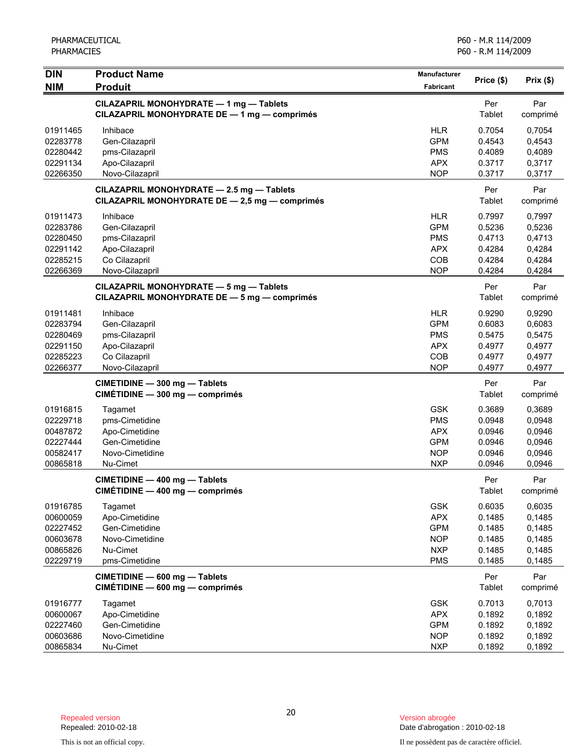| DIN<br>NIM | Product Name<br>Produit | Manufacturer<br>Fabricant | Price ($) | Prix ($) |
|---|---|---|---|---|
| | **CILAZAPRIL MONOHYDRATE — 1 mg — Tablets**<br>**CILAZAPRIL MONOHYDRATE DE — 1 mg — comprimés** | | Per Tablet | Par comprimé |
| 01911465 | Inhibace | HLR | 0.7054 | 0,7054 |
| 02283778 | Gen-Cilazapril | GPM | 0.4543 | 0,4543 |
| 02280442 | pms-Cilazapril | PMS | 0.4089 | 0,4089 |
| 02291134 | Apo-Cilazapril | APX | 0.3717 | 0,3717 |
| 02266350 | Novo-Cilazapril | NOP | 0.3717 | 0,3717 |
| | **CILAZAPRIL MONOHYDRATE — 2.5 mg — Tablets**<br>**CILAZAPRIL MONOHYDRATE DE — 2,5 mg — comprimés** | | Per Tablet | Par comprimé |
| 01911473 | Inhibace | HLR | 0.7997 | 0,7997 |
| 02283786 | Gen-Cilazapril | GPM | 0.5236 | 0,5236 |
| 02280450 | pms-Cilazapril | PMS | 0.4713 | 0,4713 |
| 02291142 | Apo-Cilazapril | APX | 0.4284 | 0,4284 |
| 02285215 | Co Cilazapril | COB | 0.4284 | 0,4284 |
| 02266369 | Novo-Cilazapril | NOP | 0.4284 | 0,4284 |
| | **CILAZAPRIL MONOHYDRATE — 5 mg — Tablets**<br>**CILAZAPRIL MONOHYDRATE DE — 5 mg — comprimés** | | Per Tablet | Par comprimé |
| 01911481 | Inhibace | HLR | 0.9290 | 0,9290 |
| 02283794 | Gen-Cilazapril | GPM | 0.6083 | 0,6083 |
| 02280469 | pms-Cilazapril | PMS | 0.5475 | 0,5475 |
| 02291150 | Apo-Cilazapril | APX | 0.4977 | 0,4977 |
| 02285223 | Co Cilazapril | COB | 0.4977 | 0,4977 |
| 02266377 | Novo-Cilazapril | NOP | 0.4977 | 0,4977 |
| | **CIMETIDINE — 300 mg — Tablets**<br>**CIMÉTIDINE — 300 mg — comprimés** | | Per Tablet | Par comprimé |
| 01916815 | Tagamet | GSK | 0.3689 | 0,3689 |
| 02229718 | pms-Cimetidine | PMS | 0.0948 | 0,0948 |
| 00487872 | Apo-Cimetidine | APX | 0.0946 | 0,0946 |
| 02227444 | Gen-Cimetidine | GPM | 0.0946 | 0,0946 |
| 00582417 | Novo-Cimetidine | NOP | 0.0946 | 0,0946 |
| 00865818 | Nu-Cimet | NXP | 0.0946 | 0,0946 |
| | **CIMETIDINE — 400 mg — Tablets**<br>**CIMÉTIDINE — 400 mg — comprimés** | | Per Tablet | Par comprimé |
| 01916785 | Tagamet | GSK | 0.6035 | 0,6035 |
| 00600059 | Apo-Cimetidine | APX | 0.1485 | 0,1485 |
| 02227452 | Gen-Cimetidine | GPM | 0.1485 | 0,1485 |
| 00603678 | Novo-Cimetidine | NOP | 0.1485 | 0,1485 |
| 00865826 | Nu-Cimet | NXP | 0.1485 | 0,1485 |
| 02229719 | pms-Cimetidine | PMS | 0.1485 | 0,1485 |
| | **CIMETIDINE — 600 mg — Tablets**<br>**CIMÉTIDINE — 600 mg — comprimés** | | Per Tablet | Par comprimé |
| 01916777 | Tagamet | GSK | 0.7013 | 0,7013 |
| 00600067 | Apo-Cimetidine | APX | 0.1892 | 0,1892 |
| 02227460 | Gen-Cimetidine | GPM | 0.1892 | 0,1892 |
| 00603686 | Novo-Cimetidine | NOP | 0.1892 | 0,1892 |
| 00865834 | Nu-Cimet | NXP | 0.1892 | 0,1892 |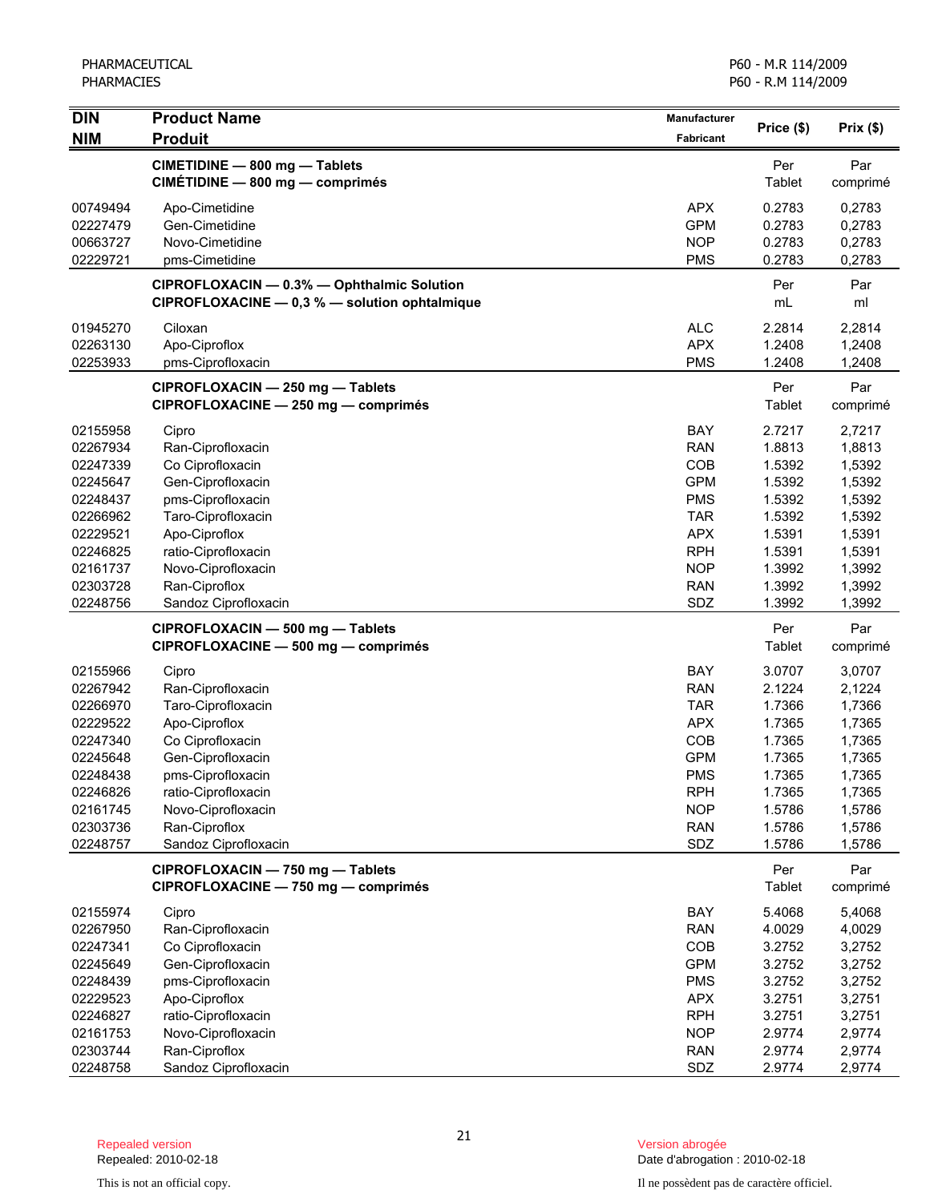| DIN<br>NIM | Product Name<br>Produit | Manufacturer<br>Fabricant | Price ($) | Prix ($) |
|---|---|---|---|---|
| | **CIMETIDINE — 800 mg — Tablets**<br>**CIMÉTIDINE — 800 mg — comprimés** | | Per Tablet | Par comprimé |
| 00749494 | Apo-Cimetidine | APX | 0.2783 | 0,2783 |
| 02227479 | Gen-Cimetidine | GPM | 0.2783 | 0,2783 |
| 00663727 | Novo-Cimetidine | NOP | 0.2783 | 0,2783 |
| 02229721 | pms-Cimetidine | PMS | 0.2783 | 0,2783 |
| | **CIPROFLOXACIN — 0.3% — Ophthalmic Solution**<br>**CIPROFLOXACINE — 0,3 % — solution ophtalmique** | | Per mL | Par ml |
| 01945270 | Ciloxan | ALC | 2.2814 | 2,2814 |
| 02263130 | Apo-Ciproflox | APX | 1.2408 | 1,2408 |
| 02253933 | pms-Ciprofloxacin | PMS | 1.2408 | 1,2408 |
| | **CIPROFLOXACIN — 250 mg — Tablets**<br>**CIPROFLOXACINE — 250 mg — comprimés** | | Per Tablet | Par comprimé |
| 02155958 | Cipro | BAY | 2.7217 | 2,7217 |
| 02267934 | Ran-Ciprofloxacin | RAN | 1.8813 | 1,8813 |
| 02247339 | Co Ciprofloxacin | COB | 1.5392 | 1,5392 |
| 02245647 | Gen-Ciprofloxacin | GPM | 1.5392 | 1,5392 |
| 02248437 | pms-Ciprofloxacin | PMS | 1.5392 | 1,5392 |
| 02266962 | Taro-Ciprofloxacin | TAR | 1.5392 | 1,5392 |
| 02229521 | Apo-Ciproflox | APX | 1.5391 | 1,5391 |
| 02246825 | ratio-Ciprofloxacin | RPH | 1.5391 | 1,5391 |
| 02161737 | Novo-Ciprofloxacin | NOP | 1.3992 | 1,3992 |
| 02303728 | Ran-Ciproflox | RAN | 1.3992 | 1,3992 |
| 02248756 | Sandoz Ciprofloxacin | SDZ | 1.3992 | 1,3992 |
| | **CIPROFLOXACIN — 500 mg — Tablets**<br>**CIPROFLOXACINE — 500 mg — comprimés** | | Per Tablet | Par comprimé |
| 02155966 | Cipro | BAY | 3.0707 | 3,0707 |
| 02267942 | Ran-Ciprofloxacin | RAN | 2.1224 | 2,1224 |
| 02266970 | Taro-Ciprofloxacin | TAR | 1.7366 | 1,7366 |
| 02229522 | Apo-Ciproflox | APX | 1.7365 | 1,7365 |
| 02247340 | Co Ciprofloxacin | COB | 1.7365 | 1,7365 |
| 02245648 | Gen-Ciprofloxacin | GPM | 1.7365 | 1,7365 |
| 02248438 | pms-Ciprofloxacin | PMS | 1.7365 | 1,7365 |
| 02246826 | ratio-Ciprofloxacin | RPH | 1.7365 | 1,7365 |
| 02161745 | Novo-Ciprofloxacin | NOP | 1.5786 | 1,5786 |
| 02303736 | Ran-Ciproflox | RAN | 1.5786 | 1,5786 |
| 02248757 | Sandoz Ciprofloxacin | SDZ | 1.5786 | 1,5786 |
| | **CIPROFLOXACIN — 750 mg — Tablets**<br>**CIPROFLOXACINE — 750 mg — comprimés** | | Per Tablet | Par comprimé |
| 02155974 | Cipro | BAY | 5.4068 | 5,4068 |
| 02267950 | Ran-Ciprofloxacin | RAN | 4.0029 | 4,0029 |
| 02247341 | Co Ciprofloxacin | COB | 3.2752 | 3,2752 |
| 02245649 | Gen-Ciprofloxacin | GPM | 3.2752 | 3,2752 |
| 02248439 | pms-Ciprofloxacin | PMS | 3.2752 | 3,2752 |
| 02229523 | Apo-Ciproflox | APX | 3.2751 | 3,2751 |
| 02246827 | ratio-Ciprofloxacin | RPH | 3.2751 | 3,2751 |
| 02161753 | Novo-Ciprofloxacin | NOP | 2.9774 | 2,9774 |
| 02303744 | Ran-Ciproflox | RAN | 2.9774 | 2,9774 |
| 02248758 | Sandoz Ciprofloxacin | SDZ | 2.9774 | 2,9774 |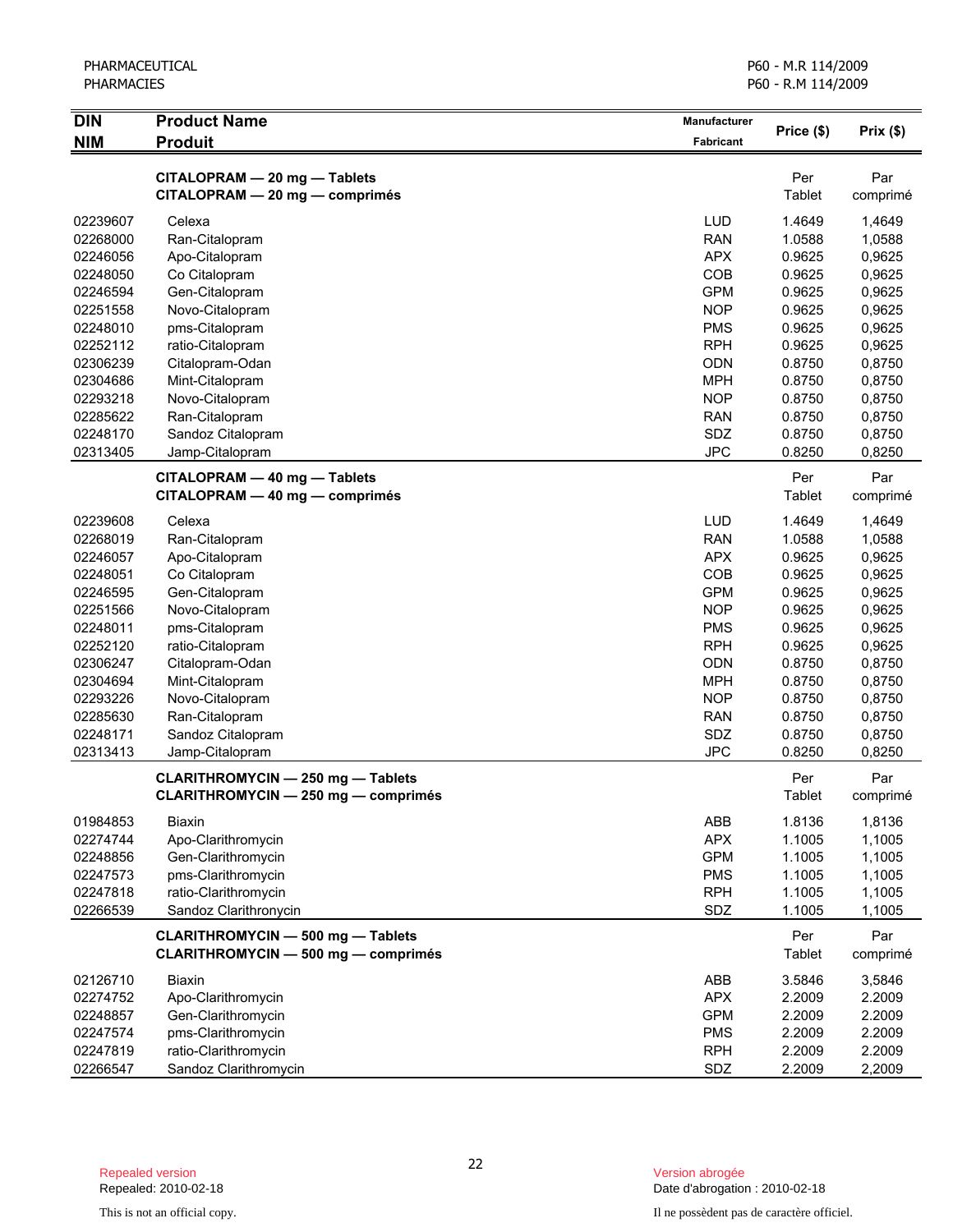| DIN<br>NIM | Product Name<br>Produit | Manufacturer<br>Fabricant | Price ($) | Prix ($) |
|---|---|---|---|---|
| | **CITALOPRAM — 20 mg — Tablets**<br>**CITALOPRAM — 20 mg — comprimés** | | Per Tablet | Par comprimé |
| 02239607 | Celexa | LUD | 1.4649 | 1,4649 |
| 02268000 | Ran-Citalopram | RAN | 1.0588 | 1,0588 |
| 02246056 | Apo-Citalopram | APX | 0.9625 | 0,9625 |
| 02248050 | Co Citalopram | COB | 0.9625 | 0,9625 |
| 02246594 | Gen-Citalopram | GPM | 0.9625 | 0,9625 |
| 02251558 | Novo-Citalopram | NOP | 0.9625 | 0,9625 |
| 02248010 | pms-Citalopram | PMS | 0.9625 | 0,9625 |
| 02252112 | ratio-Citalopram | RPH | 0.9625 | 0,9625 |
| 02306239 | Citalopram-Odan | ODN | 0.8750 | 0,8750 |
| 02304686 | Mint-Citalopram | MPH | 0.8750 | 0,8750 |
| 02293218 | Novo-Citalopram | NOP | 0.8750 | 0,8750 |
| 02285622 | Ran-Citalopram | RAN | 0.8750 | 0,8750 |
| 02248170 | Sandoz Citalopram | SDZ | 0.8750 | 0,8750 |
| 02313405 | Jamp-Citalopram | JPC | 0.8250 | 0,8250 |
| | **CITALOPRAM — 40 mg — Tablets**<br>**CITALOPRAM — 40 mg — comprimés** | | Per Tablet | Par comprimé |
| 02239608 | Celexa | LUD | 1.4649 | 1,4649 |
| 02268019 | Ran-Citalopram | RAN | 1.0588 | 1,0588 |
| 02246057 | Apo-Citalopram | APX | 0.9625 | 0,9625 |
| 02248051 | Co Citalopram | COB | 0.9625 | 0,9625 |
| 02246595 | Gen-Citalopram | GPM | 0.9625 | 0,9625 |
| 02251566 | Novo-Citalopram | NOP | 0.9625 | 0,9625 |
| 02248011 | pms-Citalopram | PMS | 0.9625 | 0,9625 |
| 02252120 | ratio-Citalopram | RPH | 0.9625 | 0,9625 |
| 02306247 | Citalopram-Odan | ODN | 0.8750 | 0,8750 |
| 02304694 | Mint-Citalopram | MPH | 0.8750 | 0,8750 |
| 02293226 | Novo-Citalopram | NOP | 0.8750 | 0,8750 |
| 02285630 | Ran-Citalopram | RAN | 0.8750 | 0,8750 |
| 02248171 | Sandoz Citalopram | SDZ | 0.8750 | 0,8750 |
| 02313413 | Jamp-Citalopram | JPC | 0.8250 | 0,8250 |
| | **CLARITHROMYCIN — 250 mg — Tablets**<br>**CLARITHROMYCIN — 250 mg — comprimés** | | Per Tablet | Par comprimé |
| 01984853 | Biaxin | ABB | 1.8136 | 1,8136 |
| 02274744 | Apo-Clarithromycin | APX | 1.1005 | 1,1005 |
| 02248856 | Gen-Clarithromycin | GPM | 1.1005 | 1,1005 |
| 02247573 | pms-Clarithromycin | PMS | 1.1005 | 1,1005 |
| 02247818 | ratio-Clarithromycin | RPH | 1.1005 | 1,1005 |
| 02266539 | Sandoz Clarithronycin | SDZ | 1.1005 | 1,1005 |
| | **CLARITHROMYCIN — 500 mg — Tablets**<br>**CLARITHROMYCIN — 500 mg — comprimés** | | Per Tablet | Par comprimé |
| 02126710 | Biaxin | ABB | 3.5846 | 3,5846 |
| 02274752 | Apo-Clarithromycin | APX | 2.2009 | 2.2009 |
| 02248857 | Gen-Clarithromycin | GPM | 2.2009 | 2.2009 |
| 02247574 | pms-Clarithromycin | PMS | 2.2009 | 2.2009 |
| 02247819 | ratio-Clarithromycin | RPH | 2.2009 | 2.2009 |
| 02266547 | Sandoz Clarithromycin | SDZ | 2.2009 | 2,2009 |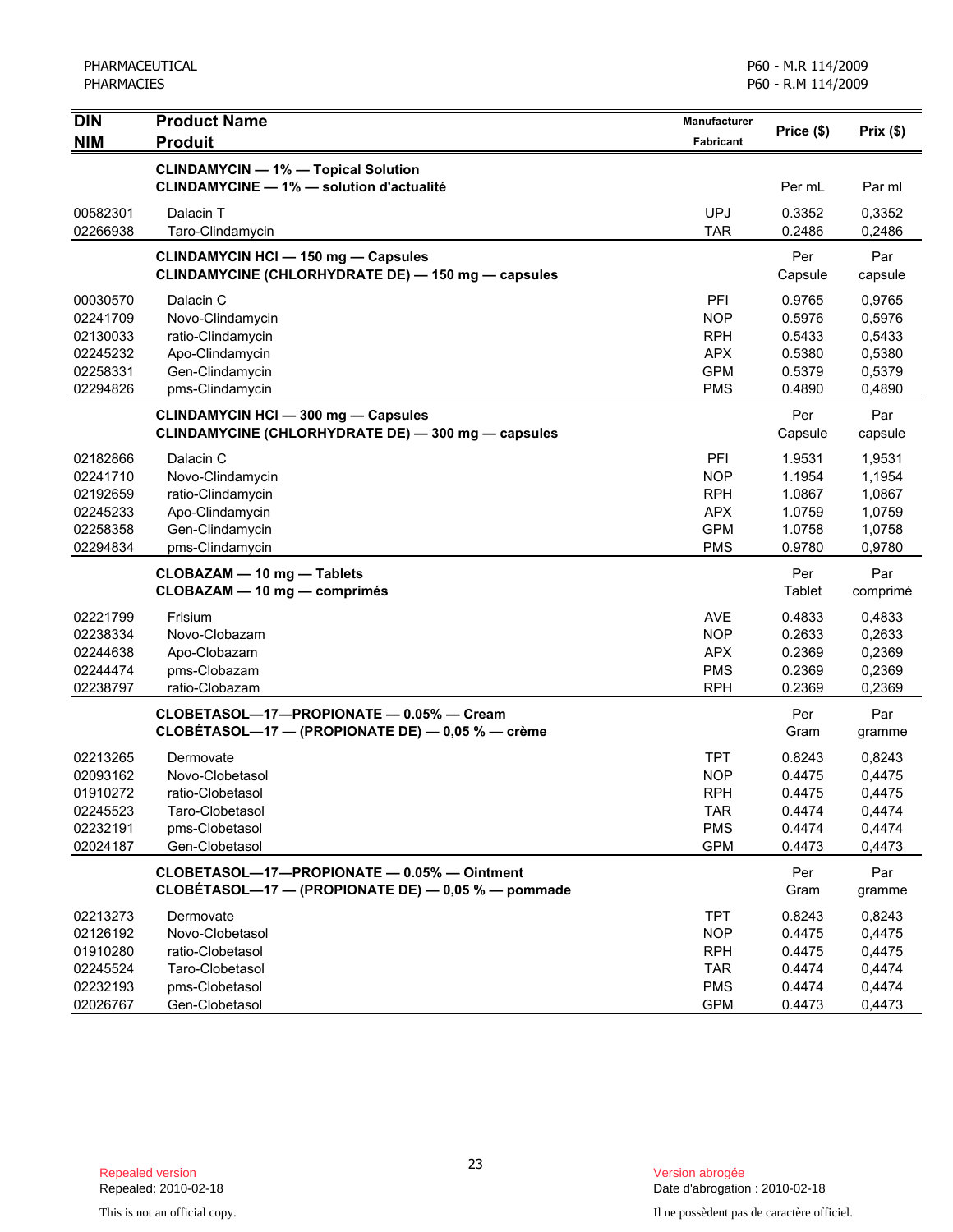| DIN<br>NIM | Product Name<br>Produit | Manufacturer<br>Fabricant | Price ($) | Prix ($) |
|---|---|---|---|---|
| | **CLINDAMYCIN — 1% — Topical Solution**<br>**CLINDAMYCINE — 1% — solution d'actualité** | | Per mL | Par ml |
| 00582301 | Dalacin T | UPJ | 0.3352 | 0,3352 |
| 02266938 | Taro-Clindamycin | TAR | 0.2486 | 0,2486 |
| | **CLINDAMYCIN HCl — 150 mg — Capsules**<br>**CLINDAMYCINE (CHLORHYDRATE DE) — 150 mg — capsules** | | Per Capsule | Par capsule |
| 00030570 | Dalacin C | PFI | 0.9765 | 0,9765 |
| 02241709 | Novo-Clindamycin | NOP | 0.5976 | 0,5976 |
| 02130033 | ratio-Clindamycin | RPH | 0.5433 | 0,5433 |
| 02245232 | Apo-Clindamycin | APX | 0.5380 | 0,5380 |
| 02258331 | Gen-Clindamycin | GPM | 0.5379 | 0,5379 |
| 02294826 | pms-Clindamycin | PMS | 0.4890 | 0,4890 |
| | **CLINDAMYCIN HCl — 300 mg — Capsules**<br>**CLINDAMYCINE (CHLORHYDRATE DE) — 300 mg — capsules** | | Per Capsule | Par capsule |
| 02182866 | Dalacin C | PFI | 1.9531 | 1,9531 |
| 02241710 | Novo-Clindamycin | NOP | 1.1954 | 1,1954 |
| 02192659 | ratio-Clindamycin | RPH | 1.0867 | 1,0867 |
| 02245233 | Apo-Clindamycin | APX | 1.0759 | 1,0759 |
| 02258358 | Gen-Clindamycin | GPM | 1.0758 | 1,0758 |
| 02294834 | pms-Clindamycin | PMS | 0.9780 | 0,9780 |
| | **CLOBAZAM — 10 mg — Tablets**<br>**CLOBAZAM — 10 mg — comprimés** | | Per Tablet | Par comprimé |
| 02221799 | Frisium | AVE | 0.4833 | 0,4833 |
| 02238334 | Novo-Clobazam | NOP | 0.2633 | 0,2633 |
| 02244638 | Apo-Clobazam | APX | 0.2369 | 0,2369 |
| 02244474 | pms-Clobazam | PMS | 0.2369 | 0,2369 |
| 02238797 | ratio-Clobazam | RPH | 0.2369 | 0,2369 |
| | **CLOBETASOL—17—PROPIONATE — 0.05% — Cream**<br>**CLOBÉTASOL—17 — (PROPIONATE DE) — 0,05 % — crème** | | Per Gram | Par gramme |
| 02213265 | Dermovate | TPT | 0.8243 | 0,8243 |
| 02093162 | Novo-Clobetasol | NOP | 0.4475 | 0,4475 |
| 01910272 | ratio-Clobetasol | RPH | 0.4475 | 0,4475 |
| 02245523 | Taro-Clobetasol | TAR | 0.4474 | 0,4474 |
| 02232191 | pms-Clobetasol | PMS | 0.4474 | 0,4474 |
| 02024187 | Gen-Clobetasol | GPM | 0.4473 | 0,4473 |
| | **CLOBETASOL—17—PROPIONATE — 0.05% — Ointment**<br>**CLOBÉTASOL—17 — (PROPIONATE DE) — 0,05 % — pommade** | | Per Gram | Par gramme |
| 02213273 | Dermovate | TPT | 0.8243 | 0,8243 |
| 02126192 | Novo-Clobetasol | NOP | 0.4475 | 0,4475 |
| 01910280 | ratio-Clobetasol | RPH | 0.4475 | 0,4475 |
| 02245524 | Taro-Clobetasol | TAR | 0.4474 | 0,4474 |
| 02232193 | pms-Clobetasol | PMS | 0.4474 | 0,4474 |
| 02026767 | Gen-Clobetasol | GPM | 0.4473 | 0,4473 |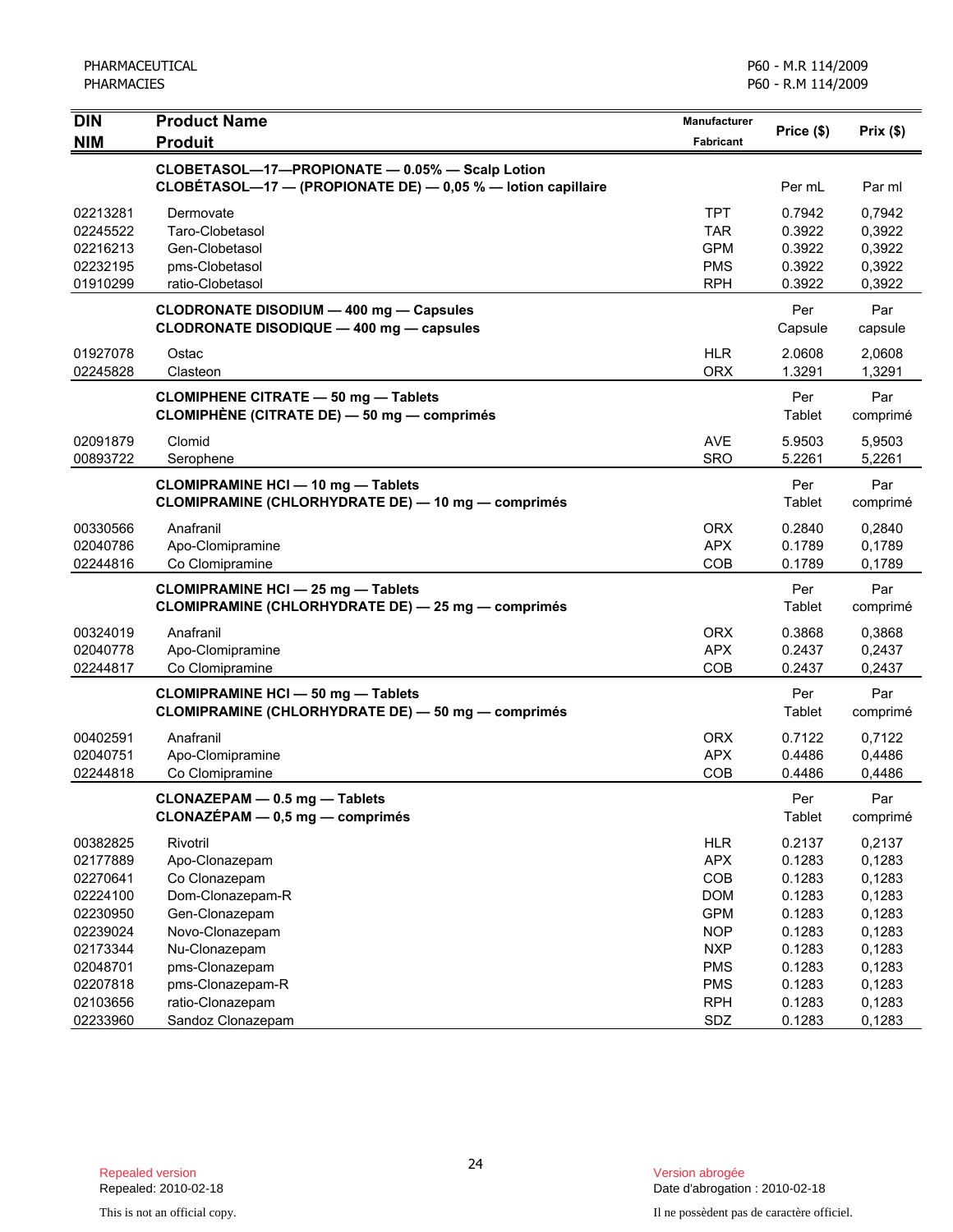| DIN<br>NIM | Product Name<br>Produit | Manufacturer<br>Fabricant | Price ($) | Prix ($) |
|---|---|---|---|---|
| | **CLOBETASOL—17—PROPIONATE — 0.05% — Scalp Lotion**<br>**CLOBÉTASOL—17 — (PROPIONATE DE) — 0,05 % — lotion capillaire** | | Per mL | Par ml |
| 02213281 | Dermovate | TPT | 0.7942 | 0,7942 |
| 02245522 | Taro-Clobetasol | TAR | 0.3922 | 0,3922 |
| 02216213 | Gen-Clobetasol | GPM | 0.3922 | 0,3922 |
| 02232195 | pms-Clobetasol | PMS | 0.3922 | 0,3922 |
| 01910299 | ratio-Clobetasol | RPH | 0.3922 | 0,3922 |
| | **CLODRONATE DISODIUM — 400 mg — Capsules**<br>**CLODRONATE DISODIQUE — 400 mg — capsules** | | Per Capsule | Par capsule |
| 01927078 | Ostac | HLR | 2.0608 | 2,0608 |
| 02245828 | Clasteon | ORX | 1.3291 | 1,3291 |
| | **CLOMIPHENE CITRATE — 50 mg — Tablets**<br>**CLOMIPHÈNE (CITRATE DE) — 50 mg — comprimés** | | Per Tablet | Par comprimé |
| 02091879 | Clomid | AVE | 5.9503 | 5,9503 |
| 00893722 | Serophene | SRO | 5.2261 | 5,2261 |
| | **CLOMIPRAMINE HCl — 10 mg — Tablets**<br>**CLOMIPRAMINE (CHLORHYDRATE DE) — 10 mg — comprimés** | | Per Tablet | Par comprimé |
| 00330566 | Anafranil | ORX | 0.2840 | 0,2840 |
| 02040786 | Apo-Clomipramine | APX | 0.1789 | 0,1789 |
| 02244816 | Co Clomipramine | COB | 0.1789 | 0,1789 |
| | **CLOMIPRAMINE HCl — 25 mg — Tablets**<br>**CLOMIPRAMINE (CHLORHYDRATE DE) — 25 mg — comprimés** | | Per Tablet | Par comprimé |
| 00324019 | Anafranil | ORX | 0.3868 | 0,3868 |
| 02040778 | Apo-Clomipramine | APX | 0.2437 | 0,2437 |
| 02244817 | Co Clomipramine | COB | 0.2437 | 0,2437 |
| | **CLOMIPRAMINE HCl — 50 mg — Tablets**<br>**CLOMIPRAMINE (CHLORHYDRATE DE) — 50 mg — comprimés** | | Per Tablet | Par comprimé |
| 00402591 | Anafranil | ORX | 0.7122 | 0,7122 |
| 02040751 | Apo-Clomipramine | APX | 0.4486 | 0,4486 |
| 02244818 | Co Clomipramine | COB | 0.4486 | 0,4486 |
| | **CLONAZEPAM — 0.5 mg — Tablets**<br>**CLONAZÉPAM — 0,5 mg — comprimés** | | Per Tablet | Par comprimé |
| 00382825 | Rivotril | HLR | 0.2137 | 0,2137 |
| 02177889 | Apo-Clonazepam | APX | 0.1283 | 0,1283 |
| 02270641 | Co Clonazepam | COB | 0.1283 | 0,1283 |
| 02224100 | Dom-Clonazepam-R | DOM | 0.1283 | 0,1283 |
| 02230950 | Gen-Clonazepam | GPM | 0.1283 | 0,1283 |
| 02239024 | Novo-Clonazepam | NOP | 0.1283 | 0,1283 |
| 02173344 | Nu-Clonazepam | NXP | 0.1283 | 0,1283 |
| 02048701 | pms-Clonazepam | PMS | 0.1283 | 0,1283 |
| 02207818 | pms-Clonazepam-R | PMS | 0.1283 | 0,1283 |
| 02103656 | ratio-Clonazepam | RPH | 0.1283 | 0,1283 |
| 02233960 | Sandoz Clonazepam | SDZ | 0.1283 | 0,1283 |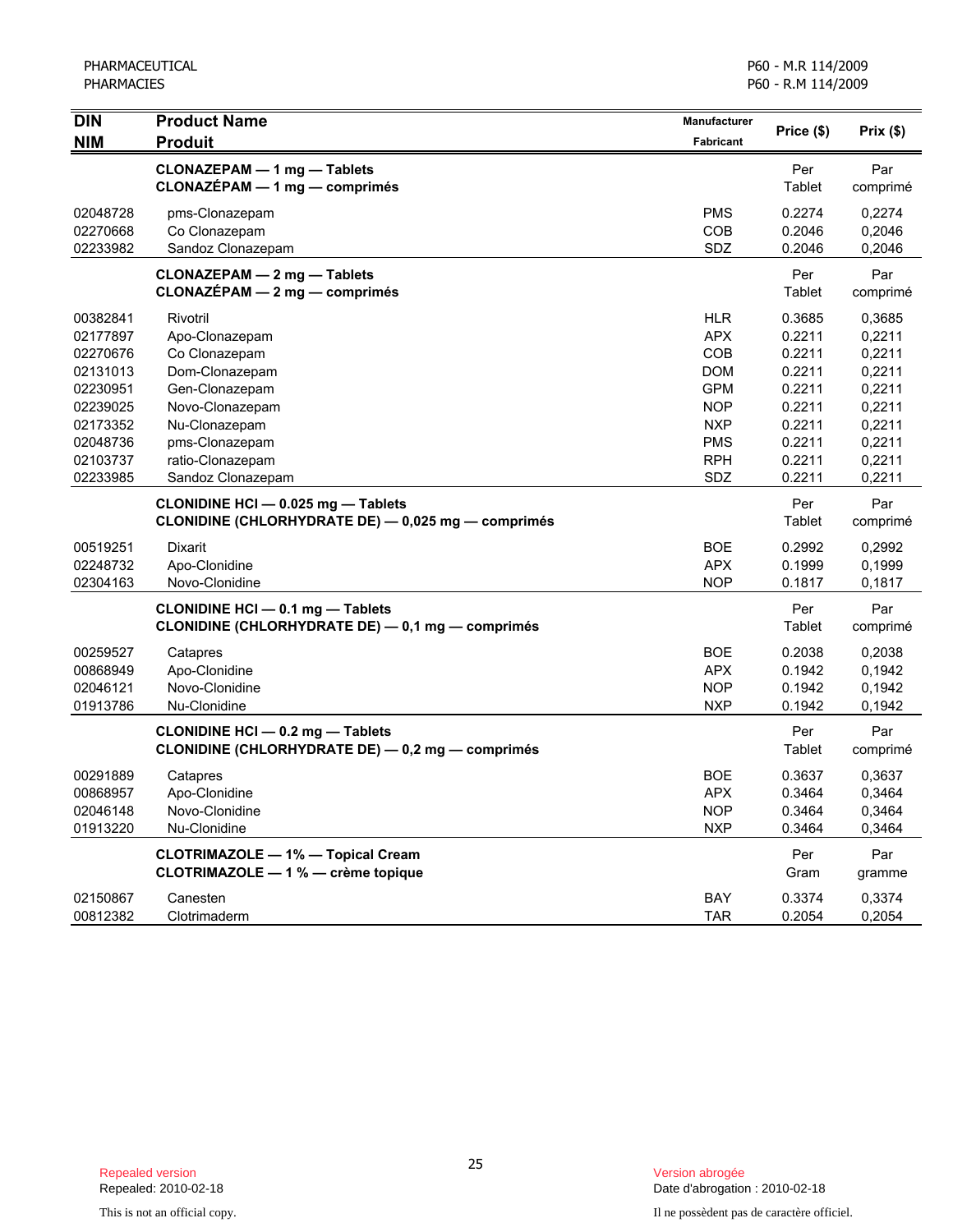| DIN<br>NIM | Product Name<br>Produit | Manufacturer<br>Fabricant | Price ($) | Prix ($) |
|---|---|---|---|---|
| | **CLONAZEPAM — 1 mg — Tablets**<br>**CLONAZÉPAM — 1 mg — comprimés** | | Per Tablet | Par comprimé |
| 02048728 | pms-Clonazepam | PMS | 0.2274 | 0,2274 |
| 02270668 | Co Clonazepam | COB | 0.2046 | 0,2046 |
| 02233982 | Sandoz Clonazepam | SDZ | 0.2046 | 0,2046 |
| | **CLONAZEPAM — 2 mg — Tablets**<br>**CLONAZÉPAM — 2 mg — comprimés** | | Per Tablet | Par comprimé |
| 00382841 | Rivotril | HLR | 0.3685 | 0,3685 |
| 02177897 | Apo-Clonazepam | APX | 0.2211 | 0,2211 |
| 02270676 | Co Clonazepam | COB | 0.2211 | 0,2211 |
| 02131013 | Dom-Clonazepam | DOM | 0.2211 | 0,2211 |
| 02230951 | Gen-Clonazepam | GPM | 0.2211 | 0,2211 |
| 02239025 | Novo-Clonazepam | NOP | 0.2211 | 0,2211 |
| 02173352 | Nu-Clonazepam | NXP | 0.2211 | 0,2211 |
| 02048736 | pms-Clonazepam | PMS | 0.2211 | 0,2211 |
| 02103737 | ratio-Clonazepam | RPH | 0.2211 | 0,2211 |
| 02233985 | Sandoz Clonazepam | SDZ | 0.2211 | 0,2211 |
| | **CLONIDINE HCl — 0.025 mg — Tablets**<br>**CLONIDINE (CHLORHYDRATE DE) — 0,025 mg — comprimés** | | Per Tablet | Par comprimé |
| 00519251 | Dixarit | BOE | 0.2992 | 0,2992 |
| 02248732 | Apo-Clonidine | APX | 0.1999 | 0,1999 |
| 02304163 | Novo-Clonidine | NOP | 0.1817 | 0,1817 |
| | **CLONIDINE HCl — 0.1 mg — Tablets**<br>**CLONIDINE (CHLORHYDRATE DE) — 0,1 mg — comprimés** | | Per Tablet | Par comprimé |
| 00259527 | Catapres | BOE | 0.2038 | 0,2038 |
| 00868949 | Apo-Clonidine | APX | 0.1942 | 0,1942 |
| 02046121 | Novo-Clonidine | NOP | 0.1942 | 0,1942 |
| 01913786 | Nu-Clonidine | NXP | 0.1942 | 0,1942 |
| | **CLONIDINE HCl — 0.2 mg — Tablets**<br>**CLONIDINE (CHLORHYDRATE DE) — 0,2 mg — comprimés** | | Per Tablet | Par comprimé |
| 00291889 | Catapres | BOE | 0.3637 | 0,3637 |
| 00868957 | Apo-Clonidine | APX | 0.3464 | 0,3464 |
| 02046148 | Novo-Clonidine | NOP | 0.3464 | 0,3464 |
| 01913220 | Nu-Clonidine | NXP | 0.3464 | 0,3464 |
| | **CLOTRIMAZOLE — 1% — Topical Cream**<br>**CLOTRIMAZOLE — 1 % — crème topique** | | Per Gram | Par gramme |
| 02150867 | Canesten | BAY | 0.3374 | 0,3374 |
| 00812382 | Clotrimaderm | TAR | 0.2054 | 0,2054 |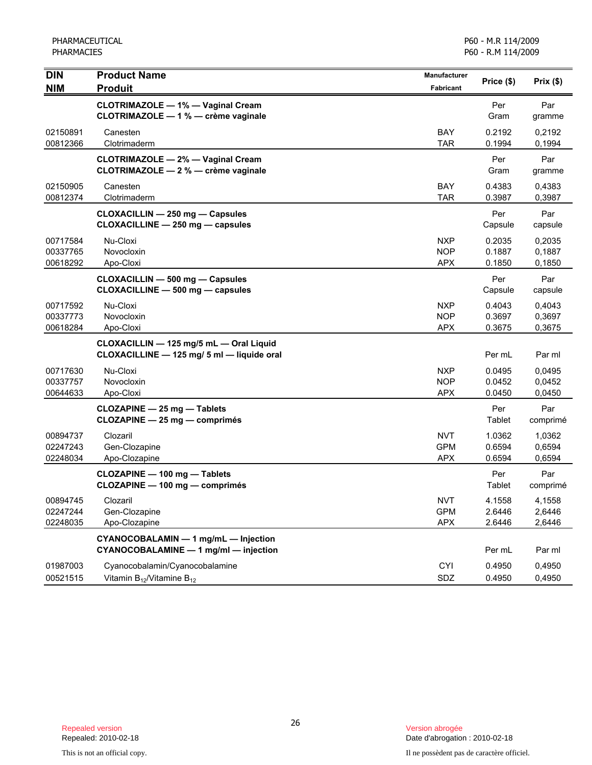| DIN<br>NIM | Product Name<br>Produit | Manufacturer<br>Fabricant | Price ($) | Prix ($) |
|---|---|---|---|---|
| | **CLOTRIMAZOLE — 1% — Vaginal Cream**<br>**CLOTRIMAZOLE — 1 % — crème vaginale** | | Per Gram | Par gramme |
| 02150891 | Canesten | BAY | 0.2192 | 0,2192 |
| 00812366 | Clotrimaderm | TAR | 0.1994 | 0,1994 |
| | **CLOTRIMAZOLE — 2% — Vaginal Cream**<br>**CLOTRIMAZOLE — 2 % — crème vaginale** | | Per Gram | Par gramme |
| 02150905 | Canesten | BAY | 0.4383 | 0,4383 |
| 00812374 | Clotrimaderm | TAR | 0.3987 | 0,3987 |
| | **CLOXACILLIN — 250 mg — Capsules**<br>**CLOXACILLINE — 250 mg — capsules** | | Per Capsule | Par capsule |
| 00717584 | Nu-Cloxi | NXP | 0.2035 | 0,2035 |
| 00337765 | Novocloxin | NOP | 0.1887 | 0,1887 |
| 00618292 | Apo-Cloxi | APX | 0.1850 | 0,1850 |
| | **CLOXACILLIN — 500 mg — Capsules**<br>**CLOXACILLINE — 500 mg — capsules** | | Per Capsule | Par capsule |
| 00717592 | Nu-Cloxi | NXP | 0.4043 | 0,4043 |
| 00337773 | Novocloxin | NOP | 0.3697 | 0,3697 |
| 00618284 | Apo-Cloxi | APX | 0.3675 | 0,3675 |
| | **CLOXACILLIN — 125 mg/5 mL — Oral Liquid**<br>**CLOXACILLINE — 125 mg/ 5 ml — liquide oral** | | Per mL | Par ml |
| 00717630 | Nu-Cloxi | NXP | 0.0495 | 0,0495 |
| 00337757 | Novocloxin | NOP | 0.0452 | 0,0452 |
| 00644633 | Apo-Cloxi | APX | 0.0450 | 0,0450 |
| | **CLOZAPINE — 25 mg — Tablets**<br>**CLOZAPINE — 25 mg — comprimés** | | Per Tablet | Par comprimé |
| 00894737 | Clozaril | NVT | 1.0362 | 1,0362 |
| 02247243 | Gen-Clozapine | GPM | 0.6594 | 0,6594 |
| 02248034 | Apo-Clozapine | APX | 0.6594 | 0,6594 |
| | **CLOZAPINE — 100 mg — Tablets**<br>**CLOZAPINE — 100 mg — comprimés** | | Per Tablet | Par comprimé |
| 00894745 | Clozaril | NVT | 4.1558 | 4,1558 |
| 02247244 | Gen-Clozapine | GPM | 2.6446 | 2,6446 |
| 02248035 | Apo-Clozapine | APX | 2.6446 | 2,6446 |
| | **CYANOCOBALAMIN — 1 mg/mL — Injection**<br>**CYANOCOBALAMINE — 1 mg/ml — injection** | | Per mL | Par ml |
| 01987003 | Cyanocobalamin/Cyanocobalamine | CYI | 0.4950 | 0,4950 |
| 00521515 | Vitamin $B_{12}$/Vitamine $B_{12}$ | SDZ | 0.4950 | 0,4950 |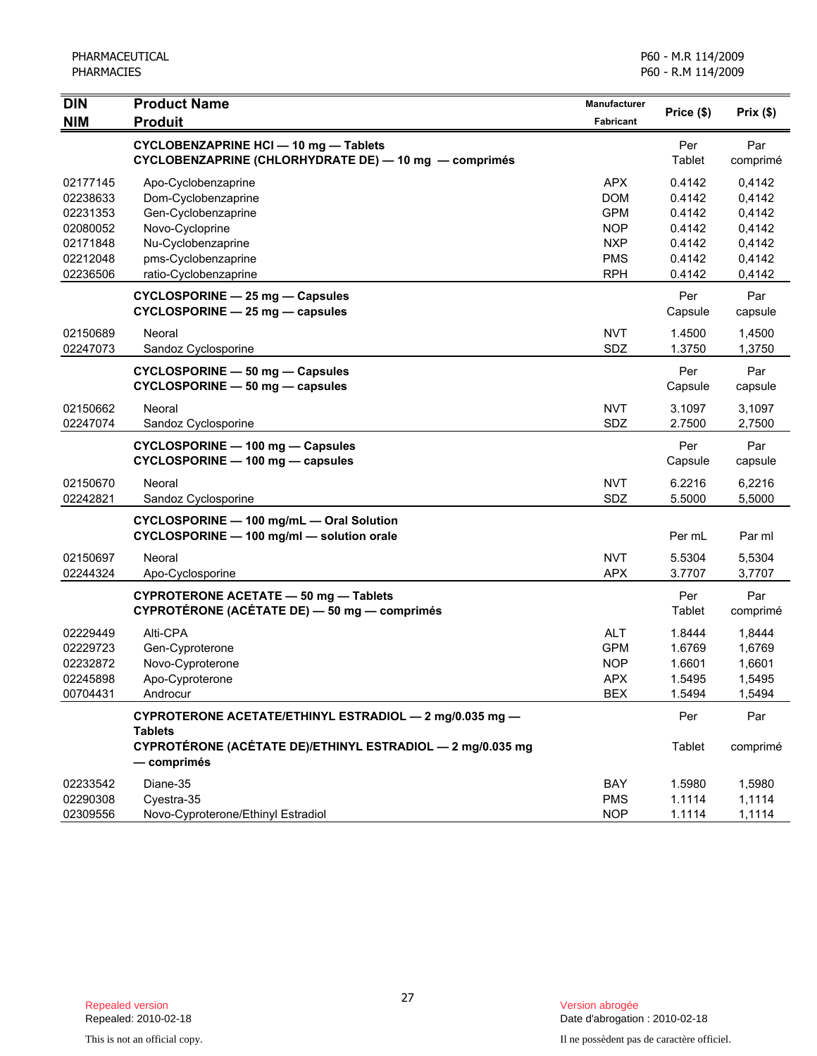| DIN<br>NIM | Product Name<br>Produit | Manufacturer<br>Fabricant | Price ($) | Prix ($) |
|---|---|---|---|---|
| | **CYCLOBENZAPRINE HCl — 10 mg — Tablets**<br>**CYCLOBENZAPRINE (CHLORHYDRATE DE) — 10 mg — comprimés** | | Per Tablet | Par comprimé |
| 02177145 | Apo-Cyclobenzaprine | APX | 0.4142 | 0,4142 |
| 02238633 | Dom-Cyclobenzaprine | DOM | 0.4142 | 0,4142 |
| 02231353 | Gen-Cyclobenzaprine | GPM | 0.4142 | 0,4142 |
| 02080052 | Novo-Cycloprine | NOP | 0.4142 | 0,4142 |
| 02171848 | Nu-Cyclobenzaprine | NXP | 0.4142 | 0,4142 |
| 02212048 | pms-Cyclobenzaprine | PMS | 0.4142 | 0,4142 |
| 02236506 | ratio-Cyclobenzaprine | RPH | 0.4142 | 0,4142 |
| | **CYCLOSPORINE — 25 mg — Capsules**<br>**CYCLOSPORINE — 25 mg — capsules** | | Per Capsule | Par capsule |
| 02150689 | Neoral | NVT | 1.4500 | 1,4500 |
| 02247073 | Sandoz Cyclosporine | SDZ | 1.3750 | 1,3750 |
| | **CYCLOSPORINE — 50 mg — Capsules**<br>**CYCLOSPORINE — 50 mg — capsules** | | Per Capsule | Par capsule |
| 02150662 | Neoral | NVT | 3.1097 | 3,1097 |
| 02247074 | Sandoz Cyclosporine | SDZ | 2.7500 | 2,7500 |
| | **CYCLOSPORINE — 100 mg — Capsules**<br>**CYCLOSPORINE — 100 mg — capsules** | | Per Capsule | Par capsule |
| 02150670 | Neoral | NVT | 6.2216 | 6,2216 |
| 02242821 | Sandoz Cyclosporine | SDZ | 5.5000 | 5,5000 |
| | **CYCLOSPORINE — 100 mg/mL — Oral Solution**<br>**CYCLOSPORINE — 100 mg/ml — solution orale** | | Per mL | Par ml |
| 02150697 | Neoral | NVT | 5.5304 | 5,5304 |
| 02244324 | Apo-Cyclosporine | APX | 3.7707 | 3,7707 |
| | **CYPROTERONE ACETATE — 50 mg — Tablets**<br>**CYPROTÉRONE (ACÉTATE DE) — 50 mg — comprimés** | | Per Tablet | Par comprimé |
| 02229449 | Alti-CPA | ALT | 1.8444 | 1,8444 |
| 02229723 | Gen-Cyproterone | GPM | 1.6769 | 1,6769 |
| 02232872 | Novo-Cyproterone | NOP | 1.6601 | 1,6601 |
| 02245898 | Apo-Cyproterone | APX | 1.5495 | 1,5495 |
| 00704431 | Androcur | BEX | 1.5494 | 1,5494 |
| | **CYPROTERONE ACETATE/ETHINYL ESTRADIOL — 2 mg/0.035 mg — Tablets**<br>**CYPROTÉRONE (ACÉTATE DE)/ETHINYL ESTRADIOL — 2 mg/0.035 mg — comprimés** | | Per Tablet | Par comprimé |
| 02233542 | Diane-35 | BAY | 1.5980 | 1,5980 |
| 02290308 | Cyestra-35 | PMS | 1.1114 | 1,1114 |
| 02309556 | Novo-Cyproterone/Ethinyl Estradiol | NOP | 1.1114 | 1,1114 |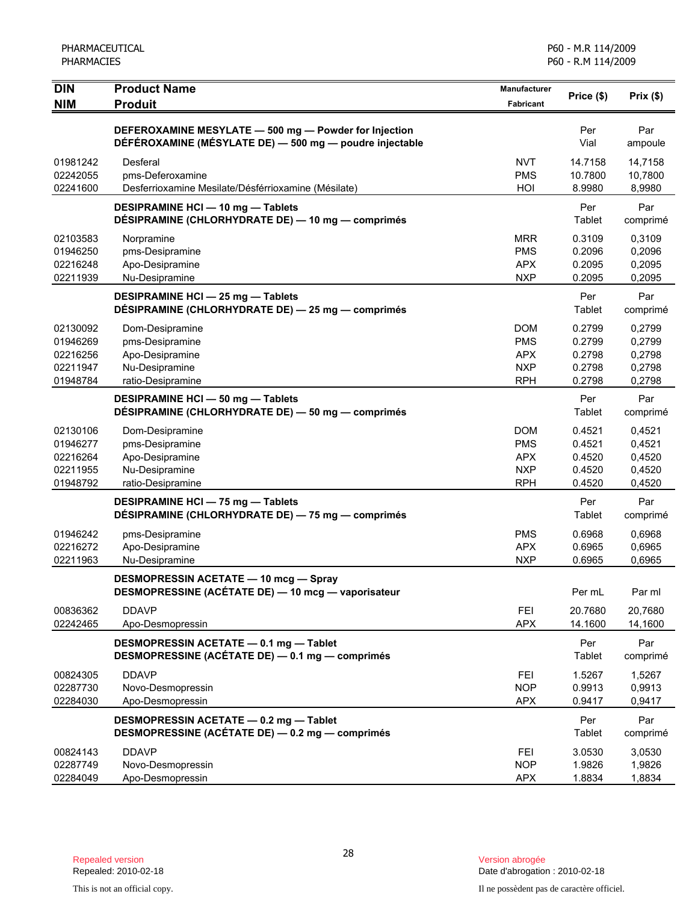| DIN<br>NIM | Product Name<br>Produit | Manufacturer<br>Fabricant | Price ($) | Prix ($) |
|---|---|---|---|---|
| | **DEFEROXAMINE MESYLATE — 500 mg — Powder for Injection**<br>**DÉFÉROXAMINE (MÉSYLATE DE) — 500 mg — poudre injectable** | | Per<br>Vial | Par<br>ampoule |
| 01981242 | Desferal | NVT | 14.7158 | 14,7158 |
| 02242055 | pms-Deferoxamine | PMS | 10.7800 | 10,7800 |
| 02241600 | Desferrioxamine Mesilate/Désférrioxamine (Mésilate) | HOI | 8.9980 | 8,9980 |
| | **DESIPRAMINE HCl — 10 mg — Tablets**<br>**DÉSIPRAMINE (CHLORHYDRATE DE) — 10 mg — comprimés** | | Per<br>Tablet | Par<br>comprimé |
| 02103583 | Norpramine | MRR | 0.3109 | 0,3109 |
| 01946250 | pms-Desipramine | PMS | 0.2096 | 0,2096 |
| 02216248 | Apo-Desipramine | APX | 0.2095 | 0,2095 |
| 02211939 | Nu-Desipramine | NXP | 0.2095 | 0,2095 |
| | **DESIPRAMINE HCl — 25 mg — Tablets**<br>**DÉSIPRAMINE (CHLORHYDRATE DE) — 25 mg — comprimés** | | Per<br>Tablet | Par<br>comprimé |
| 02130092 | Dom-Desipramine | DOM | 0.2799 | 0,2799 |
| 01946269 | pms-Desipramine | PMS | 0.2799 | 0,2799 |
| 02216256 | Apo-Desipramine | APX | 0.2798 | 0,2798 |
| 02211947 | Nu-Desipramine | NXP | 0.2798 | 0,2798 |
| 01948784 | ratio-Desipramine | RPH | 0.2798 | 0,2798 |
| | **DESIPRAMINE HCl — 50 mg — Tablets**<br>**DÉSIPRAMINE (CHLORHYDRATE DE) — 50 mg — comprimés** | | Per<br>Tablet | Par<br>comprimé |
| 02130106 | Dom-Desipramine | DOM | 0.4521 | 0,4521 |
| 01946277 | pms-Desipramine | PMS | 0.4521 | 0,4521 |
| 02216264 | Apo-Desipramine | APX | 0.4520 | 0,4520 |
| 02211955 | Nu-Desipramine | NXP | 0.4520 | 0,4520 |
| 01948792 | ratio-Desipramine | RPH | 0.4520 | 0,4520 |
| | **DESIPRAMINE HCl — 75 mg — Tablets**<br>**DÉSIPRAMINE (CHLORHYDRATE DE) — 75 mg — comprimés** | | Per<br>Tablet | Par<br>comprimé |
| 01946242 | pms-Desipramine | PMS | 0.6968 | 0,6968 |
| 02216272 | Apo-Desipramine | APX | 0.6965 | 0,6965 |
| 02211963 | Nu-Desipramine | NXP | 0.6965 | 0,6965 |
| | **DESMOPRESSIN ACETATE — 10 mcg — Spray**<br>**DESMOPRESSINE (ACÉTATE DE) — 10 mcg — vaporisateur** | | Per mL | Par ml |
| 00836362 | DDAVP | FEI | 20.7680 | 20,7680 |
| 02242465 | Apo-Desmopressin | APX | 14.1600 | 14,1600 |
| | **DESMOPRESSIN ACETATE — 0.1 mg — Tablet**<br>**DESMOPRESSINE (ACÉTATE DE) — 0.1 mg — comprimés** | | Per<br>Tablet | Par<br>comprimé |
| 00824305 | DDAVP | FEI | 1.5267 | 1,5267 |
| 02287730 | Novo-Desmopressin | NOP | 0.9913 | 0,9913 |
| 02284030 | Apo-Desmopressin | APX | 0.9417 | 0,9417 |
| | **DESMOPRESSIN ACETATE — 0.2 mg — Tablet**<br>**DESMOPRESSINE (ACÉTATE DE) — 0.2 mg — comprimés** | | Per<br>Tablet | Par<br>comprimé |
| 00824143 | DDAVP | FEI | 3.0530 | 3,0530 |
| 02287749 | Novo-Desmopressin | NOP | 1.9826 | 1,9826 |
| 02284049 | Apo-Desmopressin | APX | 1.8834 | 1,8834 |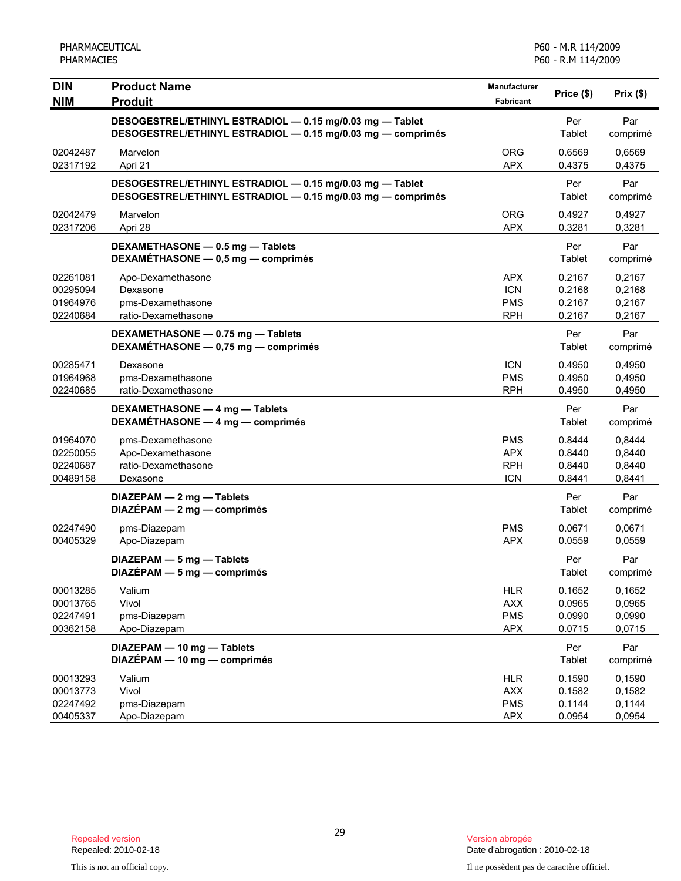| DIN / NIM | Product Name / Produit | Manufacturer / Fabricant | Price ($) | Prix ($) |
|---|---|---|---|---|
| | **DESOGESTREL/ETHINYL ESTRADIOL — 0.15 mg/0.03 mg — Tablet** **DESOGESTREL/ETHINYL ESTRADIOL — 0.15 mg/0.03 mg — comprimés** | | Per Tablet | Par comprimé |
| 02042487 | Marvelon | ORG | 0.6569 | 0,6569 |
| 02317192 | Apri 21 | APX | 0.4375 | 0,4375 |
| | **DESOGESTREL/ETHINYL ESTRADIOL — 0.15 mg/0.03 mg — Tablet** **DESOGESTREL/ETHINYL ESTRADIOL — 0.15 mg/0.03 mg — comprimés** | | Per Tablet | Par comprimé |
| 02042479 | Marvelon | ORG | 0.4927 | 0,4927 |
| 02317206 | Apri 28 | APX | 0.3281 | 0,3281 |
| | **DEXAMETHASONE — 0.5 mg — Tablets** **DEXAMÉTHASONE — 0,5 mg — comprimés** | | Per Tablet | Par comprimé |
| 02261081 | Apo-Dexamethasone | APX | 0.2167 | 0,2167 |
| 00295094 | Dexasone | ICN | 0.2168 | 0,2168 |
| 01964976 | pms-Dexamethasone | PMS | 0.2167 | 0,2167 |
| 02240684 | ratio-Dexamethasone | RPH | 0.2167 | 0,2167 |
| | **DEXAMETHASONE — 0.75 mg — Tablets** **DEXAMÉTHASONE — 0,75 mg — comprimés** | | Per Tablet | Par comprimé |
| 00285471 | Dexasone | ICN | 0.4950 | 0,4950 |
| 01964968 | pms-Dexamethasone | PMS | 0.4950 | 0,4950 |
| 02240685 | ratio-Dexamethasone | RPH | 0.4950 | 0,4950 |
| | **DEXAMETHASONE — 4 mg — Tablets** **DEXAMÉTHASONE — 4 mg — comprimés** | | Per Tablet | Par comprimé |
| 01964070 | pms-Dexamethasone | PMS | 0.8444 | 0,8444 |
| 02250055 | Apo-Dexamethasone | APX | 0.8440 | 0,8440 |
| 02240687 | ratio-Dexamethasone | RPH | 0.8440 | 0,8440 |
| 00489158 | Dexasone | ICN | 0.8441 | 0,8441 |
| | **DIAZEPAM — 2 mg — Tablets** **DIAZÉPAM — 2 mg — comprimés** | | Per Tablet | Par comprimé |
| 02247490 | pms-Diazepam | PMS | 0.0671 | 0,0671 |
| 00405329 | Apo-Diazepam | APX | 0.0559 | 0,0559 |
| | **DIAZEPAM — 5 mg — Tablets** **DIAZÉPAM — 5 mg — comprimés** | | Per Tablet | Par comprimé |
| 00013285 | Valium | HLR | 0.1652 | 0,1652 |
| 00013765 | Vivol | AXX | 0.0965 | 0,0965 |
| 02247491 | pms-Diazepam | PMS | 0.0990 | 0,0990 |
| 00362158 | Apo-Diazepam | APX | 0.0715 | 0,0715 |
| | **DIAZEPAM — 10 mg — Tablets** **DIAZÉPAM — 10 mg — comprimés** | | Per Tablet | Par comprimé |
| 00013293 | Valium | HLR | 0.1590 | 0,1590 |
| 00013773 | Vivol | AXX | 0.1582 | 0,1582 |
| 02247492 | pms-Diazepam | PMS | 0.1144 | 0,1144 |
| 00405337 | Apo-Diazepam | APX | 0.0954 | 0,0954 |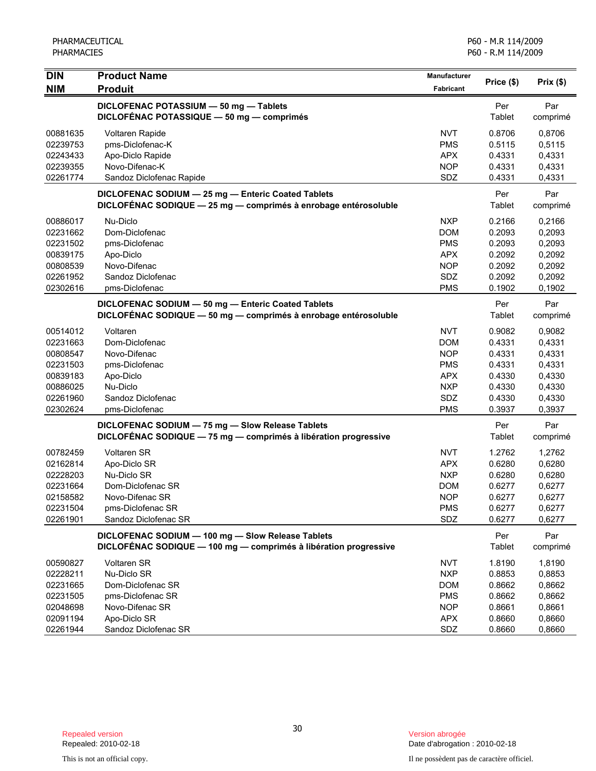| DIN<br>NIM | Product Name<br>Produit | Manufacturer<br>Fabricant | Price ($) | Prix ($) |
|---|---|---|---|---|
| | **DICLOFENAC POTASSIUM — 50 mg — Tablets**<br>**DICLOFÉNAC POTASSIQUE — 50 mg — comprimés** | | Per Tablet | Par comprimé |
| 00881635 | Voltaren Rapide | NVT | 0.8706 | 0,8706 |
| 02239753 | pms-Diclofenac-K | PMS | 0.5115 | 0,5115 |
| 02243433 | Apo-Diclo Rapide | APX | 0.4331 | 0,4331 |
| 02239355 | Novo-Difenac-K | NOP | 0.4331 | 0,4331 |
| 02261774 | Sandoz Diclofenac Rapide | SDZ | 0.4331 | 0,4331 |
| | **DICLOFENAC SODIUM — 25 mg — Enteric Coated Tablets**<br>**DICLOFÉNAC SODIQUE — 25 mg — comprimés à enrobage entérosoluble** | | Per Tablet | Par comprimé |
| 00886017 | Nu-Diclo | NXP | 0.2166 | 0,2166 |
| 02231662 | Dom-Diclofenac | DOM | 0.2093 | 0,2093 |
| 02231502 | pms-Diclofenac | PMS | 0.2093 | 0,2093 |
| 00839175 | Apo-Diclo | APX | 0.2092 | 0,2092 |
| 00808539 | Novo-Difenac | NOP | 0.2092 | 0,2092 |
| 02261952 | Sandoz Diclofenac | SDZ | 0.2092 | 0,2092 |
| 02302616 | pms-Diclofenac | PMS | 0.1902 | 0,1902 |
| | **DICLOFENAC SODIUM — 50 mg — Enteric Coated Tablets**<br>**DICLOFÉNAC SODIQUE — 50 mg — comprimés à enrobage entérosoluble** | | Per Tablet | Par comprimé |
| 00514012 | Voltaren | NVT | 0.9082 | 0,9082 |
| 02231663 | Dom-Diclofenac | DOM | 0.4331 | 0,4331 |
| 00808547 | Novo-Difenac | NOP | 0.4331 | 0,4331 |
| 02231503 | pms-Diclofenac | PMS | 0.4331 | 0,4331 |
| 00839183 | Apo-Diclo | APX | 0.4330 | 0,4330 |
| 00886025 | Nu-Diclo | NXP | 0.4330 | 0,4330 |
| 02261960 | Sandoz Diclofenac | SDZ | 0.4330 | 0,4330 |
| 02302624 | pms-Diclofenac | PMS | 0.3937 | 0,3937 |
| | **DICLOFENAC SODIUM — 75 mg — Slow Release Tablets**<br>**DICLOFÉNAC SODIQUE — 75 mg — comprimés à libération progressive** | | Per Tablet | Par comprimé |
| 00782459 | Voltaren SR | NVT | 1.2762 | 1,2762 |
| 02162814 | Apo-Diclo SR | APX | 0.6280 | 0,6280 |
| 02228203 | Nu-Diclo SR | NXP | 0.6280 | 0,6280 |
| 02231664 | Dom-Diclofenac SR | DOM | 0.6277 | 0,6277 |
| 02158582 | Novo-Difenac SR | NOP | 0.6277 | 0,6277 |
| 02231504 | pms-Diclofenac SR | PMS | 0.6277 | 0,6277 |
| 02261901 | Sandoz Diclofenac SR | SDZ | 0.6277 | 0,6277 |
| | **DICLOFENAC SODIUM — 100 mg — Slow Release Tablets**<br>**DICLOFÉNAC SODIQUE — 100 mg — comprimés à libération progressive** | | Per Tablet | Par comprimé |
| 00590827 | Voltaren SR | NVT | 1.8190 | 1,8190 |
| 02228211 | Nu-Diclo SR | NXP | 0.8853 | 0,8853 |
| 02231665 | Dom-Diclofenac SR | DOM | 0.8662 | 0,8662 |
| 02231505 | pms-Diclofenac SR | PMS | 0.8662 | 0,8662 |
| 02048698 | Novo-Difenac SR | NOP | 0.8661 | 0,8661 |
| 02091194 | Apo-Diclo SR | APX | 0.8660 | 0,8660 |
| 02261944 | Sandoz Diclofenac SR | SDZ | 0.8660 | 0,8660 |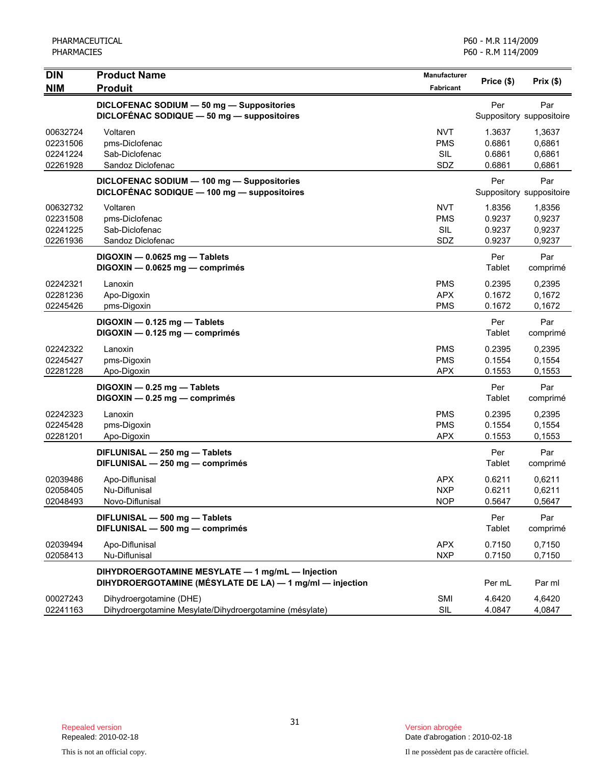PHARMACEUTICAL
PHARMACIES

P60 - M.R 114/2009
P60 - R.M 114/2009

| DIN<br>NIM | Product Name<br>Produit | Manufacturer<br>Fabricant | Price ($) | Prix ($) |
|---|---|---|---|---|
| | **DICLOFENAC SODIUM — 50 mg — Suppositories**<br>**DICLOFÉNAC SODIQUE — 50 mg — suppositoires** | | Per Suppository | Par suppositoire |
| 00632724 | Voltaren | NVT | 1.3637 | 1,3637 |
| 02231506 | pms-Diclofenac | PMS | 0.6861 | 0,6861 |
| 02241224 | Sab-Diclofenac | SIL | 0.6861 | 0,6861 |
| 02261928 | Sandoz Diclofenac | SDZ | 0.6861 | 0,6861 |
| | **DICLOFENAC SODIUM — 100 mg — Suppositories**<br>**DICLOFÉNAC SODIQUE — 100 mg — suppositoires** | | Per Suppository | Par suppositoire |
| 00632732 | Voltaren | NVT | 1.8356 | 1,8356 |
| 02231508 | pms-Diclofenac | PMS | 0.9237 | 0,9237 |
| 02241225 | Sab-Diclofenac | SIL | 0.9237 | 0,9237 |
| 02261936 | Sandoz Diclofenac | SDZ | 0.9237 | 0,9237 |
| | **DIGOXIN — 0.0625 mg — Tablets**<br>**DIGOXIN — 0.0625 mg — comprimés** | | Per Tablet | Par comprimé |
| 02242321 | Lanoxin | PMS | 0.2395 | 0,2395 |
| 02281236 | Apo-Digoxin | APX | 0.1672 | 0,1672 |
| 02245426 | pms-Digoxin | PMS | 0.1672 | 0,1672 |
| | **DIGOXIN — 0.125 mg — Tablets**<br>**DIGOXIN — 0.125 mg — comprimés** | | Per Tablet | Par comprimé |
| 02242322 | Lanoxin | PMS | 0.2395 | 0,2395 |
| 02245427 | pms-Digoxin | PMS | 0.1554 | 0,1554 |
| 02281228 | Apo-Digoxin | APX | 0.1553 | 0,1553 |
| | **DIGOXIN — 0.25 mg — Tablets**<br>**DIGOXIN — 0.25 mg — comprimés** | | Per Tablet | Par comprimé |
| 02242323 | Lanoxin | PMS | 0.2395 | 0,2395 |
| 02245428 | pms-Digoxin | PMS | 0.1554 | 0,1554 |
| 02281201 | Apo-Digoxin | APX | 0.1553 | 0,1553 |
| | **DIFLUNISAL — 250 mg — Tablets**<br>**DIFLUNISAL — 250 mg — comprimés** | | Per Tablet | Par comprimé |
| 02039486 | Apo-Diflunisal | APX | 0.6211 | 0,6211 |
| 02058405 | Nu-Diflunisal | NXP | 0.6211 | 0,6211 |
| 02048493 | Novo-Diflunisal | NOP | 0.5647 | 0,5647 |
| | **DIFLUNISAL — 500 mg — Tablets**<br>**DIFLUNISAL — 500 mg — comprimés** | | Per Tablet | Par comprimé |
| 02039494 | Apo-Diflunisal | APX | 0.7150 | 0,7150 |
| 02058413 | Nu-Diflunisal | NXP | 0.7150 | 0,7150 |
| | **DIHYDROERGOTAMINE MESYLATE — 1 mg/mL — Injection**<br>**DIHYDROERGOTAMINE (MÉSYLATE DE LA) — 1 mg/ml — injection** | | Per mL | Par ml |
| 00027243 | Dihydroergotamine (DHE) | SMI | 4.6420 | 4,6420 |
| 02241163 | Dihydroergotamine Mesylate/Dihydroergotamine (mésylate) | SIL | 4.0847 | 4,0847 |

Repealed version
Repealed: 2010-02-18

This is not an official copy.

Version abrogée
Date d'abrogation : 2010-02-18

Il ne possèdent pas de caractère officiel.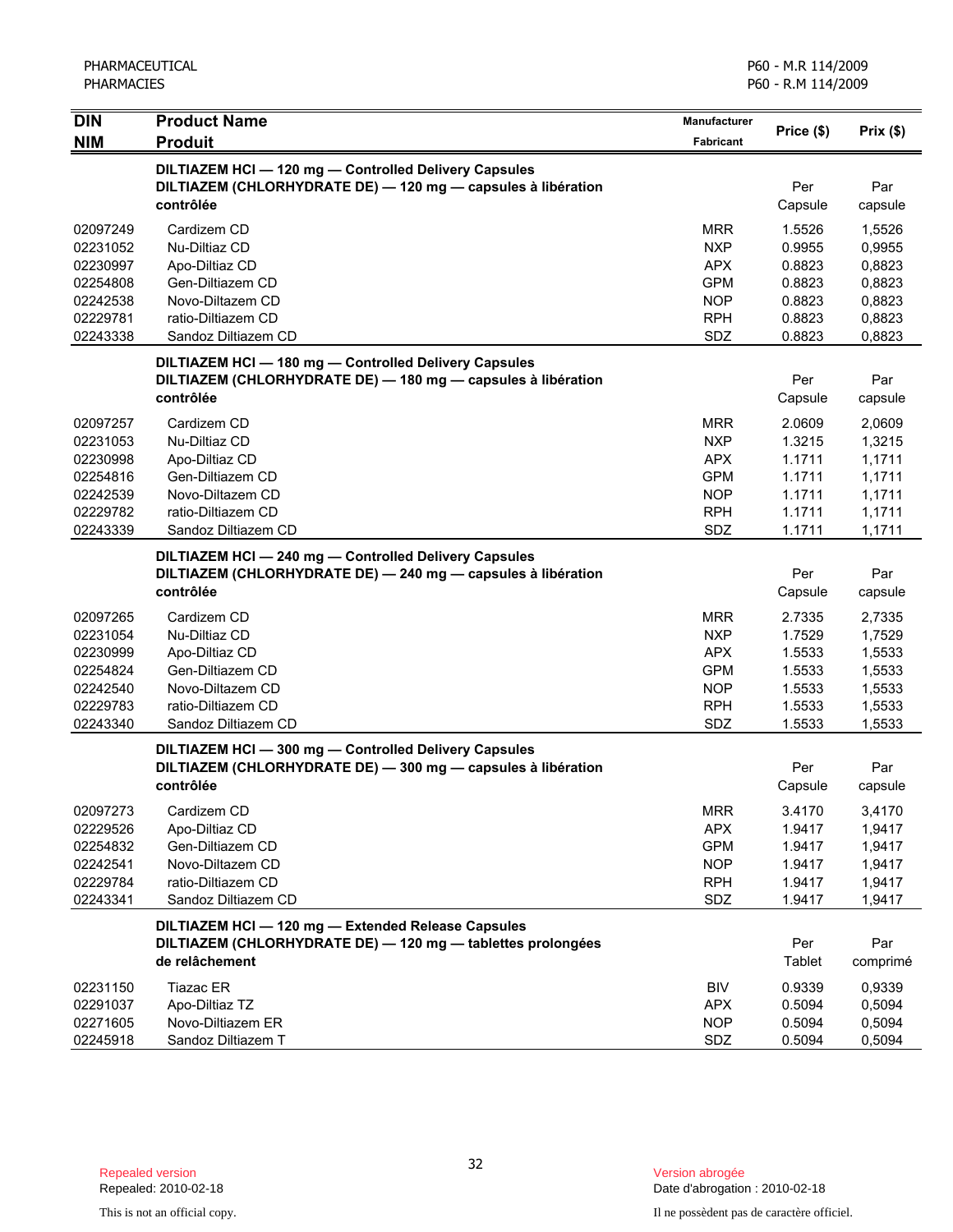| DIN<br>NIM | Product Name<br>Produit | Manufacturer<br>Fabricant | Price ($) | Prix ($) |
|---|---|---|---|---|
| | **DILTIAZEM HCl — 120 mg — Controlled Delivery Capsules**<br>**DILTIAZEM (CHLORHYDRATE DE) — 120 mg — capsules à libération contrôlée** | | Per Capsule | Par capsule |
| 02097249 | Cardizem CD | MRR | 1.5526 | 1,5526 |
| 02231052 | Nu-Diltiaz CD | NXP | 0.9955 | 0,9955 |
| 02230997 | Apo-Diltiaz CD | APX | 0.8823 | 0,8823 |
| 02254808 | Gen-Diltiazem CD | GPM | 0.8823 | 0,8823 |
| 02242538 | Novo-Diltazem CD | NOP | 0.8823 | 0,8823 |
| 02229781 | ratio-Diltiazem CD | RPH | 0.8823 | 0,8823 |
| 02243338 | Sandoz Diltiazem CD | SDZ | 0.8823 | 0,8823 |
| | **DILTIAZEM HCl — 180 mg — Controlled Delivery Capsules**<br>**DILTIAZEM (CHLORHYDRATE DE) — 180 mg — capsules à libération contrôlée** | | Per Capsule | Par capsule |
| 02097257 | Cardizem CD | MRR | 2.0609 | 2,0609 |
| 02231053 | Nu-Diltiaz CD | NXP | 1.3215 | 1,3215 |
| 02230998 | Apo-Diltiaz CD | APX | 1.1711 | 1,1711 |
| 02254816 | Gen-Diltiazem CD | GPM | 1.1711 | 1,1711 |
| 02242539 | Novo-Diltazem CD | NOP | 1.1711 | 1,1711 |
| 02229782 | ratio-Diltiazem CD | RPH | 1.1711 | 1,1711 |
| 02243339 | Sandoz Diltiazem CD | SDZ | 1.1711 | 1,1711 |
| | **DILTIAZEM HCl — 240 mg — Controlled Delivery Capsules**<br>**DILTIAZEM (CHLORHYDRATE DE) — 240 mg — capsules à libération contrôlée** | | Per Capsule | Par capsule |
| 02097265 | Cardizem CD | MRR | 2.7335 | 2,7335 |
| 02231054 | Nu-Diltiaz CD | NXP | 1.7529 | 1,7529 |
| 02230999 | Apo-Diltiaz CD | APX | 1.5533 | 1,5533 |
| 02254824 | Gen-Diltiazem CD | GPM | 1.5533 | 1,5533 |
| 02242540 | Novo-Diltazem CD | NOP | 1.5533 | 1,5533 |
| 02229783 | ratio-Diltiazem CD | RPH | 1.5533 | 1,5533 |
| 02243340 | Sandoz Diltiazem CD | SDZ | 1.5533 | 1,5533 |
| | **DILTIAZEM HCl — 300 mg — Controlled Delivery Capsules**<br>**DILTIAZEM (CHLORHYDRATE DE) — 300 mg — capsules à libération contrôlée** | | Per Capsule | Par capsule |
| 02097273 | Cardizem CD | MRR | 3.4170 | 3,4170 |
| 02229526 | Apo-Diltiaz CD | APX | 1.9417 | 1,9417 |
| 02254832 | Gen-Diltiazem CD | GPM | 1.9417 | 1,9417 |
| 02242541 | Novo-Diltazem CD | NOP | 1.9417 | 1,9417 |
| 02229784 | ratio-Diltiazem CD | RPH | 1.9417 | 1,9417 |
| 02243341 | Sandoz Diltiazem CD | SDZ | 1.9417 | 1,9417 |
| | **DILTIAZEM HCl — 120 mg — Extended Release Capsules**<br>**DILTIAZEM (CHLORHYDRATE DE) — 120 mg — tablettes prolongées de relâchement** | | Per Tablet | Par comprimé |
| 02231150 | Tiazac ER | BIV | 0.9339 | 0,9339 |
| 02291037 | Apo-Diltiaz TZ | APX | 0.5094 | 0,5094 |
| 02271605 | Novo-Diltiazem ER | NOP | 0.5094 | 0,5094 |
| 02245918 | Sandoz Diltiazem T | SDZ | 0.5094 | 0,5094 |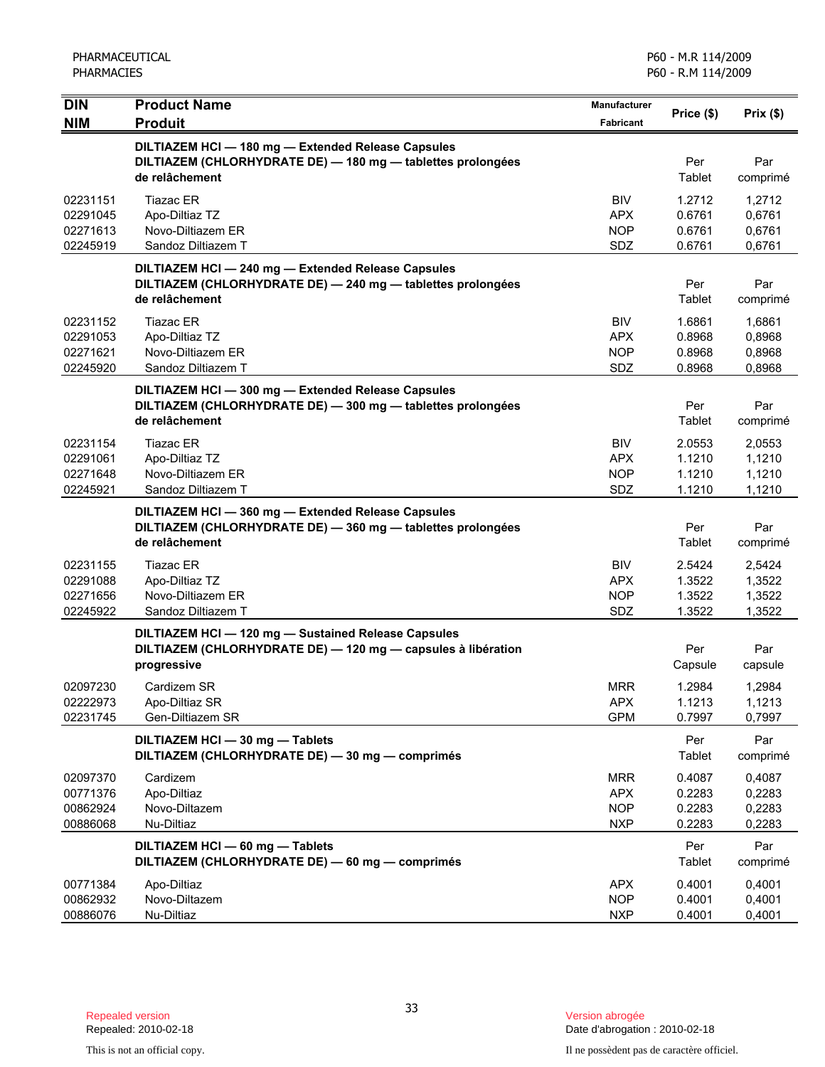| DIN<br>NIM | Product Name<br>Produit | Manufacturer<br>Fabricant | Price ($) | Prix ($) |
|---|---|---|---|---|
| | **DILTIAZEM HCl — 180 mg — Extended Release Capsules**<br>**DILTIAZEM (CHLORHYDRATE DE) — 180 mg — tablettes prolongées de relâchement** | | Per Tablet | Par comprimé |
| 02231151 | Tiazac ER | BIV | 1.2712 | 1,2712 |
| 02291045 | Apo-Diltiaz TZ | APX | 0.6761 | 0,6761 |
| 02271613 | Novo-Diltiazem ER | NOP | 0.6761 | 0,6761 |
| 02245919 | Sandoz Diltiazem T | SDZ | 0.6761 | 0,6761 |
| | **DILTIAZEM HCl — 240 mg — Extended Release Capsules**<br>**DILTIAZEM (CHLORHYDRATE DE) — 240 mg — tablettes prolongées de relâchement** | | Per Tablet | Par comprimé |
| 02231152 | Tiazac ER | BIV | 1.6861 | 1,6861 |
| 02291053 | Apo-Diltiaz TZ | APX | 0.8968 | 0,8968 |
| 02271621 | Novo-Diltiazem ER | NOP | 0.8968 | 0,8968 |
| 02245920 | Sandoz Diltiazem T | SDZ | 0.8968 | 0,8968 |
| | **DILTIAZEM HCl — 300 mg — Extended Release Capsules**<br>**DILTIAZEM (CHLORHYDRATE DE) — 300 mg — tablettes prolongées de relâchement** | | Per Tablet | Par comprimé |
| 02231154 | Tiazac ER | BIV | 2.0553 | 2,0553 |
| 02291061 | Apo-Diltiaz TZ | APX | 1.1210 | 1,1210 |
| 02271648 | Novo-Diltiazem ER | NOP | 1.1210 | 1,1210 |
| 02245921 | Sandoz Diltiazem T | SDZ | 1.1210 | 1,1210 |
| | **DILTIAZEM HCl — 360 mg — Extended Release Capsules**<br>**DILTIAZEM (CHLORHYDRATE DE) — 360 mg — tablettes prolongées de relâchement** | | Per Tablet | Par comprimé |
| 02231155 | Tiazac ER | BIV | 2.5424 | 2,5424 |
| 02291088 | Apo-Diltiaz TZ | APX | 1.3522 | 1,3522 |
| 02271656 | Novo-Diltiazem ER | NOP | 1.3522 | 1,3522 |
| 02245922 | Sandoz Diltiazem T | SDZ | 1.3522 | 1,3522 |
| | **DILTIAZEM HCl — 120 mg — Sustained Release Capsules**<br>**DILTIAZEM (CHLORHYDRATE DE) — 120 mg — capsules à libération progressive** | | Per Capsule | Par capsule |
| 02097230 | Cardizem SR | MRR | 1.2984 | 1,2984 |
| 02222973 | Apo-Diltiaz SR | APX | 1.1213 | 1,1213 |
| 02231745 | Gen-Diltiazem SR | GPM | 0.7997 | 0,7997 |
| | **DILTIAZEM HCl — 30 mg — Tablets**<br>**DILTIAZEM (CHLORHYDRATE DE) — 30 mg — comprimés** | | Per Tablet | Par comprimé |
| 02097370 | Cardizem | MRR | 0.4087 | 0,4087 |
| 00771376 | Apo-Diltiaz | APX | 0.2283 | 0,2283 |
| 00862924 | Novo-Diltazem | NOP | 0.2283 | 0,2283 |
| 00886068 | Nu-Diltiaz | NXP | 0.2283 | 0,2283 |
| | **DILTIAZEM HCl — 60 mg — Tablets**<br>**DILTIAZEM (CHLORHYDRATE DE) — 60 mg — comprimés** | | Per Tablet | Par comprimé |
| 00771384 | Apo-Diltiaz | APX | 0.4001 | 0,4001 |
| 00862932 | Novo-Diltazem | NOP | 0.4001 | 0,4001 |
| 00886076 | Nu-Diltiaz | NXP | 0.4001 | 0,4001 |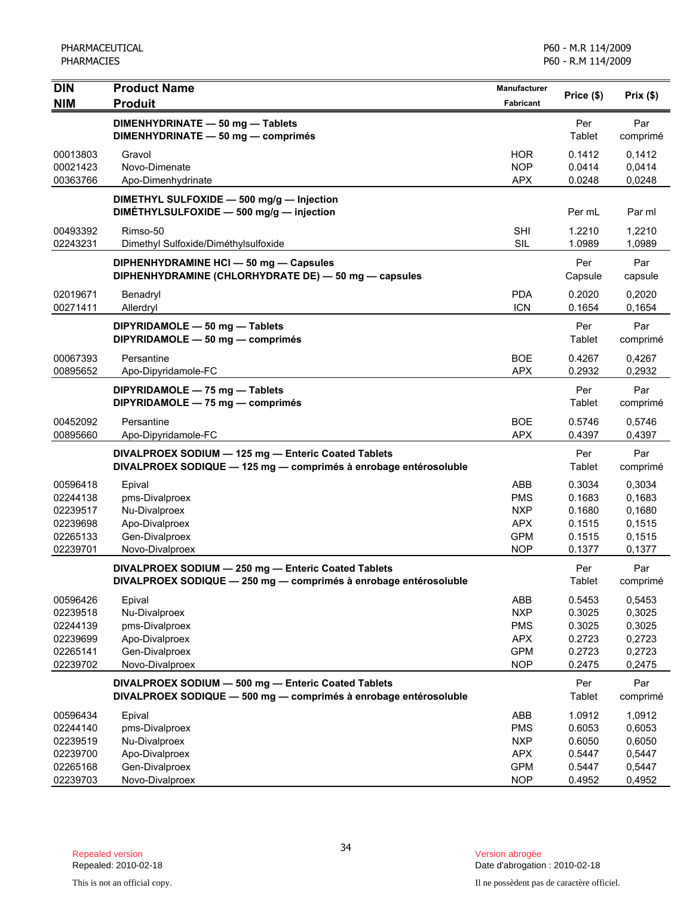| DIN<br>NIM | Product Name<br>Produit | Manufacturer<br>Fabricant | Price ($) | Prix ($) |
|---|---|---|---|---|
| | **DIMENHYDRINATE — 50 mg — Tablets**<br>**DIMENHYDRINATE — 50 mg — comprimés** | | Per Tablet | Par comprimé |
| 00013803 | Gravol | HOR | 0.1412 | 0,1412 |
| 00021423 | Novo-Dimenate | NOP | 0.0414 | 0,0414 |
| 00363766 | Apo-Dimenhydrinate | APX | 0.0248 | 0,0248 |
| | **DIMETHYL SULFOXIDE — 500 mg/g — Injection**<br>**DIMÉTHYLSULFOXIDE — 500 mg/g — injection** | | Per mL | Par ml |
| 00493392 | Rimso-50 | SHI | 1.2210 | 1,2210 |
| 02243231 | Dimethyl Sulfoxide/Diméthylsulfoxide | SIL | 1.0989 | 1,0989 |
| | **DIPHENHYDRAMINE HCl — 50 mg — Capsules**<br>**DIPHENHYDRAMINE (CHLORHYDRATE DE) — 50 mg — capsules** | | Per Capsule | Par capsule |
| 02019671 | Benadryl | PDA | 0.2020 | 0,2020 |
| 00271411 | Allerdryl | ICN | 0.1654 | 0,1654 |
| | **DIPYRIDAMOLE — 50 mg — Tablets**<br>**DIPYRIDAMOLE — 50 mg — comprimés** | | Per Tablet | Par comprimé |
| 00067393 | Persantine | BOE | 0.4267 | 0,4267 |
| 00895652 | Apo-Dipyridamole-FC | APX | 0.2932 | 0,2932 |
| | **DIPYRIDAMOLE — 75 mg — Tablets**<br>**DIPYRIDAMOLE — 75 mg — comprimés** | | Per Tablet | Par comprimé |
| 00452092 | Persantine | BOE | 0.5746 | 0,5746 |
| 00895660 | Apo-Dipyridamole-FC | APX | 0.4397 | 0,4397 |
| | **DIVALPROEX SODIUM — 125 mg — Enteric Coated Tablets**<br>**DIVALPROEX SODIQUE — 125 mg — comprimés à enrobage entérosoluble** | | Per Tablet | Par comprimé |
| 00596418 | Epival | ABB | 0.3034 | 0,3034 |
| 02244138 | pms-Divalproex | PMS | 0.1683 | 0,1683 |
| 02239517 | Nu-Divalproex | NXP | 0.1680 | 0,1680 |
| 02239698 | Apo-Divalproex | APX | 0.1515 | 0,1515 |
| 02265133 | Gen-Divalproex | GPM | 0.1515 | 0,1515 |
| 02239701 | Novo-Divalproex | NOP | 0.1377 | 0,1377 |
| | **DIVALPROEX SODIUM — 250 mg — Enteric Coated Tablets**<br>**DIVALPROEX SODIQUE — 250 mg — comprimés à enrobage entérosoluble** | | Per Tablet | Par comprimé |
| 00596426 | Epival | ABB | 0.5453 | 0,5453 |
| 02239518 | Nu-Divalproex | NXP | 0.3025 | 0,3025 |
| 02244139 | pms-Divalproex | PMS | 0.3025 | 0,3025 |
| 02239699 | Apo-Divalproex | APX | 0.2723 | 0,2723 |
| 02265141 | Gen-Divalproex | GPM | 0.2723 | 0,2723 |
| 02239702 | Novo-Divalproex | NOP | 0.2475 | 0,2475 |
| | **DIVALPROEX SODIUM — 500 mg — Enteric Coated Tablets**<br>**DIVALPROEX SODIQUE — 500 mg — comprimés à enrobage entérosoluble** | | Per Tablet | Par comprimé |
| 00596434 | Epival | ABB | 1.0912 | 1,0912 |
| 02244140 | pms-Divalproex | PMS | 0.6053 | 0,6053 |
| 02239519 | Nu-Divalproex | NXP | 0.6050 | 0,6050 |
| 02239700 | Apo-Divalproex | APX | 0.5447 | 0,5447 |
| 02265168 | Gen-Divalproex | GPM | 0.5447 | 0,5447 |
| 02239703 | Novo-Divalproex | NOP | 0.4952 | 0,4952 |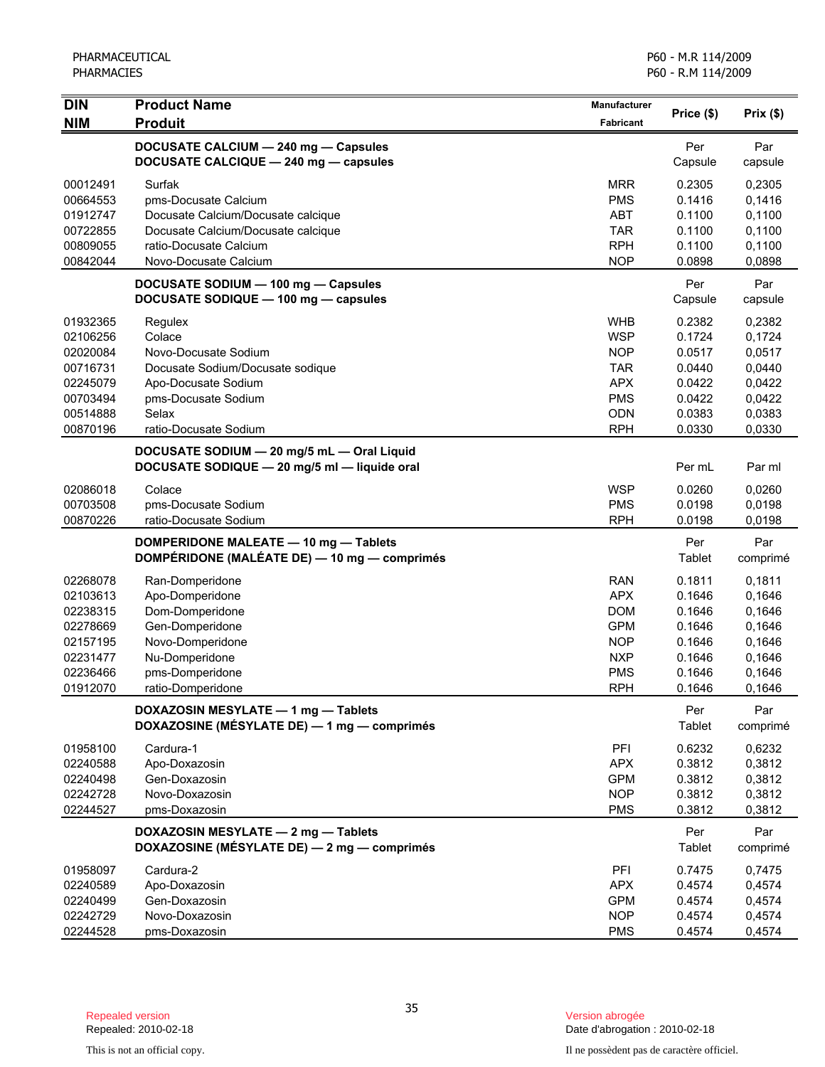| DIN<br>NIM | Product Name<br>Produit | Manufacturer<br>Fabricant | Price ($) | Prix ($) |
|---|---|---|---|---|
| | **DOCUSATE CALCIUM — 240 mg — Capsules**<br>**DOCUSATE CALCIQUE — 240 mg — capsules** | | Per Capsule | Par capsule |
| 00012491 | Surfak | MRR | 0.2305 | 0,2305 |
| 00664553 | pms-Docusate Calcium | PMS | 0.1416 | 0,1416 |
| 01912747 | Docusate Calcium/Docusate calcique | ABT | 0.1100 | 0,1100 |
| 00722855 | Docusate Calcium/Docusate calcique | TAR | 0.1100 | 0,1100 |
| 00809055 | ratio-Docusate Calcium | RPH | 0.1100 | 0,1100 |
| 00842044 | Novo-Docusate Calcium | NOP | 0.0898 | 0,0898 |
| | **DOCUSATE SODIUM — 100 mg — Capsules**<br>**DOCUSATE SODIQUE — 100 mg — capsules** | | Per Capsule | Par capsule |
| 01932365 | Regulex | WHB | 0.2382 | 0,2382 |
| 02106256 | Colace | WSP | 0.1724 | 0,1724 |
| 02020084 | Novo-Docusate Sodium | NOP | 0.0517 | 0,0517 |
| 00716731 | Docusate Sodium/Docusate sodique | TAR | 0.0440 | 0,0440 |
| 02245079 | Apo-Docusate Sodium | APX | 0.0422 | 0,0422 |
| 00703494 | pms-Docusate Sodium | PMS | 0.0422 | 0,0422 |
| 00514888 | Selax | ODN | 0.0383 | 0,0383 |
| 00870196 | ratio-Docusate Sodium | RPH | 0.0330 | 0,0330 |
| | **DOCUSATE SODIUM — 20 mg/5 mL — Oral Liquid**<br>**DOCUSATE SODIQUE — 20 mg/5 ml — liquide oral** | | Per mL | Par ml |
| 02086018 | Colace | WSP | 0.0260 | 0,0260 |
| 00703508 | pms-Docusate Sodium | PMS | 0.0198 | 0,0198 |
| 00870226 | ratio-Docusate Sodium | RPH | 0.0198 | 0,0198 |
| | **DOMPERIDONE MALEATE — 10 mg — Tablets**<br>**DOMPÉRIDONE (MALÉATE DE) — 10 mg — comprimés** | | Per Tablet | Par comprimé |
| 02268078 | Ran-Domperidone | RAN | 0.1811 | 0,1811 |
| 02103613 | Apo-Domperidone | APX | 0.1646 | 0,1646 |
| 02238315 | Dom-Domperidone | DOM | 0.1646 | 0,1646 |
| 02278669 | Gen-Domperidone | GPM | 0.1646 | 0,1646 |
| 02157195 | Novo-Domperidone | NOP | 0.1646 | 0,1646 |
| 02231477 | Nu-Domperidone | NXP | 0.1646 | 0,1646 |
| 02236466 | pms-Domperidone | PMS | 0.1646 | 0,1646 |
| 01912070 | ratio-Domperidone | RPH | 0.1646 | 0,1646 |
| | **DOXAZOSIN MESYLATE — 1 mg — Tablets**<br>**DOXAZOSINE (MÉSYLATE DE) — 1 mg — comprimés** | | Per Tablet | Par comprimé |
| 01958100 | Cardura-1 | PFI | 0.6232 | 0,6232 |
| 02240588 | Apo-Doxazosin | APX | 0.3812 | 0,3812 |
| 02240498 | Gen-Doxazosin | GPM | 0.3812 | 0,3812 |
| 02242728 | Novo-Doxazosin | NOP | 0.3812 | 0,3812 |
| 02244527 | pms-Doxazosin | PMS | 0.3812 | 0,3812 |
| | **DOXAZOSIN MESYLATE — 2 mg — Tablets**<br>**DOXAZOSINE (MÉSYLATE DE) — 2 mg — comprimés** | | Per Tablet | Par comprimé |
| 01958097 | Cardura-2 | PFI | 0.7475 | 0,7475 |
| 02240589 | Apo-Doxazosin | APX | 0.4574 | 0,4574 |
| 02240499 | Gen-Doxazosin | GPM | 0.4574 | 0,4574 |
| 02242729 | Novo-Doxazosin | NOP | 0.4574 | 0,4574 |
| 02244528 | pms-Doxazosin | PMS | 0.4574 | 0,4574 |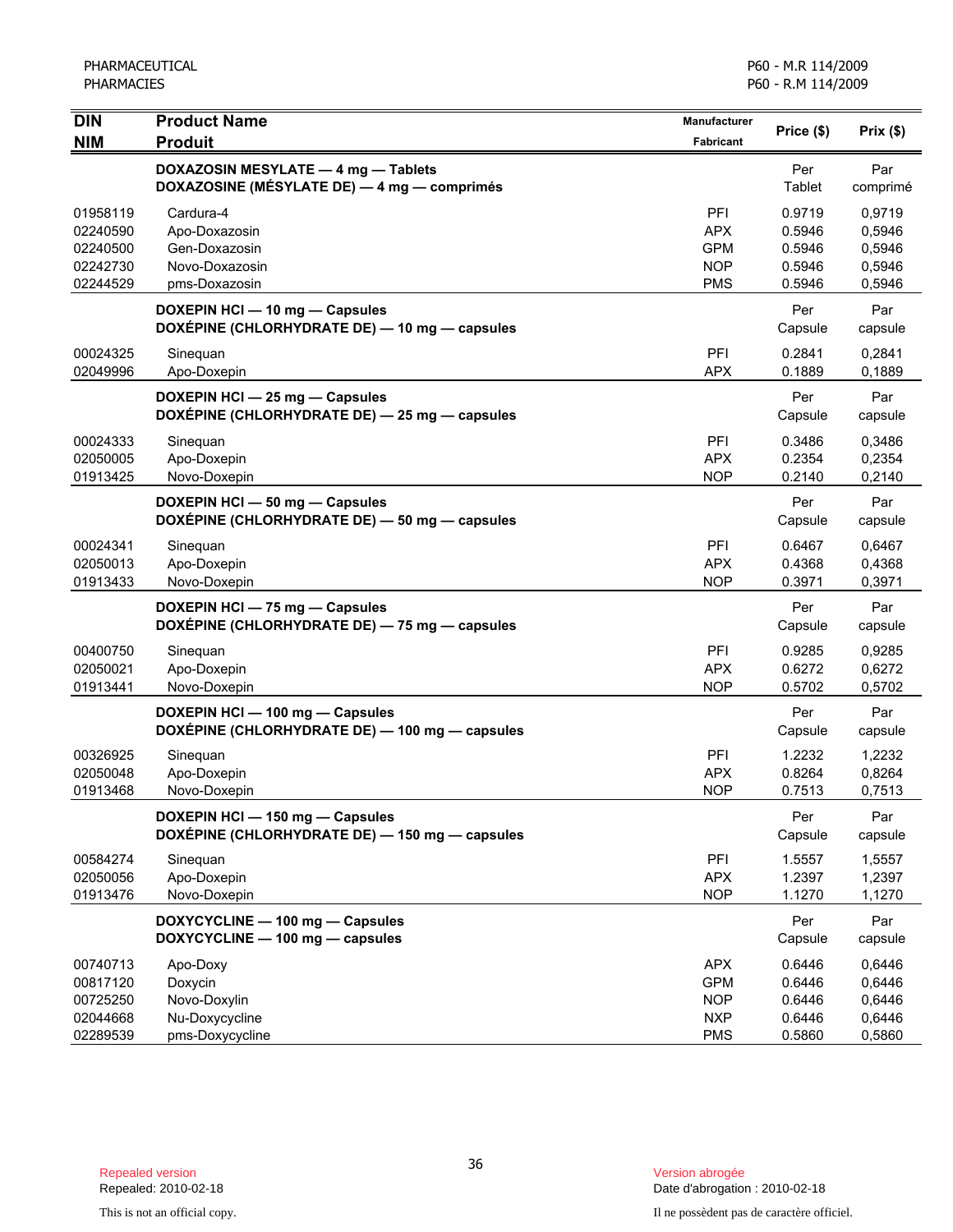| DIN<br>NIM | Product Name<br>Produit | Manufacturer<br>Fabricant | Price ($) | Prix ($) |
|---|---|---|---|---|
| | **DOXAZOSIN MESYLATE — 4 mg — Tablets**<br>**DOXAZOSINE (MÉSYLATE DE) — 4 mg — comprimés** | | Per Tablet | Par comprimé |
| 01958119 | Cardura-4 | PFI | 0.9719 | 0,9719 |
| 02240590 | Apo-Doxazosin | APX | 0.5946 | 0,5946 |
| 02240500 | Gen-Doxazosin | GPM | 0.5946 | 0,5946 |
| 02242730 | Novo-Doxazosin | NOP | 0.5946 | 0,5946 |
| 02244529 | pms-Doxazosin | PMS | 0.5946 | 0,5946 |
| | **DOXEPIN HCl — 10 mg — Capsules**<br>**DOXÉPINE (CHLORHYDRATE DE) — 10 mg — capsules** | | Per Capsule | Par capsule |
| 00024325 | Sinequan | PFI | 0.2841 | 0,2841 |
| 02049996 | Apo-Doxepin | APX | 0.1889 | 0,1889 |
| | **DOXEPIN HCl — 25 mg — Capsules**<br>**DOXÉPINE (CHLORHYDRATE DE) — 25 mg — capsules** | | Per Capsule | Par capsule |
| 00024333 | Sinequan | PFI | 0.3486 | 0,3486 |
| 02050005 | Apo-Doxepin | APX | 0.2354 | 0,2354 |
| 01913425 | Novo-Doxepin | NOP | 0.2140 | 0,2140 |
| | **DOXEPIN HCl — 50 mg — Capsules**<br>**DOXÉPINE (CHLORHYDRATE DE) — 50 mg — capsules** | | Per Capsule | Par capsule |
| 00024341 | Sinequan | PFI | 0.6467 | 0,6467 |
| 02050013 | Apo-Doxepin | APX | 0.4368 | 0,4368 |
| 01913433 | Novo-Doxepin | NOP | 0.3971 | 0,3971 |
| | **DOXEPIN HCl — 75 mg — Capsules**<br>**DOXÉPINE (CHLORHYDRATE DE) — 75 mg — capsules** | | Per Capsule | Par capsule |
| 00400750 | Sinequan | PFI | 0.9285 | 0,9285 |
| 02050021 | Apo-Doxepin | APX | 0.6272 | 0,6272 |
| 01913441 | Novo-Doxepin | NOP | 0.5702 | 0,5702 |
| | **DOXEPIN HCl — 100 mg — Capsules**<br>**DOXÉPINE (CHLORHYDRATE DE) — 100 mg — capsules** | | Per Capsule | Par capsule |
| 00326925 | Sinequan | PFI | 1.2232 | 1,2232 |
| 02050048 | Apo-Doxepin | APX | 0.8264 | 0,8264 |
| 01913468 | Novo-Doxepin | NOP | 0.7513 | 0,7513 |
| | **DOXEPIN HCl — 150 mg — Capsules**<br>**DOXÉPINE (CHLORHYDRATE DE) — 150 mg — capsules** | | Per Capsule | Par capsule |
| 00584274 | Sinequan | PFI | 1.5557 | 1,5557 |
| 02050056 | Apo-Doxepin | APX | 1.2397 | 1,2397 |
| 01913476 | Novo-Doxepin | NOP | 1.1270 | 1,1270 |
| | **DOXYCYCLINE — 100 mg — Capsules**<br>**DOXYCYCLINE — 100 mg — capsules** | | Per Capsule | Par capsule |
| 00740713 | Apo-Doxy | APX | 0.6446 | 0,6446 |
| 00817120 | Doxycin | GPM | 0.6446 | 0,6446 |
| 00725250 | Novo-Doxylin | NOP | 0.6446 | 0,6446 |
| 02044668 | Nu-Doxycycline | NXP | 0.6446 | 0,6446 |
| 02289539 | pms-Doxycycline | PMS | 0.5860 | 0,5860 |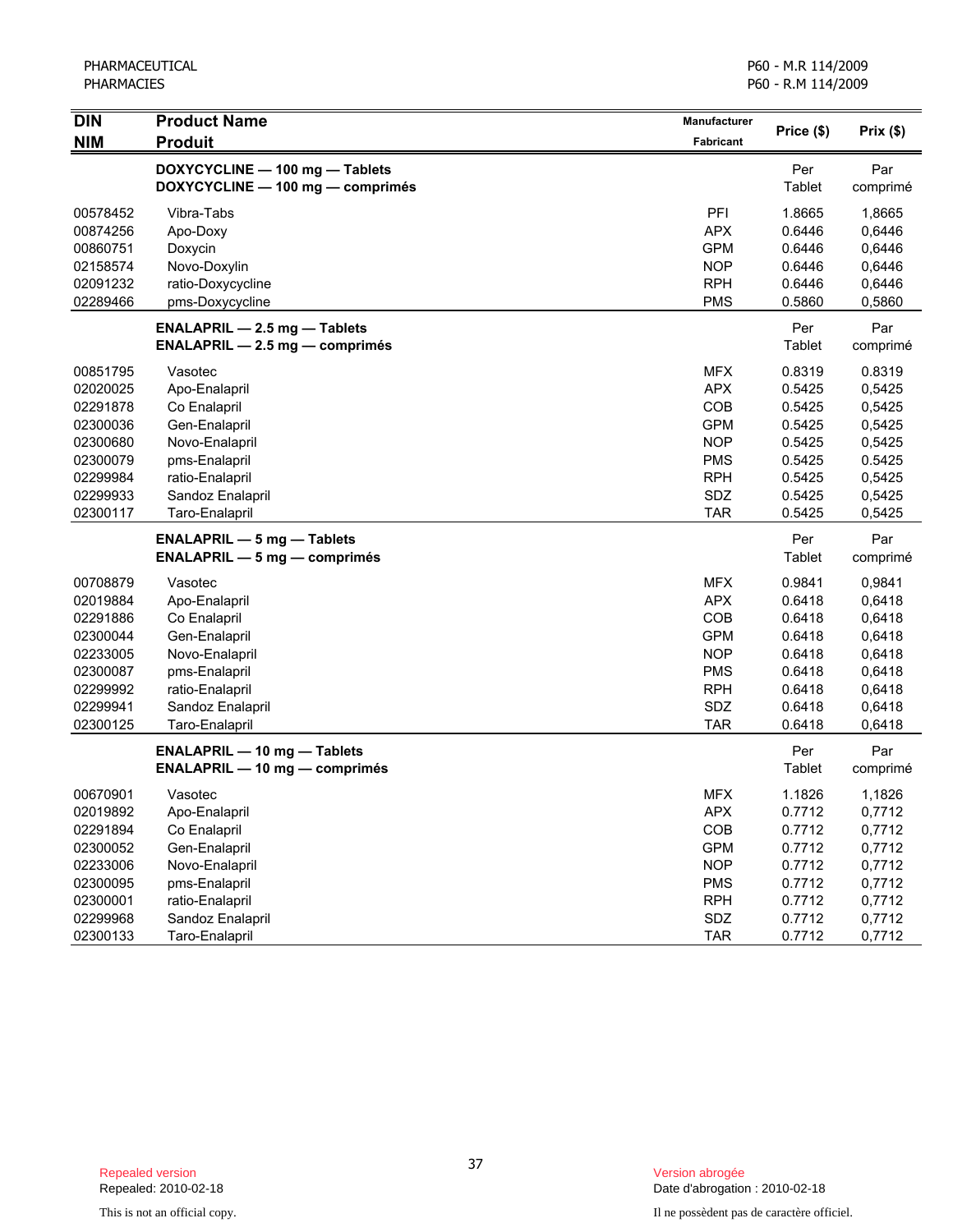| DIN<br>NIM | Product Name<br>Produit | Manufacturer<br>Fabricant | Price ($) | Prix ($) |
|---|---|---|---|---|
| | **DOXYCYCLINE — 100 mg — Tablets**<br>**DOXYCYCLINE — 100 mg — comprimés** | | Per Tablet | Par comprimé |
| 00578452 | Vibra-Tabs | PFI | 1.8665 | 1,8665 |
| 00874256 | Apo-Doxy | APX | 0.6446 | 0,6446 |
| 00860751 | Doxycin | GPM | 0.6446 | 0,6446 |
| 02158574 | Novo-Doxylin | NOP | 0.6446 | 0,6446 |
| 02091232 | ratio-Doxycycline | RPH | 0.6446 | 0,6446 |
| 02289466 | pms-Doxycycline | PMS | 0.5860 | 0,5860 |
| | **ENALAPRIL — 2.5 mg — Tablets**<br>**ENALAPRIL — 2.5 mg — comprimés** | | Per Tablet | Par comprimé |
| 00851795 | Vasotec | MFX | 0.8319 | 0.8319 |
| 02020025 | Apo-Enalapril | APX | 0.5425 | 0,5425 |
| 02291878 | Co Enalapril | COB | 0.5425 | 0,5425 |
| 02300036 | Gen-Enalapril | GPM | 0.5425 | 0,5425 |
| 02300680 | Novo-Enalapril | NOP | 0.5425 | 0,5425 |
| 02300079 | pms-Enalapril | PMS | 0.5425 | 0.5425 |
| 02299984 | ratio-Enalapril | RPH | 0.5425 | 0,5425 |
| 02299933 | Sandoz Enalapril | SDZ | 0.5425 | 0,5425 |
| 02300117 | Taro-Enalapril | TAR | 0.5425 | 0,5425 |
| | **ENALAPRIL — 5 mg — Tablets**<br>**ENALAPRIL — 5 mg — comprimés** | | Per Tablet | Par comprimé |
| 00708879 | Vasotec | MFX | 0.9841 | 0,9841 |
| 02019884 | Apo-Enalapril | APX | 0.6418 | 0,6418 |
| 02291886 | Co Enalapril | COB | 0.6418 | 0,6418 |
| 02300044 | Gen-Enalapril | GPM | 0.6418 | 0,6418 |
| 02233005 | Novo-Enalapril | NOP | 0.6418 | 0,6418 |
| 02300087 | pms-Enalapril | PMS | 0.6418 | 0,6418 |
| 02299992 | ratio-Enalapril | RPH | 0.6418 | 0,6418 |
| 02299941 | Sandoz Enalapril | SDZ | 0.6418 | 0,6418 |
| 02300125 | Taro-Enalapril | TAR | 0.6418 | 0,6418 |
| | **ENALAPRIL — 10 mg — Tablets**<br>**ENALAPRIL — 10 mg — comprimés** | | Per Tablet | Par comprimé |
| 00670901 | Vasotec | MFX | 1.1826 | 1,1826 |
| 02019892 | Apo-Enalapril | APX | 0.7712 | 0,7712 |
| 02291894 | Co Enalapril | COB | 0.7712 | 0,7712 |
| 02300052 | Gen-Enalapril | GPM | 0.7712 | 0,7712 |
| 02233006 | Novo-Enalapril | NOP | 0.7712 | 0,7712 |
| 02300095 | pms-Enalapril | PMS | 0.7712 | 0,7712 |
| 02300001 | ratio-Enalapril | RPH | 0.7712 | 0,7712 |
| 02299968 | Sandoz Enalapril | SDZ | 0.7712 | 0,7712 |
| 02300133 | Taro-Enalapril | TAR | 0.7712 | 0,7712 |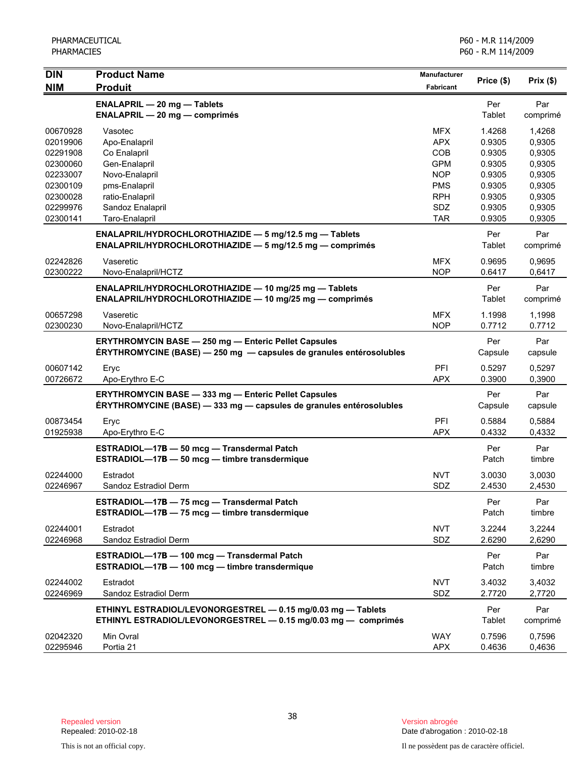| DIN<br>NIM | Product Name<br>Produit | Manufacturer<br>Fabricant | Price ($) | Prix ($) |
|---|---|---|---|---|
| | **ENALAPRIL — 20 mg — Tablets**<br>**ENALAPRIL — 20 mg — comprimés** | | Per Tablet | Par comprimé |
| 00670928 | Vasotec | MFX | 1.4268 | 1,4268 |
| 02019906 | Apo-Enalapril | APX | 0.9305 | 0,9305 |
| 02291908 | Co Enalapril | COB | 0.9305 | 0,9305 |
| 02300060 | Gen-Enalapril | GPM | 0.9305 | 0,9305 |
| 02233007 | Novo-Enalapril | NOP | 0.9305 | 0,9305 |
| 02300109 | pms-Enalapril | PMS | 0.9305 | 0,9305 |
| 02300028 | ratio-Enalapril | RPH | 0.9305 | 0,9305 |
| 02299976 | Sandoz Enalapril | SDZ | 0.9305 | 0,9305 |
| 02300141 | Taro-Enalapril | TAR | 0.9305 | 0,9305 |
| | **ENALAPRIL/HYDROCHLOROTHIAZIDE — 5 mg/12.5 mg — Tablets**<br>**ENALAPRIL/HYDROCHLOROTHIAZIDE — 5 mg/12.5 mg — comprimés** | | Per Tablet | Par comprimé |
| 02242826 | Vaseretic | MFX | 0.9695 | 0,9695 |
| 02300222 | Novo-Enalapril/HCTZ | NOP | 0.6417 | 0,6417 |
| | **ENALAPRIL/HYDROCHLOROTHIAZIDE — 10 mg/25 mg — Tablets**<br>**ENALAPRIL/HYDROCHLOROTHIAZIDE — 10 mg/25 mg — comprimés** | | Per Tablet | Par comprimé |
| 00657298 | Vaseretic | MFX | 1.1998 | 1,1998 |
| 02300230 | Novo-Enalapril/HCTZ | NOP | 0.7712 | 0.7712 |
| | **ERYTHROMYCIN BASE — 250 mg — Enteric Pellet Capsules**<br>**ÉRYTHROMYCINE (BASE) — 250 mg — capsules de granules entérosolubles** | | Per Capsule | Par capsule |
| 00607142 | Eryc | PFI | 0.5297 | 0,5297 |
| 00726672 | Apo-Erythro E-C | APX | 0.3900 | 0,3900 |
| | **ERYTHROMYCIN BASE — 333 mg — Enteric Pellet Capsules**<br>**ÉRYTHROMYCINE (BASE) — 333 mg — capsules de granules entérosolubles** | | Per Capsule | Par capsule |
| 00873454 | Eryc | PFI | 0.5884 | 0,5884 |
| 01925938 | Apo-Erythro E-C | APX | 0.4332 | 0,4332 |
| | **ESTRADIOL—17B — 50 mcg — Transdermal Patch**<br>**ESTRADIOL—17B — 50 mcg — timbre transdermique** | | Per Patch | Par timbre |
| 02244000 | Estradot | NVT | 3.0030 | 3,0030 |
| 02246967 | Sandoz Estradiol Derm | SDZ | 2.4530 | 2,4530 |
| | **ESTRADIOL—17B — 75 mcg — Transdermal Patch**<br>**ESTRADIOL—17B — 75 mcg — timbre transdermique** | | Per Patch | Par timbre |
| 02244001 | Estradot | NVT | 3.2244 | 3,2244 |
| 02246968 | Sandoz Estradiol Derm | SDZ | 2.6290 | 2,6290 |
| | **ESTRADIOL—17B — 100 mcg — Transdermal Patch**<br>**ESTRADIOL—17B — 100 mcg — timbre transdermique** | | Per Patch | Par timbre |
| 02244002 | Estradot | NVT | 3.4032 | 3,4032 |
| 02246969 | Sandoz Estradiol Derm | SDZ | 2.7720 | 2,7720 |
| | **ETHINYL ESTRADIOL/LEVONORGESTREL — 0.15 mg/0.03 mg — Tablets**<br>**ETHINYL ESTRADIOL/LEVONORGESTREL — 0.15 mg/0.03 mg — comprimés** | | Per Tablet | Par comprimé |
| 02042320 | Min Ovral | WAY | 0.7596 | 0,7596 |
| 02295946 | Portia 21 | APX | 0.4636 | 0,4636 |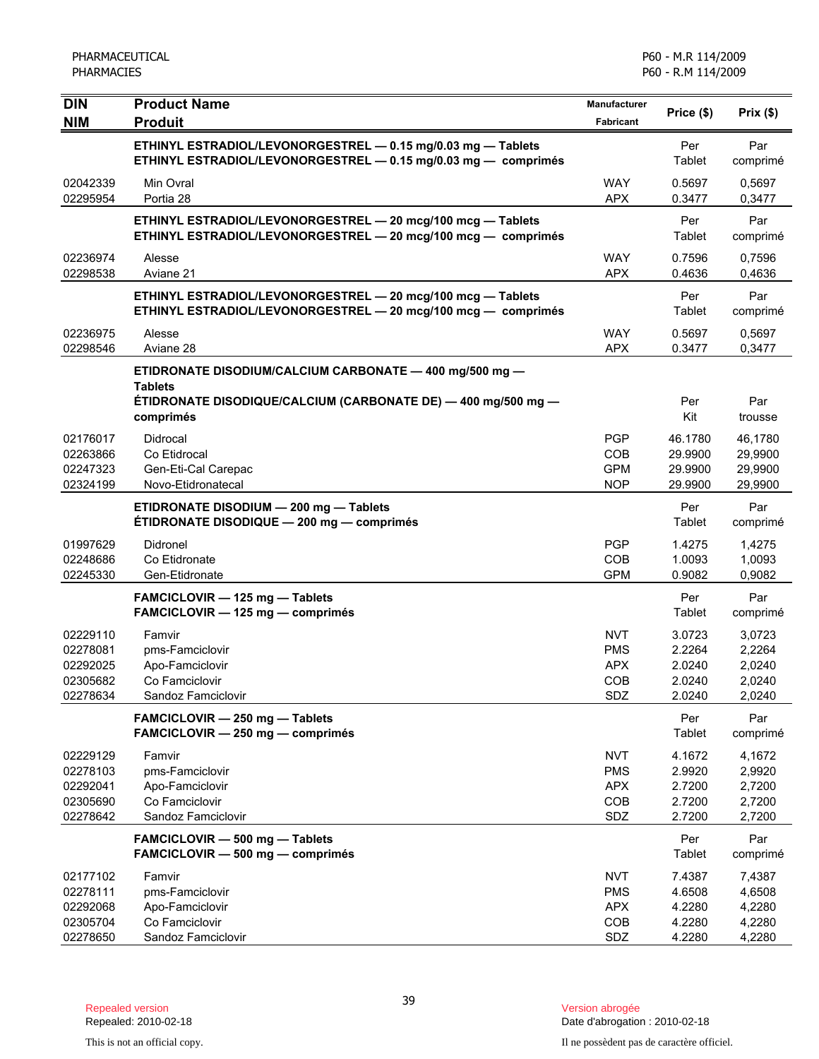| DIN<br>NIM | Product Name<br>Produit | Manufacturer<br>Fabricant | Price ($) | Prix ($) |
|---|---|---|---|---|
| | **ETHINYL ESTRADIOL/LEVONORGESTREL — 0.15 mg/0.03 mg — Tablets**<br>**ETHINYL ESTRADIOL/LEVONORGESTREL — 0.15 mg/0.03 mg — comprimés** | | Per Tablet | Par comprimé |
| 02042339 | Min Ovral | WAY | 0.5697 | 0,5697 |
| 02295954 | Portia 28 | APX | 0.3477 | 0,3477 |
| | **ETHINYL ESTRADIOL/LEVONORGESTREL — 20 mcg/100 mcg — Tablets**<br>**ETHINYL ESTRADIOL/LEVONORGESTREL — 20 mcg/100 mcg — comprimés** | | Per Tablet | Par comprimé |
| 02236974 | Alesse | WAY | 0.7596 | 0,7596 |
| 02298538 | Aviane 21 | APX | 0.4636 | 0,4636 |
| | **ETHINYL ESTRADIOL/LEVONORGESTREL — 20 mcg/100 mcg — Tablets**<br>**ETHINYL ESTRADIOL/LEVONORGESTREL — 20 mcg/100 mcg — comprimés** | | Per Tablet | Par comprimé |
| 02236975 | Alesse | WAY | 0.5697 | 0,5697 |
| 02298546 | Aviane 28 | APX | 0.3477 | 0,3477 |
| | **ETIDRONATE DISODIUM/CALCIUM CARBONATE — 400 mg/500 mg — Tablets**<br>**ÉTIDRONATE DISODIQUE/CALCIUM (CARBONATE DE) — 400 mg/500 mg — comprimés** | | Per Kit | Par trousse |
| 02176017 | Didrocal | PGP | 46.1780 | 46,1780 |
| 02263866 | Co Etidrocal | COB | 29.9900 | 29,9900 |
| 02247323 | Gen-Eti-Cal Carepac | GPM | 29.9900 | 29,9900 |
| 02324199 | Novo-Etidronatecal | NOP | 29.9900 | 29,9900 |
| | **ETIDRONATE DISODIUM — 200 mg — Tablets**<br>**ÉTIDRONATE DISODIQUE — 200 mg — comprimés** | | Per Tablet | Par comprimé |
| 01997629 | Didronel | PGP | 1.4275 | 1,4275 |
| 02248686 | Co Etidronate | COB | 1.0093 | 1,0093 |
| 02245330 | Gen-Etidronate | GPM | 0.9082 | 0,9082 |
| | **FAMCICLOVIR — 125 mg — Tablets**<br>**FAMCICLOVIR — 125 mg — comprimés** | | Per Tablet | Par comprimé |
| 02229110 | Famvir | NVT | 3.0723 | 3,0723 |
| 02278081 | pms-Famciclovir | PMS | 2.2264 | 2,2264 |
| 02292025 | Apo-Famciclovir | APX | 2.0240 | 2,0240 |
| 02305682 | Co Famciclovir | COB | 2.0240 | 2,0240 |
| 02278634 | Sandoz Famciclovir | SDZ | 2.0240 | 2,0240 |
| | **FAMCICLOVIR — 250 mg — Tablets**<br>**FAMCICLOVIR — 250 mg — comprimés** | | Per Tablet | Par comprimé |
| 02229129 | Famvir | NVT | 4.1672 | 4,1672 |
| 02278103 | pms-Famciclovir | PMS | 2.9920 | 2,9920 |
| 02292041 | Apo-Famciclovir | APX | 2.7200 | 2,7200 |
| 02305690 | Co Famciclovir | COB | 2.7200 | 2,7200 |
| 02278642 | Sandoz Famciclovir | SDZ | 2.7200 | 2,7200 |
| | **FAMCICLOVIR — 500 mg — Tablets**<br>**FAMCICLOVIR — 500 mg — comprimés** | | Per Tablet | Par comprimé |
| 02177102 | Famvir | NVT | 7.4387 | 7,4387 |
| 02278111 | pms-Famciclovir | PMS | 4.6508 | 4,6508 |
| 02292068 | Apo-Famciclovir | APX | 4.2280 | 4,2280 |
| 02305704 | Co Famciclovir | COB | 4.2280 | 4,2280 |
| 02278650 | Sandoz Famciclovir | SDZ | 4.2280 | 4,2280 |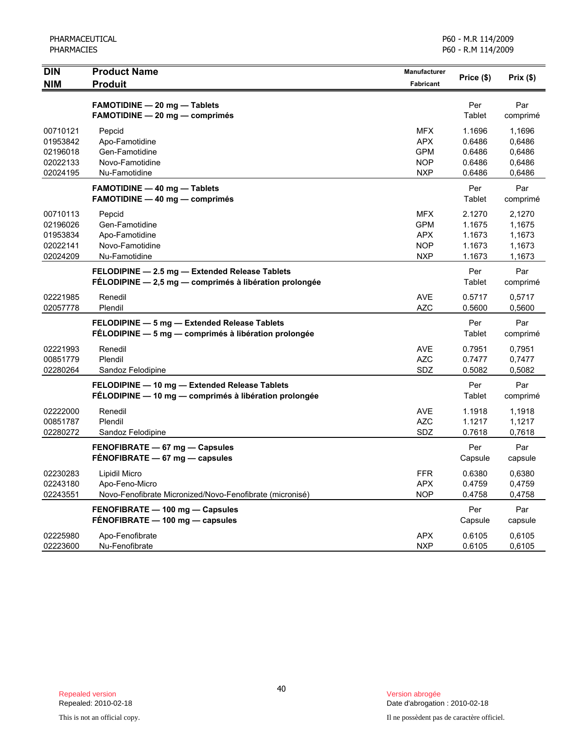| DIN<br>NIM | Product Name<br>Produit | Manufacturer<br>Fabricant | Price ($) | Prix ($) |
|---|---|---|---|---|
| | **FAMOTIDINE — 20 mg — Tablets**<br>**FAMOTIDINE — 20 mg — comprimés** | | Per Tablet | Par comprimé |
| 00710121 | Pepcid | MFX | 1.1696 | 1,1696 |
| 01953842 | Apo-Famotidine | APX | 0.6486 | 0,6486 |
| 02196018 | Gen-Famotidine | GPM | 0.6486 | 0,6486 |
| 02022133 | Novo-Famotidine | NOP | 0.6486 | 0,6486 |
| 02024195 | Nu-Famotidine | NXP | 0.6486 | 0,6486 |
| | **FAMOTIDINE — 40 mg — Tablets**<br>**FAMOTIDINE — 40 mg — comprimés** | | Per Tablet | Par comprimé |
| 00710113 | Pepcid | MFX | 2.1270 | 2,1270 |
| 02196026 | Gen-Famotidine | GPM | 1.1675 | 1,1675 |
| 01953834 | Apo-Famotidine | APX | 1.1673 | 1,1673 |
| 02022141 | Novo-Famotidine | NOP | 1.1673 | 1,1673 |
| 02024209 | Nu-Famotidine | NXP | 1.1673 | 1,1673 |
| | **FELODIPINE — 2.5 mg — Extended Release Tablets**<br>**FÉLODIPINE — 2,5 mg — comprimés à libération prolongée** | | Per Tablet | Par comprimé |
| 02221985 | Renedil | AVE | 0.5717 | 0,5717 |
| 02057778 | Plendil | AZC | 0.5600 | 0,5600 |
| | **FELODIPINE — 5 mg — Extended Release Tablets**<br>**FÉLODIPINE — 5 mg — comprimés à libération prolongée** | | Per Tablet | Par comprimé |
| 02221993 | Renedil | AVE | 0.7951 | 0,7951 |
| 00851779 | Plendil | AZC | 0.7477 | 0,7477 |
| 02280264 | Sandoz Felodipine | SDZ | 0.5082 | 0,5082 |
| | **FELODIPINE — 10 mg — Extended Release Tablets**<br>**FÉLODIPINE — 10 mg — comprimés à libération prolongée** | | Per Tablet | Par comprimé |
| 02222000 | Renedil | AVE | 1.1918 | 1,1918 |
| 00851787 | Plendil | AZC | 1.1217 | 1,1217 |
| 02280272 | Sandoz Felodipine | SDZ | 0.7618 | 0,7618 |
| | **FENOFIBRATE — 67 mg — Capsules**<br>**FÉNOFIBRATE — 67 mg — capsules** | | Per Capsule | Par capsule |
| 02230283 | Lipidil Micro | FFR | 0.6380 | 0,6380 |
| 02243180 | Apo-Feno-Micro | APX | 0.4759 | 0,4759 |
| 02243551 | Novo-Fenofibrate Micronized/Novo-Fenofibrate (micronisé) | NOP | 0.4758 | 0,4758 |
| | **FENOFIBRATE — 100 mg — Capsules**<br>**FÉNOFIBRATE — 100 mg — capsules** | | Per Capsule | Par capsule |
| 02225980 | Apo-Fenofibrate | APX | 0.6105 | 0,6105 |
| 02223600 | Nu-Fenofibrate | NXP | 0.6105 | 0,6105 |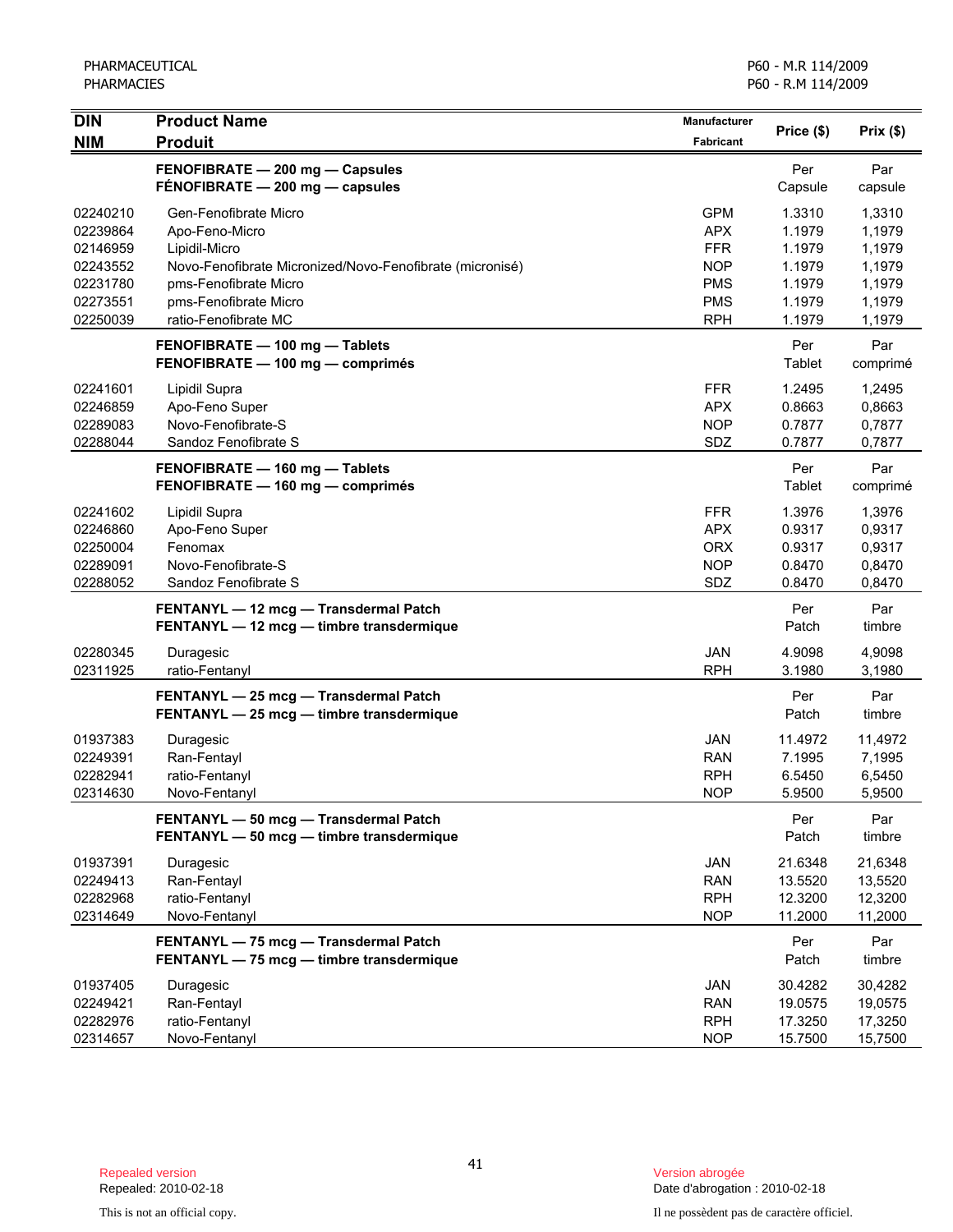| DIN<br>NIM | Product Name<br>Produit | Manufacturer<br>Fabricant | Price ($) | Prix ($) |
|---|---|---|---|---|
| | **FENOFIBRATE — 200 mg — Capsules**<br>**FÉNOFIBRATE — 200 mg — capsules** | | Per<br>Capsule | Par<br>capsule |
| 02240210 | Gen-Fenofibrate Micro | GPM | 1.3310 | 1,3310 |
| 02239864 | Apo-Feno-Micro | APX | 1.1979 | 1,1979 |
| 02146959 | Lipidil-Micro | FFR | 1.1979 | 1,1979 |
| 02243552 | Novo-Fenofibrate Micronized/Novo-Fenofibrate (micronisé) | NOP | 1.1979 | 1,1979 |
| 02231780 | pms-Fenofibrate Micro | PMS | 1.1979 | 1,1979 |
| 02273551 | pms-Fenofibrate Micro | PMS | 1.1979 | 1,1979 |
| 02250039 | ratio-Fenofibrate MC | RPH | 1.1979 | 1,1979 |
| | **FENOFIBRATE — 100 mg — Tablets**<br>**FENOFIBRATE — 100 mg — comprimés** | | Per<br>Tablet | Par<br>comprimé |
| 02241601 | Lipidil Supra | FFR | 1.2495 | 1,2495 |
| 02246859 | Apo-Feno Super | APX | 0.8663 | 0,8663 |
| 02289083 | Novo-Fenofibrate-S | NOP | 0.7877 | 0,7877 |
| 02288044 | Sandoz Fenofibrate S | SDZ | 0.7877 | 0,7877 |
| | **FENOFIBRATE — 160 mg — Tablets**<br>**FENOFIBRATE — 160 mg — comprimés** | | Per<br>Tablet | Par<br>comprimé |
| 02241602 | Lipidil Supra | FFR | 1.3976 | 1,3976 |
| 02246860 | Apo-Feno Super | APX | 0.9317 | 0,9317 |
| 02250004 | Fenomax | ORX | 0.9317 | 0,9317 |
| 02289091 | Novo-Fenofibrate-S | NOP | 0.8470 | 0,8470 |
| 02288052 | Sandoz Fenofibrate S | SDZ | 0.8470 | 0,8470 |
| | **FENTANYL — 12 mcg — Transdermal Patch**<br>**FENTANYL — 12 mcg — timbre transdermique** | | Per<br>Patch | Par<br>timbre |
| 02280345 | Duragesic | JAN | 4.9098 | 4,9098 |
| 02311925 | ratio-Fentanyl | RPH | 3.1980 | 3,1980 |
| | **FENTANYL — 25 mcg — Transdermal Patch**<br>**FENTANYL — 25 mcg — timbre transdermique** | | Per<br>Patch | Par<br>timbre |
| 01937383 | Duragesic | JAN | 11.4972 | 11,4972 |
| 02249391 | Ran-Fentayl | RAN | 7.1995 | 7,1995 |
| 02282941 | ratio-Fentanyl | RPH | 6.5450 | 6,5450 |
| 02314630 | Novo-Fentanyl | NOP | 5.9500 | 5,9500 |
| | **FENTANYL — 50 mcg — Transdermal Patch**<br>**FENTANYL — 50 mcg — timbre transdermique** | | Per<br>Patch | Par<br>timbre |
| 01937391 | Duragesic | JAN | 21.6348 | 21,6348 |
| 02249413 | Ran-Fentayl | RAN | 13.5520 | 13,5520 |
| 02282968 | ratio-Fentanyl | RPH | 12.3200 | 12,3200 |
| 02314649 | Novo-Fentanyl | NOP | 11.2000 | 11,2000 |
| | **FENTANYL — 75 mcg — Transdermal Patch**<br>**FENTANYL — 75 mcg — timbre transdermique** | | Per<br>Patch | Par<br>timbre |
| 01937405 | Duragesic | JAN | 30.4282 | 30,4282 |
| 02249421 | Ran-Fentayl | RAN | 19.0575 | 19,0575 |
| 02282976 | ratio-Fentanyl | RPH | 17.3250 | 17,3250 |
| 02314657 | Novo-Fentanyl | NOP | 15.7500 | 15,7500 |

Repealed version
Repealed: 2010-02-18

Version abrogée
Date d'abrogation : 2010-02-18

This is not an official copy.

Il ne possèdent pas de caractère officiel.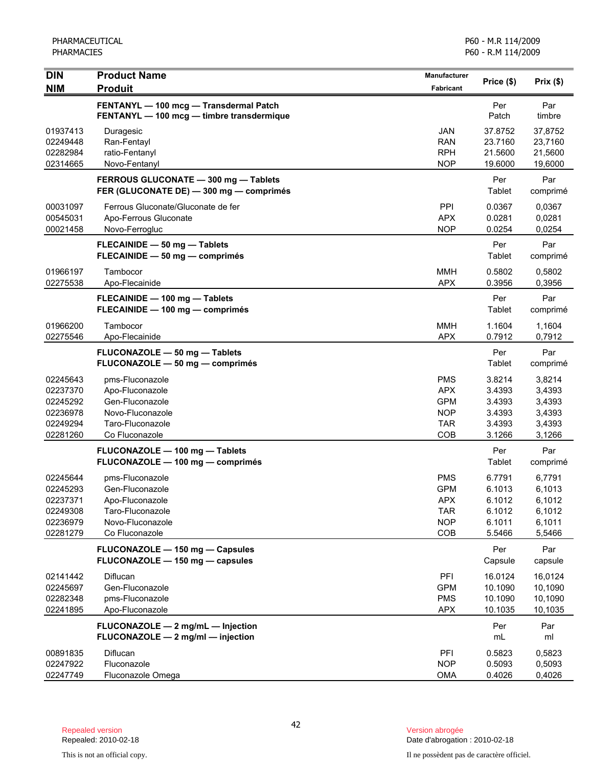| DIN<br>NIM | Product Name<br>Produit | Manufacturer<br>Fabricant | Price ($) | Prix ($) |
|---|---|---|---|---|
| | **FENTANYL — 100 mcg — Transdermal Patch**<br>**FENTANYL — 100 mcg — timbre transdermique** | | Per Patch | Par timbre |
| 01937413 | Duragesic | JAN | 37.8752 | 37,8752 |
| 02249448 | Ran-Fentayl | RAN | 23.7160 | 23,7160 |
| 02282984 | ratio-Fentanyl | RPH | 21.5600 | 21,5600 |
| 02314665 | Novo-Fentanyl | NOP | 19.6000 | 19,6000 |
| | **FERROUS GLUCONATE — 300 mg — Tablets**<br>**FER (GLUCONATE DE) — 300 mg — comprimés** | | Per Tablet | Par comprimé |
| 00031097 | Ferrous Gluconate/Gluconate de fer | PPI | 0.0367 | 0,0367 |
| 00545031 | Apo-Ferrous Gluconate | APX | 0.0281 | 0,0281 |
| 00021458 | Novo-Ferrogluc | NOP | 0.0254 | 0,0254 |
| | **FLECAINIDE — 50 mg — Tablets**<br>**FLECAINIDE — 50 mg — comprimés** | | Per Tablet | Par comprimé |
| 01966197 | Tambocor | MMH | 0.5802 | 0,5802 |
| 02275538 | Apo-Flecainide | APX | 0.3956 | 0,3956 |
| | **FLECAINIDE — 100 mg — Tablets**<br>**FLECAINIDE — 100 mg — comprimés** | | Per Tablet | Par comprimé |
| 01966200 | Tambocor | MMH | 1.1604 | 1,1604 |
| 02275546 | Apo-Flecainide | APX | 0.7912 | 0,7912 |
| | **FLUCONAZOLE — 50 mg — Tablets**<br>**FLUCONAZOLE — 50 mg — comprimés** | | Per Tablet | Par comprimé |
| 02245643 | pms-Fluconazole | PMS | 3.8214 | 3,8214 |
| 02237370 | Apo-Fluconazole | APX | 3.4393 | 3,4393 |
| 02245292 | Gen-Fluconazole | GPM | 3.4393 | 3,4393 |
| 02236978 | Novo-Fluconazole | NOP | 3.4393 | 3,4393 |
| 02249294 | Taro-Fluconazole | TAR | 3.4393 | 3,4393 |
| 02281260 | Co Fluconazole | COB | 3.1266 | 3,1266 |
| | **FLUCONAZOLE — 100 mg — Tablets**<br>**FLUCONAZOLE — 100 mg — comprimés** | | Per Tablet | Par comprimé |
| 02245644 | pms-Fluconazole | PMS | 6.7791 | 6,7791 |
| 02245293 | Gen-Fluconazole | GPM | 6.1013 | 6,1013 |
| 02237371 | Apo-Fluconazole | APX | 6.1012 | 6,1012 |
| 02249308 | Taro-Fluconazole | TAR | 6.1012 | 6,1012 |
| 02236979 | Novo-Fluconazole | NOP | 6.1011 | 6,1011 |
| 02281279 | Co Fluconazole | COB | 5.5466 | 5,5466 |
| | **FLUCONAZOLE — 150 mg — Capsules**<br>**FLUCONAZOLE — 150 mg — capsules** | | Per Capsule | Par capsule |
| 02141442 | Diflucan | PFI | 16.0124 | 16,0124 |
| 02245697 | Gen-Fluconazole | GPM | 10.1090 | 10,1090 |
| 02282348 | pms-Fluconazole | PMS | 10.1090 | 10,1090 |
| 02241895 | Apo-Fluconazole | APX | 10.1035 | 10,1035 |
| | **FLUCONAZOLE — 2 mg/mL — Injection**<br>**FLUCONAZOLE — 2 mg/ml — injection** | | Per mL | Par ml |
| 00891835 | Diflucan | PFI | 0.5823 | 0,5823 |
| 02247922 | Fluconazole | NOP | 0.5093 | 0,5093 |
| 02247749 | Fluconazole Omega | OMA | 0.4026 | 0,4026 |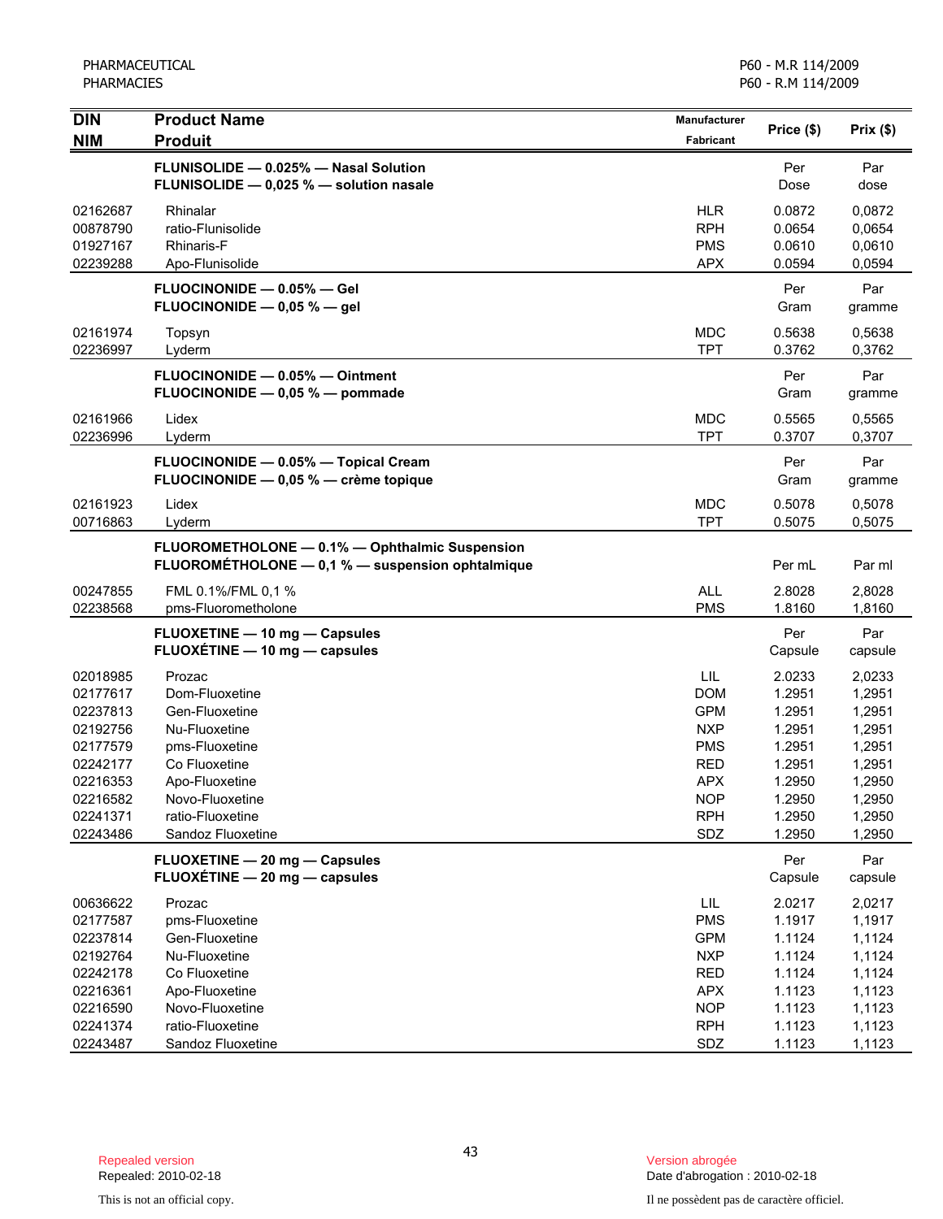| DIN<br>NIM | Product Name<br>Produit | Manufacturer<br>Fabricant | Price ($) | Prix ($) |
|---|---|---|---|---|
| | **FLUNISOLIDE — 0.025% — Nasal Solution**<br>**FLUNISOLIDE — 0,025 % — solution nasale** | | Per Dose | Par dose |
| 02162687 | Rhinalar | HLR | 0.0872 | 0,0872 |
| 00878790 | ratio-Flunisolide | RPH | 0.0654 | 0,0654 |
| 01927167 | Rhinaris-F | PMS | 0.0610 | 0,0610 |
| 02239288 | Apo-Flunisolide | APX | 0.0594 | 0,0594 |
| | **FLUOCINONIDE — 0.05% — Gel**<br>**FLUOCINONIDE — 0,05 % — gel** | | Per Gram | Par gramme |
| 02161974 | Topsyn | MDC | 0.5638 | 0,5638 |
| 02236997 | Lyderm | TPT | 0.3762 | 0,3762 |
| | **FLUOCINONIDE — 0.05% — Ointment**<br>**FLUOCINONIDE — 0,05 % — pommade** | | Per Gram | Par gramme |
| 02161966 | Lidex | MDC | 0.5565 | 0,5565 |
| 02236996 | Lyderm | TPT | 0.3707 | 0,3707 |
| | **FLUOCINONIDE — 0.05% — Topical Cream**<br>**FLUOCINONIDE — 0,05 % — crème topique** | | Per Gram | Par gramme |
| 02161923 | Lidex | MDC | 0.5078 | 0,5078 |
| 00716863 | Lyderm | TPT | 0.5075 | 0,5075 |
| | **FLUOROMETHOLONE — 0.1% — Ophthalmic Suspension**<br>**FLUOROMÉTHOLONE — 0,1 % — suspension ophtalmique** | | Per mL | Par ml |
| 00247855 | FML 0.1%/FML 0,1 % | ALL | 2.8028 | 2,8028 |
| 02238568 | pms-Fluorometholone | PMS | 1.8160 | 1,8160 |
| | **FLUOXETINE — 10 mg — Capsules**<br>**FLUOXÉTINE — 10 mg — capsules** | | Per Capsule | Par capsule |
| 02018985 | Prozac | LIL | 2.0233 | 2,0233 |
| 02177617 | Dom-Fluoxetine | DOM | 1.2951 | 1,2951 |
| 02237813 | Gen-Fluoxetine | GPM | 1.2951 | 1,2951 |
| 02192756 | Nu-Fluoxetine | NXP | 1.2951 | 1,2951 |
| 02177579 | pms-Fluoxetine | PMS | 1.2951 | 1,2951 |
| 02242177 | Co Fluoxetine | RED | 1.2951 | 1,2951 |
| 02216353 | Apo-Fluoxetine | APX | 1.2950 | 1,2950 |
| 02216582 | Novo-Fluoxetine | NOP | 1.2950 | 1,2950 |
| 02241371 | ratio-Fluoxetine | RPH | 1.2950 | 1,2950 |
| 02243486 | Sandoz Fluoxetine | SDZ | 1.2950 | 1,2950 |
| | **FLUOXETINE — 20 mg — Capsules**<br>**FLUOXÉTINE — 20 mg — capsules** | | Per Capsule | Par capsule |
| 00636622 | Prozac | LIL | 2.0217 | 2,0217 |
| 02177587 | pms-Fluoxetine | PMS | 1.1917 | 1,1917 |
| 02237814 | Gen-Fluoxetine | GPM | 1.1124 | 1,1124 |
| 02192764 | Nu-Fluoxetine | NXP | 1.1124 | 1,1124 |
| 02242178 | Co Fluoxetine | RED | 1.1124 | 1,1124 |
| 02216361 | Apo-Fluoxetine | APX | 1.1123 | 1,1123 |
| 02216590 | Novo-Fluoxetine | NOP | 1.1123 | 1,1123 |
| 02241374 | ratio-Fluoxetine | RPH | 1.1123 | 1,1123 |
| 02243487 | Sandoz Fluoxetine | SDZ | 1.1123 | 1,1123 |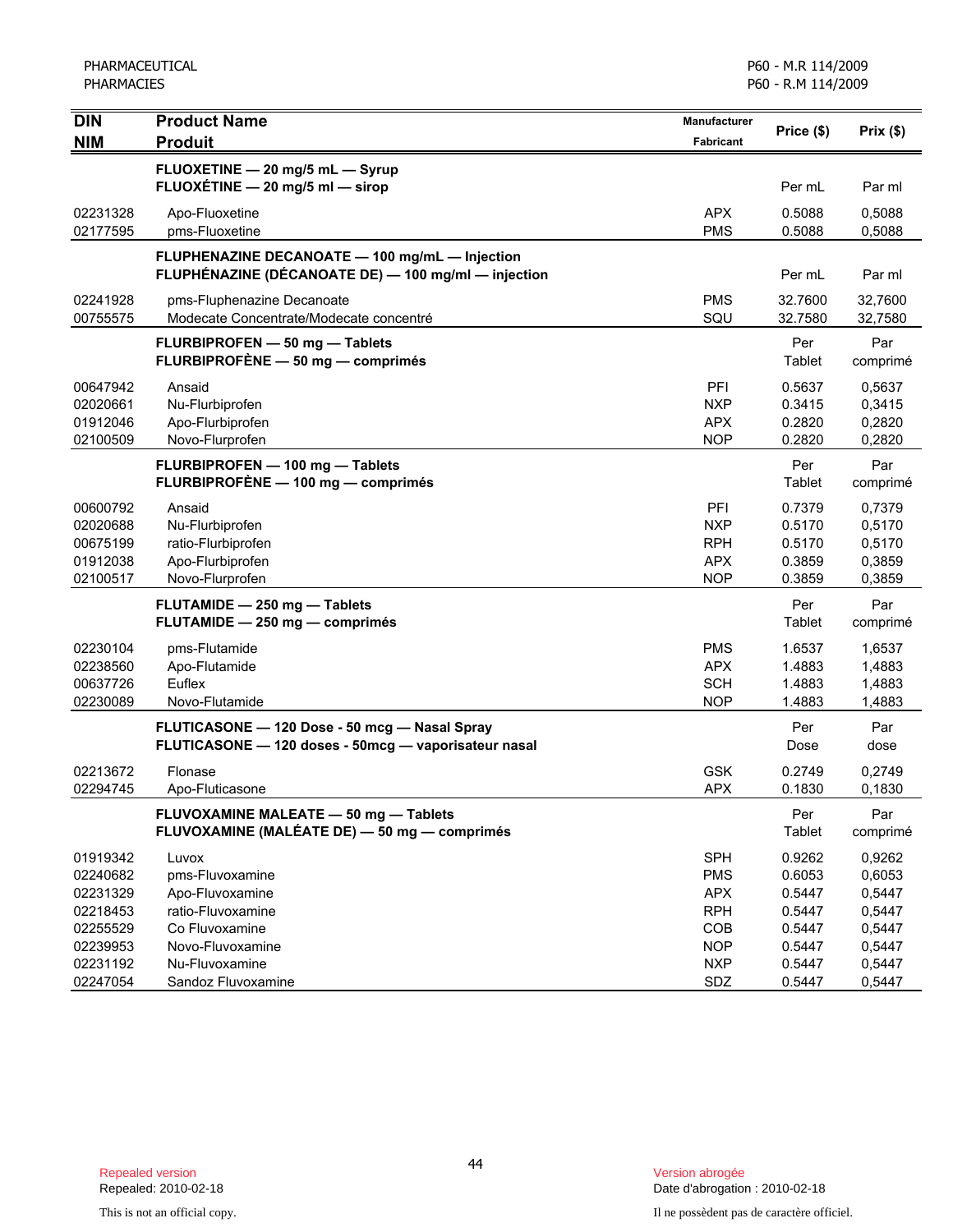| DIN<br>NIM | Product Name<br>Produit | Manufacturer<br>Fabricant | Price ($) | Prix ($) |
|---|---|---|---|---|
| | **FLUOXETINE — 20 mg/5 mL — Syrup**<br>**FLUOXÉTINE — 20 mg/5 ml — sirop** | | Per mL | Par ml |
| 02231328 | Apo-Fluoxetine | APX | 0.5088 | 0,5088 |
| 02177595 | pms-Fluoxetine | PMS | 0.5088 | 0,5088 |
| | **FLUPHENAZINE DECANOATE — 100 mg/mL — Injection**<br>**FLUPHÉNAZINE (DÉCANOATE DE) — 100 mg/ml — injection** | | Per mL | Par ml |
| 02241928 | pms-Fluphenazine Decanoate | PMS | 32.7600 | 32,7600 |
| 00755575 | Modecate Concentrate/Modecate concentré | SQU | 32.7580 | 32,7580 |
| | **FLURBIPROFEN — 50 mg — Tablets**<br>**FLURBIPROFÈNE — 50 mg — comprimés** | | Per Tablet | Par comprimé |
| 00647942 | Ansaid | PFI | 0.5637 | 0,5637 |
| 02020661 | Nu-Flurbiprofen | NXP | 0.3415 | 0,3415 |
| 01912046 | Apo-Flurbiprofen | APX | 0.2820 | 0,2820 |
| 02100509 | Novo-Flurprofen | NOP | 0.2820 | 0,2820 |
| | **FLURBIPROFEN — 100 mg — Tablets**<br>**FLURBIPROFÈNE — 100 mg — comprimés** | | Per Tablet | Par comprimé |
| 00600792 | Ansaid | PFI | 0.7379 | 0,7379 |
| 02020688 | Nu-Flurbiprofen | NXP | 0.5170 | 0,5170 |
| 00675199 | ratio-Flurbiprofen | RPH | 0.5170 | 0,5170 |
| 01912038 | Apo-Flurbiprofen | APX | 0.3859 | 0,3859 |
| 02100517 | Novo-Flurprofen | NOP | 0.3859 | 0,3859 |
| | **FLUTAMIDE — 250 mg — Tablets**<br>**FLUTAMIDE — 250 mg — comprimés** | | Per Tablet | Par comprimé |
| 02230104 | pms-Flutamide | PMS | 1.6537 | 1,6537 |
| 02238560 | Apo-Flutamide | APX | 1.4883 | 1,4883 |
| 00637726 | Euflex | SCH | 1.4883 | 1,4883 |
| 02230089 | Novo-Flutamide | NOP | 1.4883 | 1,4883 |
| | **FLUTICASONE — 120 Dose - 50 mcg — Nasal Spray**<br>**FLUTICASONE — 120 doses - 50mcg — vaporisateur nasal** | | Per Dose | Par dose |
| 02213672 | Flonase | GSK | 0.2749 | 0,2749 |
| 02294745 | Apo-Fluticasone | APX | 0.1830 | 0,1830 |
| | **FLUVOXAMINE MALEATE — 50 mg — Tablets**<br>**FLUVOXAMINE (MALÉATE DE) — 50 mg — comprimés** | | Per Tablet | Par comprimé |
| 01919342 | Luvox | SPH | 0.9262 | 0,9262 |
| 02240682 | pms-Fluvoxamine | PMS | 0.6053 | 0,6053 |
| 02231329 | Apo-Fluvoxamine | APX | 0.5447 | 0,5447 |
| 02218453 | ratio-Fluvoxamine | RPH | 0.5447 | 0,5447 |
| 02255529 | Co Fluvoxamine | COB | 0.5447 | 0,5447 |
| 02239953 | Novo-Fluvoxamine | NOP | 0.5447 | 0,5447 |
| 02231192 | Nu-Fluvoxamine | NXP | 0.5447 | 0,5447 |
| 02247054 | Sandoz Fluvoxamine | SDZ | 0.5447 | 0,5447 |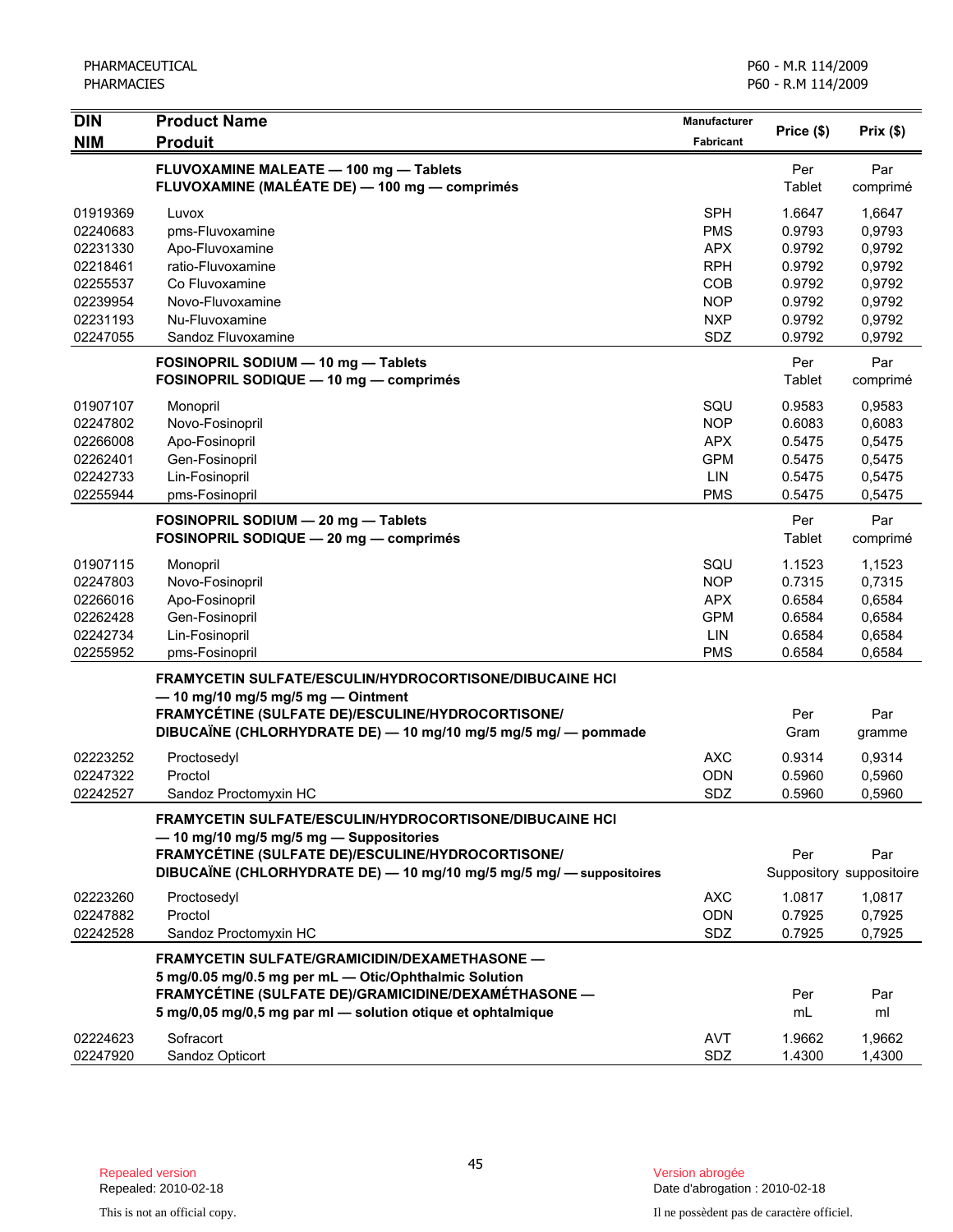| DIN<br>NIM | Product Name<br>Produit | Manufacturer<br>Fabricant | Price ($) | Prix ($) |
|---|---|---|---|---|
| | **FLUVOXAMINE MALEATE — 100 mg — Tablets**<br>**FLUVOXAMINE (MALÉATE DE) — 100 mg — comprimés** | | Per Tablet | Par comprimé |
| 01919369 | Luvox | SPH | 1.6647 | 1,6647 |
| 02240683 | pms-Fluvoxamine | PMS | 0.9793 | 0,9793 |
| 02231330 | Apo-Fluvoxamine | APX | 0.9792 | 0,9792 |
| 02218461 | ratio-Fluvoxamine | RPH | 0.9792 | 0,9792 |
| 02255537 | Co Fluvoxamine | COB | 0.9792 | 0,9792 |
| 02239954 | Novo-Fluvoxamine | NOP | 0.9792 | 0,9792 |
| 02231193 | Nu-Fluvoxamine | NXP | 0.9792 | 0,9792 |
| 02247055 | Sandoz Fluvoxamine | SDZ | 0.9792 | 0,9792 |
| | **FOSINOPRIL SODIUM — 10 mg — Tablets**<br>**FOSINOPRIL SODIQUE — 10 mg — comprimés** | | Per Tablet | Par comprimé |
| 01907107 | Monopril | SQU | 0.9583 | 0,9583 |
| 02247802 | Novo-Fosinopril | NOP | 0.6083 | 0,6083 |
| 02266008 | Apo-Fosinopril | APX | 0.5475 | 0,5475 |
| 02262401 | Gen-Fosinopril | GPM | 0.5475 | 0,5475 |
| 02242733 | Lin-Fosinopril | LIN | 0.5475 | 0,5475 |
| 02255944 | pms-Fosinopril | PMS | 0.5475 | 0,5475 |
| | **FOSINOPRIL SODIUM — 20 mg — Tablets**<br>**FOSINOPRIL SODIQUE — 20 mg — comprimés** | | Per Tablet | Par comprimé |
| 01907115 | Monopril | SQU | 1.1523 | 1,1523 |
| 02247803 | Novo-Fosinopril | NOP | 0.7315 | 0,7315 |
| 02266016 | Apo-Fosinopril | APX | 0.6584 | 0,6584 |
| 02262428 | Gen-Fosinopril | GPM | 0.6584 | 0,6584 |
| 02242734 | Lin-Fosinopril | LIN | 0.6584 | 0,6584 |
| 02255952 | pms-Fosinopril | PMS | 0.6584 | 0,6584 |
| | **FRAMYCETIN SULFATE/ESCULIN/HYDROCORTISONE/DIBUCAINE HCl — 10 mg/10 mg/5 mg/5 mg — Ointment**<br>**FRAMYCÉTINE (SULFATE DE)/ESCULINE/HYDROCORTISONE/ DIBUCAÏNE (CHLORHYDRATE DE) — 10 mg/10 mg/5 mg/5 mg/ — pommade** | | Per Gram | Par gramme |
| 02223252 | Proctosedyl | AXC | 0.9314 | 0,9314 |
| 02247322 | Proctol | ODN | 0.5960 | 0,5960 |
| 02242527 | Sandoz Proctomyxin HC | SDZ | 0.5960 | 0,5960 |
| | **FRAMYCETIN SULFATE/ESCULIN/HYDROCORTISONE/DIBUCAINE HCl — 10 mg/10 mg/5 mg/5 mg — Suppositories**<br>**FRAMYCÉTINE (SULFATE DE)/ESCULINE/HYDROCORTISONE/ DIBUCAÏNE (CHLORHYDRATE DE) — 10 mg/10 mg/5 mg/5 mg/ — suppositoires** | | Per Suppository | Par suppositoire |
| 02223260 | Proctosedyl | AXC | 1.0817 | 1,0817 |
| 02247882 | Proctol | ODN | 0.7925 | 0,7925 |
| 02242528 | Sandoz Proctomyxin HC | SDZ | 0.7925 | 0,7925 |
| | **FRAMYCETIN SULFATE/GRAMICIDIN/DEXAMETHASONE — 5 mg/0.05 mg/0.5 mg per mL — Otic/Ophthalmic Solution**<br>**FRAMYCÉTINE (SULFATE DE)/GRAMICIDINE/DEXAMÉTHASONE — 5 mg/0,05 mg/0,5 mg par ml — solution otique et ophtalmique** | | Per mL | Par ml |
| 02224623 | Sofracort | AVT | 1.9662 | 1,9662 |
| 02247920 | Sandoz Opticort | SDZ | 1.4300 | 1,4300 |

Repealed version
Repealed: 2010-02-18

Version abrogée
Date d'abrogation : 2010-02-18

This is not an official copy.

Il ne possèdent pas de caractère officiel.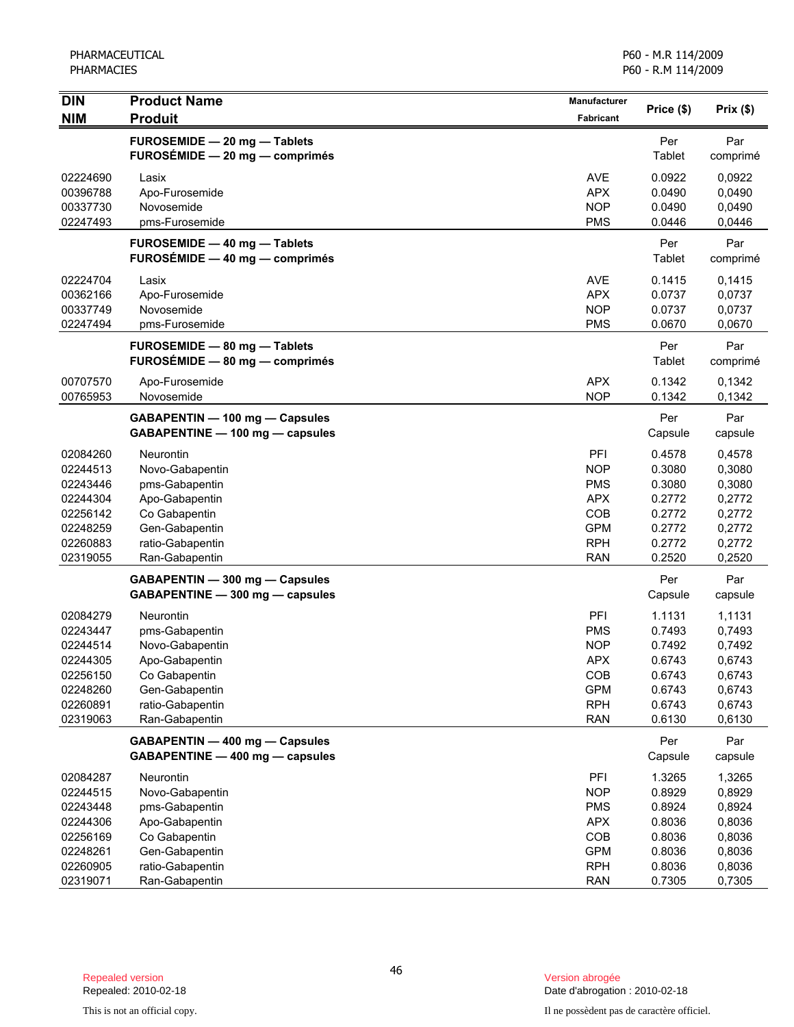| DIN<br>NIM | Product Name<br>Produit | Manufacturer<br>Fabricant | Price ($) | Prix ($) |
|---|---|---|---|---|
| | **FUROSEMIDE — 20 mg — Tablets**<br>**FUROSÉMIDE — 20 mg — comprimés** | | Per Tablet | Par comprimé |
| 02224690 | Lasix | AVE | 0.0922 | 0,0922 |
| 00396788 | Apo-Furosemide | APX | 0.0490 | 0,0490 |
| 00337730 | Novosemide | NOP | 0.0490 | 0,0490 |
| 02247493 | pms-Furosemide | PMS | 0.0446 | 0,0446 |
| | **FUROSEMIDE — 40 mg — Tablets**<br>**FUROSÉMIDE — 40 mg — comprimés** | | Per Tablet | Par comprimé |
| 02224704 | Lasix | AVE | 0.1415 | 0,1415 |
| 00362166 | Apo-Furosemide | APX | 0.0737 | 0,0737 |
| 00337749 | Novosemide | NOP | 0.0737 | 0,0737 |
| 02247494 | pms-Furosemide | PMS | 0.0670 | 0,0670 |
| | **FUROSEMIDE — 80 mg — Tablets**<br>**FUROSÉMIDE — 80 mg — comprimés** | | Per Tablet | Par comprimé |
| 00707570 | Apo-Furosemide | APX | 0.1342 | 0,1342 |
| 00765953 | Novosemide | NOP | 0.1342 | 0,1342 |
| | **GABAPENTIN — 100 mg — Capsules**<br>**GABAPENTINE — 100 mg — capsules** | | Per Capsule | Par capsule |
| 02084260 | Neurontin | PFI | 0.4578 | 0,4578 |
| 02244513 | Novo-Gabapentin | NOP | 0.3080 | 0,3080 |
| 02243446 | pms-Gabapentin | PMS | 0.3080 | 0,3080 |
| 02244304 | Apo-Gabapentin | APX | 0.2772 | 0,2772 |
| 02256142 | Co Gabapentin | COB | 0.2772 | 0,2772 |
| 02248259 | Gen-Gabapentin | GPM | 0.2772 | 0,2772 |
| 02260883 | ratio-Gabapentin | RPH | 0.2772 | 0,2772 |
| 02319055 | Ran-Gabapentin | RAN | 0.2520 | 0,2520 |
| | **GABAPENTIN — 300 mg — Capsules**<br>**GABAPENTINE — 300 mg — capsules** | | Per Capsule | Par capsule |
| 02084279 | Neurontin | PFI | 1.1131 | 1,1131 |
| 02243447 | pms-Gabapentin | PMS | 0.7493 | 0,7493 |
| 02244514 | Novo-Gabapentin | NOP | 0.7492 | 0,7492 |
| 02244305 | Apo-Gabapentin | APX | 0.6743 | 0,6743 |
| 02256150 | Co Gabapentin | COB | 0.6743 | 0,6743 |
| 02248260 | Gen-Gabapentin | GPM | 0.6743 | 0,6743 |
| 02260891 | ratio-Gabapentin | RPH | 0.6743 | 0,6743 |
| 02319063 | Ran-Gabapentin | RAN | 0.6130 | 0,6130 |
| | **GABAPENTIN — 400 mg — Capsules**<br>**GABAPENTINE — 400 mg — capsules** | | Per Capsule | Par capsule |
| 02084287 | Neurontin | PFI | 1.3265 | 1,3265 |
| 02244515 | Novo-Gabapentin | NOP | 0.8929 | 0,8929 |
| 02243448 | pms-Gabapentin | PMS | 0.8924 | 0,8924 |
| 02244306 | Apo-Gabapentin | APX | 0.8036 | 0,8036 |
| 02256169 | Co Gabapentin | COB | 0.8036 | 0,8036 |
| 02248261 | Gen-Gabapentin | GPM | 0.8036 | 0,8036 |
| 02260905 | ratio-Gabapentin | RPH | 0.8036 | 0,8036 |
| 02319071 | Ran-Gabapentin | RAN | 0.7305 | 0,7305 |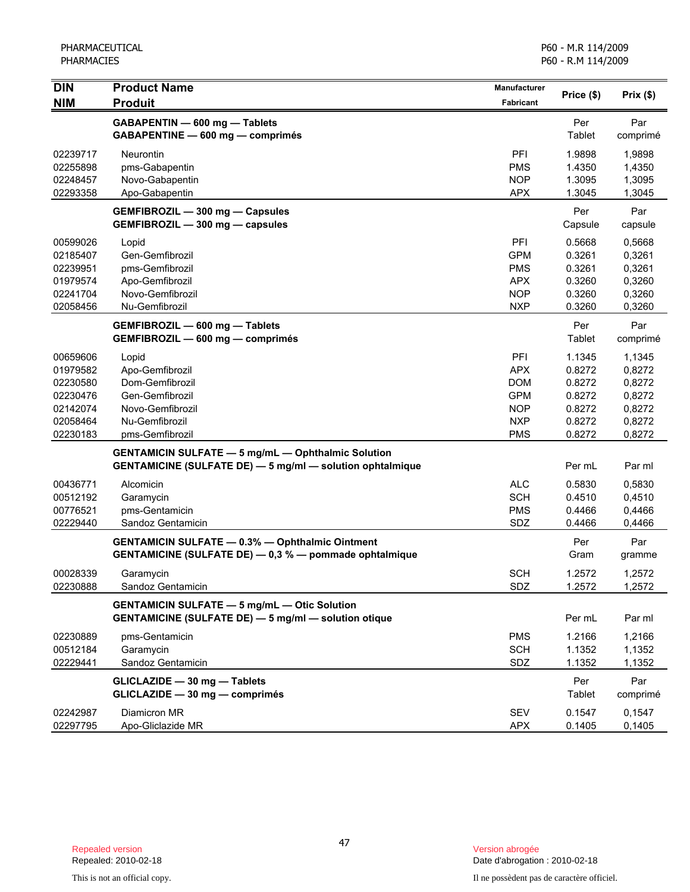| DIN<br>NIM | Product Name<br>Produit | Manufacturer<br>Fabricant | Price ($) | Prix ($) |
|---|---|---|---|---|
| | **GABAPENTIN — 600 mg — Tablets**<br>**GABAPENTINE — 600 mg — comprimés** | | Per Tablet | Par comprimé |
| 02239717 | Neurontin | PFI | 1.9898 | 1,9898 |
| 02255898 | pms-Gabapentin | PMS | 1.4350 | 1,4350 |
| 02248457 | Novo-Gabapentin | NOP | 1.3095 | 1,3095 |
| 02293358 | Apo-Gabapentin | APX | 1.3045 | 1,3045 |
| | **GEMFIBROZIL — 300 mg — Capsules**<br>**GEMFIBROZIL — 300 mg — capsules** | | Per Capsule | Par capsule |
| 00599026 | Lopid | PFI | 0.5668 | 0,5668 |
| 02185407 | Gen-Gemfibrozil | GPM | 0.3261 | 0,3261 |
| 02239951 | pms-Gemfibrozil | PMS | 0.3261 | 0,3261 |
| 01979574 | Apo-Gemfibrozil | APX | 0.3260 | 0,3260 |
| 02241704 | Novo-Gemfibrozil | NOP | 0.3260 | 0,3260 |
| 02058456 | Nu-Gemfibrozil | NXP | 0.3260 | 0,3260 |
| | **GEMFIBROZIL — 600 mg — Tablets**<br>**GEMFIBROZIL — 600 mg — comprimés** | | Per Tablet | Par comprimé |
| 00659606 | Lopid | PFI | 1.1345 | 1,1345 |
| 01979582 | Apo-Gemfibrozil | APX | 0.8272 | 0,8272 |
| 02230580 | Dom-Gemfibrozil | DOM | 0.8272 | 0,8272 |
| 02230476 | Gen-Gemfibrozil | GPM | 0.8272 | 0,8272 |
| 02142074 | Novo-Gemfibrozil | NOP | 0.8272 | 0,8272 |
| 02058464 | Nu-Gemfibrozil | NXP | 0.8272 | 0,8272 |
| 02230183 | pms-Gemfibrozil | PMS | 0.8272 | 0,8272 |
| | **GENTAMICIN SULFATE — 5 mg/mL — Ophthalmic Solution**<br>**GENTAMICINE (SULFATE DE) — 5 mg/ml — solution ophtalmique** | | Per mL | Par ml |
| 00436771 | Alcomicin | ALC | 0.5830 | 0,5830 |
| 00512192 | Garamycin | SCH | 0.4510 | 0,4510 |
| 00776521 | pms-Gentamicin | PMS | 0.4466 | 0,4466 |
| 02229440 | Sandoz Gentamicin | SDZ | 0.4466 | 0,4466 |
| | **GENTAMICIN SULFATE — 0.3% — Ophthalmic Ointment**<br>**GENTAMICINE (SULFATE DE) — 0,3 % — pommade ophtalmique** | | Per Gram | Par gramme |
| 00028339 | Garamycin | SCH | 1.2572 | 1,2572 |
| 02230888 | Sandoz Gentamicin | SDZ | 1.2572 | 1,2572 |
| | **GENTAMICIN SULFATE — 5 mg/mL — Otic Solution**<br>**GENTAMICINE (SULFATE DE) — 5 mg/ml — solution otique** | | Per mL | Par ml |
| 02230889 | pms-Gentamicin | PMS | 1.2166 | 1,2166 |
| 00512184 | Garamycin | SCH | 1.1352 | 1,1352 |
| 02229441 | Sandoz Gentamicin | SDZ | 1.1352 | 1,1352 |
| | **GLICLAZIDE — 30 mg — Tablets**<br>**GLICLAZIDE — 30 mg — comprimés** | | Per Tablet | Par comprimé |
| 02242987 | Diamicron MR | SEV | 0.1547 | 0,1547 |
| 02297795 | Apo-Gliclazide MR | APX | 0.1405 | 0,1405 |

Repealed version
Repealed: 2010-02-18

Version abrogée
Date d'abrogation : 2010-02-18

This is not an official copy.

Il ne possèdent pas de caractère officiel.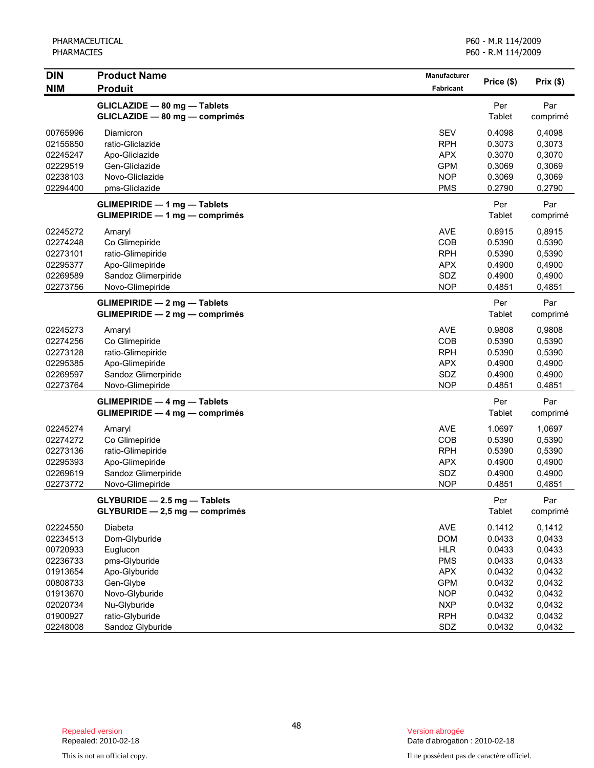| DIN<br>NIM | Product Name<br>Produit | Manufacturer<br>Fabricant | Price ($) | Prix ($) |
|---|---|---|---|---|
| | **GLICLAZIDE — 80 mg — Tablets**<br>**GLICLAZIDE — 80 mg — comprimés** | | Per Tablet | Par comprimé |
| 00765996 | Diamicron | SEV | 0.4098 | 0,4098 |
| 02155850 | ratio-Gliclazide | RPH | 0.3073 | 0,3073 |
| 02245247 | Apo-Gliclazide | APX | 0.3070 | 0,3070 |
| 02229519 | Gen-Gliclazide | GPM | 0.3069 | 0,3069 |
| 02238103 | Novo-Gliclazide | NOP | 0.3069 | 0,3069 |
| 02294400 | pms-Gliclazide | PMS | 0.2790 | 0,2790 |
| | **GLIMEPIRIDE — 1 mg — Tablets**<br>**GLIMEPIRIDE — 1 mg — comprimés** | | Per Tablet | Par comprimé |
| 02245272 | Amaryl | AVE | 0.8915 | 0,8915 |
| 02274248 | Co Glimepiride | COB | 0.5390 | 0,5390 |
| 02273101 | ratio-Glimepiride | RPH | 0.5390 | 0,5390 |
| 02295377 | Apo-Glimepiride | APX | 0.4900 | 0,4900 |
| 02269589 | Sandoz Glimerpiride | SDZ | 0.4900 | 0,4900 |
| 02273756 | Novo-Glimepiride | NOP | 0.4851 | 0,4851 |
| | **GLIMEPIRIDE — 2 mg — Tablets**<br>**GLIMEPIRIDE — 2 mg — comprimés** | | Per Tablet | Par comprimé |
| 02245273 | Amaryl | AVE | 0.9808 | 0,9808 |
| 02274256 | Co Glimepiride | COB | 0.5390 | 0,5390 |
| 02273128 | ratio-Glimepiride | RPH | 0.5390 | 0,5390 |
| 02295385 | Apo-Glimepiride | APX | 0.4900 | 0,4900 |
| 02269597 | Sandoz Glimerpiride | SDZ | 0.4900 | 0,4900 |
| 02273764 | Novo-Glimepiride | NOP | 0.4851 | 0,4851 |
| | **GLIMEPIRIDE — 4 mg — Tablets**<br>**GLIMEPIRIDE — 4 mg — comprimés** | | Per Tablet | Par comprimé |
| 02245274 | Amaryl | AVE | 1.0697 | 1,0697 |
| 02274272 | Co Glimepiride | COB | 0.5390 | 0,5390 |
| 02273136 | ratio-Glimepiride | RPH | 0.5390 | 0,5390 |
| 02295393 | Apo-Glimepiride | APX | 0.4900 | 0,4900 |
| 02269619 | Sandoz Glimerpiride | SDZ | 0.4900 | 0,4900 |
| 02273772 | Novo-Glimepiride | NOP | 0.4851 | 0,4851 |
| | **GLYBURIDE — 2.5 mg — Tablets**<br>**GLYBURIDE — 2,5 mg — comprimés** | | Per Tablet | Par comprimé |
| 02224550 | Diabeta | AVE | 0.1412 | 0,1412 |
| 02234513 | Dom-Glyburide | DOM | 0.0433 | 0,0433 |
| 00720933 | Euglucon | HLR | 0.0433 | 0,0433 |
| 02236733 | pms-Glyburide | PMS | 0.0433 | 0,0433 |
| 01913654 | Apo-Glyburide | APX | 0.0432 | 0,0432 |
| 00808733 | Gen-Glybe | GPM | 0.0432 | 0,0432 |
| 01913670 | Novo-Glyburide | NOP | 0.0432 | 0,0432 |
| 02020734 | Nu-Glyburide | NXP | 0.0432 | 0,0432 |
| 01900927 | ratio-Glyburide | RPH | 0.0432 | 0,0432 |
| 02248008 | Sandoz Glyburide | SDZ | 0.0432 | 0,0432 |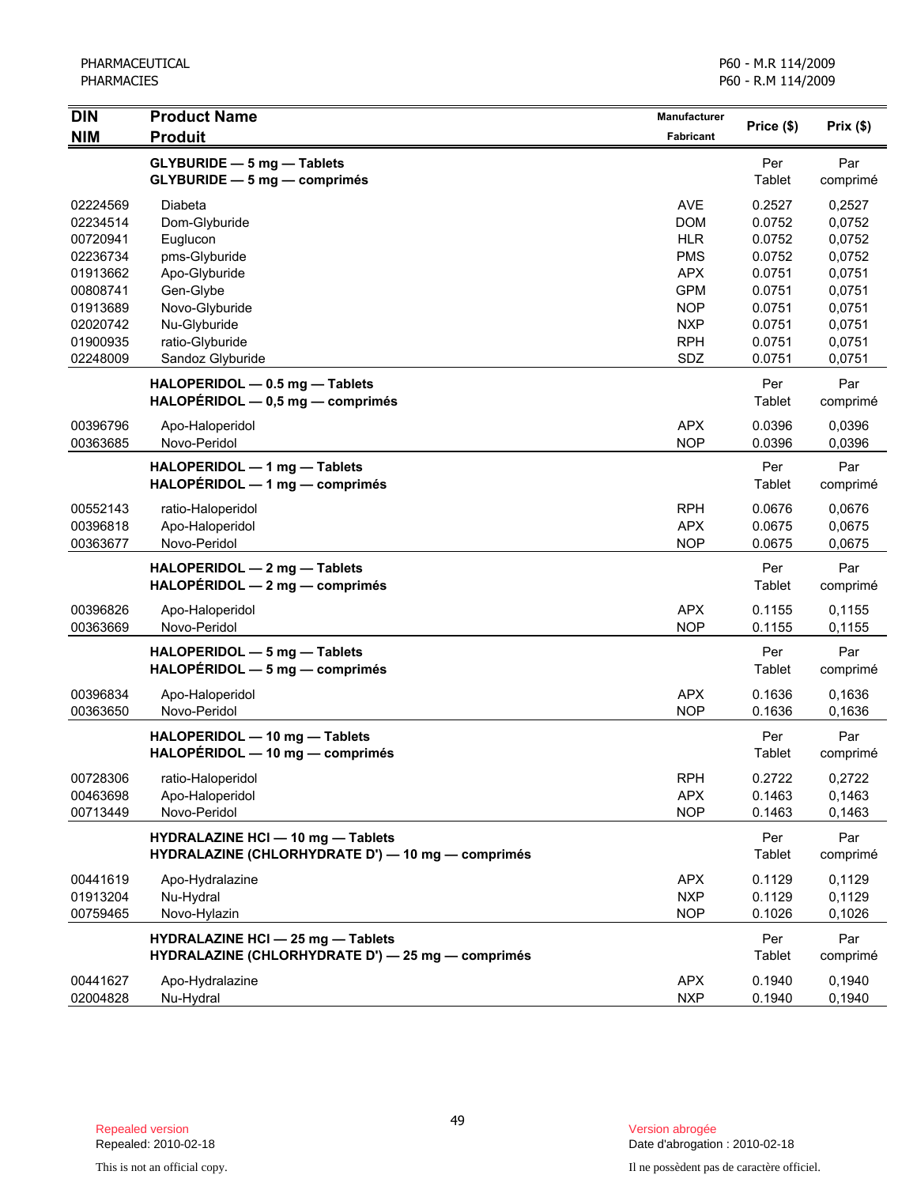| DIN<br>NIM | Product Name<br>Produit | Manufacturer<br>Fabricant | Price ($) | Prix ($) |
|---|---|---|---|---|
| | **GLYBURIDE — 5 mg — Tablets**<br>**GLYBURIDE — 5 mg — comprimés** | | Per Tablet | Par comprimé |
| 02224569 | Diabeta | AVE | 0.2527 | 0,2527 |
| 02234514 | Dom-Glyburide | DOM | 0.0752 | 0,0752 |
| 00720941 | Euglucon | HLR | 0.0752 | 0,0752 |
| 02236734 | pms-Glyburide | PMS | 0.0752 | 0,0752 |
| 01913662 | Apo-Glyburide | APX | 0.0751 | 0,0751 |
| 00808741 | Gen-Glybe | GPM | 0.0751 | 0,0751 |
| 01913689 | Novo-Glyburide | NOP | 0.0751 | 0,0751 |
| 02020742 | Nu-Glyburide | NXP | 0.0751 | 0,0751 |
| 01900935 | ratio-Glyburide | RPH | 0.0751 | 0,0751 |
| 02248009 | Sandoz Glyburide | SDZ | 0.0751 | 0,0751 |
| | **HALOPERIDOL — 0.5 mg — Tablets**<br>**HALOPÉRIDOL — 0,5 mg — comprimés** | | Per Tablet | Par comprimé |
| 00396796 | Apo-Haloperidol | APX | 0.0396 | 0,0396 |
| 00363685 | Novo-Peridol | NOP | 0.0396 | 0,0396 |
| | **HALOPERIDOL — 1 mg — Tablets**<br>**HALOPÉRIDOL — 1 mg — comprimés** | | Per Tablet | Par comprimé |
| 00552143 | ratio-Haloperidol | RPH | 0.0676 | 0,0676 |
| 00396818 | Apo-Haloperidol | APX | 0.0675 | 0,0675 |
| 00363677 | Novo-Peridol | NOP | 0.0675 | 0,0675 |
| | **HALOPERIDOL — 2 mg — Tablets**<br>**HALOPÉRIDOL — 2 mg — comprimés** | | Per Tablet | Par comprimé |
| 00396826 | Apo-Haloperidol | APX | 0.1155 | 0,1155 |
| 00363669 | Novo-Peridol | NOP | 0.1155 | 0,1155 |
| | **HALOPERIDOL — 5 mg — Tablets**<br>**HALOPÉRIDOL — 5 mg — comprimés** | | Per Tablet | Par comprimé |
| 00396834 | Apo-Haloperidol | APX | 0.1636 | 0,1636 |
| 00363650 | Novo-Peridol | NOP | 0.1636 | 0,1636 |
| | **HALOPERIDOL — 10 mg — Tablets**<br>**HALOPÉRIDOL — 10 mg — comprimés** | | Per Tablet | Par comprimé |
| 00728306 | ratio-Haloperidol | RPH | 0.2722 | 0,2722 |
| 00463698 | Apo-Haloperidol | APX | 0.1463 | 0,1463 |
| 00713449 | Novo-Peridol | NOP | 0.1463 | 0,1463 |
| | **HYDRALAZINE HCl — 10 mg — Tablets**<br>**HYDRALAZINE (CHLORHYDRATE D') — 10 mg — comprimés** | | Per Tablet | Par comprimé |
| 00441619 | Apo-Hydralazine | APX | 0.1129 | 0,1129 |
| 01913204 | Nu-Hydral | NXP | 0.1129 | 0,1129 |
| 00759465 | Novo-Hylazin | NOP | 0.1026 | 0,1026 |
| | **HYDRALAZINE HCl — 25 mg — Tablets**<br>**HYDRALAZINE (CHLORHYDRATE D') — 25 mg — comprimés** | | Per Tablet | Par comprimé |
| 00441627 | Apo-Hydralazine | APX | 0.1940 | 0,1940 |
| 02004828 | Nu-Hydral | NXP | 0.1940 | 0,1940 |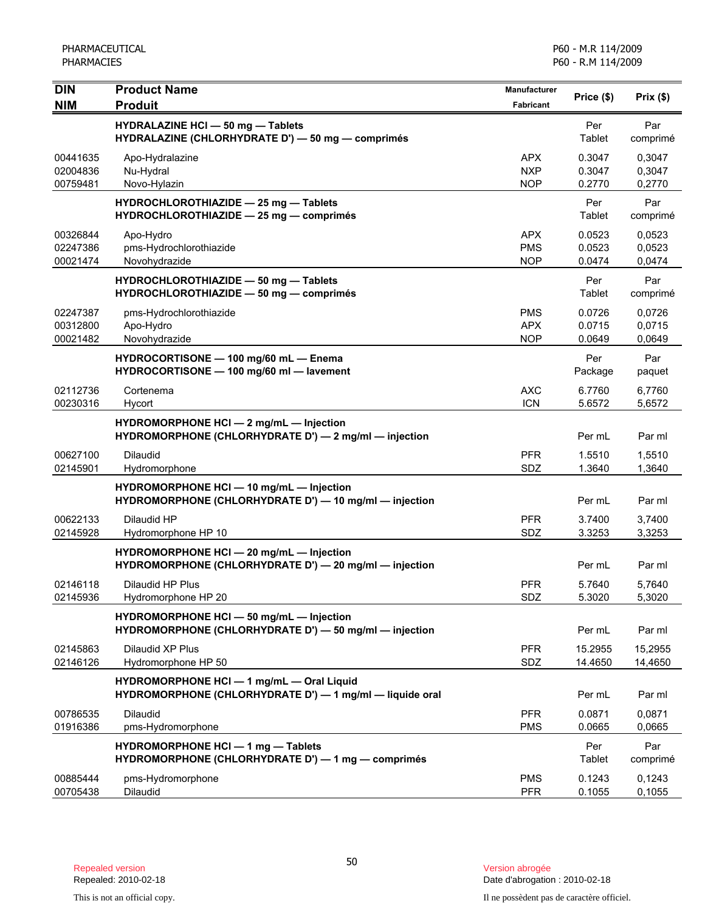| DIN<br>NIM | Product Name<br>Produit | Manufacturer<br>Fabricant | Price ($) | Prix ($) |
|---|---|---|---|---|
| | **HYDRALAZINE HCl — 50 mg — Tablets**<br>**HYDRALAZINE (CHLORHYDRATE D') — 50 mg — comprimés** | | Per Tablet | Par comprimé |
| 00441635 | Apo-Hydralazine | APX | 0.3047 | 0,3047 |
| 02004836 | Nu-Hydral | NXP | 0.3047 | 0,3047 |
| 00759481 | Novo-Hylazin | NOP | 0.2770 | 0,2770 |
| | **HYDROCHLOROTHIAZIDE — 25 mg — Tablets**<br>**HYDROCHLOROTHIAZIDE — 25 mg — comprimés** | | Per Tablet | Par comprimé |
| 00326844 | Apo-Hydro | APX | 0.0523 | 0,0523 |
| 02247386 | pms-Hydrochlorothiazide | PMS | 0.0523 | 0,0523 |
| 00021474 | Novohydrazide | NOP | 0.0474 | 0,0474 |
| | **HYDROCHLOROTHIAZIDE — 50 mg — Tablets**<br>**HYDROCHLOROTHIAZIDE — 50 mg — comprimés** | | Per Tablet | Par comprimé |
| 02247387 | pms-Hydrochlorothiazide | PMS | 0.0726 | 0,0726 |
| 00312800 | Apo-Hydro | APX | 0.0715 | 0,0715 |
| 00021482 | Novohydrazide | NOP | 0.0649 | 0,0649 |
| | **HYDROCORTISONE — 100 mg/60 mL — Enema**<br>**HYDROCORTISONE — 100 mg/60 ml — lavement** | | Per Package | Par paquet |
| 02112736 | Cortenema | AXC | 6.7760 | 6,7760 |
| 00230316 | Hycort | ICN | 5.6572 | 5,6572 |
| | **HYDROMORPHONE HCl — 2 mg/mL — Injection**<br>**HYDROMORPHONE (CHLORHYDRATE D') — 2 mg/ml — injection** | | Per mL | Par ml |
| 00627100 | Dilaudid | PFR | 1.5510 | 1,5510 |
| 02145901 | Hydromorphone | SDZ | 1.3640 | 1,3640 |
| | **HYDROMORPHONE HCl — 10 mg/mL — Injection**<br>**HYDROMORPHONE (CHLORHYDRATE D') — 10 mg/ml — injection** | | Per mL | Par ml |
| 00622133 | Dilaudid HP | PFR | 3.7400 | 3,7400 |
| 02145928 | Hydromorphone HP 10 | SDZ | 3.3253 | 3,3253 |
| | **HYDROMORPHONE HCl — 20 mg/mL — Injection**<br>**HYDROMORPHONE (CHLORHYDRATE D') — 20 mg/ml — injection** | | Per mL | Par ml |
| 02146118 | Dilaudid HP Plus | PFR | 5.7640 | 5,7640 |
| 02145936 | Hydromorphone HP 20 | SDZ | 5.3020 | 5,3020 |
| | **HYDROMORPHONE HCl — 50 mg/mL — Injection**<br>**HYDROMORPHONE (CHLORHYDRATE D') — 50 mg/ml — injection** | | Per mL | Par ml |
| 02145863 | Dilaudid XP Plus | PFR | 15.2955 | 15,2955 |
| 02146126 | Hydromorphone HP 50 | SDZ | 14.4650 | 14,4650 |
| | **HYDROMORPHONE HCl — 1 mg/mL — Oral Liquid**<br>**HYDROMORPHONE (CHLORHYDRATE D') — 1 mg/ml — liquide oral** | | Per mL | Par ml |
| 00786535 | Dilaudid | PFR | 0.0871 | 0,0871 |
| 01916386 | pms-Hydromorphone | PMS | 0.0665 | 0,0665 |
| | **HYDROMORPHONE HCl — 1 mg — Tablets**<br>**HYDROMORPHONE (CHLORHYDRATE D') — 1 mg — comprimés** | | Per Tablet | Par comprimé |
| 00885444 | pms-Hydromorphone | PMS | 0.1243 | 0,1243 |
| 00705438 | Dilaudid | PFR | 0.1055 | 0,1055 |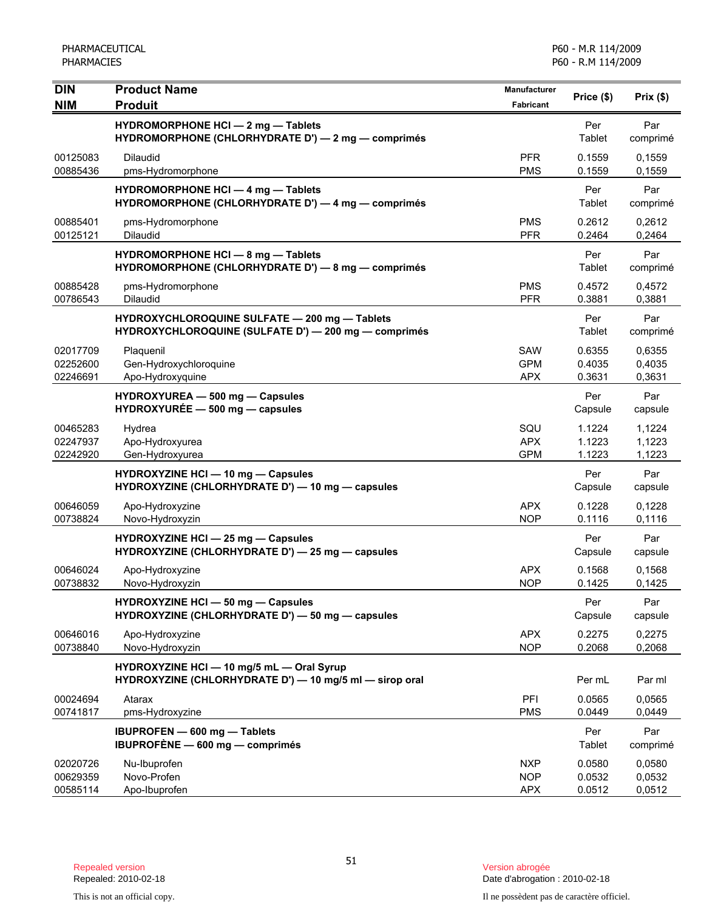| DIN<br>NIM | Product Name<br>Produit | Manufacturer<br>Fabricant | Price ($) | Prix ($) |
|---|---|---|---|---|
| | **HYDROMORPHONE HCl — 2 mg — Tablets**<br>**HYDROMORPHONE (CHLORHYDRATE D') — 2 mg — comprimés** | | Per Tablet | Par comprimé |
| 00125083 | Dilaudid | PFR | 0.1559 | 0,1559 |
| 00885436 | pms-Hydromorphone | PMS | 0.1559 | 0,1559 |
| | **HYDROMORPHONE HCl — 4 mg — Tablets**<br>**HYDROMORPHONE (CHLORHYDRATE D') — 4 mg — comprimés** | | Per Tablet | Par comprimé |
| 00885401 | pms-Hydromorphone | PMS | 0.2612 | 0,2612 |
| 00125121 | Dilaudid | PFR | 0.2464 | 0,2464 |
| | **HYDROMORPHONE HCl — 8 mg — Tablets**<br>**HYDROMORPHONE (CHLORHYDRATE D') — 8 mg — comprimés** | | Per Tablet | Par comprimé |
| 00885428 | pms-Hydromorphone | PMS | 0.4572 | 0,4572 |
| 00786543 | Dilaudid | PFR | 0.3881 | 0,3881 |
| | **HYDROXYCHLOROQUINE SULFATE — 200 mg — Tablets**<br>**HYDROXYCHLOROQUINE (SULFATE D') — 200 mg — comprimés** | | Per Tablet | Par comprimé |
| 02017709 | Plaquenil | SAW | 0.6355 | 0,6355 |
| 02252600 | Gen-Hydroxychloroquine | GPM | 0.4035 | 0,4035 |
| 02246691 | Apo-Hydroxyquine | APX | 0.3631 | 0,3631 |
| | **HYDROXYUREA — 500 mg — Capsules**<br>**HYDROXYURÉE — 500 mg — capsules** | | Per Capsule | Par capsule |
| 00465283 | Hydrea | SQU | 1.1224 | 1,1224 |
| 02247937 | Apo-Hydroxyurea | APX | 1.1223 | 1,1223 |
| 02242920 | Gen-Hydroxyurea | GPM | 1.1223 | 1,1223 |
| | **HYDROXYZINE HCl — 10 mg — Capsules**<br>**HYDROXYZINE (CHLORHYDRATE D') — 10 mg — capsules** | | Per Capsule | Par capsule |
| 00646059 | Apo-Hydroxyzine | APX | 0.1228 | 0,1228 |
| 00738824 | Novo-Hydroxyzin | NOP | 0.1116 | 0,1116 |
| | **HYDROXYZINE HCl — 25 mg — Capsules**<br>**HYDROXYZINE (CHLORHYDRATE D') — 25 mg — capsules** | | Per Capsule | Par capsule |
| 00646024 | Apo-Hydroxyzine | APX | 0.1568 | 0,1568 |
| 00738832 | Novo-Hydroxyzin | NOP | 0.1425 | 0,1425 |
| | **HYDROXYZINE HCl — 50 mg — Capsules**<br>**HYDROXYZINE (CHLORHYDRATE D') — 50 mg — capsules** | | Per Capsule | Par capsule |
| 00646016 | Apo-Hydroxyzine | APX | 0.2275 | 0,2275 |
| 00738840 | Novo-Hydroxyzin | NOP | 0.2068 | 0,2068 |
| | **HYDROXYZINE HCl — 10 mg/5 mL — Oral Syrup**<br>**HYDROXYZINE (CHLORHYDRATE D') — 10 mg/5 ml — sirop oral** | | Per mL | Par ml |
| 00024694 | Atarax | PFI | 0.0565 | 0,0565 |
| 00741817 | pms-Hydroxyzine | PMS | 0.0449 | 0,0449 |
| | **IBUPROFEN — 600 mg — Tablets**<br>**IBUPROFÈNE — 600 mg — comprimés** | | Per Tablet | Par comprimé |
| 02020726 | Nu-Ibuprofen | NXP | 0.0580 | 0,0580 |
| 00629359 | Novo-Profen | NOP | 0.0532 | 0,0532 |
| 00585114 | Apo-Ibuprofen | APX | 0.0512 | 0,0512 |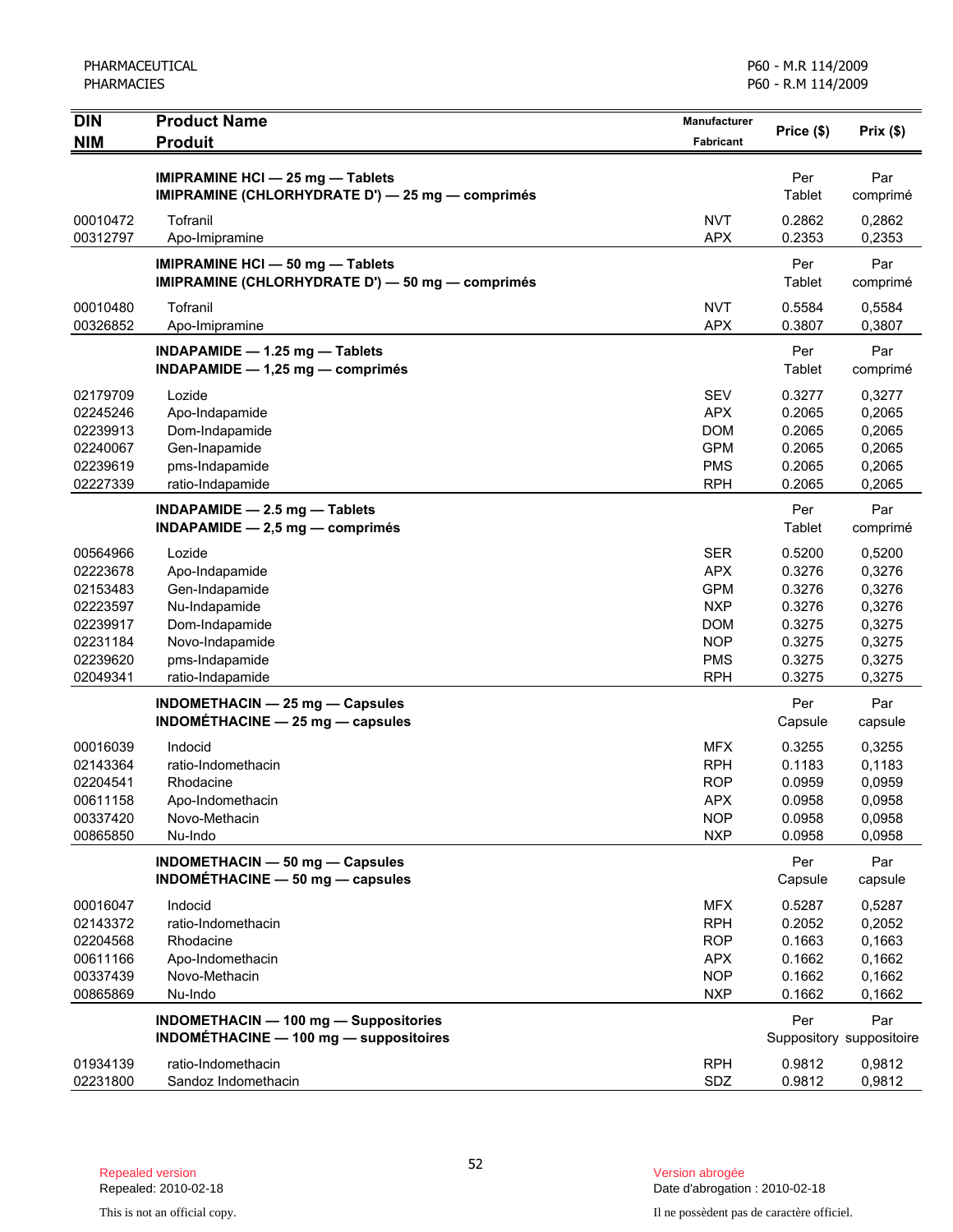| DIN<br>NIM | Product Name<br>Produit | Manufacturer<br>Fabricant | Price ($) | Prix ($) |
|---|---|---|---|---|
| | **IMIPRAMINE HCl — 25 mg — Tablets**<br>**IMIPRAMINE (CHLORHYDRATE D') — 25 mg — comprimés** | | Per Tablet | Par comprimé |
| 00010472 | Tofranil | NVT | 0.2862 | 0,2862 |
| 00312797 | Apo-Imipramine | APX | 0.2353 | 0,2353 |
| | **IMIPRAMINE HCl — 50 mg — Tablets**<br>**IMIPRAMINE (CHLORHYDRATE D') — 50 mg — comprimés** | | Per Tablet | Par comprimé |
| 00010480 | Tofranil | NVT | 0.5584 | 0,5584 |
| 00326852 | Apo-Imipramine | APX | 0.3807 | 0,3807 |
| | **INDAPAMIDE — 1.25 mg — Tablets**<br>**INDAPAMIDE — 1,25 mg — comprimés** | | Per Tablet | Par comprimé |
| 02179709 | Lozide | SEV | 0.3277 | 0,3277 |
| 02245246 | Apo-Indapamide | APX | 0.2065 | 0,2065 |
| 02239913 | Dom-Indapamide | DOM | 0.2065 | 0,2065 |
| 02240067 | Gen-Inapamide | GPM | 0.2065 | 0,2065 |
| 02239619 | pms-Indapamide | PMS | 0.2065 | 0,2065 |
| 02227339 | ratio-Indapamide | RPH | 0.2065 | 0,2065 |
| | **INDAPAMIDE — 2.5 mg — Tablets**<br>**INDAPAMIDE — 2,5 mg — comprimés** | | Per Tablet | Par comprimé |
| 00564966 | Lozide | SER | 0.5200 | 0,5200 |
| 02223678 | Apo-Indapamide | APX | 0.3276 | 0,3276 |
| 02153483 | Gen-Indapamide | GPM | 0.3276 | 0,3276 |
| 02223597 | Nu-Indapamide | NXP | 0.3276 | 0,3276 |
| 02239917 | Dom-Indapamide | DOM | 0.3275 | 0,3275 |
| 02231184 | Novo-Indapamide | NOP | 0.3275 | 0,3275 |
| 02239620 | pms-Indapamide | PMS | 0.3275 | 0,3275 |
| 02049341 | ratio-Indapamide | RPH | 0.3275 | 0,3275 |
| | **INDOMETHACIN — 25 mg — Capsules**<br>**INDOMÉTHACINE — 25 mg — capsules** | | Per Capsule | Par capsule |
| 00016039 | Indocid | MFX | 0.3255 | 0,3255 |
| 02143364 | ratio-Indomethacin | RPH | 0.1183 | 0,1183 |
| 02204541 | Rhodacine | ROP | 0.0959 | 0,0959 |
| 00611158 | Apo-Indomethacin | APX | 0.0958 | 0,0958 |
| 00337420 | Novo-Methacin | NOP | 0.0958 | 0,0958 |
| 00865850 | Nu-Indo | NXP | 0.0958 | 0,0958 |
| | **INDOMETHACIN — 50 mg — Capsules**<br>**INDOMÉTHACINE — 50 mg — capsules** | | Per Capsule | Par capsule |
| 00016047 | Indocid | MFX | 0.5287 | 0,5287 |
| 02143372 | ratio-Indomethacin | RPH | 0.2052 | 0,2052 |
| 02204568 | Rhodacine | ROP | 0.1663 | 0,1663 |
| 00611166 | Apo-Indomethacin | APX | 0.1662 | 0,1662 |
| 00337439 | Novo-Methacin | NOP | 0.1662 | 0,1662 |
| 00865869 | Nu-Indo | NXP | 0.1662 | 0,1662 |
| | **INDOMETHACIN — 100 mg — Suppositories**<br>**INDOMÉTHACINE — 100 mg — suppositoires** | | Per Suppository | Par suppositoire |
| 01934139 | ratio-Indomethacin | RPH | 0.9812 | 0,9812 |
| 02231800 | Sandoz Indomethacin | SDZ | 0.9812 | 0,9812 |

Repealed version
Repealed: 2010-02-18

Version abrogée
Date d'abrogation : 2010-02-18

This is not an official copy.

Il ne possèdent pas de caractère officiel.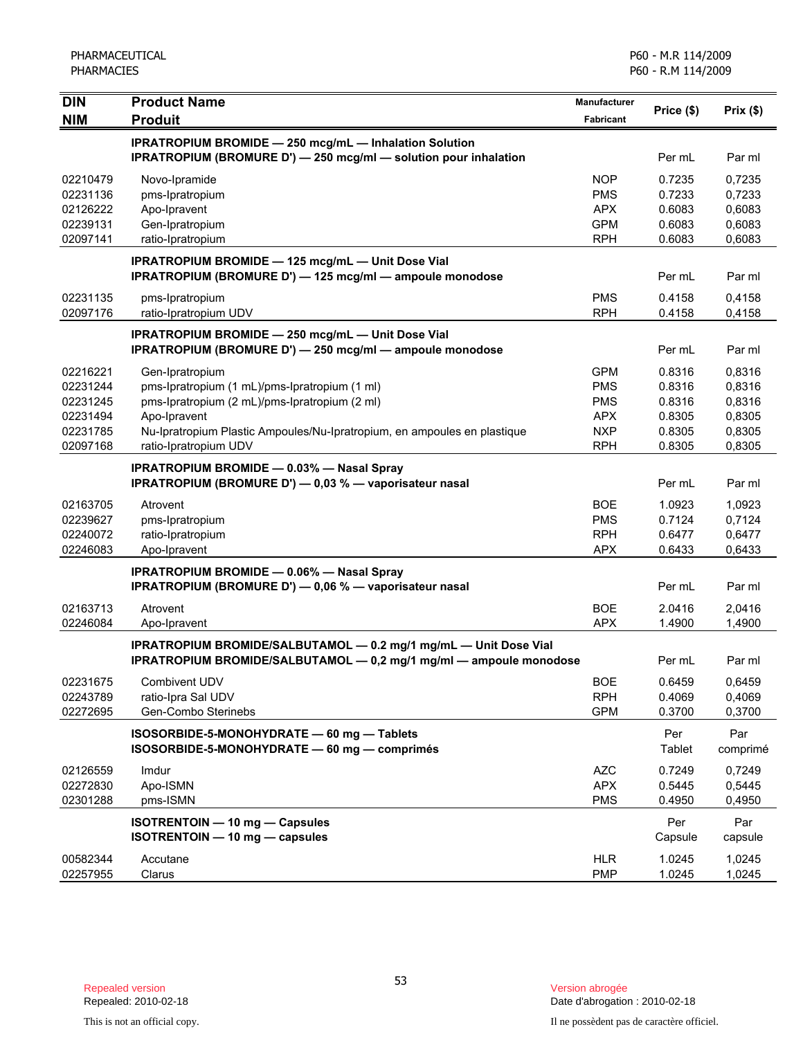| DIN<br>NIM | Product Name<br>Produit | Manufacturer<br>Fabricant | Price ($) | Prix ($) |
|---|---|---|---|---|
| | **IPRATROPIUM BROMIDE — 250 mcg/mL — Inhalation Solution**<br>**IPRATROPIUM (BROMURE D') — 250 mcg/ml — solution pour inhalation** | | Per mL | Par ml |
| 02210479 | Novo-Ipramide | NOP | 0.7235 | 0,7235 |
| 02231136 | pms-Ipratropium | PMS | 0.7233 | 0,7233 |
| 02126222 | Apo-Ipravent | APX | 0.6083 | 0,6083 |
| 02239131 | Gen-Ipratropium | GPM | 0.6083 | 0,6083 |
| 02097141 | ratio-Ipratropium | RPH | 0.6083 | 0,6083 |
| | **IPRATROPIUM BROMIDE — 125 mcg/mL — Unit Dose Vial**<br>**IPRATROPIUM (BROMURE D') — 125 mcg/ml — ampoule monodose** | | Per mL | Par ml |
| 02231135 | pms-Ipratropium | PMS | 0.4158 | 0,4158 |
| 02097176 | ratio-Ipratropium UDV | RPH | 0.4158 | 0,4158 |
| | **IPRATROPIUM BROMIDE — 250 mcg/mL — Unit Dose Vial**<br>**IPRATROPIUM (BROMURE D') — 250 mcg/ml — ampoule monodose** | | Per mL | Par ml |
| 02216221 | Gen-Ipratropium | GPM | 0.8316 | 0,8316 |
| 02231244 | pms-Ipratropium (1 mL)/pms-Ipratropium (1 ml) | PMS | 0.8316 | 0,8316 |
| 02231245 | pms-Ipratropium (2 mL)/pms-Ipratropium (2 ml) | PMS | 0.8316 | 0,8316 |
| 02231494 | Apo-Ipravent | APX | 0.8305 | 0,8305 |
| 02231785 | Nu-Ipratropium Plastic Ampoules/Nu-Ipratropium, en ampoules en plastique | NXP | 0.8305 | 0,8305 |
| 02097168 | ratio-Ipratropium UDV | RPH | 0.8305 | 0,8305 |
| | **IPRATROPIUM BROMIDE — 0.03% — Nasal Spray**<br>**IPRATROPIUM (BROMURE D') — 0,03 % — vaporisateur nasal** | | Per mL | Par ml |
| 02163705 | Atrovent | BOE | 1.0923 | 1,0923 |
| 02239627 | pms-Ipratropium | PMS | 0.7124 | 0,7124 |
| 02240072 | ratio-Ipratropium | RPH | 0.6477 | 0,6477 |
| 02246083 | Apo-Ipravent | APX | 0.6433 | 0,6433 |
| | **IPRATROPIUM BROMIDE — 0.06% — Nasal Spray**<br>**IPRATROPIUM (BROMURE D') — 0,06 % — vaporisateur nasal** | | Per mL | Par ml |
| 02163713 | Atrovent | BOE | 2.0416 | 2,0416 |
| 02246084 | Apo-Ipravent | APX | 1.4900 | 1,4900 |
| | **IPRATROPIUM BROMIDE/SALBUTAMOL — 0.2 mg/1 mg/mL — Unit Dose Vial**<br>**IPRATROPIUM BROMIDE/SALBUTAMOL — 0,2 mg/1 mg/ml — ampoule monodose** | | Per mL | Par ml |
| 02231675 | Combivent UDV | BOE | 0.6459 | 0,6459 |
| 02243789 | ratio-Ipra Sal UDV | RPH | 0.4069 | 0,4069 |
| 02272695 | Gen-Combo Sterinebs | GPM | 0.3700 | 0,3700 |
| | **ISOSORBIDE-5-MONOHYDRATE — 60 mg — Tablets**<br>**ISOSORBIDE-5-MONOHYDRATE — 60 mg — comprimés** | | Per Tablet | Par comprimé |
| 02126559 | Imdur | AZC | 0.7249 | 0,7249 |
| 02272830 | Apo-ISMN | APX | 0.5445 | 0,5445 |
| 02301288 | pms-ISMN | PMS | 0.4950 | 0,4950 |
| | **ISOTRENTOIN — 10 mg — Capsules**<br>**ISOTRENTOIN — 10 mg — capsules** | | Per Capsule | Par capsule |
| 00582344 | Accutane | HLR | 1.0245 | 1,0245 |
| 02257955 | Clarus | PMP | 1.0245 | 1,0245 |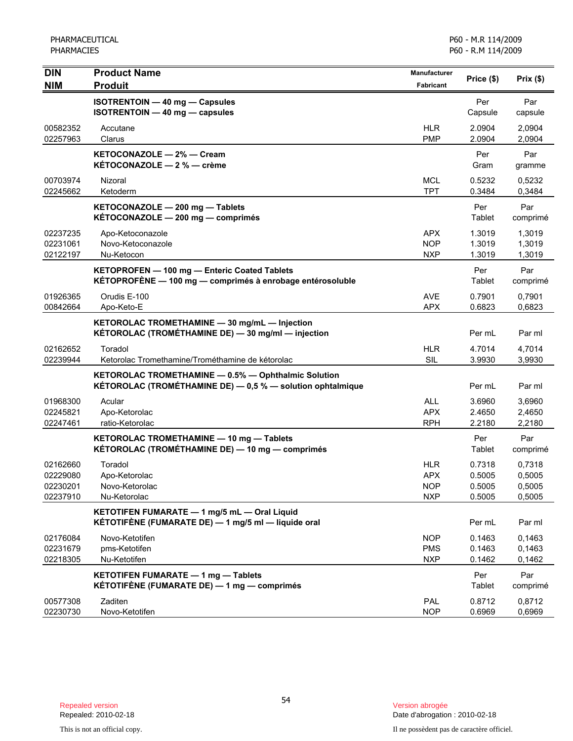| DIN<br>NIM | Product Name<br>Produit | Manufacturer<br>Fabricant | Price ($) | Prix ($) |
|---|---|---|---|---|
| | **ISOTRENTOIN — 40 mg — Capsules**<br>**ISOTRENTOIN — 40 mg — capsules** | | Per Capsule | Par capsule |
| 00582352 | Accutane | HLR | 2.0904 | 2,0904 |
| 02257963 | Clarus | PMP | 2.0904 | 2,0904 |
| | **KETOCONAZOLE — 2% — Cream**<br>**KÉTOCONAZOLE — 2 % — crème** | | Per Gram | Par gramme |
| 00703974 | Nizoral | MCL | 0.5232 | 0,5232 |
| 02245662 | Ketoderm | TPT | 0.3484 | 0,3484 |
| | **KETOCONAZOLE — 200 mg — Tablets**<br>**KÉTOCONAZOLE — 200 mg — comprimés** | | Per Tablet | Par comprimé |
| 02237235 | Apo-Ketoconazole | APX | 1.3019 | 1,3019 |
| 02231061 | Novo-Ketoconazole | NOP | 1.3019 | 1,3019 |
| 02122197 | Nu-Ketocon | NXP | 1.3019 | 1,3019 |
| | **KETOPROFEN — 100 mg — Enteric Coated Tablets**<br>**KÉTOPROFÈNE — 100 mg — comprimés à enrobage entérosoluble** | | Per Tablet | Par comprimé |
| 01926365 | Orudis E-100 | AVE | 0.7901 | 0,7901 |
| 00842664 | Apo-Keto-E | APX | 0.6823 | 0,6823 |
| | **KETOROLAC TROMETHAMINE — 30 mg/mL — Injection**<br>**KÉTOROLAC (TROMÉTHAMINE DE) — 30 mg/ml — injection** | | Per mL | Par ml |
| 02162652 | Toradol | HLR | 4.7014 | 4,7014 |
| 02239944 | Ketorolac Tromethamine/Trométhamine de kétorolac | SIL | 3.9930 | 3,9930 |
| | **KETOROLAC TROMETHAMINE — 0.5% — Ophthalmic Solution**<br>**KÉTOROLAC (TROMÉTHAMINE DE) — 0,5 % — solution ophtalmique** | | Per mL | Par ml |
| 01968300 | Acular | ALL | 3.6960 | 3,6960 |
| 02245821 | Apo-Ketorolac | APX | 2.4650 | 2,4650 |
| 02247461 | ratio-Ketorolac | RPH | 2.2180 | 2,2180 |
| | **KETOROLAC TROMETHAMINE — 10 mg — Tablets**<br>**KÉTOROLAC (TROMÉTHAMINE DE) — 10 mg — comprimés** | | Per Tablet | Par comprimé |
| 02162660 | Toradol | HLR | 0.7318 | 0,7318 |
| 02229080 | Apo-Ketorolac | APX | 0.5005 | 0,5005 |
| 02230201 | Novo-Ketorolac | NOP | 0.5005 | 0,5005 |
| 02237910 | Nu-Ketorolac | NXP | 0.5005 | 0,5005 |
| | **KETOTIFEN FUMARATE — 1 mg/5 mL — Oral Liquid**<br>**KÉTOTIFÈNE (FUMARATE DE) — 1 mg/5 ml — liquide oral** | | Per mL | Par ml |
| 02176084 | Novo-Ketotifen | NOP | 0.1463 | 0,1463 |
| 02231679 | pms-Ketotifen | PMS | 0.1463 | 0,1463 |
| 02218305 | Nu-Ketotifen | NXP | 0.1462 | 0,1462 |
| | **KETOTIFEN FUMARATE — 1 mg — Tablets**<br>**KÉTOTIFÈNE (FUMARATE DE) — 1 mg — comprimés** | | Per Tablet | Par comprimé |
| 00577308 | Zaditen | PAL | 0.8712 | 0,8712 |
| 02230730 | Novo-Ketotifen | NOP | 0.6969 | 0,6969 |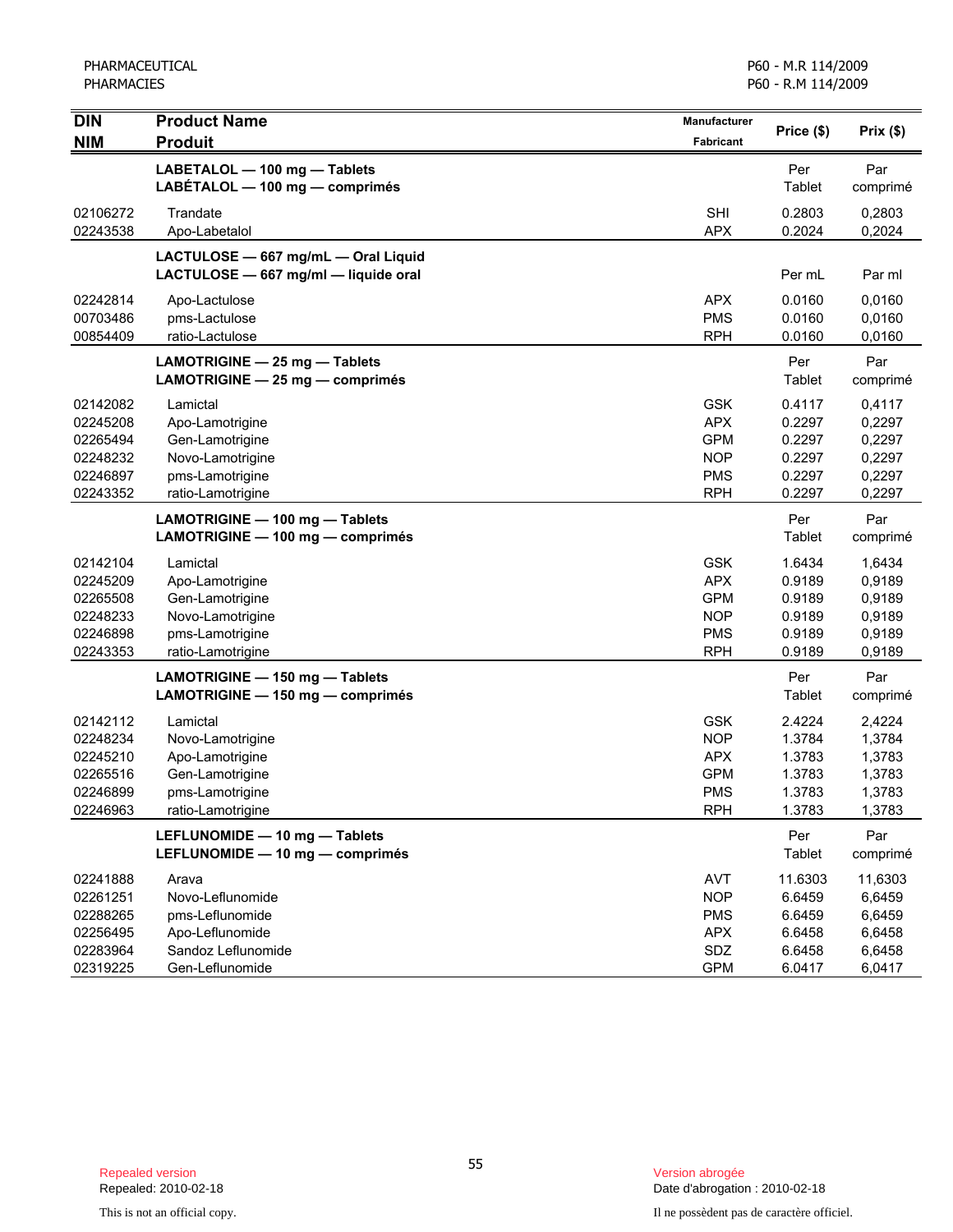| DIN<br>NIM | Product Name<br>Produit | Manufacturer<br>Fabricant | Price ($) | Prix ($) |
|---|---|---|---|---|
| | **LABETALOL — 100 mg — Tablets**<br>**LABÉTALOL — 100 mg — comprimés** | | Per Tablet | Par comprimé |
| 02106272 | Trandate | SHI | 0.2803 | 0,2803 |
| 02243538 | Apo-Labetalol | APX | 0.2024 | 0,2024 |
| | **LACTULOSE — 667 mg/mL — Oral Liquid**<br>**LACTULOSE — 667 mg/ml — liquide oral** | | Per mL | Par ml |
| 02242814 | Apo-Lactulose | APX | 0.0160 | 0,0160 |
| 00703486 | pms-Lactulose | PMS | 0.0160 | 0,0160 |
| 00854409 | ratio-Lactulose | RPH | 0.0160 | 0,0160 |
| | **LAMOTRIGINE — 25 mg — Tablets**<br>**LAMOTRIGINE — 25 mg — comprimés** | | Per Tablet | Par comprimé |
| 02142082 | Lamictal | GSK | 0.4117 | 0,4117 |
| 02245208 | Apo-Lamotrigine | APX | 0.2297 | 0,2297 |
| 02265494 | Gen-Lamotrigine | GPM | 0.2297 | 0,2297 |
| 02248232 | Novo-Lamotrigine | NOP | 0.2297 | 0,2297 |
| 02246897 | pms-Lamotrigine | PMS | 0.2297 | 0,2297 |
| 02243352 | ratio-Lamotrigine | RPH | 0.2297 | 0,2297 |
| | **LAMOTRIGINE — 100 mg — Tablets**<br>**LAMOTRIGINE — 100 mg — comprimés** | | Per Tablet | Par comprimé |
| 02142104 | Lamictal | GSK | 1.6434 | 1,6434 |
| 02245209 | Apo-Lamotrigine | APX | 0.9189 | 0,9189 |
| 02265508 | Gen-Lamotrigine | GPM | 0.9189 | 0,9189 |
| 02248233 | Novo-Lamotrigine | NOP | 0.9189 | 0,9189 |
| 02246898 | pms-Lamotrigine | PMS | 0.9189 | 0,9189 |
| 02243353 | ratio-Lamotrigine | RPH | 0.9189 | 0,9189 |
| | **LAMOTRIGINE — 150 mg — Tablets**<br>**LAMOTRIGINE — 150 mg — comprimés** | | Per Tablet | Par comprimé |
| 02142112 | Lamictal | GSK | 2.4224 | 2,4224 |
| 02248234 | Novo-Lamotrigine | NOP | 1.3784 | 1,3784 |
| 02245210 | Apo-Lamotrigine | APX | 1.3783 | 1,3783 |
| 02265516 | Gen-Lamotrigine | GPM | 1.3783 | 1,3783 |
| 02246899 | pms-Lamotrigine | PMS | 1.3783 | 1,3783 |
| 02246963 | ratio-Lamotrigine | RPH | 1.3783 | 1,3783 |
| | **LEFLUNOMIDE — 10 mg — Tablets**<br>**LEFLUNOMIDE — 10 mg — comprimés** | | Per Tablet | Par comprimé |
| 02241888 | Arava | AVT | 11.6303 | 11,6303 |
| 02261251 | Novo-Leflunomide | NOP | 6.6459 | 6,6459 |
| 02288265 | pms-Leflunomide | PMS | 6.6459 | 6,6459 |
| 02256495 | Apo-Leflunomide | APX | 6.6458 | 6,6458 |
| 02283964 | Sandoz Leflunomide | SDZ | 6.6458 | 6,6458 |
| 02319225 | Gen-Leflunomide | GPM | 6.0417 | 6,0417 |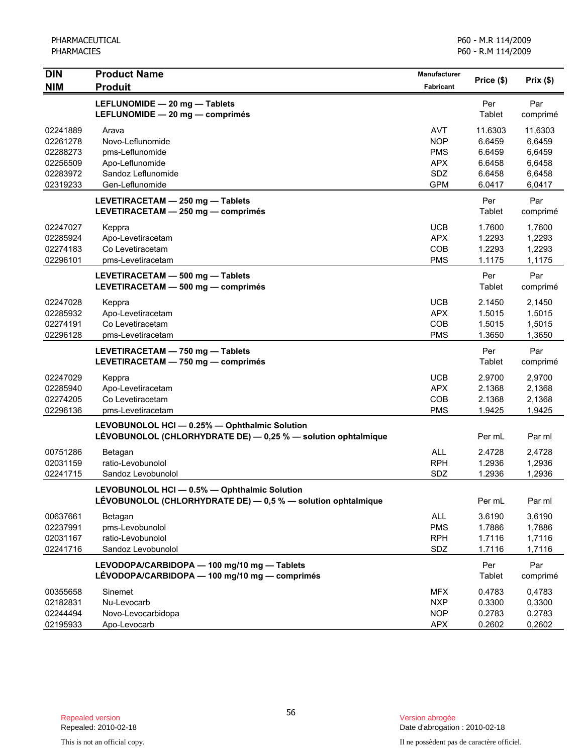| DIN<br>NIM | Product Name<br>Produit | Manufacturer<br>Fabricant | Price ($) | Prix ($) |
|---|---|---|---|---|
| | **LEFLUNOMIDE — 20 mg — Tablets**<br>**LEFLUNOMIDE — 20 mg — comprimés** | | Per Tablet | Par comprimé |
| 02241889 | Arava | AVT | 11.6303 | 11,6303 |
| 02261278 | Novo-Leflunomide | NOP | 6.6459 | 6,6459 |
| 02288273 | pms-Leflunomide | PMS | 6.6459 | 6,6459 |
| 02256509 | Apo-Leflunomide | APX | 6.6458 | 6,6458 |
| 02283972 | Sandoz Leflunomide | SDZ | 6.6458 | 6,6458 |
| 02319233 | Gen-Leflunomide | GPM | 6.0417 | 6,0417 |
| | **LEVETIRACETAM — 250 mg — Tablets**<br>**LEVETIRACETAM — 250 mg — comprimés** | | Per Tablet | Par comprimé |
| 02247027 | Keppra | UCB | 1.7600 | 1,7600 |
| 02285924 | Apo-Levetiracetam | APX | 1.2293 | 1,2293 |
| 02274183 | Co Levetiracetam | COB | 1.2293 | 1,2293 |
| 02296101 | pms-Levetiracetam | PMS | 1.1175 | 1,1175 |
| | **LEVETIRACETAM — 500 mg — Tablets**<br>**LEVETIRACETAM — 500 mg — comprimés** | | Per Tablet | Par comprimé |
| 02247028 | Keppra | UCB | 2.1450 | 2,1450 |
| 02285932 | Apo-Levetiracetam | APX | 1.5015 | 1,5015 |
| 02274191 | Co Levetiracetam | COB | 1.5015 | 1,5015 |
| 02296128 | pms-Levetiracetam | PMS | 1.3650 | 1,3650 |
| | **LEVETIRACETAM — 750 mg — Tablets**<br>**LEVETIRACETAM — 750 mg — comprimés** | | Per Tablet | Par comprimé |
| 02247029 | Keppra | UCB | 2.9700 | 2,9700 |
| 02285940 | Apo-Levetiracetam | APX | 2.1368 | 2,1368 |
| 02274205 | Co Levetiracetam | COB | 2.1368 | 2,1368 |
| 02296136 | pms-Levetiracetam | PMS | 1.9425 | 1,9425 |
| | **LEVOBUNOLOL HCl — 0.25% — Ophthalmic Solution**<br>**LÉVOBUNOLOL (CHLORHYDRATE DE) — 0,25 % — solution ophtalmique** | | Per mL | Par ml |
| 00751286 | Betagan | ALL | 2.4728 | 2,4728 |
| 02031159 | ratio-Levobunolol | RPH | 1.2936 | 1,2936 |
| 02241715 | Sandoz Levobunolol | SDZ | 1.2936 | 1,2936 |
| | **LEVOBUNOLOL HCl — 0.5% — Ophthalmic Solution**<br>**LÉVOBUNOLOL (CHLORHYDRATE DE) — 0,5 % — solution ophtalmique** | | Per mL | Par ml |
| 00637661 | Betagan | ALL | 3.6190 | 3,6190 |
| 02237991 | pms-Levobunolol | PMS | 1.7886 | 1,7886 |
| 02031167 | ratio-Levobunolol | RPH | 1.7116 | 1,7116 |
| 02241716 | Sandoz Levobunolol | SDZ | 1.7116 | 1,7116 |
| | **LEVODOPA/CARBIDOPA — 100 mg/10 mg — Tablets**<br>**LÉVODOPA/CARBIDOPA — 100 mg/10 mg — comprimés** | | Per Tablet | Par comprimé |
| 00355658 | Sinemet | MFX | 0.4783 | 0,4783 |
| 02182831 | Nu-Levocarb | NXP | 0.3300 | 0,3300 |
| 02244494 | Novo-Levocarbidopa | NOP | 0.2783 | 0,2783 |
| 02195933 | Apo-Levocarb | APX | 0.2602 | 0,2602 |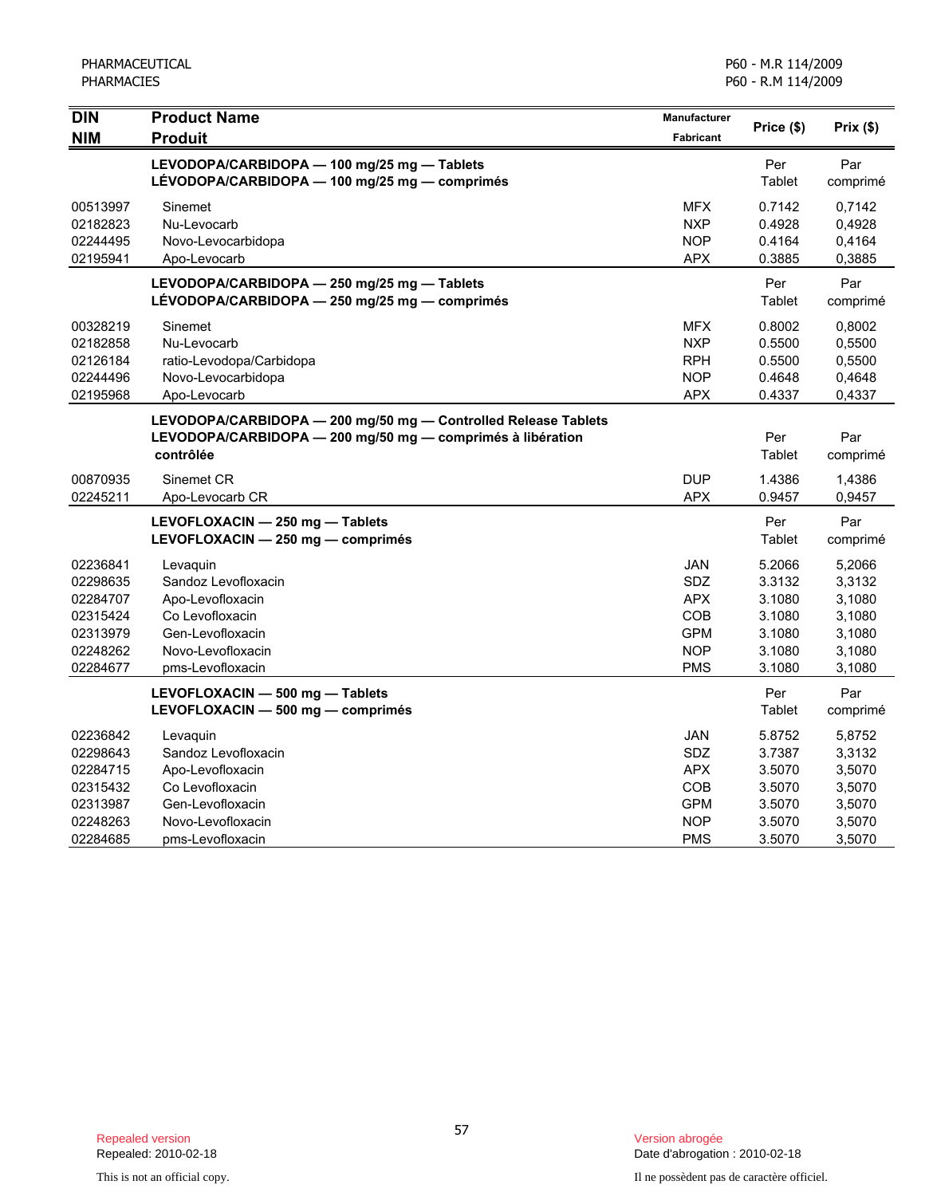| DIN<br>NIM | Product Name<br>Produit | Manufacturer<br>Fabricant | Price ($) | Prix ($) |
|---|---|---|---|---|
| | **LEVODOPA/CARBIDOPA — 100 mg/25 mg — Tablets**<br>**LÉVODOPA/CARBIDOPA — 100 mg/25 mg — comprimés** | | Per Tablet | Par comprimé |
| 00513997 | Sinemet | MFX | 0.7142 | 0,7142 |
| 02182823 | Nu-Levocarb | NXP | 0.4928 | 0,4928 |
| 02244495 | Novo-Levocarbidopa | NOP | 0.4164 | 0,4164 |
| 02195941 | Apo-Levocarb | APX | 0.3885 | 0,3885 |
| | **LEVODOPA/CARBIDOPA — 250 mg/25 mg — Tablets**<br>**LÉVODOPA/CARBIDOPA — 250 mg/25 mg — comprimés** | | Per Tablet | Par comprimé |
| 00328219 | Sinemet | MFX | 0.8002 | 0,8002 |
| 02182858 | Nu-Levocarb | NXP | 0.5500 | 0,5500 |
| 02126184 | ratio-Levodopa/Carbidopa | RPH | 0.5500 | 0,5500 |
| 02244496 | Novo-Levocarbidopa | NOP | 0.4648 | 0,4648 |
| 02195968 | Apo-Levocarb | APX | 0.4337 | 0,4337 |
| | **LEVODOPA/CARBIDOPA — 200 mg/50 mg — Controlled Release Tablets**<br>**LEVODOPA/CARBIDOPA — 200 mg/50 mg — comprimés à libération contrôlée** | | Per Tablet | Par comprimé |
| 00870935 | Sinemet CR | DUP | 1.4386 | 1,4386 |
| 02245211 | Apo-Levocarb CR | APX | 0.9457 | 0,9457 |
| | **LEVOFLOXACIN — 250 mg — Tablets**<br>**LEVOFLOXACIN — 250 mg — comprimés** | | Per Tablet | Par comprimé |
| 02236841 | Levaquin | JAN | 5.2066 | 5,2066 |
| 02298635 | Sandoz Levofloxacin | SDZ | 3.3132 | 3,3132 |
| 02284707 | Apo-Levofloxacin | APX | 3.1080 | 3,1080 |
| 02315424 | Co Levofloxacin | COB | 3.1080 | 3,1080 |
| 02313979 | Gen-Levofloxacin | GPM | 3.1080 | 3,1080 |
| 02248262 | Novo-Levofloxacin | NOP | 3.1080 | 3,1080 |
| 02284677 | pms-Levofloxacin | PMS | 3.1080 | 3,1080 |
| | **LEVOFLOXACIN — 500 mg — Tablets**<br>**LEVOFLOXACIN — 500 mg — comprimés** | | Per Tablet | Par comprimé |
| 02236842 | Levaquin | JAN | 5.8752 | 5,8752 |
| 02298643 | Sandoz Levofloxacin | SDZ | 3.7387 | 3,3132 |
| 02284715 | Apo-Levofloxacin | APX | 3.5070 | 3,5070 |
| 02315432 | Co Levofloxacin | COB | 3.5070 | 3,5070 |
| 02313987 | Gen-Levofloxacin | GPM | 3.5070 | 3,5070 |
| 02248263 | Novo-Levofloxacin | NOP | 3.5070 | 3,5070 |
| 02284685 | pms-Levofloxacin | PMS | 3.5070 | 3,5070 |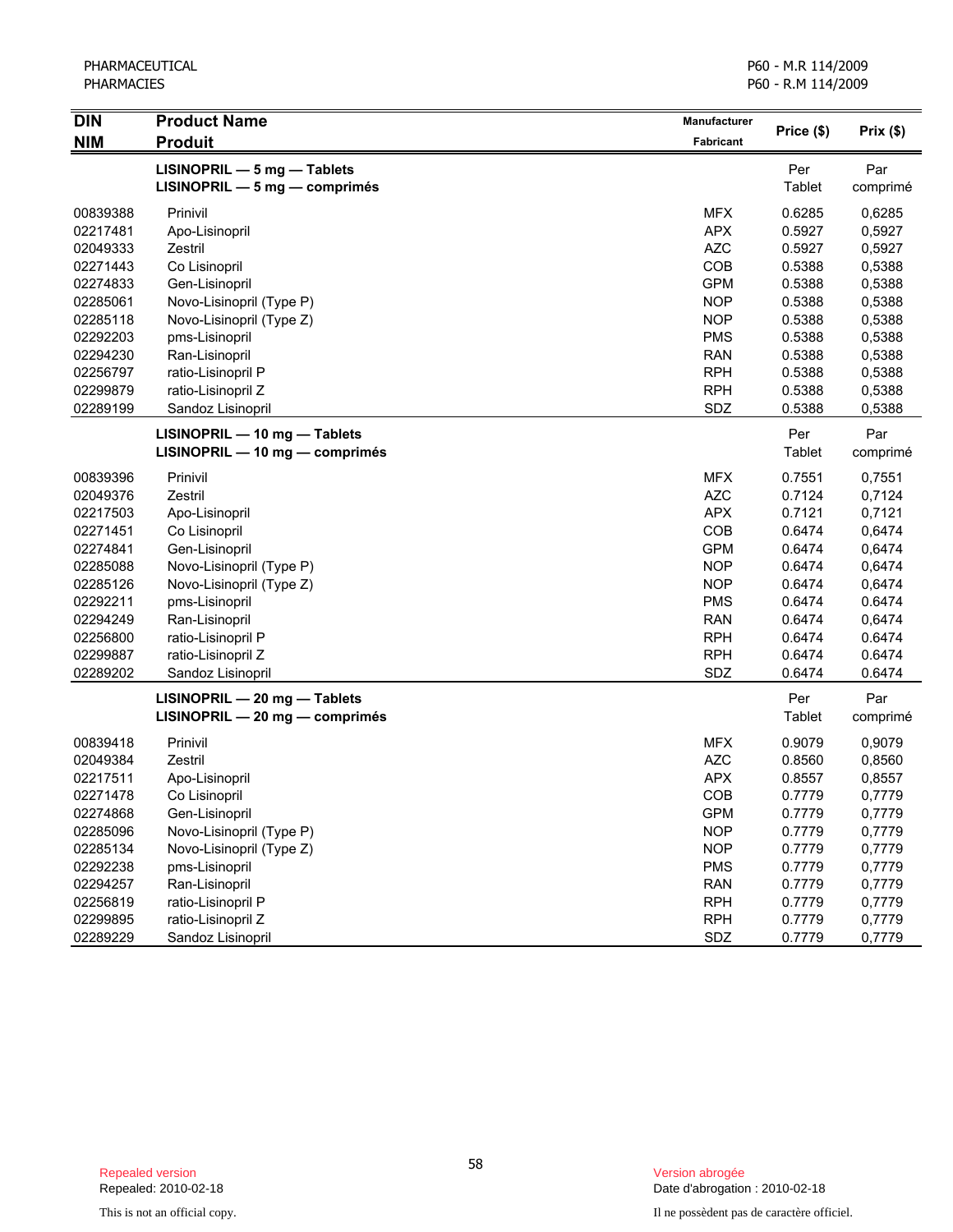| DIN<br>NIM | Product Name<br>Produit | Manufacturer<br>Fabricant | Price ($) | Prix ($) |
|---|---|---|---|---|
| | **LISINOPRIL — 5 mg — Tablets**<br>**LISINOPRIL — 5 mg — comprimés** | | Per Tablet | Par comprimé |
| 00839388 | Prinivil | MFX | 0.6285 | 0,6285 |
| 02217481 | Apo-Lisinopril | APX | 0.5927 | 0,5927 |
| 02049333 | Zestril | AZC | 0.5927 | 0,5927 |
| 02271443 | Co Lisinopril | COB | 0.5388 | 0,5388 |
| 02274833 | Gen-Lisinopril | GPM | 0.5388 | 0,5388 |
| 02285061 | Novo-Lisinopril (Type P) | NOP | 0.5388 | 0,5388 |
| 02285118 | Novo-Lisinopril (Type Z) | NOP | 0.5388 | 0,5388 |
| 02292203 | pms-Lisinopril | PMS | 0.5388 | 0,5388 |
| 02294230 | Ran-Lisinopril | RAN | 0.5388 | 0,5388 |
| 02256797 | ratio-Lisinopril P | RPH | 0.5388 | 0,5388 |
| 02299879 | ratio-Lisinopril Z | RPH | 0.5388 | 0,5388 |
| 02289199 | Sandoz Lisinopril | SDZ | 0.5388 | 0,5388 |
| | **LISINOPRIL — 10 mg — Tablets**<br>**LISINOPRIL — 10 mg — comprimés** | | Per Tablet | Par comprimé |
| 00839396 | Prinivil | MFX | 0.7551 | 0,7551 |
| 02049376 | Zestril | AZC | 0.7124 | 0,7124 |
| 02217503 | Apo-Lisinopril | APX | 0.7121 | 0,7121 |
| 02271451 | Co Lisinopril | COB | 0.6474 | 0,6474 |
| 02274841 | Gen-Lisinopril | GPM | 0.6474 | 0,6474 |
| 02285088 | Novo-Lisinopril (Type P) | NOP | 0.6474 | 0,6474 |
| 02285126 | Novo-Lisinopril (Type Z) | NOP | 0.6474 | 0,6474 |
| 02292211 | pms-Lisinopril | PMS | 0.6474 | 0.6474 |
| 02294249 | Ran-Lisinopril | RAN | 0.6474 | 0,6474 |
| 02256800 | ratio-Lisinopril P | RPH | 0.6474 | 0.6474 |
| 02299887 | ratio-Lisinopril Z | RPH | 0.6474 | 0.6474 |
| 02289202 | Sandoz Lisinopril | SDZ | 0.6474 | 0.6474 |
| | **LISINOPRIL — 20 mg — Tablets**<br>**LISINOPRIL — 20 mg — comprimés** | | Per Tablet | Par comprimé |
| 00839418 | Prinivil | MFX | 0.9079 | 0,9079 |
| 02049384 | Zestril | AZC | 0.8560 | 0,8560 |
| 02217511 | Apo-Lisinopril | APX | 0.8557 | 0,8557 |
| 02271478 | Co Lisinopril | COB | 0.7779 | 0,7779 |
| 02274868 | Gen-Lisinopril | GPM | 0.7779 | 0,7779 |
| 02285096 | Novo-Lisinopril (Type P) | NOP | 0.7779 | 0,7779 |
| 02285134 | Novo-Lisinopril (Type Z) | NOP | 0.7779 | 0,7779 |
| 02292238 | pms-Lisinopril | PMS | 0.7779 | 0,7779 |
| 02294257 | Ran-Lisinopril | RAN | 0.7779 | 0,7779 |
| 02256819 | ratio-Lisinopril P | RPH | 0.7779 | 0,7779 |
| 02299895 | ratio-Lisinopril Z | RPH | 0.7779 | 0,7779 |
| 02289229 | Sandoz Lisinopril | SDZ | 0.7779 | 0,7779 |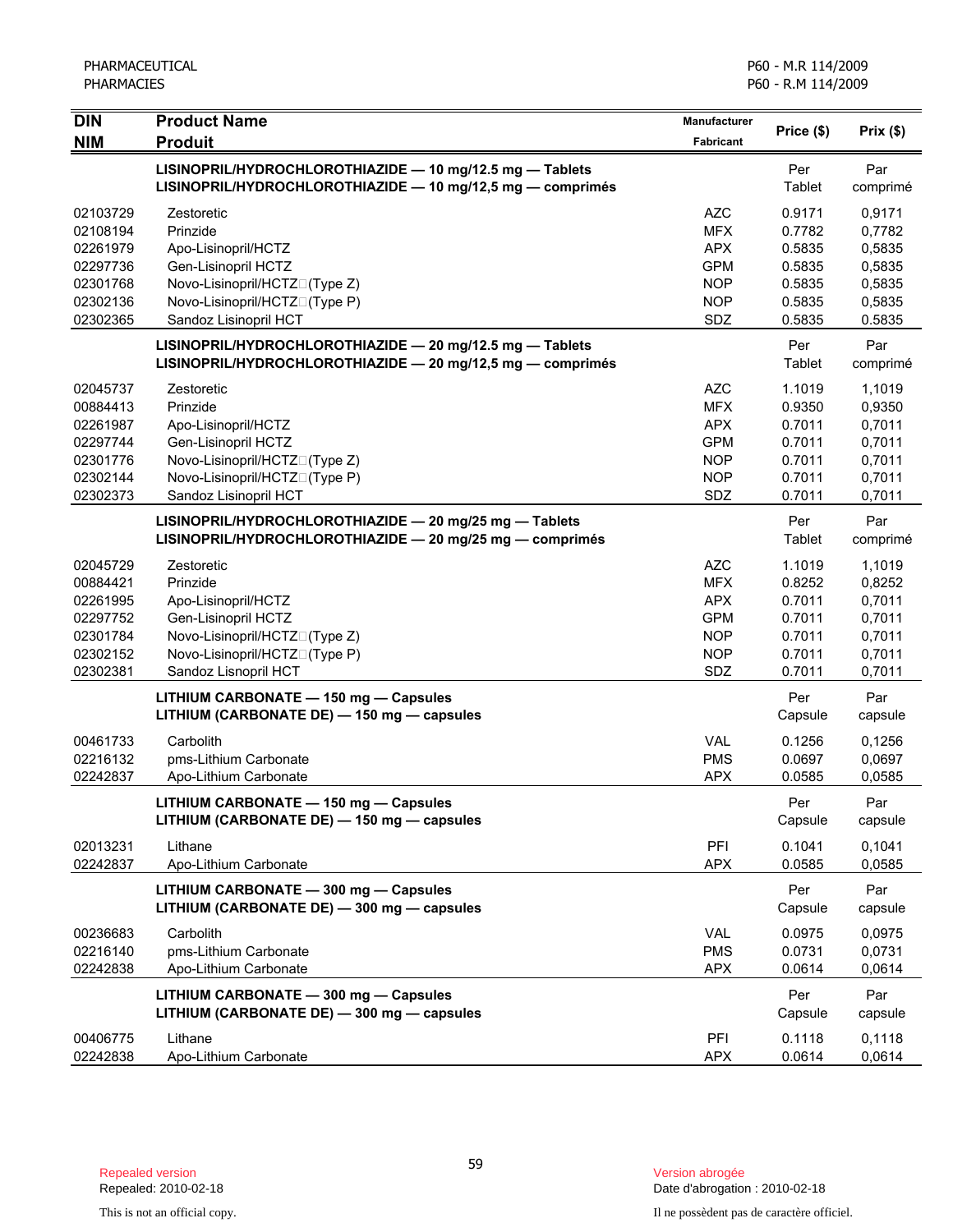| DIN<br>NIM | Product Name<br>Produit | Manufacturer<br>Fabricant | Price ($) | Prix ($) |
|---|---|---|---|---|
| | **LISINOPRIL/HYDROCHLOROTHIAZIDE — 10 mg/12.5 mg — Tablets**<br>**LISINOPRIL/HYDROCHLOROTHIAZIDE — 10 mg/12,5 mg — comprimés** | | Per Tablet | Par comprimé |
| 02103729 | Zestoretic | AZC | 0.9171 | 0,9171 |
| 02108194 | Prinzide | MFX | 0.7782 | 0,7782 |
| 02261979 | Apo-Lisinopril/HCTZ | APX | 0.5835 | 0,5835 |
| 02297736 | Gen-Lisinopril HCTZ | GPM | 0.5835 | 0,5835 |
| 02301768 | Novo-Lisinopril/HCTZ (Type Z) | NOP | 0.5835 | 0,5835 |
| 02302136 | Novo-Lisinopril/HCTZ (Type P) | NOP | 0.5835 | 0,5835 |
| 02302365 | Sandoz Lisinopril HCT | SDZ | 0.5835 | 0.5835 |
| | **LISINOPRIL/HYDROCHLOROTHIAZIDE — 20 mg/12.5 mg — Tablets**<br>**LISINOPRIL/HYDROCHLOROTHIAZIDE — 20 mg/12,5 mg — comprimés** | | Per Tablet | Par comprimé |
| 02045737 | Zestoretic | AZC | 1.1019 | 1,1019 |
| 00884413 | Prinzide | MFX | 0.9350 | 0,9350 |
| 02261987 | Apo-Lisinopril/HCTZ | APX | 0.7011 | 0,7011 |
| 02297744 | Gen-Lisinopril HCTZ | GPM | 0.7011 | 0,7011 |
| 02301776 | Novo-Lisinopril/HCTZ (Type Z) | NOP | 0.7011 | 0,7011 |
| 02302144 | Novo-Lisinopril/HCTZ (Type P) | NOP | 0.7011 | 0,7011 |
| 02302373 | Sandoz Lisinopril HCT | SDZ | 0.7011 | 0,7011 |
| | **LISINOPRIL/HYDROCHLOROTHIAZIDE — 20 mg/25 mg — Tablets**<br>**LISINOPRIL/HYDROCHLOROTHIAZIDE — 20 mg/25 mg — comprimés** | | Per Tablet | Par comprimé |
| 02045729 | Zestoretic | AZC | 1.1019 | 1,1019 |
| 00884421 | Prinzide | MFX | 0.8252 | 0,8252 |
| 02261995 | Apo-Lisinopril/HCTZ | APX | 0.7011 | 0,7011 |
| 02297752 | Gen-Lisinopril HCTZ | GPM | 0.7011 | 0,7011 |
| 02301784 | Novo-Lisinopril/HCTZ (Type Z) | NOP | 0.7011 | 0,7011 |
| 02302152 | Novo-Lisinopril/HCTZ (Type P) | NOP | 0.7011 | 0,7011 |
| 02302381 | Sandoz Lisnopril HCT | SDZ | 0.7011 | 0,7011 |
| | **LITHIUM CARBONATE — 150 mg — Capsules**<br>**LITHIUM (CARBONATE DE) — 150 mg — capsules** | | Per Capsule | Par capsule |
| 00461733 | Carbolith | VAL | 0.1256 | 0,1256 |
| 02216132 | pms-Lithium Carbonate | PMS | 0.0697 | 0,0697 |
| 02242837 | Apo-Lithium Carbonate | APX | 0.0585 | 0,0585 |
| | **LITHIUM CARBONATE — 150 mg — Capsules**<br>**LITHIUM (CARBONATE DE) — 150 mg — capsules** | | Per Capsule | Par capsule |
| 02013231 | Lithane | PFI | 0.1041 | 0,1041 |
| 02242837 | Apo-Lithium Carbonate | APX | 0.0585 | 0,0585 |
| | **LITHIUM CARBONATE — 300 mg — Capsules**<br>**LITHIUM (CARBONATE DE) — 300 mg — capsules** | | Per Capsule | Par capsule |
| 00236683 | Carbolith | VAL | 0.0975 | 0,0975 |
| 02216140 | pms-Lithium Carbonate | PMS | 0.0731 | 0,0731 |
| 02242838 | Apo-Lithium Carbonate | APX | 0.0614 | 0,0614 |
| | **LITHIUM CARBONATE — 300 mg — Capsules**<br>**LITHIUM (CARBONATE DE) — 300 mg — capsules** | | Per Capsule | Par capsule |
| 00406775 | Lithane | PFI | 0.1118 | 0,1118 |
| 02242838 | Apo-Lithium Carbonate | APX | 0.0614 | 0,0614 |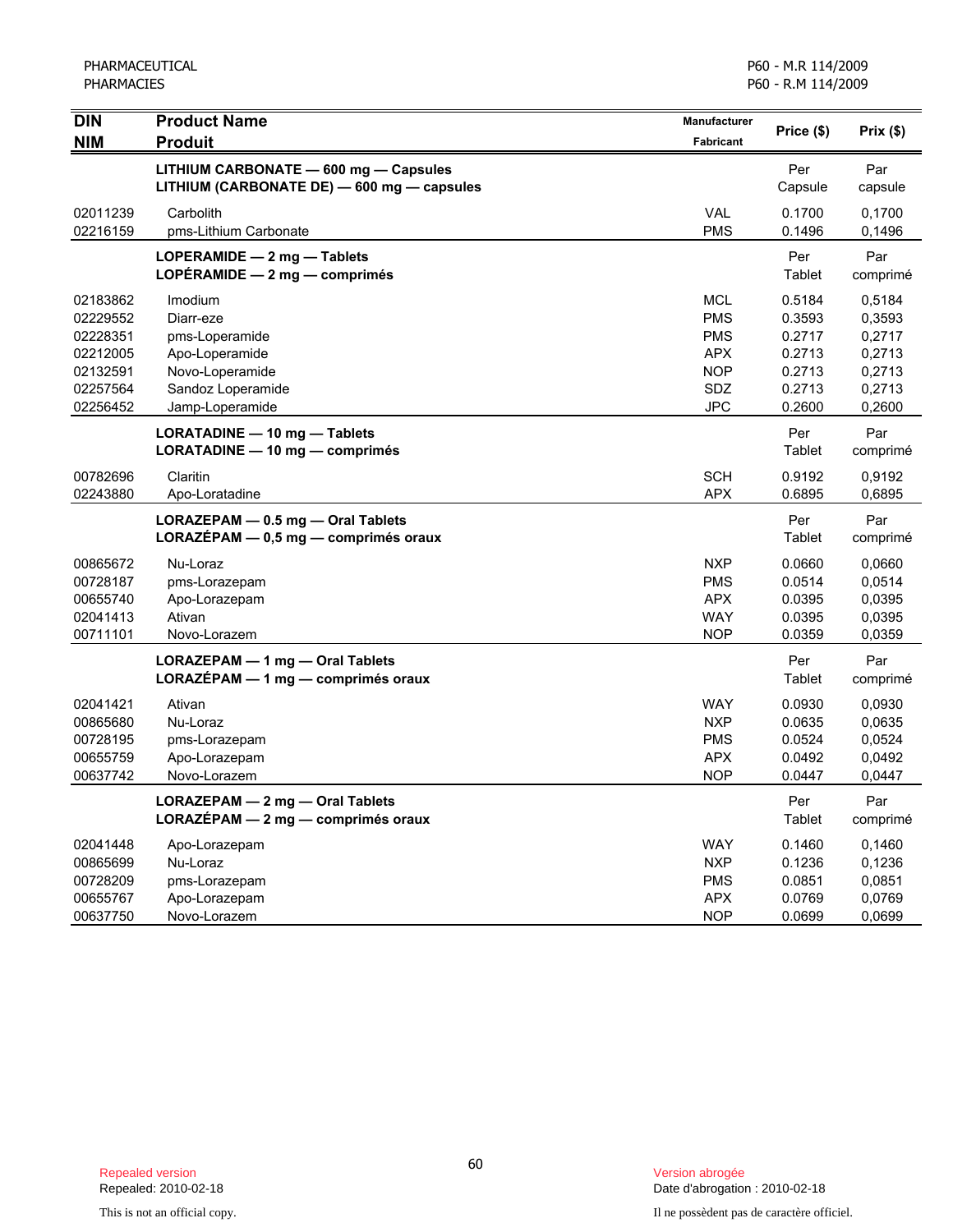| DIN<br>NIM | Product Name<br>Produit | Manufacturer<br>Fabricant | Price ($) | Prix ($) |
|---|---|---|---|---|
| | **LITHIUM CARBONATE — 600 mg — Capsules**<br>**LITHIUM (CARBONATE DE) — 600 mg — capsules** | | Per Capsule | Par capsule |
| 02011239 | Carbolith | VAL | 0.1700 | 0,1700 |
| 02216159 | pms-Lithium Carbonate | PMS | 0.1496 | 0,1496 |
| | **LOPERAMIDE — 2 mg — Tablets**<br>**LOPÉRAMIDE — 2 mg — comprimés** | | Per Tablet | Par comprimé |
| 02183862 | Imodium | MCL | 0.5184 | 0,5184 |
| 02229552 | Diarr-eze | PMS | 0.3593 | 0,3593 |
| 02228351 | pms-Loperamide | PMS | 0.2717 | 0,2717 |
| 02212005 | Apo-Loperamide | APX | 0.2713 | 0,2713 |
| 02132591 | Novo-Loperamide | NOP | 0.2713 | 0,2713 |
| 02257564 | Sandoz Loperamide | SDZ | 0.2713 | 0,2713 |
| 02256452 | Jamp-Loperamide | JPC | 0.2600 | 0,2600 |
| | **LORATADINE — 10 mg — Tablets**<br>**LORATADINE — 10 mg — comprimés** | | Per Tablet | Par comprimé |
| 00782696 | Claritin | SCH | 0.9192 | 0,9192 |
| 02243880 | Apo-Loratadine | APX | 0.6895 | 0,6895 |
| | **LORAZEPAM — 0.5 mg — Oral Tablets**<br>**LORAZÉPAM — 0,5 mg — comprimés oraux** | | Per Tablet | Par comprimé |
| 00865672 | Nu-Loraz | NXP | 0.0660 | 0,0660 |
| 00728187 | pms-Lorazepam | PMS | 0.0514 | 0,0514 |
| 00655740 | Apo-Lorazepam | APX | 0.0395 | 0,0395 |
| 02041413 | Ativan | WAY | 0.0395 | 0,0395 |
| 00711101 | Novo-Lorazem | NOP | 0.0359 | 0,0359 |
| | **LORAZEPAM — 1 mg — Oral Tablets**<br>**LORAZÉPAM — 1 mg — comprimés oraux** | | Per Tablet | Par comprimé |
| 02041421 | Ativan | WAY | 0.0930 | 0,0930 |
| 00865680 | Nu-Loraz | NXP | 0.0635 | 0,0635 |
| 00728195 | pms-Lorazepam | PMS | 0.0524 | 0,0524 |
| 00655759 | Apo-Lorazepam | APX | 0.0492 | 0,0492 |
| 00637742 | Novo-Lorazem | NOP | 0.0447 | 0,0447 |
| | **LORAZEPAM — 2 mg — Oral Tablets**<br>**LORAZÉPAM — 2 mg — comprimés oraux** | | Per Tablet | Par comprimé |
| 02041448 | Apo-Lorazepam | WAY | 0.1460 | 0,1460 |
| 00865699 | Nu-Loraz | NXP | 0.1236 | 0,1236 |
| 00728209 | pms-Lorazepam | PMS | 0.0851 | 0,0851 |
| 00655767 | Apo-Lorazepam | APX | 0.0769 | 0,0769 |
| 00637750 | Novo-Lorazem | NOP | 0.0699 | 0,0699 |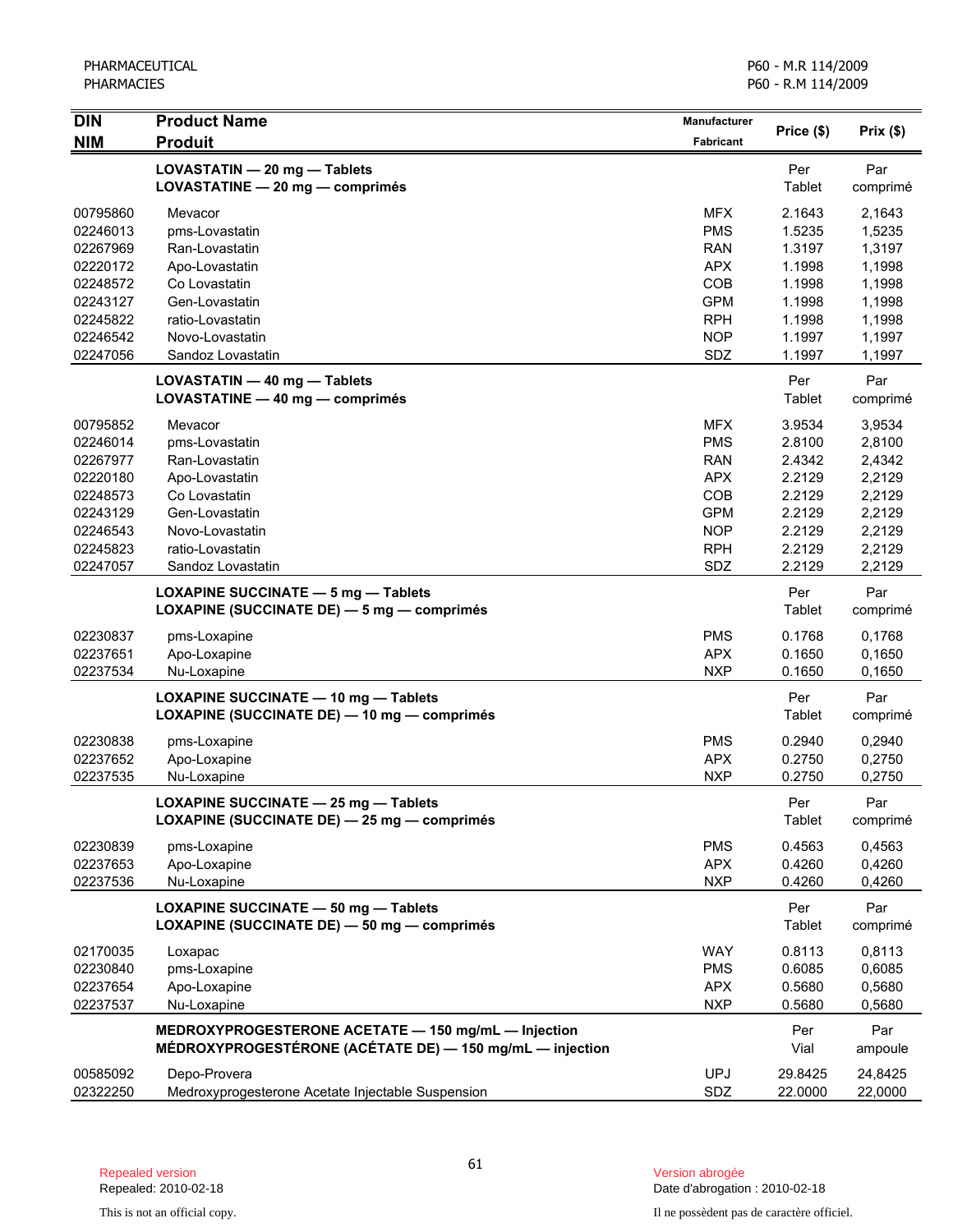| DIN<br>NIM | Product Name<br>Produit | Manufacturer<br>Fabricant | Price ($) | Prix ($) |
|---|---|---|---|---|
| | **LOVASTATIN — 20 mg — Tablets**<br>**LOVASTATINE — 20 mg — comprimés** | | Per Tablet | Par comprimé |
| 00795860 | Mevacor | MFX | 2.1643 | 2,1643 |
| 02246013 | pms-Lovastatin | PMS | 1.5235 | 1,5235 |
| 02267969 | Ran-Lovastatin | RAN | 1.3197 | 1,3197 |
| 02220172 | Apo-Lovastatin | APX | 1.1998 | 1,1998 |
| 02248572 | Co Lovastatin | COB | 1.1998 | 1,1998 |
| 02243127 | Gen-Lovastatin | GPM | 1.1998 | 1,1998 |
| 02245822 | ratio-Lovastatin | RPH | 1.1998 | 1,1998 |
| 02246542 | Novo-Lovastatin | NOP | 1.1997 | 1,1997 |
| 02247056 | Sandoz Lovastatin | SDZ | 1.1997 | 1,1997 |
| | **LOVASTATIN — 40 mg — Tablets**<br>**LOVASTATINE — 40 mg — comprimés** | | Per Tablet | Par comprimé |
| 00795852 | Mevacor | MFX | 3.9534 | 3,9534 |
| 02246014 | pms-Lovastatin | PMS | 2.8100 | 2,8100 |
| 02267977 | Ran-Lovastatin | RAN | 2.4342 | 2,4342 |
| 02220180 | Apo-Lovastatin | APX | 2.2129 | 2,2129 |
| 02248573 | Co Lovastatin | COB | 2.2129 | 2,2129 |
| 02243129 | Gen-Lovastatin | GPM | 2.2129 | 2,2129 |
| 02246543 | Novo-Lovastatin | NOP | 2.2129 | 2,2129 |
| 02245823 | ratio-Lovastatin | RPH | 2.2129 | 2,2129 |
| 02247057 | Sandoz Lovastatin | SDZ | 2.2129 | 2,2129 |
| | **LOXAPINE SUCCINATE — 5 mg — Tablets**<br>**LOXAPINE (SUCCINATE DE) — 5 mg — comprimés** | | Per Tablet | Par comprimé |
| 02230837 | pms-Loxapine | PMS | 0.1768 | 0,1768 |
| 02237651 | Apo-Loxapine | APX | 0.1650 | 0,1650 |
| 02237534 | Nu-Loxapine | NXP | 0.1650 | 0,1650 |
| | **LOXAPINE SUCCINATE — 10 mg — Tablets**<br>**LOXAPINE (SUCCINATE DE) — 10 mg — comprimés** | | Per Tablet | Par comprimé |
| 02230838 | pms-Loxapine | PMS | 0.2940 | 0,2940 |
| 02237652 | Apo-Loxapine | APX | 0.2750 | 0,2750 |
| 02237535 | Nu-Loxapine | NXP | 0.2750 | 0,2750 |
| | **LOXAPINE SUCCINATE — 25 mg — Tablets**<br>**LOXAPINE (SUCCINATE DE) — 25 mg — comprimés** | | Per Tablet | Par comprimé |
| 02230839 | pms-Loxapine | PMS | 0.4563 | 0,4563 |
| 02237653 | Apo-Loxapine | APX | 0.4260 | 0,4260 |
| 02237536 | Nu-Loxapine | NXP | 0.4260 | 0,4260 |
| | **LOXAPINE SUCCINATE — 50 mg — Tablets**<br>**LOXAPINE (SUCCINATE DE) — 50 mg — comprimés** | | Per Tablet | Par comprimé |
| 02170035 | Loxapac | WAY | 0.8113 | 0,8113 |
| 02230840 | pms-Loxapine | PMS | 0.6085 | 0,6085 |
| 02237654 | Apo-Loxapine | APX | 0.5680 | 0,5680 |
| 02237537 | Nu-Loxapine | NXP | 0.5680 | 0,5680 |
| | **MEDROXYPROGESTERONE ACETATE — 150 mg/mL — Injection**<br>**MÉDROXYPROGESTÉRONE (ACÉTATE DE) — 150 mg/mL — injection** | | Per Vial | Par ampoule |
| 00585092 | Depo-Provera | UPJ | 29.8425 | 24,8425 |
| 02322250 | Medroxyprogesterone Acetate Injectable Suspension | SDZ | 22.0000 | 22,0000 |

Repealed version
Repealed: 2010-02-18

Version abrogée
Date d'abrogation : 2010-02-18

This is not an official copy.

Il ne possèdent pas de caractère officiel.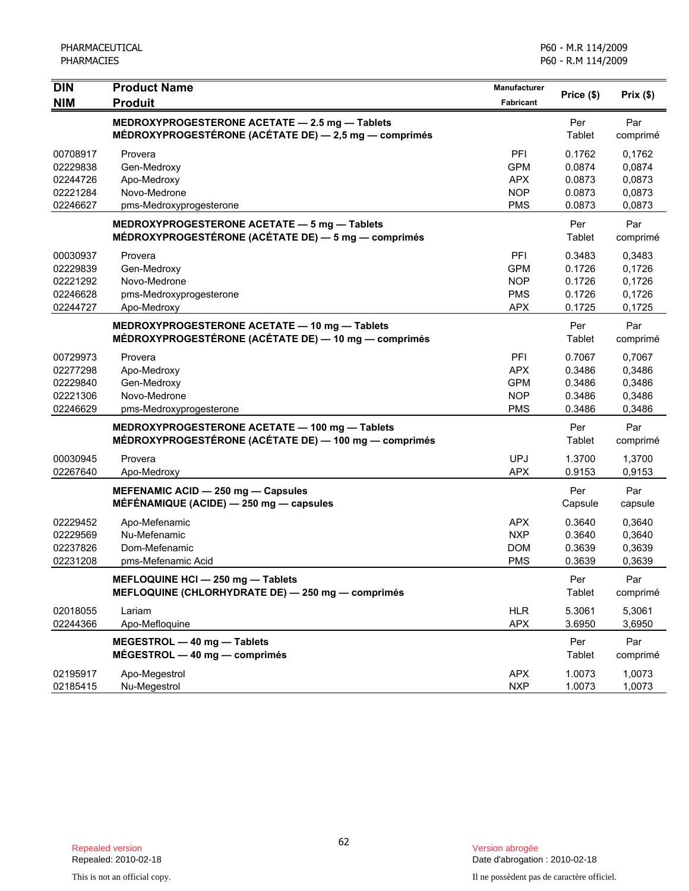| DIN<br>NIM | Product Name<br>Produit | Manufacturer<br>Fabricant | Price ($) | Prix ($) |
|---|---|---|---|---|
| | **MEDROXYPROGESTERONE ACETATE — 2.5 mg — Tablets<br>MÉDROXYPROGESTÉRONE (ACÉTATE DE) — 2,5 mg — comprimés** | | Per Tablet | Par comprimé |
| 00708917 | Provera | PFI | 0.1762 | 0,1762 |
| 02229838 | Gen-Medroxy | GPM | 0.0874 | 0,0874 |
| 02244726 | Apo-Medroxy | APX | 0.0873 | 0,0873 |
| 02221284 | Novo-Medrone | NOP | 0.0873 | 0,0873 |
| 02246627 | pms-Medroxyprogesterone | PMS | 0.0873 | 0,0873 |
| | **MEDROXYPROGESTERONE ACETATE — 5 mg — Tablets<br>MÉDROXYPROGESTÉRONE (ACÉTATE DE) — 5 mg — comprimés** | | Per Tablet | Par comprimé |
| 00030937 | Provera | PFI | 0.3483 | 0,3483 |
| 02229839 | Gen-Medroxy | GPM | 0.1726 | 0,1726 |
| 02221292 | Novo-Medrone | NOP | 0.1726 | 0,1726 |
| 02246628 | pms-Medroxyprogesterone | PMS | 0.1726 | 0,1726 |
| 02244727 | Apo-Medroxy | APX | 0.1725 | 0,1725 |
| | **MEDROXYPROGESTERONE ACETATE — 10 mg — Tablets<br>MÉDROXYPROGESTÉRONE (ACÉTATE DE) — 10 mg — comprimés** | | Per Tablet | Par comprimé |
| 00729973 | Provera | PFI | 0.7067 | 0,7067 |
| 02277298 | Apo-Medroxy | APX | 0.3486 | 0,3486 |
| 02229840 | Gen-Medroxy | GPM | 0.3486 | 0,3486 |
| 02221306 | Novo-Medrone | NOP | 0.3486 | 0,3486 |
| 02246629 | pms-Medroxyprogesterone | PMS | 0.3486 | 0,3486 |
| | **MEDROXYPROGESTERONE ACETATE — 100 mg — Tablets<br>MÉDROXYPROGESTÉRONE (ACÉTATE DE) — 100 mg — comprimés** | | Per Tablet | Par comprimé |
| 00030945 | Provera | UPJ | 1.3700 | 1,3700 |
| 02267640 | Apo-Medroxy | APX | 0.9153 | 0,9153 |
| | **MEFENAMIC ACID — 250 mg — Capsules<br>MÉFÉNAMIQUE (ACIDE) — 250 mg — capsules** | | Per Capsule | Par capsule |
| 02229452 | Apo-Mefenamic | APX | 0.3640 | 0,3640 |
| 02229569 | Nu-Mefenamic | NXP | 0.3640 | 0,3640 |
| 02237826 | Dom-Mefenamic | DOM | 0.3639 | 0,3639 |
| 02231208 | pms-Mefenamic Acid | PMS | 0.3639 | 0,3639 |
| | **MEFLOQUINE HCl — 250 mg — Tablets<br>MEFLOQUINE (CHLORHYDRATE DE) — 250 mg — comprimés** | | Per Tablet | Par comprimé |
| 02018055 | Lariam | HLR | 5.3061 | 5,3061 |
| 02244366 | Apo-Mefloquine | APX | 3.6950 | 3,6950 |
| | **MEGESTROL — 40 mg — Tablets<br>MÉGESTROL — 40 mg — comprimés** | | Per Tablet | Par comprimé |
| 02195917 | Apo-Megestrol | APX | 1.0073 | 1,0073 |
| 02185415 | Nu-Megestrol | NXP | 1.0073 | 1,0073 |

Repealed version
Repealed: 2010-02-18

Version abrogée
Date d'abrogation : 2010-02-18

This is not an official copy.

Il ne possèdent pas de caractère officiel.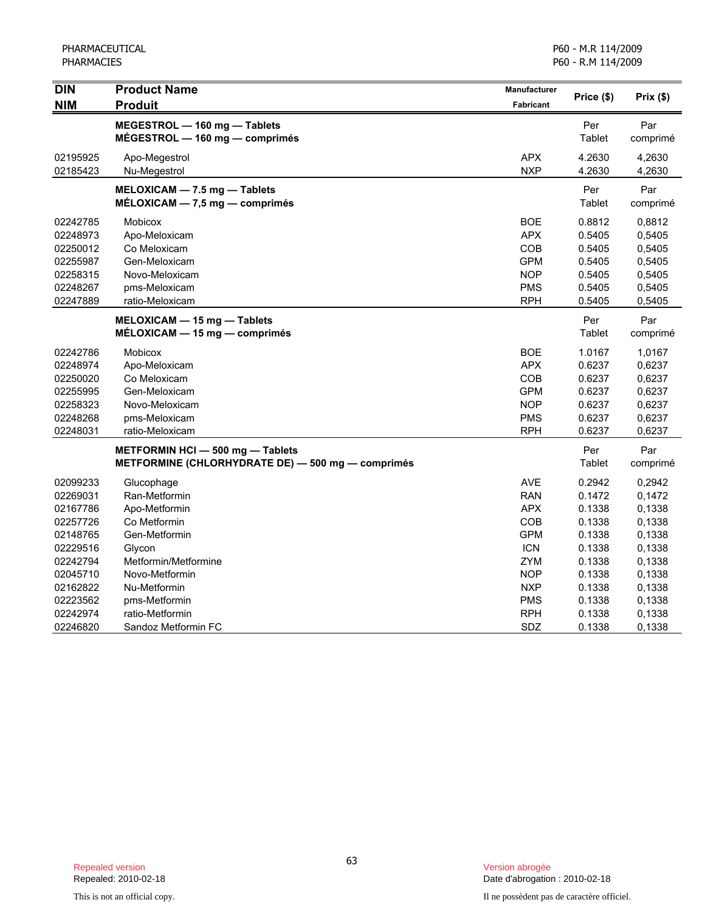| DIN<br>NIM | Product Name<br>Produit | Manufacturer<br>Fabricant | Price ($) | Prix ($) |
|---|---|---|---|---|
| | **MEGESTROL — 160 mg — Tablets**<br>**MÉGESTROL — 160 mg — comprimés** | | Per Tablet | Par comprimé |
| 02195925 | Apo-Megestrol | APX | 4.2630 | 4,2630 |
| 02185423 | Nu-Megestrol | NXP | 4.2630 | 4,2630 |
| | **MELOXICAM — 7.5 mg — Tablets**<br>**MÉLOXICAM — 7,5 mg — comprimés** | | Per Tablet | Par comprimé |
| 02242785 | Mobicox | BOE | 0.8812 | 0,8812 |
| 02248973 | Apo-Meloxicam | APX | 0.5405 | 0,5405 |
| 02250012 | Co Meloxicam | COB | 0.5405 | 0,5405 |
| 02255987 | Gen-Meloxicam | GPM | 0.5405 | 0,5405 |
| 02258315 | Novo-Meloxicam | NOP | 0.5405 | 0,5405 |
| 02248267 | pms-Meloxicam | PMS | 0.5405 | 0,5405 |
| 02247889 | ratio-Meloxicam | RPH | 0.5405 | 0,5405 |
| | **MELOXICAM — 15 mg — Tablets**<br>**MÉLOXICAM — 15 mg — comprimés** | | Per Tablet | Par comprimé |
| 02242786 | Mobicox | BOE | 1.0167 | 1,0167 |
| 02248974 | Apo-Meloxicam | APX | 0.6237 | 0,6237 |
| 02250020 | Co Meloxicam | COB | 0.6237 | 0,6237 |
| 02255995 | Gen-Meloxicam | GPM | 0.6237 | 0,6237 |
| 02258323 | Novo-Meloxicam | NOP | 0.6237 | 0,6237 |
| 02248268 | pms-Meloxicam | PMS | 0.6237 | 0,6237 |
| 02248031 | ratio-Meloxicam | RPH | 0.6237 | 0,6237 |
| | **METFORMIN HCl — 500 mg — Tablets**<br>**METFORMINE (CHLORHYDRATE DE) — 500 mg — comprimés** | | Per Tablet | Par comprimé |
| 02099233 | Glucophage | AVE | 0.2942 | 0,2942 |
| 02269031 | Ran-Metformin | RAN | 0.1472 | 0,1472 |
| 02167786 | Apo-Metformin | APX | 0.1338 | 0,1338 |
| 02257726 | Co Metformin | COB | 0.1338 | 0,1338 |
| 02148765 | Gen-Metformin | GPM | 0.1338 | 0,1338 |
| 02229516 | Glycon | ICN | 0.1338 | 0,1338 |
| 02242794 | Metformin/Metformine | ZYM | 0.1338 | 0,1338 |
| 02045710 | Novo-Metformin | NOP | 0.1338 | 0,1338 |
| 02162822 | Nu-Metformin | NXP | 0.1338 | 0,1338 |
| 02223562 | pms-Metformin | PMS | 0.1338 | 0,1338 |
| 02242974 | ratio-Metformin | RPH | 0.1338 | 0,1338 |
| 02246820 | Sandoz Metformin FC | SDZ | 0.1338 | 0,1338 |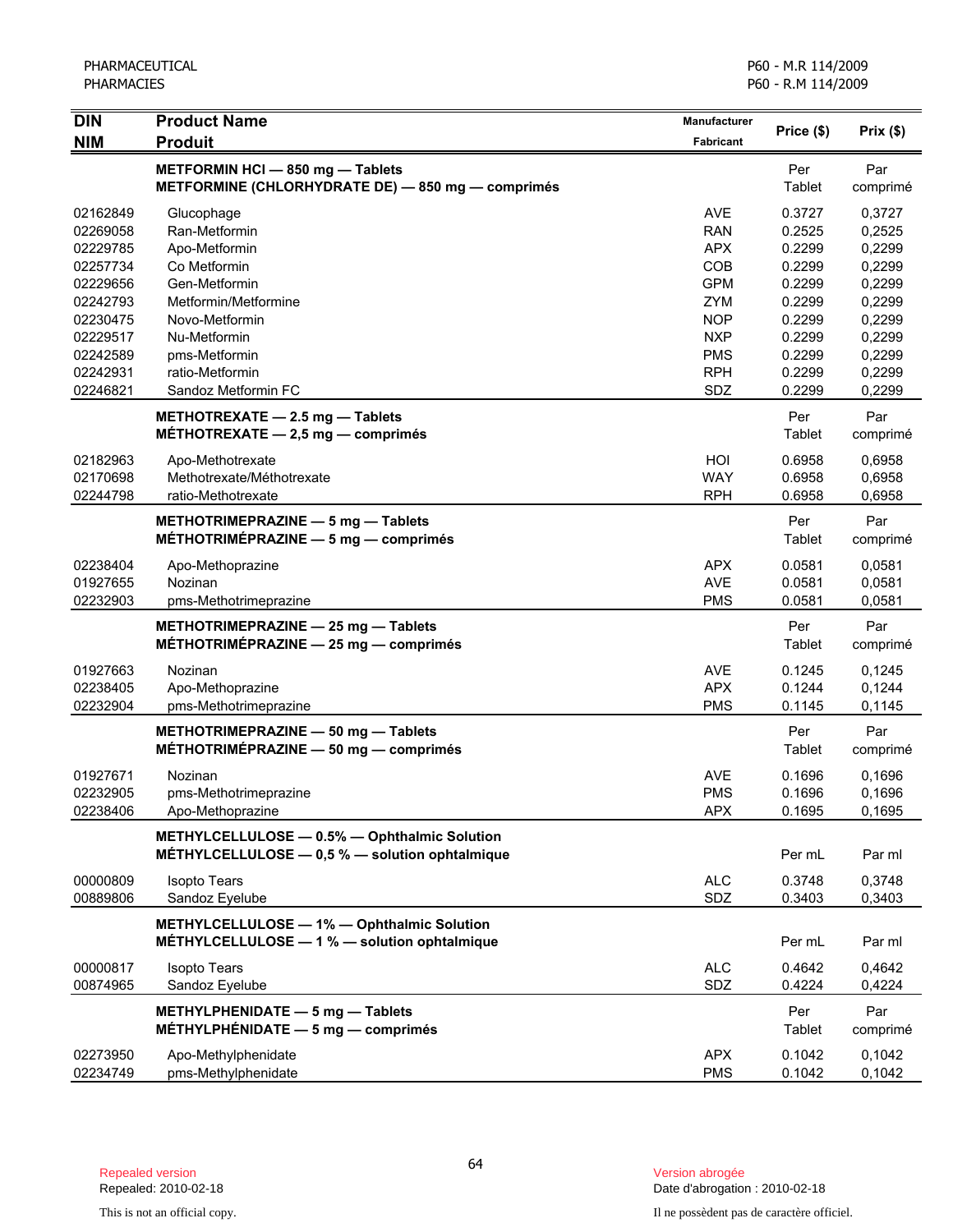| DIN<br>NIM | Product Name<br>Produit | Manufacturer<br>Fabricant | Price ($) | Prix ($) |
|---|---|---|---|---|
| | **METFORMIN HCl — 850 mg — Tablets**<br>**METFORMINE (CHLORHYDRATE DE) — 850 mg — comprimés** | | Per Tablet | Par comprimé |
| 02162849 | Glucophage | AVE | 0.3727 | 0,3727 |
| 02269058 | Ran-Metformin | RAN | 0.2525 | 0,2525 |
| 02229785 | Apo-Metformin | APX | 0.2299 | 0,2299 |
| 02257734 | Co Metformin | COB | 0.2299 | 0,2299 |
| 02229656 | Gen-Metformin | GPM | 0.2299 | 0,2299 |
| 02242793 | Metformin/Metformine | ZYM | 0.2299 | 0,2299 |
| 02230475 | Novo-Metformin | NOP | 0.2299 | 0,2299 |
| 02229517 | Nu-Metformin | NXP | 0.2299 | 0,2299 |
| 02242589 | pms-Metformin | PMS | 0.2299 | 0,2299 |
| 02242931 | ratio-Metformin | RPH | 0.2299 | 0,2299 |
| 02246821 | Sandoz Metformin FC | SDZ | 0.2299 | 0,2299 |
| | **METHOTREXATE — 2.5 mg — Tablets**<br>**MÉTHOTREXATE — 2,5 mg — comprimés** | | Per Tablet | Par comprimé |
| 02182963 | Apo-Methotrexate | HOI | 0.6958 | 0,6958 |
| 02170698 | Methotrexate/Méthotrexate | WAY | 0.6958 | 0,6958 |
| 02244798 | ratio-Methotrexate | RPH | 0.6958 | 0,6958 |
| | **METHOTRIMEPRAZINE — 5 mg — Tablets**<br>**MÉTHOTRIMÉPRAZINE — 5 mg — comprimés** | | Per Tablet | Par comprimé |
| 02238404 | Apo-Methoprazine | APX | 0.0581 | 0,0581 |
| 01927655 | Nozinan | AVE | 0.0581 | 0,0581 |
| 02232903 | pms-Methotrimeprazine | PMS | 0.0581 | 0,0581 |
| | **METHOTRIMEPRAZINE — 25 mg — Tablets**<br>**MÉTHOTRIMÉPRAZINE — 25 mg — comprimés** | | Per Tablet | Par comprimé |
| 01927663 | Nozinan | AVE | 0.1245 | 0,1245 |
| 02238405 | Apo-Methoprazine | APX | 0.1244 | 0,1244 |
| 02232904 | pms-Methotrimeprazine | PMS | 0.1145 | 0,1145 |
| | **METHOTRIMEPRAZINE — 50 mg — Tablets**<br>**MÉTHOTRIMÉPRAZINE — 50 mg — comprimés** | | Per Tablet | Par comprimé |
| 01927671 | Nozinan | AVE | 0.1696 | 0,1696 |
| 02232905 | pms-Methotrimeprazine | PMS | 0.1696 | 0,1696 |
| 02238406 | Apo-Methoprazine | APX | 0.1695 | 0,1695 |
| | **METHYLCELLULOSE — 0.5% — Ophthalmic Solution**<br>**MÉTHYLCELLULOSE — 0,5 % — solution ophtalmique** | | Per mL | Par ml |
| 00000809 | Isopto Tears | ALC | 0.3748 | 0,3748 |
| 00889806 | Sandoz Eyelube | SDZ | 0.3403 | 0,3403 |
| | **METHYLCELLULOSE — 1% — Ophthalmic Solution**<br>**MÉTHYLCELLULOSE — 1 % — solution ophtalmique** | | Per mL | Par ml |
| 00000817 | Isopto Tears | ALC | 0.4642 | 0,4642 |
| 00874965 | Sandoz Eyelube | SDZ | 0.4224 | 0,4224 |
| | **METHYLPHENIDATE — 5 mg — Tablets**<br>**MÉTHYLPHÉNIDATE — 5 mg — comprimés** | | Per Tablet | Par comprimé |
| 02273950 | Apo-Methylphenidate | APX | 0.1042 | 0,1042 |
| 02234749 | pms-Methylphenidate | PMS | 0.1042 | 0,1042 |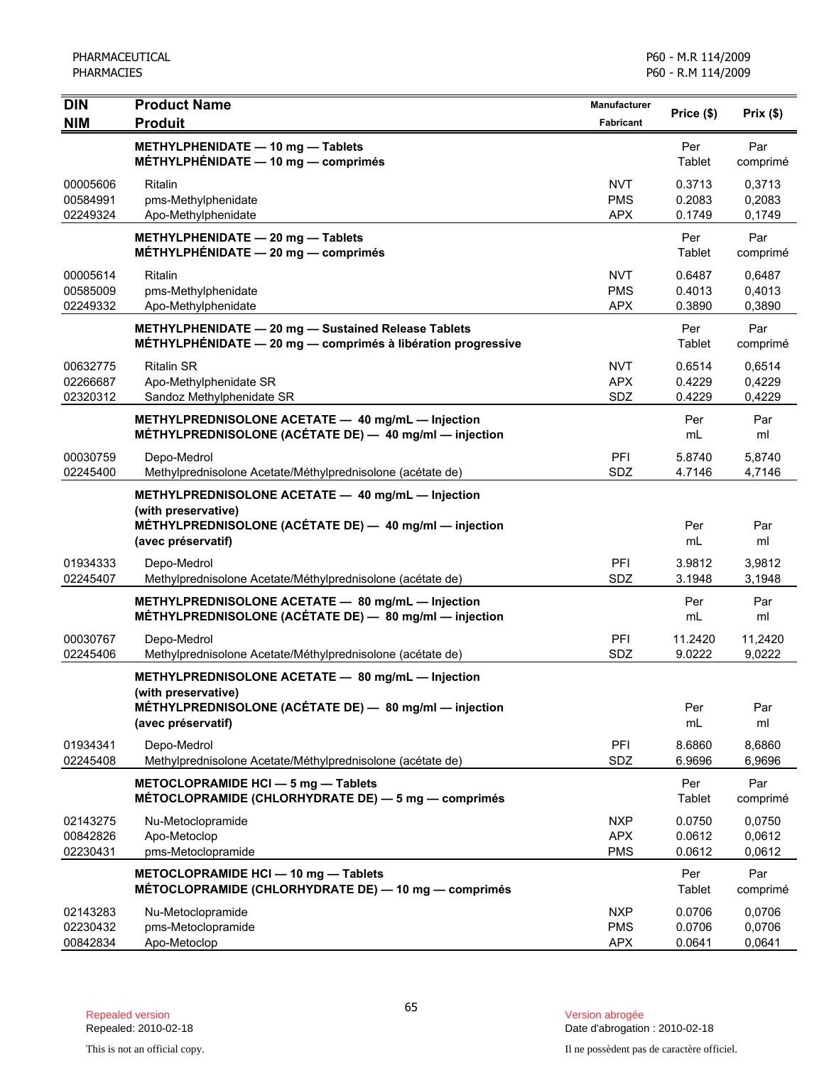| DIN<br>NIM | Product Name<br>Produit | Manufacturer<br>Fabricant | Price ($) | Prix ($) |
|---|---|---|---|---|
| | **METHYLPHENIDATE — 10 mg — Tablets**<br>**MÉTHYLPHÉNIDATE — 10 mg — comprimés** | | Per Tablet | Par comprimé |
| 00005606 | Ritalin | NVT | 0.3713 | 0,3713 |
| 00584991 | pms-Methylphenidate | PMS | 0.2083 | 0,2083 |
| 02249324 | Apo-Methylphenidate | APX | 0.1749 | 0,1749 |
| | **METHYLPHENIDATE — 20 mg — Tablets**<br>**MÉTHYLPHÉNIDATE — 20 mg — comprimés** | | Per Tablet | Par comprimé |
| 00005614 | Ritalin | NVT | 0.6487 | 0,6487 |
| 00585009 | pms-Methylphenidate | PMS | 0.4013 | 0,4013 |
| 02249332 | Apo-Methylphenidate | APX | 0.3890 | 0,3890 |
| | **METHYLPHENIDATE — 20 mg — Sustained Release Tablets**<br>**MÉTHYLPHÉNIDATE — 20 mg — comprimés à libération progressive** | | Per Tablet | Par comprimé |
| 00632775 | Ritalin SR | NVT | 0.6514 | 0,6514 |
| 02266687 | Apo-Methylphenidate SR | APX | 0.4229 | 0,4229 |
| 02320312 | Sandoz Methylphenidate SR | SDZ | 0.4229 | 0,4229 |
| | **METHYLPREDNISOLONE ACETATE — 40 mg/mL — Injection**<br>**MÉTHYLPREDNISOLONE (ACÉTATE DE) — 40 mg/ml — injection** | | Per mL | Par ml |
| 00030759 | Depo-Medrol | PFI | 5.8740 | 5,8740 |
| 02245400 | Methylprednisolone Acetate/Méthylprednisolone (acétate de) | SDZ | 4.7146 | 4,7146 |
| | **METHYLPREDNISOLONE ACETATE — 40 mg/mL — Injection (with preservative)**<br>**MÉTHYLPREDNISOLONE (ACÉTATE DE) — 40 mg/ml — injection (avec préservatif)** | | Per mL | Par ml |
| 01934333 | Depo-Medrol | PFI | 3.9812 | 3,9812 |
| 02245407 | Methylprednisolone Acetate/Méthylprednisolone (acétate de) | SDZ | 3.1948 | 3,1948 |
| | **METHYLPREDNISOLONE ACETATE — 80 mg/mL — Injection**<br>**MÉTHYLPREDNISOLONE (ACÉTATE DE) — 80 mg/ml — injection** | | Per mL | Par ml |
| 00030767 | Depo-Medrol | PFI | 11.2420 | 11,2420 |
| 02245406 | Methylprednisolone Acetate/Méthylprednisolone (acétate de) | SDZ | 9.0222 | 9,0222 |
| | **METHYLPREDNISOLONE ACETATE — 80 mg/mL — Injection (with preservative)**<br>**MÉTHYLPREDNISOLONE (ACÉTATE DE) — 80 mg/ml — injection (avec préservatif)** | | Per mL | Par ml |
| 01934341 | Depo-Medrol | PFI | 8.6860 | 8,6860 |
| 02245408 | Methylprednisolone Acetate/Méthylprednisolone (acétate de) | SDZ | 6.9696 | 6,9696 |
| | **METOCLOPRAMIDE HCl — 5 mg — Tablets**<br>**MÉTOCLOPRAMIDE (CHLORHYDRATE DE) — 5 mg — comprimés** | | Per Tablet | Par comprimé |
| 02143275 | Nu-Metoclopramide | NXP | 0.0750 | 0,0750 |
| 00842826 | Apo-Metoclop | APX | 0.0612 | 0,0612 |
| 02230431 | pms-Metoclopramide | PMS | 0.0612 | 0,0612 |
| | **METOCLOPRAMIDE HCl — 10 mg — Tablets**<br>**MÉTOCLOPRAMIDE (CHLORHYDRATE DE) — 10 mg — comprimés** | | Per Tablet | Par comprimé |
| 02143283 | Nu-Metoclopramide | NXP | 0.0706 | 0,0706 |
| 02230432 | pms-Metoclopramide | PMS | 0.0706 | 0,0706 |
| 00842834 | Apo-Metoclop | APX | 0.0641 | 0,0641 |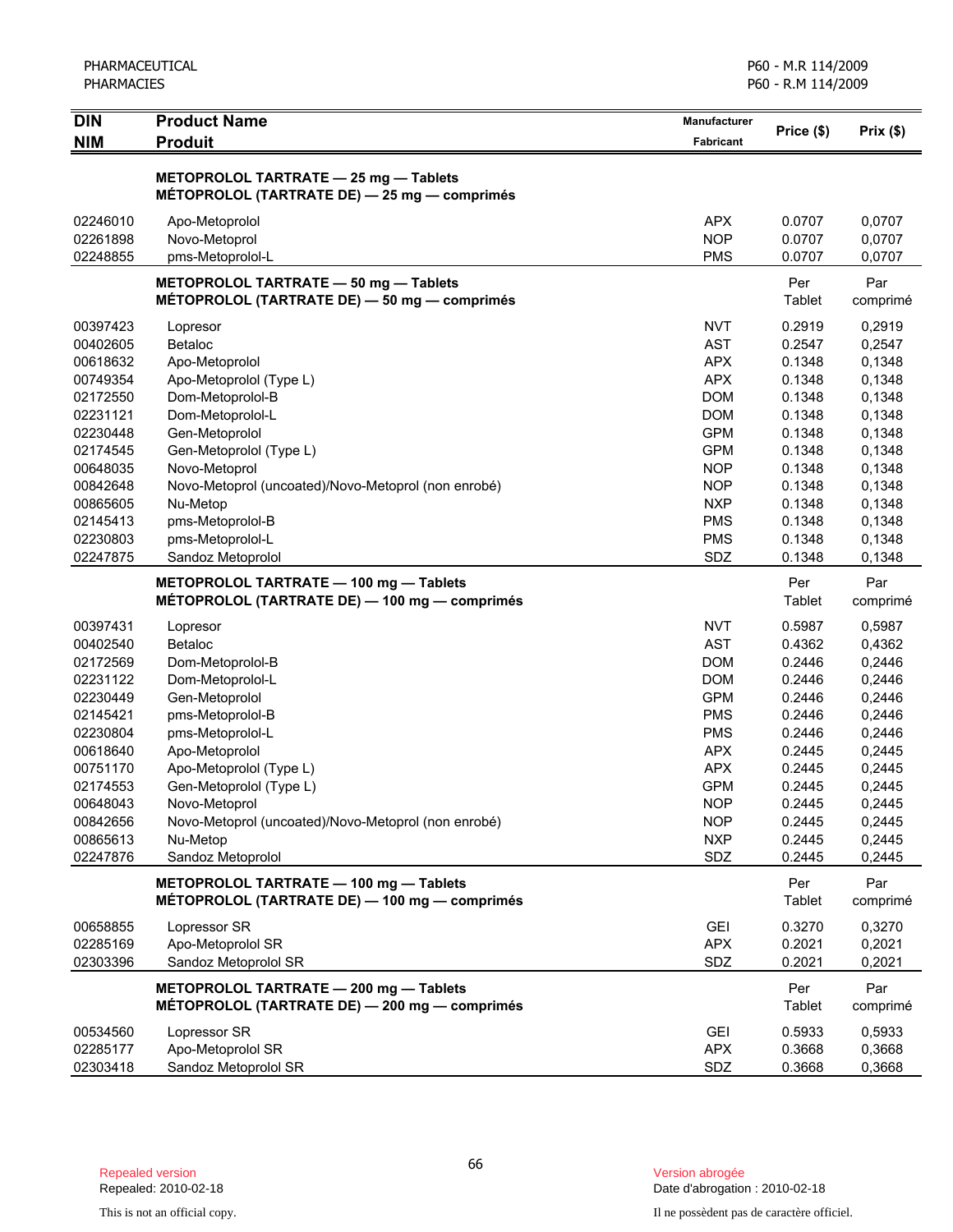| DIN<br>NIM | Product Name<br>Produit | Manufacturer<br>Fabricant | Price ($) | Prix ($) |
|---|---|---|---|---|
| | **METOPROLOL TARTRATE — 25 mg — Tablets<br>MÉTOPROLOL (TARTRATE DE) — 25 mg — comprimés** | | | |
| 02246010 | Apo-Metoprolol | APX | 0.0707 | 0,0707 |
| 02261898 | Novo-Metoprol | NOP | 0.0707 | 0,0707 |
| 02248855 | pms-Metoprolol-L | PMS | 0.0707 | 0,0707 |
| | **METOPROLOL TARTRATE — 50 mg — Tablets<br>MÉTOPROLOL (TARTRATE DE) — 50 mg — comprimés** | | Per Tablet | Par comprimé |
| 00397423 | Lopresor | NVT | 0.2919 | 0,2919 |
| 00402605 | Betaloc | AST | 0.2547 | 0,2547 |
| 00618632 | Apo-Metoprolol | APX | 0.1348 | 0,1348 |
| 00749354 | Apo-Metoprolol (Type L) | APX | 0.1348 | 0,1348 |
| 02172550 | Dom-Metoprolol-B | DOM | 0.1348 | 0,1348 |
| 02231121 | Dom-Metoprolol-L | DOM | 0.1348 | 0,1348 |
| 02230448 | Gen-Metoprolol | GPM | 0.1348 | 0,1348 |
| 02174545 | Gen-Metoprolol (Type L) | GPM | 0.1348 | 0,1348 |
| 00648035 | Novo-Metoprol | NOP | 0.1348 | 0,1348 |
| 00842648 | Novo-Metoprol (uncoated)/Novo-Metoprol (non enrobé) | NOP | 0.1348 | 0,1348 |
| 00865605 | Nu-Metop | NXP | 0.1348 | 0,1348 |
| 02145413 | pms-Metoprolol-B | PMS | 0.1348 | 0,1348 |
| 02230803 | pms-Metoprolol-L | PMS | 0.1348 | 0,1348 |
| 02247875 | Sandoz Metoprolol | SDZ | 0.1348 | 0,1348 |
| | **METOPROLOL TARTRATE — 100 mg — Tablets<br>MÉTOPROLOL (TARTRATE DE) — 100 mg — comprimés** | | Per Tablet | Par comprimé |
| 00397431 | Lopresor | NVT | 0.5987 | 0,5987 |
| 00402540 | Betaloc | AST | 0.4362 | 0,4362 |
| 02172569 | Dom-Metoprolol-B | DOM | 0.2446 | 0,2446 |
| 02231122 | Dom-Metoprolol-L | DOM | 0.2446 | 0,2446 |
| 02230449 | Gen-Metoprolol | GPM | 0.2446 | 0,2446 |
| 02145421 | pms-Metoprolol-B | PMS | 0.2446 | 0,2446 |
| 02230804 | pms-Metoprolol-L | PMS | 0.2446 | 0,2446 |
| 00618640 | Apo-Metoprolol | APX | 0.2445 | 0,2445 |
| 00751170 | Apo-Metoprolol (Type L) | APX | 0.2445 | 0,2445 |
| 02174553 | Gen-Metoprolol (Type L) | GPM | 0.2445 | 0,2445 |
| 00648043 | Novo-Metoprol | NOP | 0.2445 | 0,2445 |
| 00842656 | Novo-Metoprol (uncoated)/Novo-Metoprol (non enrobé) | NOP | 0.2445 | 0,2445 |
| 00865613 | Nu-Metop | NXP | 0.2445 | 0,2445 |
| 02247876 | Sandoz Metoprolol | SDZ | 0.2445 | 0,2445 |
| | **METOPROLOL TARTRATE — 100 mg — Tablets<br>MÉTOPROLOL (TARTRATE DE) — 100 mg — comprimés** | | Per Tablet | Par comprimé |
| 00658855 | Lopressor SR | GEI | 0.3270 | 0,3270 |
| 02285169 | Apo-Metoprolol SR | APX | 0.2021 | 0,2021 |
| 02303396 | Sandoz Metoprolol SR | SDZ | 0.2021 | 0,2021 |
| | **METOPROLOL TARTRATE — 200 mg — Tablets<br>MÉTOPROLOL (TARTRATE DE) — 200 mg — comprimés** | | Per Tablet | Par comprimé |
| 00534560 | Lopressor SR | GEI | 0.5933 | 0,5933 |
| 02285177 | Apo-Metoprolol SR | APX | 0.3668 | 0,3668 |
| 02303418 | Sandoz Metoprolol SR | SDZ | 0.3668 | 0,3668 |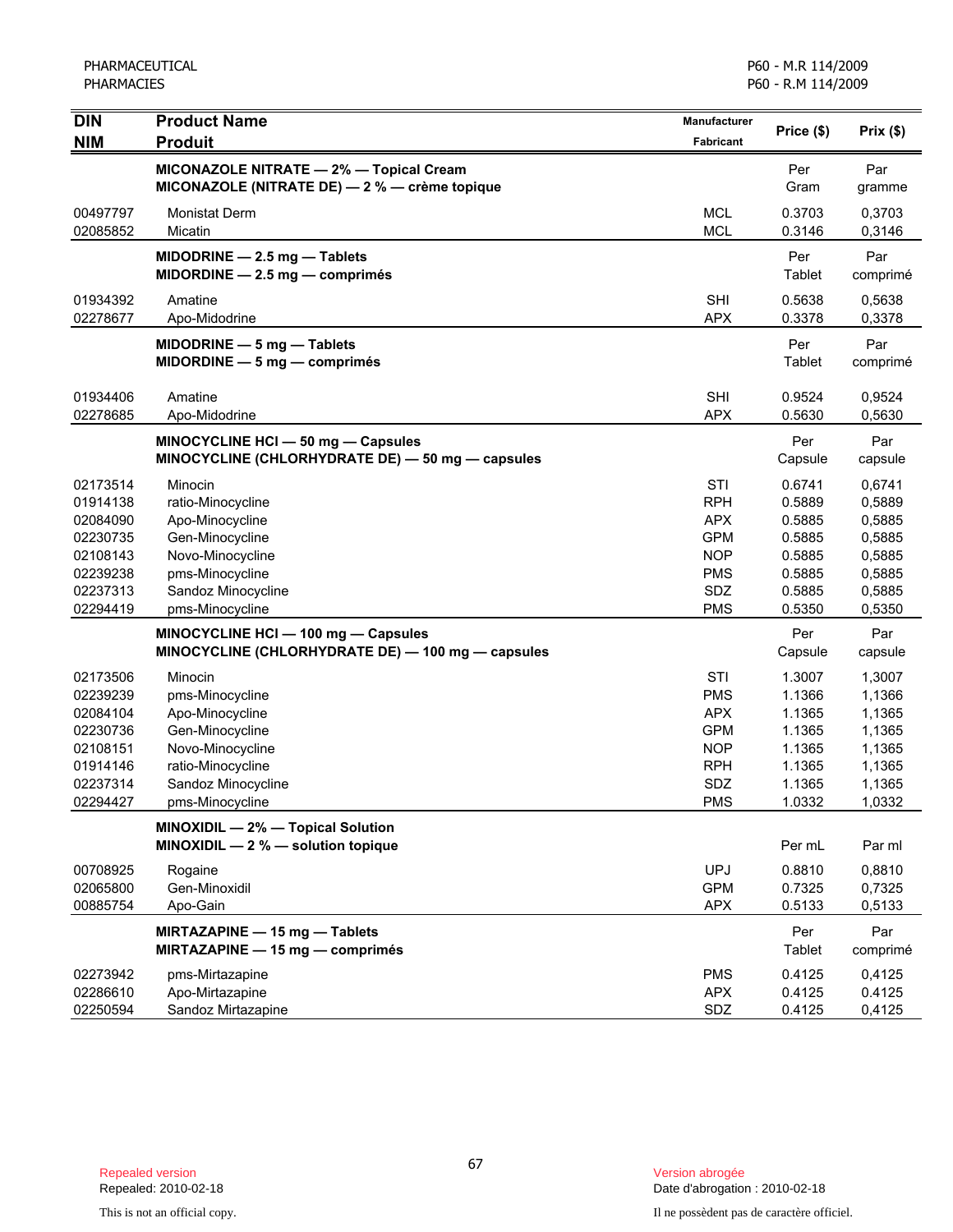| DIN<br>NIM | Product Name<br>Produit | Manufacturer<br>Fabricant | Price ($) | Prix ($) |
|---|---|---|---|---|
| | **MICONAZOLE NITRATE — 2% — Topical Cream**<br>**MICONAZOLE (NITRATE DE) — 2 % — crème topique** | | Per Gram | Par gramme |
| 00497797 | Monistat Derm | MCL | 0.3703 | 0,3703 |
| 02085852 | Micatin | MCL | 0.3146 | 0,3146 |
| | **MIDODRINE — 2.5 mg — Tablets**<br>**MIDORDINE — 2.5 mg — comprimés** | | Per Tablet | Par comprimé |
| 01934392 | Amatine | SHI | 0.5638 | 0,5638 |
| 02278677 | Apo-Midodrine | APX | 0.3378 | 0,3378 |
| | **MIDODRINE — 5 mg — Tablets**<br>**MIDORDINE — 5 mg — comprimés** | | Per Tablet | Par comprimé |
| 01934406 | Amatine | SHI | 0.9524 | 0,9524 |
| 02278685 | Apo-Midodrine | APX | 0.5630 | 0,5630 |
| | **MINOCYCLINE HCl — 50 mg — Capsules**<br>**MINOCYCLINE (CHLORHYDRATE DE) — 50 mg — capsules** | | Per Capsule | Par capsule |
| 02173514 | Minocin | STI | 0.6741 | 0,6741 |
| 01914138 | ratio-Minocycline | RPH | 0.5889 | 0,5889 |
| 02084090 | Apo-Minocycline | APX | 0.5885 | 0,5885 |
| 02230735 | Gen-Minocycline | GPM | 0.5885 | 0,5885 |
| 02108143 | Novo-Minocycline | NOP | 0.5885 | 0,5885 |
| 02239238 | pms-Minocycline | PMS | 0.5885 | 0,5885 |
| 02237313 | Sandoz Minocycline | SDZ | 0.5885 | 0,5885 |
| 02294419 | pms-Minocycline | PMS | 0.5350 | 0,5350 |
| | **MINOCYCLINE HCl — 100 mg — Capsules**<br>**MINOCYCLINE (CHLORHYDRATE DE) — 100 mg — capsules** | | Per Capsule | Par capsule |
| 02173506 | Minocin | STI | 1.3007 | 1,3007 |
| 02239239 | pms-Minocycline | PMS | 1.1366 | 1,1366 |
| 02084104 | Apo-Minocycline | APX | 1.1365 | 1,1365 |
| 02230736 | Gen-Minocycline | GPM | 1.1365 | 1,1365 |
| 02108151 | Novo-Minocycline | NOP | 1.1365 | 1,1365 |
| 01914146 | ratio-Minocycline | RPH | 1.1365 | 1,1365 |
| 02237314 | Sandoz Minocycline | SDZ | 1.1365 | 1,1365 |
| 02294427 | pms-Minocycline | PMS | 1.0332 | 1,0332 |
| | **MINOXIDIL — 2% — Topical Solution**<br>**MINOXIDIL — 2 % — solution topique** | | Per mL | Par ml |
| 00708925 | Rogaine | UPJ | 0.8810 | 0,8810 |
| 02065800 | Gen-Minoxidil | GPM | 0.7325 | 0,7325 |
| 00885754 | Apo-Gain | APX | 0.5133 | 0,5133 |
| | **MIRTAZAPINE — 15 mg — Tablets**<br>**MIRTAZAPINE — 15 mg — comprimés** | | Per Tablet | Par comprimé |
| 02273942 | pms-Mirtazapine | PMS | 0.4125 | 0,4125 |
| 02286610 | Apo-Mirtazapine | APX | 0.4125 | 0.4125 |
| 02250594 | Sandoz Mirtazapine | SDZ | 0.4125 | 0,4125 |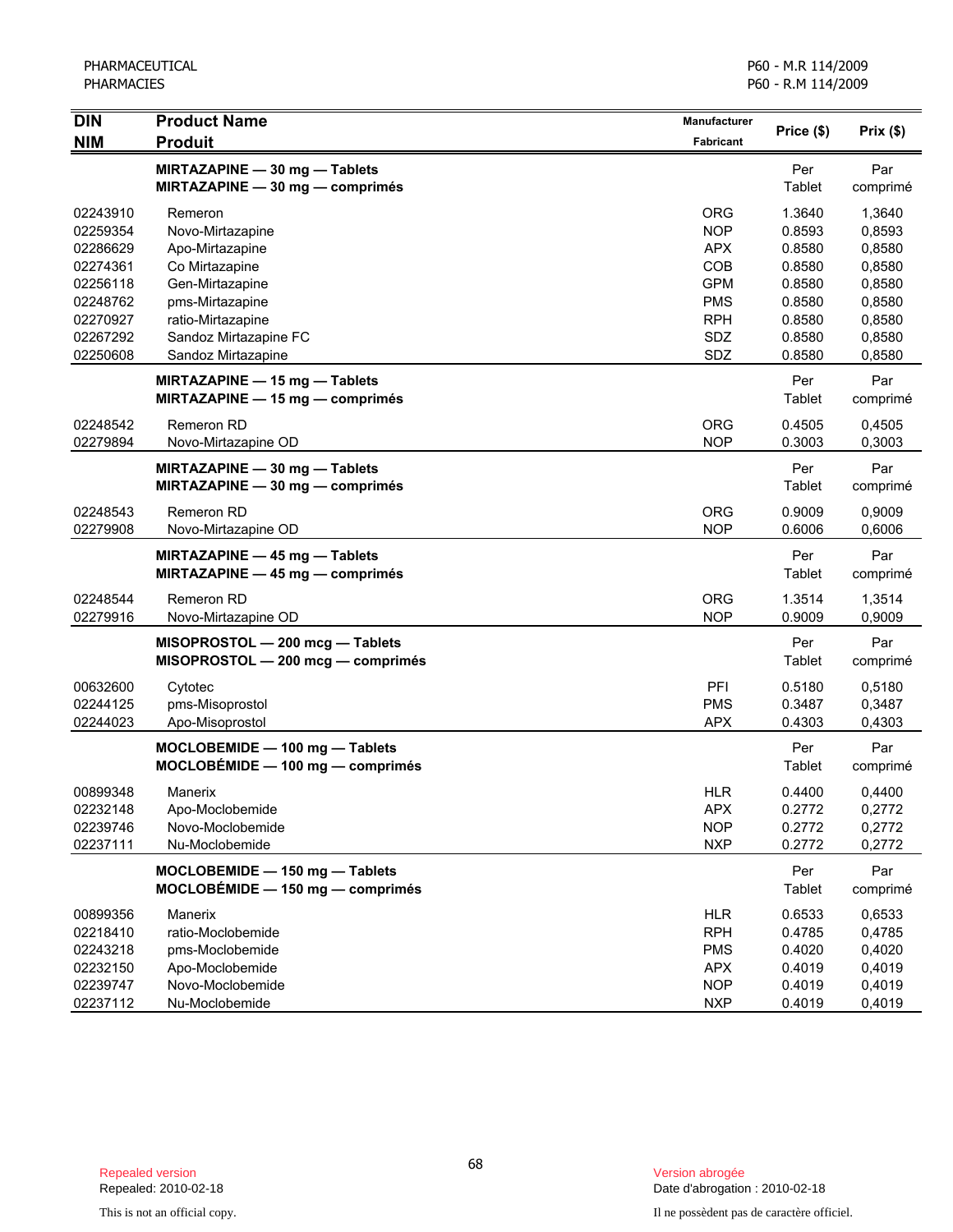| DIN<br>NIM | Product Name<br>Produit | Manufacturer<br>Fabricant | Price ($) | Prix ($) |
|---|---|---|---|---|
| | **MIRTAZAPINE — 30 mg — Tablets**<br>**MIRTAZAPINE — 30 mg — comprimés** | | Per Tablet | Par comprimé |
| 02243910 | Remeron | ORG | 1.3640 | 1,3640 |
| 02259354 | Novo-Mirtazapine | NOP | 0.8593 | 0,8593 |
| 02286629 | Apo-Mirtazapine | APX | 0.8580 | 0,8580 |
| 02274361 | Co Mirtazapine | COB | 0.8580 | 0,8580 |
| 02256118 | Gen-Mirtazapine | GPM | 0.8580 | 0,8580 |
| 02248762 | pms-Mirtazapine | PMS | 0.8580 | 0,8580 |
| 02270927 | ratio-Mirtazapine | RPH | 0.8580 | 0,8580 |
| 02267292 | Sandoz Mirtazapine FC | SDZ | 0.8580 | 0,8580 |
| 02250608 | Sandoz Mirtazapine | SDZ | 0.8580 | 0,8580 |
| | **MIRTAZAPINE — 15 mg — Tablets**<br>**MIRTAZAPINE — 15 mg — comprimés** | | Per Tablet | Par comprimé |
| 02248542 | Remeron RD | ORG | 0.4505 | 0,4505 |
| 02279894 | Novo-Mirtazapine OD | NOP | 0.3003 | 0,3003 |
| | **MIRTAZAPINE — 30 mg — Tablets**<br>**MIRTAZAPINE — 30 mg — comprimés** | | Per Tablet | Par comprimé |
| 02248543 | Remeron RD | ORG | 0.9009 | 0,9009 |
| 02279908 | Novo-Mirtazapine OD | NOP | 0.6006 | 0,6006 |
| | **MIRTAZAPINE — 45 mg — Tablets**<br>**MIRTAZAPINE — 45 mg — comprimés** | | Per Tablet | Par comprimé |
| 02248544 | Remeron RD | ORG | 1.3514 | 1,3514 |
| 02279916 | Novo-Mirtazapine OD | NOP | 0.9009 | 0,9009 |
| | **MISOPROSTOL — 200 mcg — Tablets**<br>**MISOPROSTOL — 200 mcg — comprimés** | | Per Tablet | Par comprimé |
| 00632600 | Cytotec | PFI | 0.5180 | 0,5180 |
| 02244125 | pms-Misoprostol | PMS | 0.3487 | 0,3487 |
| 02244023 | Apo-Misoprostol | APX | 0.4303 | 0,4303 |
| | **MOCLOBEMIDE — 100 mg — Tablets**<br>**MOCLOBÉMIDE — 100 mg — comprimés** | | Per Tablet | Par comprimé |
| 00899348 | Manerix | HLR | 0.4400 | 0,4400 |
| 02232148 | Apo-Moclobemide | APX | 0.2772 | 0,2772 |
| 02239746 | Novo-Moclobemide | NOP | 0.2772 | 0,2772 |
| 02237111 | Nu-Moclobemide | NXP | 0.2772 | 0,2772 |
| | **MOCLOBEMIDE — 150 mg — Tablets**<br>**MOCLOBÉMIDE — 150 mg — comprimés** | | Per Tablet | Par comprimé |
| 00899356 | Manerix | HLR | 0.6533 | 0,6533 |
| 02218410 | ratio-Moclobemide | RPH | 0.4785 | 0,4785 |
| 02243218 | pms-Moclobemide | PMS | 0.4020 | 0,4020 |
| 02232150 | Apo-Moclobemide | APX | 0.4019 | 0,4019 |
| 02239747 | Novo-Moclobemide | NOP | 0.4019 | 0,4019 |
| 02237112 | Nu-Moclobemide | NXP | 0.4019 | 0,4019 |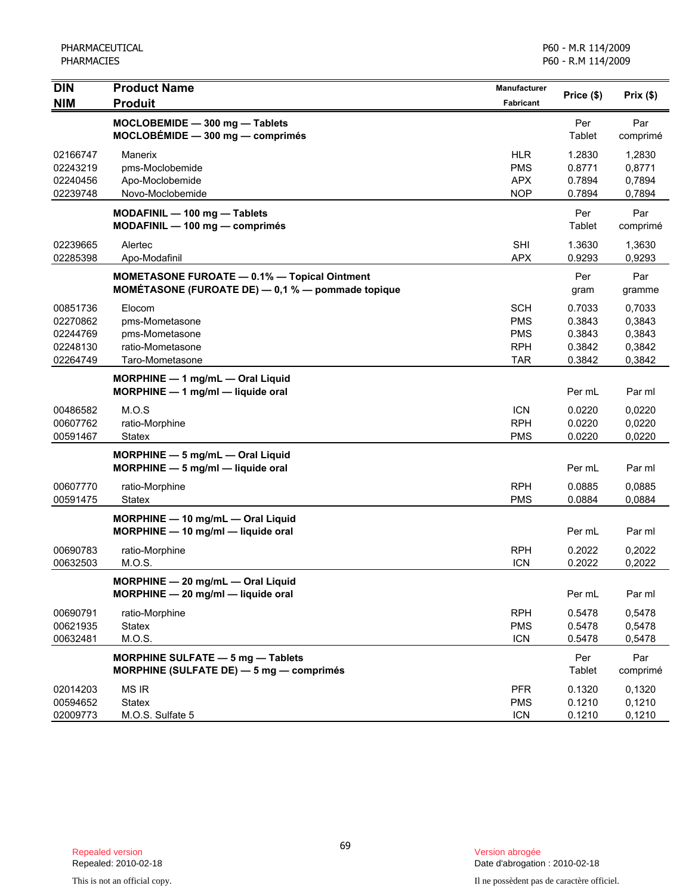| DIN<br>NIM | Product Name<br>Produit | Manufacturer<br>Fabricant | Price ($) | Prix ($) |
|---|---|---|---|---|
| | **MOCLOBEMIDE — 300 mg — Tablets**<br>**MOCLOBÉMIDE — 300 mg — comprimés** | | Per Tablet | Par comprimé |
| 02166747 | Manerix | HLR | 1.2830 | 1,2830 |
| 02243219 | pms-Moclobemide | PMS | 0.8771 | 0,8771 |
| 02240456 | Apo-Moclobemide | APX | 0.7894 | 0,7894 |
| 02239748 | Novo-Moclobemide | NOP | 0.7894 | 0,7894 |
| | **MODAFINIL — 100 mg — Tablets**<br>**MODAFINIL — 100 mg — comprimés** | | Per Tablet | Par comprimé |
| 02239665 | Alertec | SHI | 1.3630 | 1,3630 |
| 02285398 | Apo-Modafinil | APX | 0.9293 | 0,9293 |
| | **MOMETASONE FUROATE — 0.1% — Topical Ointment**<br>**MOMÉTASONE (FUROATE DE) — 0,1 % — pommade topique** | | Per gram | Par gramme |
| 00851736 | Elocom | SCH | 0.7033 | 0,7033 |
| 02270862 | pms-Mometasone | PMS | 0.3843 | 0,3843 |
| 02244769 | pms-Mometasone | PMS | 0.3843 | 0,3843 |
| 02248130 | ratio-Mometasone | RPH | 0.3842 | 0,3842 |
| 02264749 | Taro-Mometasone | TAR | 0.3842 | 0,3842 |
| | **MORPHINE — 1 mg/mL — Oral Liquid**<br>**MORPHINE — 1 mg/ml — liquide oral** | | Per mL | Par ml |
| 00486582 | M.O.S | ICN | 0.0220 | 0,0220 |
| 00607762 | ratio-Morphine | RPH | 0.0220 | 0,0220 |
| 00591467 | Statex | PMS | 0.0220 | 0,0220 |
| | **MORPHINE — 5 mg/mL — Oral Liquid**<br>**MORPHINE — 5 mg/ml — liquide oral** | | Per mL | Par ml |
| 00607770 | ratio-Morphine | RPH | 0.0885 | 0,0885 |
| 00591475 | Statex | PMS | 0.0884 | 0,0884 |
| | **MORPHINE — 10 mg/mL — Oral Liquid**<br>**MORPHINE — 10 mg/ml — liquide oral** | | Per mL | Par ml |
| 00690783 | ratio-Morphine | RPH | 0.2022 | 0,2022 |
| 00632503 | M.O.S. | ICN | 0.2022 | 0,2022 |
| | **MORPHINE — 20 mg/mL — Oral Liquid**<br>**MORPHINE — 20 mg/ml — liquide oral** | | Per mL | Par ml |
| 00690791 | ratio-Morphine | RPH | 0.5478 | 0,5478 |
| 00621935 | Statex | PMS | 0.5478 | 0,5478 |
| 00632481 | M.O.S. | ICN | 0.5478 | 0,5478 |
| | **MORPHINE SULFATE — 5 mg — Tablets**<br>**MORPHINE (SULFATE DE) — 5 mg — comprimés** | | Per Tablet | Par comprimé |
| 02014203 | MS IR | PFR | 0.1320 | 0,1320 |
| 00594652 | Statex | PMS | 0.1210 | 0,1210 |
| 02009773 | M.O.S. Sulfate 5 | ICN | 0.1210 | 0,1210 |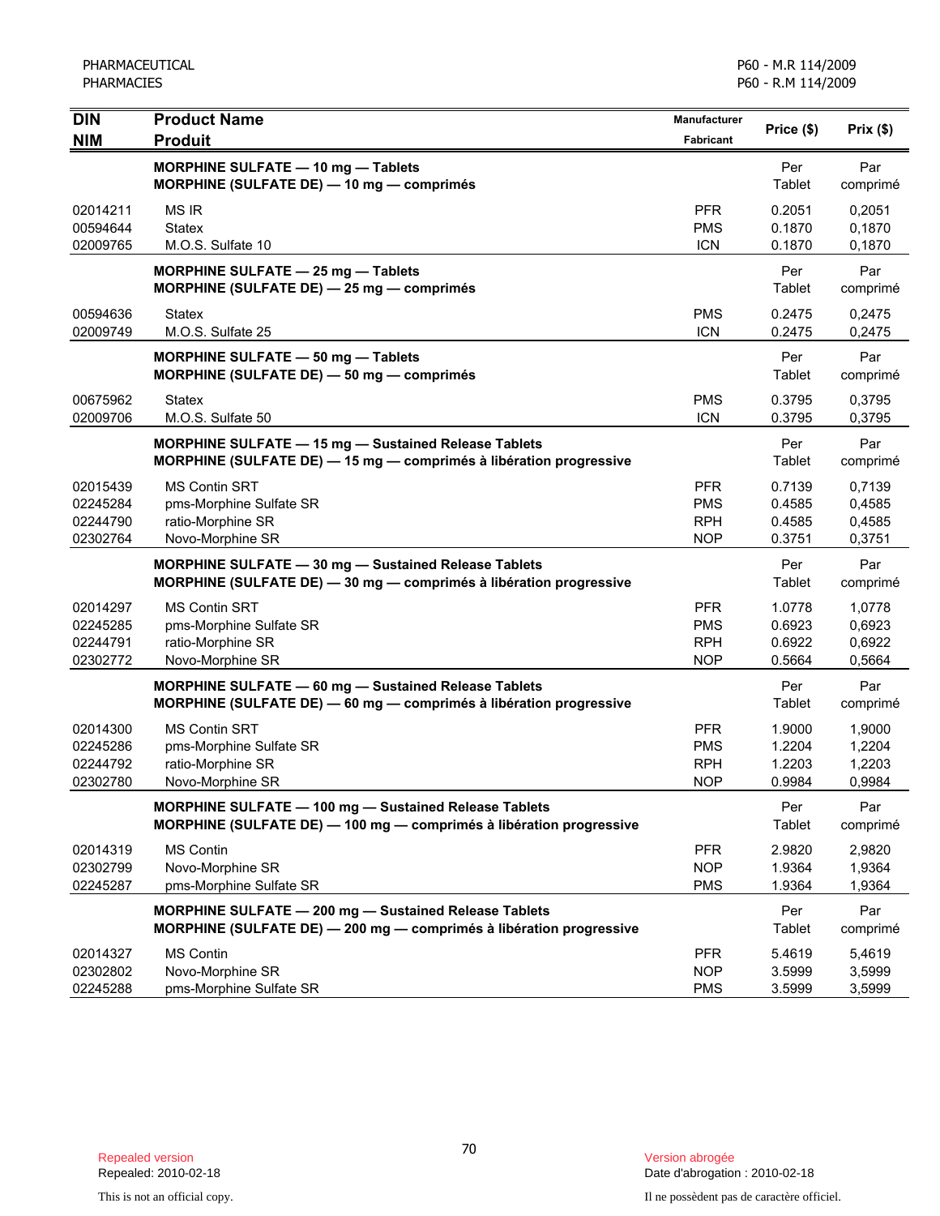| DIN<br>NIM | Product Name<br>Produit | Manufacturer<br>Fabricant | Price ($) | Prix ($) |
|---|---|---|---|---|
| | **MORPHINE SULFATE — 10 mg — Tablets**<br>**MORPHINE (SULFATE DE) — 10 mg — comprimés** | | Per Tablet | Par comprimé |
| 02014211 | MS IR | PFR | 0.2051 | 0,2051 |
| 00594644 | Statex | PMS | 0.1870 | 0,1870 |
| 02009765 | M.O.S. Sulfate 10 | ICN | 0.1870 | 0,1870 |
| | **MORPHINE SULFATE — 25 mg — Tablets**<br>**MORPHINE (SULFATE DE) — 25 mg — comprimés** | | Per Tablet | Par comprimé |
| 00594636 | Statex | PMS | 0.2475 | 0,2475 |
| 02009749 | M.O.S. Sulfate 25 | ICN | 0.2475 | 0,2475 |
| | **MORPHINE SULFATE — 50 mg — Tablets**<br>**MORPHINE (SULFATE DE) — 50 mg — comprimés** | | Per Tablet | Par comprimé |
| 00675962 | Statex | PMS | 0.3795 | 0,3795 |
| 02009706 | M.O.S. Sulfate 50 | ICN | 0.3795 | 0,3795 |
| | **MORPHINE SULFATE — 15 mg — Sustained Release Tablets**<br>**MORPHINE (SULFATE DE) — 15 mg — comprimés à libération progressive** | | Per Tablet | Par comprimé |
| 02015439 | MS Contin SRT | PFR | 0.7139 | 0,7139 |
| 02245284 | pms-Morphine Sulfate SR | PMS | 0.4585 | 0,4585 |
| 02244790 | ratio-Morphine SR | RPH | 0.4585 | 0,4585 |
| 02302764 | Novo-Morphine SR | NOP | 0.3751 | 0,3751 |
| | **MORPHINE SULFATE — 30 mg — Sustained Release Tablets**<br>**MORPHINE (SULFATE DE) — 30 mg — comprimés à libération progressive** | | Per Tablet | Par comprimé |
| 02014297 | MS Contin SRT | PFR | 1.0778 | 1,0778 |
| 02245285 | pms-Morphine Sulfate SR | PMS | 0.6923 | 0,6923 |
| 02244791 | ratio-Morphine SR | RPH | 0.6922 | 0,6922 |
| 02302772 | Novo-Morphine SR | NOP | 0.5664 | 0,5664 |
| | **MORPHINE SULFATE — 60 mg — Sustained Release Tablets**<br>**MORPHINE (SULFATE DE) — 60 mg — comprimés à libération progressive** | | Per Tablet | Par comprimé |
| 02014300 | MS Contin SRT | PFR | 1.9000 | 1,9000 |
| 02245286 | pms-Morphine Sulfate SR | PMS | 1.2204 | 1,2204 |
| 02244792 | ratio-Morphine SR | RPH | 1.2203 | 1,2203 |
| 02302780 | Novo-Morphine SR | NOP | 0.9984 | 0,9984 |
| | **MORPHINE SULFATE — 100 mg — Sustained Release Tablets**<br>**MORPHINE (SULFATE DE) — 100 mg — comprimés à libération progressive** | | Per Tablet | Par comprimé |
| 02014319 | MS Contin | PFR | 2.9820 | 2,9820 |
| 02302799 | Novo-Morphine SR | NOP | 1.9364 | 1,9364 |
| 02245287 | pms-Morphine Sulfate SR | PMS | 1.9364 | 1,9364 |
| | **MORPHINE SULFATE — 200 mg — Sustained Release Tablets**<br>**MORPHINE (SULFATE DE) — 200 mg — comprimés à libération progressive** | | Per Tablet | Par comprimé |
| 02014327 | MS Contin | PFR | 5.4619 | 5,4619 |
| 02302802 | Novo-Morphine SR | NOP | 3.5999 | 3,5999 |
| 02245288 | pms-Morphine Sulfate SR | PMS | 3.5999 | 3,5999 |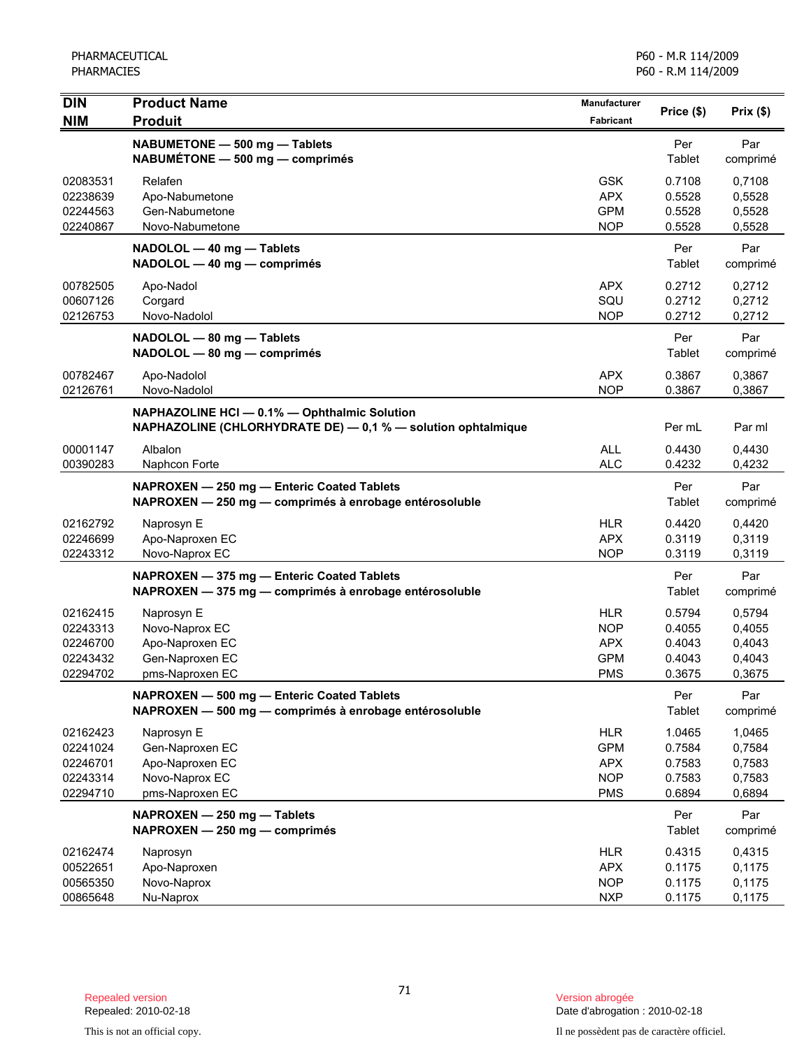| DIN<br>NIM | Product Name<br>Produit | Manufacturer<br>Fabricant | Price ($) | Prix ($) |
|---|---|---|---|---|
| | **NABUMETONE — 500 mg — Tablets**<br>**NABUMÉTONE — 500 mg — comprimés** | | Per Tablet | Par comprimé |
| 02083531 | Relafen | GSK | 0.7108 | 0,7108 |
| 02238639 | Apo-Nabumetone | APX | 0.5528 | 0,5528 |
| 02244563 | Gen-Nabumetone | GPM | 0.5528 | 0,5528 |
| 02240867 | Novo-Nabumetone | NOP | 0.5528 | 0,5528 |
| | **NADOLOL — 40 mg — Tablets**<br>**NADOLOL — 40 mg — comprimés** | | Per Tablet | Par comprimé |
| 00782505 | Apo-Nadol | APX | 0.2712 | 0,2712 |
| 00607126 | Corgard | SQU | 0.2712 | 0,2712 |
| 02126753 | Novo-Nadolol | NOP | 0.2712 | 0,2712 |
| | **NADOLOL — 80 mg — Tablets**<br>**NADOLOL — 80 mg — comprimés** | | Per Tablet | Par comprimé |
| 00782467 | Apo-Nadolol | APX | 0.3867 | 0,3867 |
| 02126761 | Novo-Nadolol | NOP | 0.3867 | 0,3867 |
| | **NAPHAZOLINE HCl — 0.1% — Ophthalmic Solution**<br>**NAPHAZOLINE (CHLORHYDRATE DE) — 0,1 % — solution ophtalmique** | | Per mL | Par ml |
| 00001147 | Albalon | ALL | 0.4430 | 0,4430 |
| 00390283 | Naphcon Forte | ALC | 0.4232 | 0,4232 |
| | **NAPROXEN — 250 mg — Enteric Coated Tablets**<br>**NAPROXEN — 250 mg — comprimés à enrobage entérosoluble** | | Per Tablet | Par comprimé |
| 02162792 | Naprosyn E | HLR | 0.4420 | 0,4420 |
| 02246699 | Apo-Naproxen EC | APX | 0.3119 | 0,3119 |
| 02243312 | Novo-Naprox EC | NOP | 0.3119 | 0,3119 |
| | **NAPROXEN — 375 mg — Enteric Coated Tablets**<br>**NAPROXEN — 375 mg — comprimés à enrobage entérosoluble** | | Per Tablet | Par comprimé |
| 02162415 | Naprosyn E | HLR | 0.5794 | 0,5794 |
| 02243313 | Novo-Naprox EC | NOP | 0.4055 | 0,4055 |
| 02246700 | Apo-Naproxen EC | APX | 0.4043 | 0,4043 |
| 02243432 | Gen-Naproxen EC | GPM | 0.4043 | 0,4043 |
| 02294702 | pms-Naproxen EC | PMS | 0.3675 | 0,3675 |
| | **NAPROXEN — 500 mg — Enteric Coated Tablets**<br>**NAPROXEN — 500 mg — comprimés à enrobage entérosoluble** | | Per Tablet | Par comprimé |
| 02162423 | Naprosyn E | HLR | 1.0465 | 1,0465 |
| 02241024 | Gen-Naproxen EC | GPM | 0.7584 | 0,7584 |
| 02246701 | Apo-Naproxen EC | APX | 0.7583 | 0,7583 |
| 02243314 | Novo-Naprox EC | NOP | 0.7583 | 0,7583 |
| 02294710 | pms-Naproxen EC | PMS | 0.6894 | 0,6894 |
| | **NAPROXEN — 250 mg — Tablets**<br>**NAPROXEN — 250 mg — comprimés** | | Per Tablet | Par comprimé |
| 02162474 | Naprosyn | HLR | 0.4315 | 0,4315 |
| 00522651 | Apo-Naproxen | APX | 0.1175 | 0,1175 |
| 00565350 | Novo-Naprox | NOP | 0.1175 | 0,1175 |
| 00865648 | Nu-Naprox | NXP | 0.1175 | 0,1175 |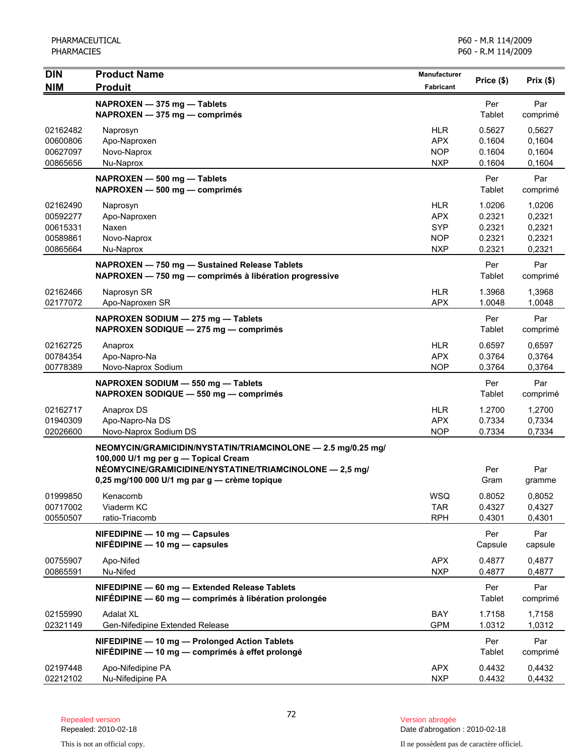| DIN<br>NIM | Product Name<br>Produit | Manufacturer<br>Fabricant | Price ($) | Prix ($) |
|---|---|---|---|---|
| | **NAPROXEN — 375 mg — Tablets**<br>**NAPROXEN — 375 mg — comprimés** | | Per Tablet | Par comprimé |
| 02162482 | Naprosyn | HLR | 0.5627 | 0,5627 |
| 00600806 | Apo-Naproxen | APX | 0.1604 | 0,1604 |
| 00627097 | Novo-Naprox | NOP | 0.1604 | 0,1604 |
| 00865656 | Nu-Naprox | NXP | 0.1604 | 0,1604 |
| | **NAPROXEN — 500 mg — Tablets**<br>**NAPROXEN — 500 mg — comprimés** | | Per Tablet | Par comprimé |
| 02162490 | Naprosyn | HLR | 1.0206 | 1,0206 |
| 00592277 | Apo-Naproxen | APX | 0.2321 | 0,2321 |
| 00615331 | Naxen | SYP | 0.2321 | 0,2321 |
| 00589861 | Novo-Naprox | NOP | 0.2321 | 0,2321 |
| 00865664 | Nu-Naprox | NXP | 0.2321 | 0,2321 |
| | **NAPROXEN — 750 mg — Sustained Release Tablets**<br>**NAPROXEN — 750 mg — comprimés à libération progressive** | | Per Tablet | Par comprimé |
| 02162466 | Naprosyn SR | HLR | 1.3968 | 1,3968 |
| 02177072 | Apo-Naproxen SR | APX | 1.0048 | 1,0048 |
| | **NAPROXEN SODIUM — 275 mg — Tablets**<br>**NAPROXEN SODIQUE — 275 mg — comprimés** | | Per Tablet | Par comprimé |
| 02162725 | Anaprox | HLR | 0.6597 | 0,6597 |
| 00784354 | Apo-Napro-Na | APX | 0.3764 | 0,3764 |
| 00778389 | Novo-Naprox Sodium | NOP | 0.3764 | 0,3764 |
| | **NAPROXEN SODIUM — 550 mg — Tablets**<br>**NAPROXEN SODIQUE — 550 mg — comprimés** | | Per Tablet | Par comprimé |
| 02162717 | Anaprox DS | HLR | 1.2700 | 1,2700 |
| 01940309 | Apo-Napro-Na DS | APX | 0.7334 | 0,7334 |
| 02026600 | Novo-Naprox Sodium DS | NOP | 0.7334 | 0,7334 |
| | **NEOMYCIN/GRAMICIDIN/NYSTATIN/TRIAMCINOLONE — 2.5 mg/0.25 mg/ 100,000 U/1 mg per g — Topical Cream**<br>**NÉOMYCINE/GRAMICIDINE/NYSTATINE/TRIAMCINOLONE — 2,5 mg/ 0,25 mg/100 000 U/1 mg par g — crème topique** | | Per Gram | Par gramme |
| 01999850 | Kenacomb | WSQ | 0.8052 | 0,8052 |
| 00717002 | Viaderm KC | TAR | 0.4327 | 0,4327 |
| 00550507 | ratio-Triacomb | RPH | 0.4301 | 0,4301 |
| | **NIFEDIPINE — 10 mg — Capsules**<br>**NIFÉDIPINE — 10 mg — capsules** | | Per Capsule | Par capsule |
| 00755907 | Apo-Nifed | APX | 0.4877 | 0,4877 |
| 00865591 | Nu-Nifed | NXP | 0.4877 | 0,4877 |
| | **NIFEDIPINE — 60 mg — Extended Release Tablets**<br>**NIFÉDIPINE — 60 mg — comprimés à libération prolongée** | | Per Tablet | Par comprimé |
| 02155990 | Adalat XL | BAY | 1.7158 | 1,7158 |
| 02321149 | Gen-Nifedipine Extended Release | GPM | 1.0312 | 1,0312 |
| | **NIFEDIPINE — 10 mg — Prolonged Action Tablets**<br>**NIFÉDIPINE — 10 mg — comprimés à effet prolongé** | | Per Tablet | Par comprimé |
| 02197448 | Apo-Nifedipine PA | APX | 0.4432 | 0,4432 |
| 02212102 | Nu-Nifedipine PA | NXP | 0.4432 | 0,4432 |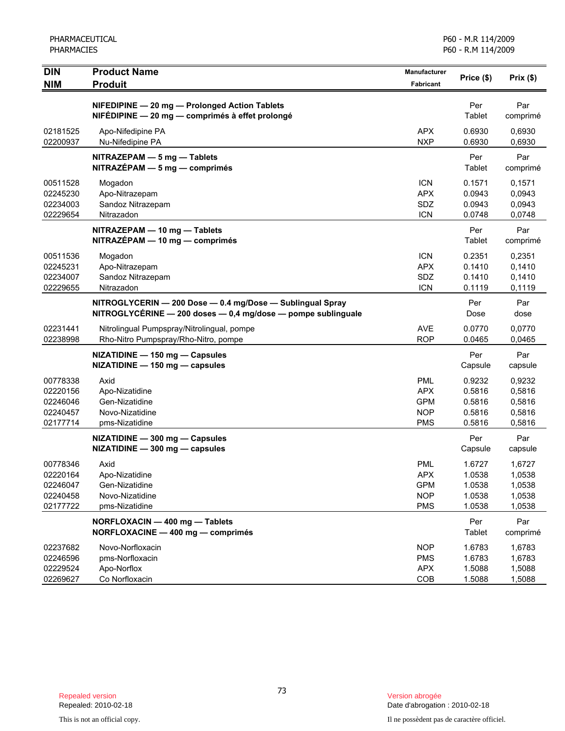| DIN<br>NIM | Product Name<br>Produit | Manufacturer<br>Fabricant | Price ($) | Prix ($) |
|---|---|---|---|---|
| | **NIFEDIPINE — 20 mg — Prolonged Action Tablets**<br>**NIFÉDIPINE — 20 mg — comprimés à effet prolongé** | | Per Tablet | Par comprimé |
| 02181525 | Apo-Nifedipine PA | APX | 0.6930 | 0,6930 |
| 02200937 | Nu-Nifedipine PA | NXP | 0.6930 | 0,6930 |
| | **NITRAZEPAM — 5 mg — Tablets**<br>**NITRAZÉPAM — 5 mg — comprimés** | | Per Tablet | Par comprimé |
| 00511528 | Mogadon | ICN | 0.1571 | 0,1571 |
| 02245230 | Apo-Nitrazepam | APX | 0.0943 | 0,0943 |
| 02234003 | Sandoz Nitrazepam | SDZ | 0.0943 | 0,0943 |
| 02229654 | Nitrazadon | ICN | 0.0748 | 0,0748 |
| | **NITRAZEPAM — 10 mg — Tablets**<br>**NITRAZÉPAM — 10 mg — comprimés** | | Per Tablet | Par comprimé |
| 00511536 | Mogadon | ICN | 0.2351 | 0,2351 |
| 02245231 | Apo-Nitrazepam | APX | 0.1410 | 0,1410 |
| 02234007 | Sandoz Nitrazepam | SDZ | 0.1410 | 0,1410 |
| 02229655 | Nitrazadon | ICN | 0.1119 | 0,1119 |
| | **NITROGLYCERIN — 200 Dose — 0.4 mg/Dose — Sublingual Spray**<br>**NITROGLYCÉRINE — 200 doses — 0,4 mg/dose — pompe sublinguale** | | Per Dose | Par dose |
| 02231441 | Nitrolingual Pumpspray/Nitrolingual, pompe | AVE | 0.0770 | 0,0770 |
| 02238998 | Rho-Nitro Pumpspray/Rho-Nitro, pompe | ROP | 0.0465 | 0,0465 |
| | **NIZATIDINE — 150 mg — Capsules**<br>**NIZATIDINE — 150 mg — capsules** | | Per Capsule | Par capsule |
| 00778338 | Axid | PML | 0.9232 | 0,9232 |
| 02220156 | Apo-Nizatidine | APX | 0.5816 | 0,5816 |
| 02246046 | Gen-Nizatidine | GPM | 0.5816 | 0,5816 |
| 02240457 | Novo-Nizatidine | NOP | 0.5816 | 0,5816 |
| 02177714 | pms-Nizatidine | PMS | 0.5816 | 0,5816 |
| | **NIZATIDINE — 300 mg — Capsules**<br>**NIZATIDINE — 300 mg — capsules** | | Per Capsule | Par capsule |
| 00778346 | Axid | PML | 1.6727 | 1,6727 |
| 02220164 | Apo-Nizatidine | APX | 1.0538 | 1,0538 |
| 02246047 | Gen-Nizatidine | GPM | 1.0538 | 1,0538 |
| 02240458 | Novo-Nizatidine | NOP | 1.0538 | 1,0538 |
| 02177722 | pms-Nizatidine | PMS | 1.0538 | 1,0538 |
| | **NORFLOXACIN — 400 mg — Tablets**<br>**NORFLOXACINE — 400 mg — comprimés** | | Per Tablet | Par comprimé |
| 02237682 | Novo-Norfloxacin | NOP | 1.6783 | 1,6783 |
| 02246596 | pms-Norfloxacin | PMS | 1.6783 | 1,6783 |
| 02229524 | Apo-Norflox | APX | 1.5088 | 1,5088 |
| 02269627 | Co Norfloxacin | COB | 1.5088 | 1,5088 |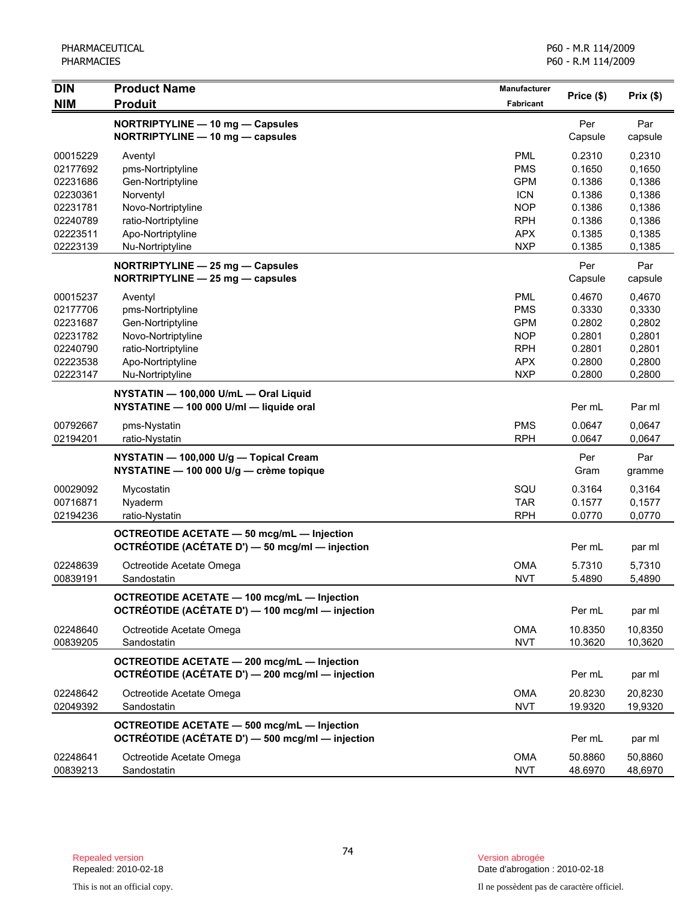| DIN<br>NIM | Product Name<br>Produit | Manufacturer<br>Fabricant | Price ($) | Prix ($) |
|---|---|---|---|---|
| | **NORTRIPTYLINE — 10 mg — Capsules**<br>**NORTRIPTYLINE — 10 mg — capsules** | | Per Capsule | Par capsule |
| 00015229 | Aventyl | PML | 0.2310 | 0,2310 |
| 02177692 | pms-Nortriptyline | PMS | 0.1650 | 0,1650 |
| 02231686 | Gen-Nortriptyline | GPM | 0.1386 | 0,1386 |
| 02230361 | Norventyl | ICN | 0.1386 | 0,1386 |
| 02231781 | Novo-Nortriptyline | NOP | 0.1386 | 0,1386 |
| 02240789 | ratio-Nortriptyline | RPH | 0.1386 | 0,1386 |
| 02223511 | Apo-Nortriptyline | APX | 0.1385 | 0,1385 |
| 02223139 | Nu-Nortriptyline | NXP | 0.1385 | 0,1385 |
| | **NORTRIPTYLINE — 25 mg — Capsules**<br>**NORTRIPTYLINE — 25 mg — capsules** | | Per Capsule | Par capsule |
| 00015237 | Aventyl | PML | 0.4670 | 0,4670 |
| 02177706 | pms-Nortriptyline | PMS | 0.3330 | 0,3330 |
| 02231687 | Gen-Nortriptyline | GPM | 0.2802 | 0,2802 |
| 02231782 | Novo-Nortriptyline | NOP | 0.2801 | 0,2801 |
| 02240790 | ratio-Nortriptyline | RPH | 0.2801 | 0,2801 |
| 02223538 | Apo-Nortriptyline | APX | 0.2800 | 0,2800 |
| 02223147 | Nu-Nortriptyline | NXP | 0.2800 | 0,2800 |
| | **NYSTATIN — 100,000 U/mL — Oral Liquid**<br>**NYSTATINE — 100 000 U/ml — liquide oral** | | Per mL | Par ml |
| 00792667 | pms-Nystatin | PMS | 0.0647 | 0,0647 |
| 02194201 | ratio-Nystatin | RPH | 0.0647 | 0,0647 |
| | **NYSTATIN — 100,000 U/g — Topical Cream**<br>**NYSTATINE — 100 000 U/g — crème topique** | | Per Gram | Par gramme |
| 00029092 | Mycostatin | SQU | 0.3164 | 0,3164 |
| 00716871 | Nyaderm | TAR | 0.1577 | 0,1577 |
| 02194236 | ratio-Nystatin | RPH | 0.0770 | 0,0770 |
| | **OCTREOTIDE ACETATE — 50 mcg/mL — Injection**<br>**OCTRÉOTIDE (ACÉTATE D') — 50 mcg/ml — injection** | | Per mL | par ml |
| 02248639 | Octreotide Acetate Omega | OMA | 5.7310 | 5,7310 |
| 00839191 | Sandostatin | NVT | 5.4890 | 5,4890 |
| | **OCTREOTIDE ACETATE — 100 mcg/mL — Injection**<br>**OCTRÉOTIDE (ACÉTATE D') — 100 mcg/ml — injection** | | Per mL | par ml |
| 02248640 | Octreotide Acetate Omega | OMA | 10.8350 | 10,8350 |
| 00839205 | Sandostatin | NVT | 10.3620 | 10,3620 |
| | **OCTREOTIDE ACETATE — 200 mcg/mL — Injection**<br>**OCTRÉOTIDE (ACÉTATE D') — 200 mcg/ml — injection** | | Per mL | par ml |
| 02248642 | Octreotide Acetate Omega | OMA | 20.8230 | 20,8230 |
| 02049392 | Sandostatin | NVT | 19.9320 | 19,9320 |
| | **OCTREOTIDE ACETATE — 500 mcg/mL — Injection**<br>**OCTRÉOTIDE (ACÉTATE D') — 500 mcg/ml — injection** | | Per mL | par ml |
| 02248641 | Octreotide Acetate Omega | OMA | 50.8860 | 50,8860 |
| 00839213 | Sandostatin | NVT | 48.6970 | 48,6970 |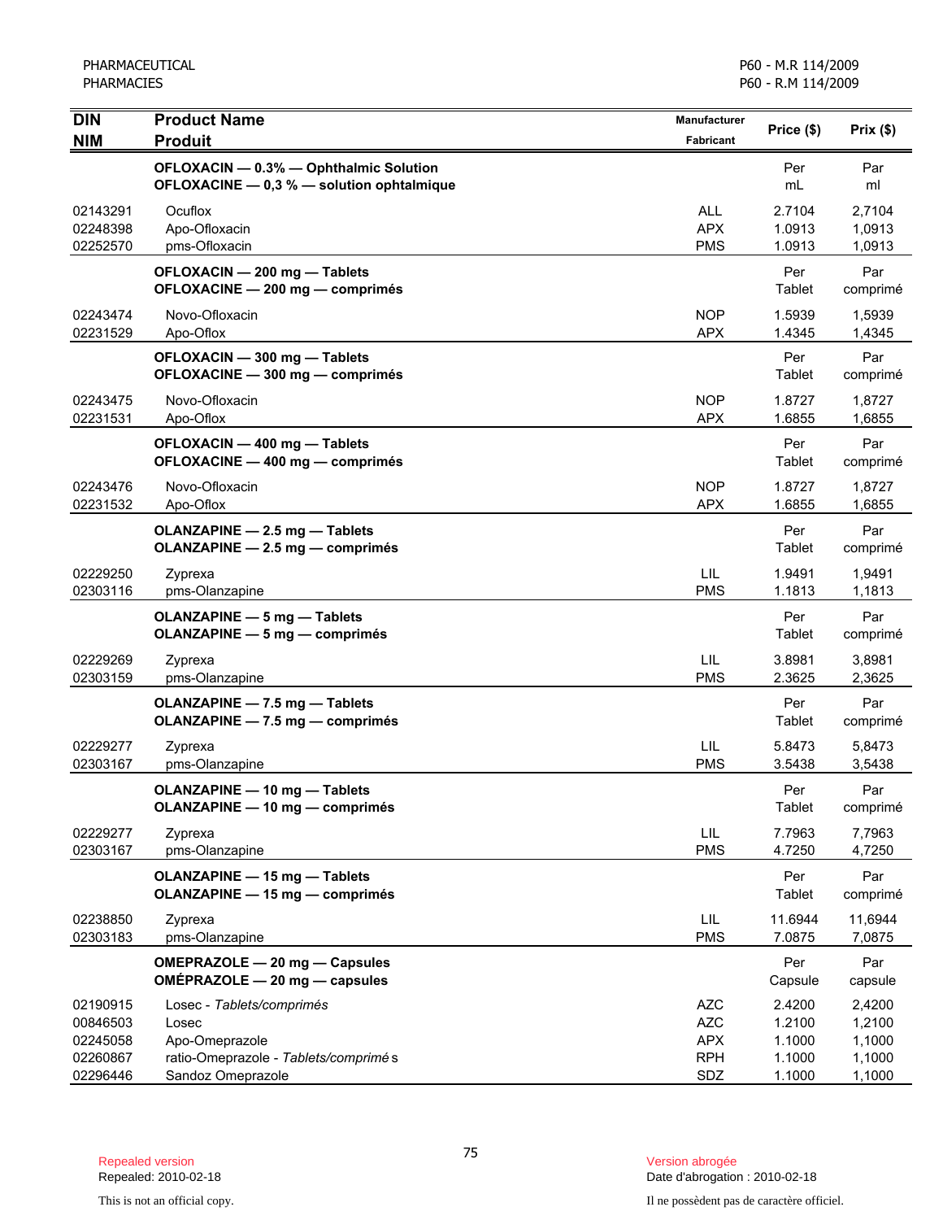| DIN<br>NIM | Product Name<br>Produit | Manufacturer<br>Fabricant | Price ($) | Prix ($) |
|---|---|---|---|---|
| | **OFLOXACIN — 0.3% — Ophthalmic Solution**<br>**OFLOXACINE — 0,3 % — solution ophtalmique** | | Per<br>mL | Par<br>ml |
| 02143291 | Ocuflox | ALL | 2.7104 | 2,7104 |
| 02248398 | Apo-Ofloxacin | APX | 1.0913 | 1,0913 |
| 02252570 | pms-Ofloxacin | PMS | 1.0913 | 1,0913 |
| | **OFLOXACIN — 200 mg — Tablets**<br>**OFLOXACINE — 200 mg — comprimés** | | Per<br>Tablet | Par<br>comprimé |
| 02243474 | Novo-Ofloxacin | NOP | 1.5939 | 1,5939 |
| 02231529 | Apo-Oflox | APX | 1.4345 | 1,4345 |
| | **OFLOXACIN — 300 mg — Tablets**<br>**OFLOXACINE — 300 mg — comprimés** | | Per<br>Tablet | Par<br>comprimé |
| 02243475 | Novo-Ofloxacin | NOP | 1.8727 | 1,8727 |
| 02231531 | Apo-Oflox | APX | 1.6855 | 1,6855 |
| | **OFLOXACIN — 400 mg — Tablets**<br>**OFLOXACINE — 400 mg — comprimés** | | Per<br>Tablet | Par<br>comprimé |
| 02243476 | Novo-Ofloxacin | NOP | 1.8727 | 1,8727 |
| 02231532 | Apo-Oflox | APX | 1.6855 | 1,6855 |
| | **OLANZAPINE — 2.5 mg — Tablets**<br>**OLANZAPINE — 2.5 mg — comprimés** | | Per<br>Tablet | Par<br>comprimé |
| 02229250 | Zyprexa | LIL | 1.9491 | 1,9491 |
| 02303116 | pms-Olanzapine | PMS | 1.1813 | 1,1813 |
| | **OLANZAPINE — 5 mg — Tablets**<br>**OLANZAPINE — 5 mg — comprimés** | | Per<br>Tablet | Par<br>comprimé |
| 02229269 | Zyprexa | LIL | 3.8981 | 3,8981 |
| 02303159 | pms-Olanzapine | PMS | 2.3625 | 2,3625 |
| | **OLANZAPINE — 7.5 mg — Tablets**<br>**OLANZAPINE — 7.5 mg — comprimés** | | Per<br>Tablet | Par<br>comprimé |
| 02229277 | Zyprexa | LIL | 5.8473 | 5,8473 |
| 02303167 | pms-Olanzapine | PMS | 3.5438 | 3,5438 |
| | **OLANZAPINE — 10 mg — Tablets**<br>**OLANZAPINE — 10 mg — comprimés** | | Per<br>Tablet | Par<br>comprimé |
| 02229277 | Zyprexa | LIL | 7.7963 | 7,7963 |
| 02303167 | pms-Olanzapine | PMS | 4.7250 | 4,7250 |
| | **OLANZAPINE — 15 mg — Tablets**<br>**OLANZAPINE — 15 mg — comprimés** | | Per<br>Tablet | Par<br>comprimé |
| 02238850 | Zyprexa | LIL | 11.6944 | 11,6944 |
| 02303183 | pms-Olanzapine | PMS | 7.0875 | 7,0875 |
| | **OMEPRAZOLE — 20 mg — Capsules**<br>**OMÉPRAZOLE — 20 mg — capsules** | | Per<br>Capsule | Par<br>capsule |
| 02190915 | Losec - *Tablets/comprimés* | AZC | 2.4200 | 2,4200 |
| 00846503 | Losec | AZC | 1.2100 | 1,2100 |
| 02245058 | Apo-Omeprazole | APX | 1.1000 | 1,1000 |
| 02260867 | ratio-Omeprazole - *Tablets/comprimés* | RPH | 1.1000 | 1,1000 |
| 02296446 | Sandoz Omeprazole | SDZ | 1.1000 | 1,1000 |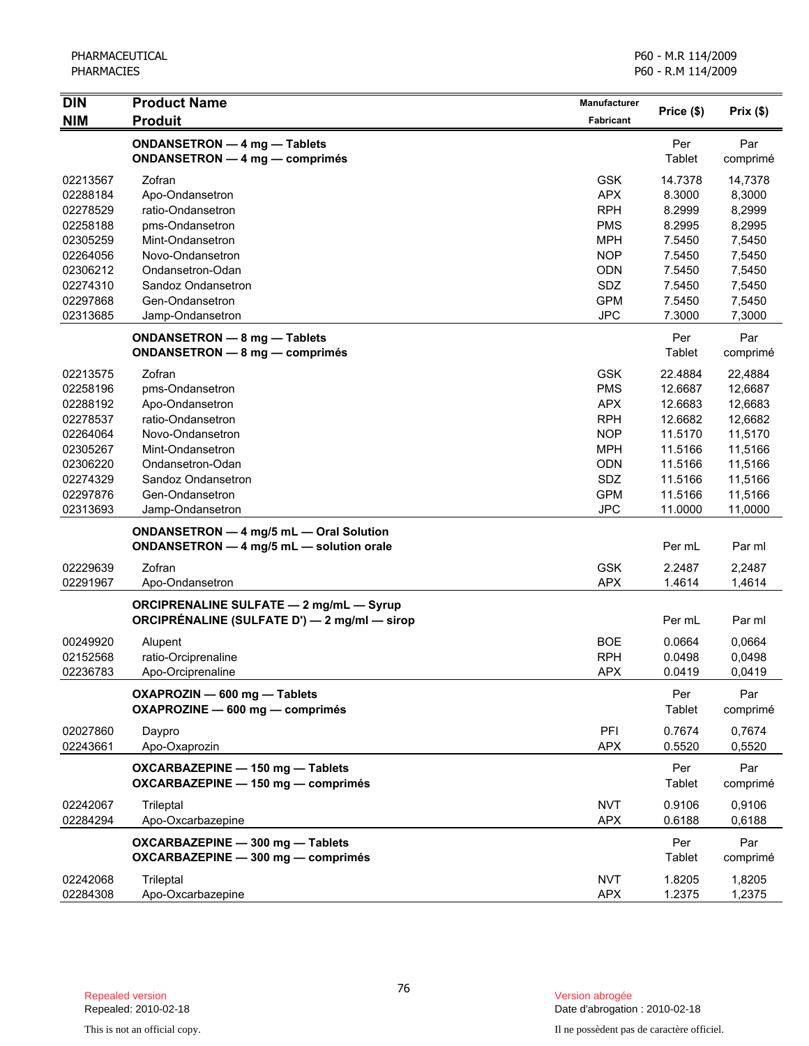| DIN<br>NIM | Product Name<br>Produit | Manufacturer<br>Fabricant | Price ($) | Prix ($) |
|---|---|---|---|---|
| | **ONDANSETRON — 4 mg — Tablets**<br>**ONDANSETRON — 4 mg — comprimés** | | Per Tablet | Par comprimé |
| 02213567 | Zofran | GSK | 14.7378 | 14,7378 |
| 02288184 | Apo-Ondansetron | APX | 8.3000 | 8,3000 |
| 02278529 | ratio-Ondansetron | RPH | 8.2999 | 8,2999 |
| 02258188 | pms-Ondansetron | PMS | 8.2995 | 8,2995 |
| 02305259 | Mint-Ondansetron | MPH | 7.5450 | 7,5450 |
| 02264056 | Novo-Ondansetron | NOP | 7.5450 | 7,5450 |
| 02306212 | Ondansetron-Odan | ODN | 7.5450 | 7,5450 |
| 02274310 | Sandoz Ondansetron | SDZ | 7.5450 | 7,5450 |
| 02297868 | Gen-Ondansetron | GPM | 7.5450 | 7,5450 |
| 02313685 | Jamp-Ondansetron | JPC | 7.3000 | 7,3000 |
| | **ONDANSETRON — 8 mg — Tablets**<br>**ONDANSETRON — 8 mg — comprimés** | | Per Tablet | Par comprimé |
| 02213575 | Zofran | GSK | 22.4884 | 22,4884 |
| 02258196 | pms-Ondansetron | PMS | 12.6687 | 12,6687 |
| 02288192 | Apo-Ondansetron | APX | 12.6683 | 12,6683 |
| 02278537 | ratio-Ondansetron | RPH | 12.6682 | 12,6682 |
| 02264064 | Novo-Ondansetron | NOP | 11.5170 | 11,5170 |
| 02305267 | Mint-Ondansetron | MPH | 11.5166 | 11,5166 |
| 02306220 | Ondansetron-Odan | ODN | 11.5166 | 11,5166 |
| 02274329 | Sandoz Ondansetron | SDZ | 11.5166 | 11,5166 |
| 02297876 | Gen-Ondansetron | GPM | 11.5166 | 11,5166 |
| 02313693 | Jamp-Ondansetron | JPC | 11.0000 | 11,0000 |
| | **ONDANSETRON — 4 mg/5 mL — Oral Solution**<br>**ONDANSETRON — 4 mg/5 mL — solution orale** | | Per mL | Par ml |
| 02229639 | Zofran | GSK | 2.2487 | 2,2487 |
| 02291967 | Apo-Ondansetron | APX | 1.4614 | 1,4614 |
| | **ORCIPRENALINE SULFATE — 2 mg/mL — Syrup**<br>**ORCIPRÉNALINE (SULFATE D') — 2 mg/ml — sirop** | | Per mL | Par ml |
| 00249920 | Alupent | BOE | 0.0664 | 0,0664 |
| 02152568 | ratio-Orciprenaline | RPH | 0.0498 | 0,0498 |
| 02236783 | Apo-Orciprenaline | APX | 0.0419 | 0,0419 |
| | **OXAPROZIN — 600 mg — Tablets**<br>**OXAPROZINE — 600 mg — comprimés** | | Per Tablet | Par comprimé |
| 02027860 | Daypro | PFI | 0.7674 | 0,7674 |
| 02243661 | Apo-Oxaprozin | APX | 0.5520 | 0,5520 |
| | **OXCARBAZEPINE — 150 mg — Tablets**<br>**OXCARBAZEPINE — 150 mg — comprimés** | | Per Tablet | Par comprimé |
| 02242067 | Trileptal | NVT | 0.9106 | 0,9106 |
| 02284294 | Apo-Oxcarbazepine | APX | 0.6188 | 0,6188 |
| | **OXCARBAZEPINE — 300 mg — Tablets**<br>**OXCARBAZEPINE — 300 mg — comprimés** | | Per Tablet | Par comprimé |
| 02242068 | Trileptal | NVT | 1.8205 | 1,8205 |
| 02284308 | Apo-Oxcarbazepine | APX | 1.2375 | 1,2375 |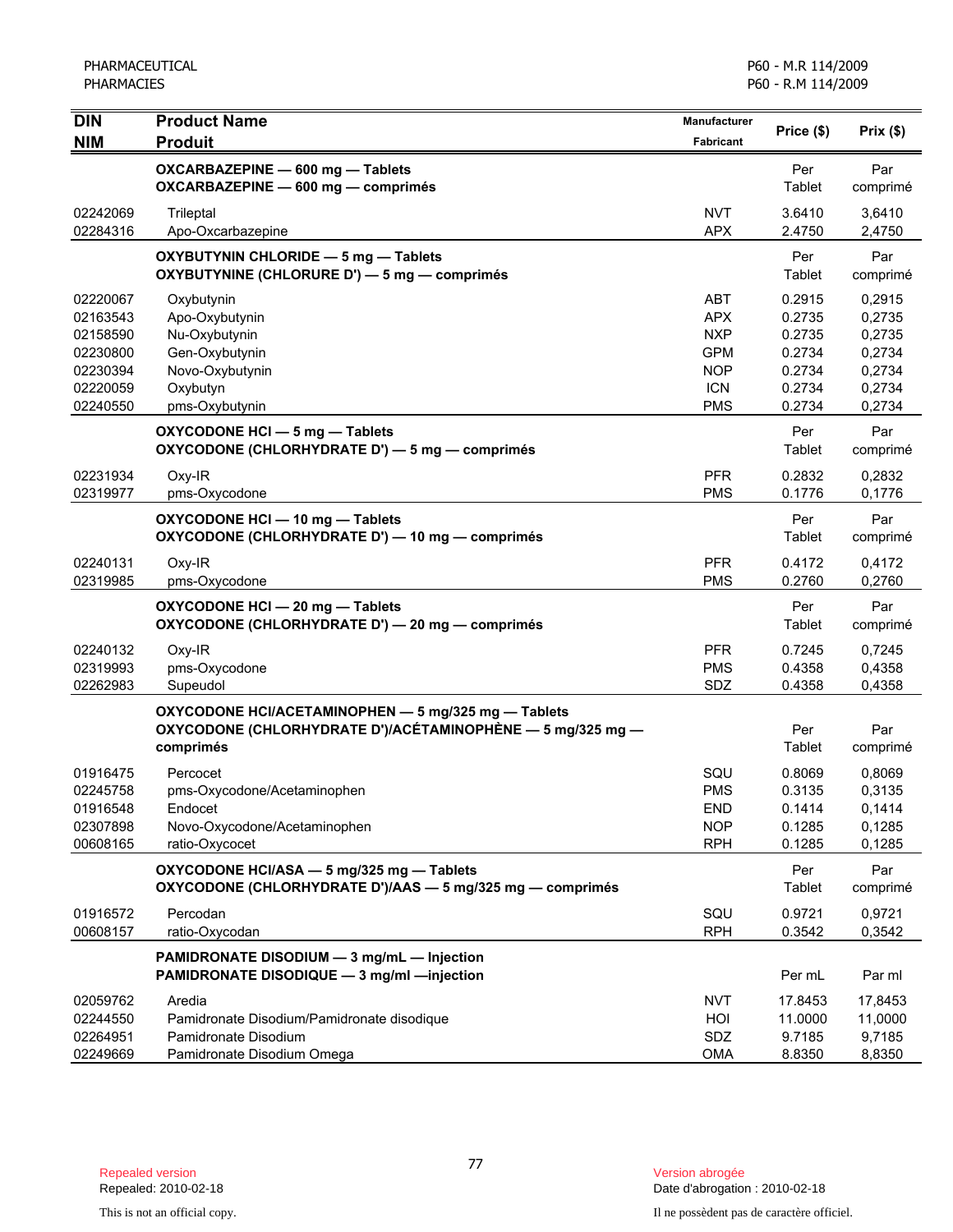| DIN<br>NIM | Product Name<br>Produit | Manufacturer<br>Fabricant | Price ($) | Prix ($) |
|---|---|---|---|---|
| | **OXCARBAZEPINE — 600 mg — Tablets**<br>**OXCARBAZEPINE — 600 mg — comprimés** | | Per Tablet | Par comprimé |
| 02242069 | Trileptal | NVT | 3.6410 | 3,6410 |
| 02284316 | Apo-Oxcarbazepine | APX | 2.4750 | 2,4750 |
| | **OXYBUTYNIN CHLORIDE — 5 mg — Tablets**<br>**OXYBUTYNINE (CHLORURE D') — 5 mg — comprimés** | | Per Tablet | Par comprimé |
| 02220067 | Oxybutynin | ABT | 0.2915 | 0,2915 |
| 02163543 | Apo-Oxybutynin | APX | 0.2735 | 0,2735 |
| 02158590 | Nu-Oxybutynin | NXP | 0.2735 | 0,2735 |
| 02230800 | Gen-Oxybutynin | GPM | 0.2734 | 0,2734 |
| 02230394 | Novo-Oxybutynin | NOP | 0.2734 | 0,2734 |
| 02220059 | Oxybutyn | ICN | 0.2734 | 0,2734 |
| 02240550 | pms-Oxybutynin | PMS | 0.2734 | 0,2734 |
| | **OXYCODONE HCl — 5 mg — Tablets**<br>**OXYCODONE (CHLORHYDRATE D') — 5 mg — comprimés** | | Per Tablet | Par comprimé |
| 02231934 | Oxy-IR | PFR | 0.2832 | 0,2832 |
| 02319977 | pms-Oxycodone | PMS | 0.1776 | 0,1776 |
| | **OXYCODONE HCl — 10 mg — Tablets**<br>**OXYCODONE (CHLORHYDRATE D') — 10 mg — comprimés** | | Per Tablet | Par comprimé |
| 02240131 | Oxy-IR | PFR | 0.4172 | 0,4172 |
| 02319985 | pms-Oxycodone | PMS | 0.2760 | 0,2760 |
| | **OXYCODONE HCl — 20 mg — Tablets**<br>**OXYCODONE (CHLORHYDRATE D') — 20 mg — comprimés** | | Per Tablet | Par comprimé |
| 02240132 | Oxy-IR | PFR | 0.7245 | 0,7245 |
| 02319993 | pms-Oxycodone | PMS | 0.4358 | 0,4358 |
| 02262983 | Supeudol | SDZ | 0.4358 | 0,4358 |
| | **OXYCODONE HCl/ACETAMINOPHEN — 5 mg/325 mg — Tablets**<br>**OXYCODONE (CHLORHYDRATE D')/ACÉTAMINOPHÈNE — 5 mg/325 mg — comprimés** | | Per Tablet | Par comprimé |
| 01916475 | Percocet | SQU | 0.8069 | 0,8069 |
| 02245758 | pms-Oxycodone/Acetaminophen | PMS | 0.3135 | 0,3135 |
| 01916548 | Endocet | END | 0.1414 | 0,1414 |
| 02307898 | Novo-Oxycodone/Acetaminophen | NOP | 0.1285 | 0,1285 |
| 00608165 | ratio-Oxycocet | RPH | 0.1285 | 0,1285 |
| | **OXYCODONE HCl/ASA — 5 mg/325 mg — Tablets**<br>**OXYCODONE (CHLORHYDRATE D')/AAS — 5 mg/325 mg — comprimés** | | Per Tablet | Par comprimé |
| 01916572 | Percodan | SQU | 0.9721 | 0,9721 |
| 00608157 | ratio-Oxycodan | RPH | 0.3542 | 0,3542 |
| | **PAMIDRONATE DISODIUM — 3 mg/mL — Injection**<br>**PAMIDRONATE DISODIQUE — 3 mg/ml —injection** | | Per mL | Par ml |
| 02059762 | Aredia | NVT | 17.8453 | 17,8453 |
| 02244550 | Pamidronate Disodium/Pamidronate disodique | HOI | 11.0000 | 11,0000 |
| 02264951 | Pamidronate Disodium | SDZ | 9.7185 | 9,7185 |
| 02249669 | Pamidronate Disodium Omega | OMA | 8.8350 | 8,8350 |

Repealed version
Repealed: 2010-02-18

Version abrogée
Date d'abrogation : 2010-02-18

This is not an official copy.

Il ne possèdent pas de caractère officiel.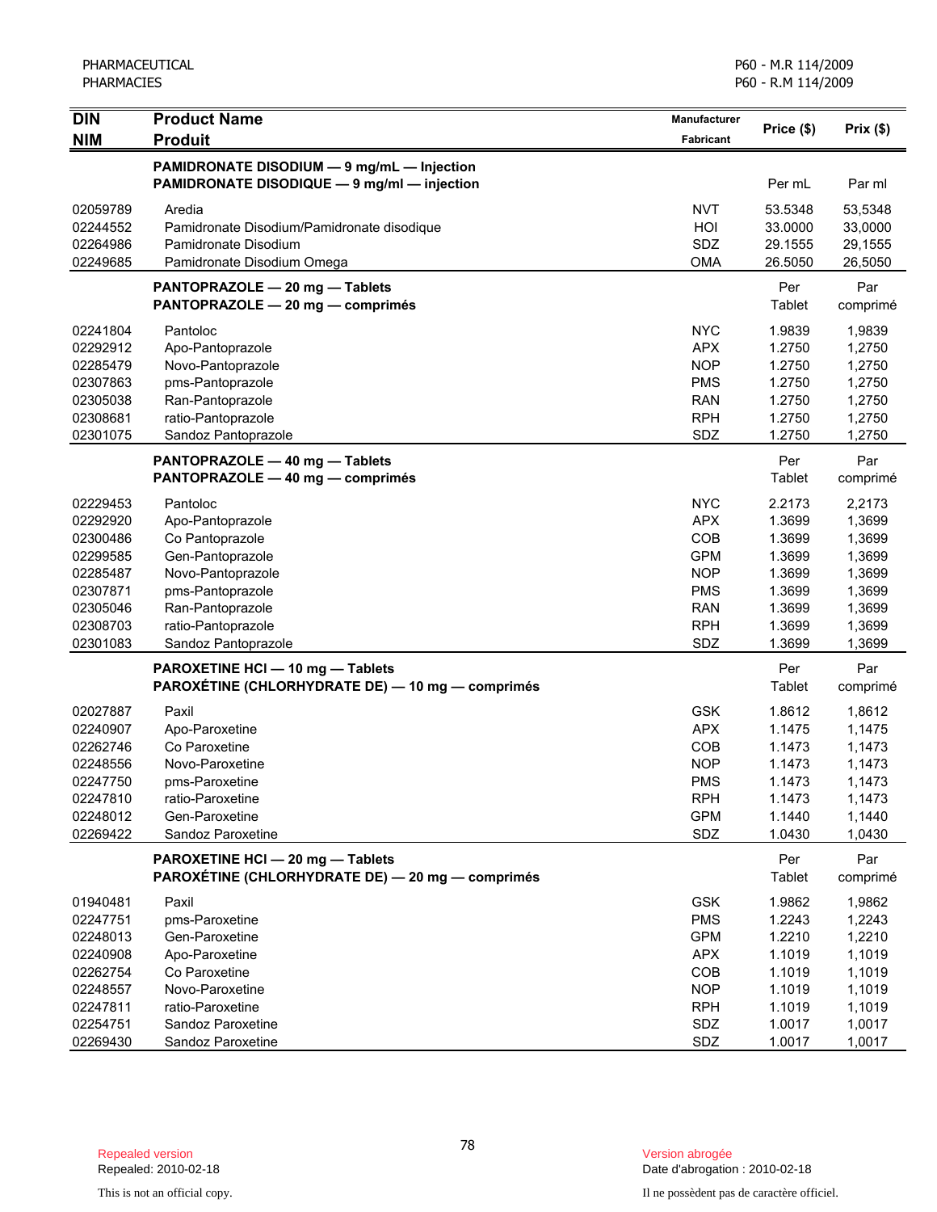| DIN<br>NIM | Product Name<br>Produit | Manufacturer<br>Fabricant | Price ($) | Prix ($) |
|---|---|---|---|---|
| | **PAMIDRONATE DISODIUM — 9 mg/mL — Injection**<br>**PAMIDRONATE DISODIQUE — 9 mg/ml — injection** | | Per mL | Par ml |
| 02059789 | Aredia | NVT | 53.5348 | 53,5348 |
| 02244552 | Pamidronate Disodium/Pamidronate disodique | HOI | 33.0000 | 33,0000 |
| 02264986 | Pamidronate Disodium | SDZ | 29.1555 | 29,1555 |
| 02249685 | Pamidronate Disodium Omega | OMA | 26.5050 | 26,5050 |
| | **PANTOPRAZOLE — 20 mg — Tablets**<br>**PANTOPRAZOLE — 20 mg — comprimés** | | Per Tablet | Par comprimé |
| 02241804 | Pantoloc | NYC | 1.9839 | 1,9839 |
| 02292912 | Apo-Pantoprazole | APX | 1.2750 | 1,2750 |
| 02285479 | Novo-Pantoprazole | NOP | 1.2750 | 1,2750 |
| 02307863 | pms-Pantoprazole | PMS | 1.2750 | 1,2750 |
| 02305038 | Ran-Pantoprazole | RAN | 1.2750 | 1,2750 |
| 02308681 | ratio-Pantoprazole | RPH | 1.2750 | 1,2750 |
| 02301075 | Sandoz Pantoprazole | SDZ | 1.2750 | 1,2750 |
| | **PANTOPRAZOLE — 40 mg — Tablets**<br>**PANTOPRAZOLE — 40 mg — comprimés** | | Per Tablet | Par comprimé |
| 02229453 | Pantoloc | NYC | 2.2173 | 2,2173 |
| 02292920 | Apo-Pantoprazole | APX | 1.3699 | 1,3699 |
| 02300486 | Co Pantoprazole | COB | 1.3699 | 1,3699 |
| 02299585 | Gen-Pantoprazole | GPM | 1.3699 | 1,3699 |
| 02285487 | Novo-Pantoprazole | NOP | 1.3699 | 1,3699 |
| 02307871 | pms-Pantoprazole | PMS | 1.3699 | 1,3699 |
| 02305046 | Ran-Pantoprazole | RAN | 1.3699 | 1,3699 |
| 02308703 | ratio-Pantoprazole | RPH | 1.3699 | 1,3699 |
| 02301083 | Sandoz Pantoprazole | SDZ | 1.3699 | 1,3699 |
| | **PAROXETINE HCl — 10 mg — Tablets**<br>**PAROXÉTINE (CHLORHYDRATE DE) — 10 mg — comprimés** | | Per Tablet | Par comprimé |
| 02027887 | Paxil | GSK | 1.8612 | 1,8612 |
| 02240907 | Apo-Paroxetine | APX | 1.1475 | 1,1475 |
| 02262746 | Co Paroxetine | COB | 1.1473 | 1,1473 |
| 02248556 | Novo-Paroxetine | NOP | 1.1473 | 1,1473 |
| 02247750 | pms-Paroxetine | PMS | 1.1473 | 1,1473 |
| 02247810 | ratio-Paroxetine | RPH | 1.1473 | 1,1473 |
| 02248012 | Gen-Paroxetine | GPM | 1.1440 | 1,1440 |
| 02269422 | Sandoz Paroxetine | SDZ | 1.0430 | 1,0430 |
| | **PAROXETINE HCl — 20 mg — Tablets**<br>**PAROXÉTINE (CHLORHYDRATE DE) — 20 mg — comprimés** | | Per Tablet | Par comprimé |
| 01940481 | Paxil | GSK | 1.9862 | 1,9862 |
| 02247751 | pms-Paroxetine | PMS | 1.2243 | 1,2243 |
| 02248013 | Gen-Paroxetine | GPM | 1.2210 | 1,2210 |
| 02240908 | Apo-Paroxetine | APX | 1.1019 | 1,1019 |
| 02262754 | Co Paroxetine | COB | 1.1019 | 1,1019 |
| 02248557 | Novo-Paroxetine | NOP | 1.1019 | 1,1019 |
| 02247811 | ratio-Paroxetine | RPH | 1.1019 | 1,1019 |
| 02254751 | Sandoz Paroxetine | SDZ | 1.0017 | 1,0017 |
| 02269430 | Sandoz Paroxetine | SDZ | 1.0017 | 1,0017 |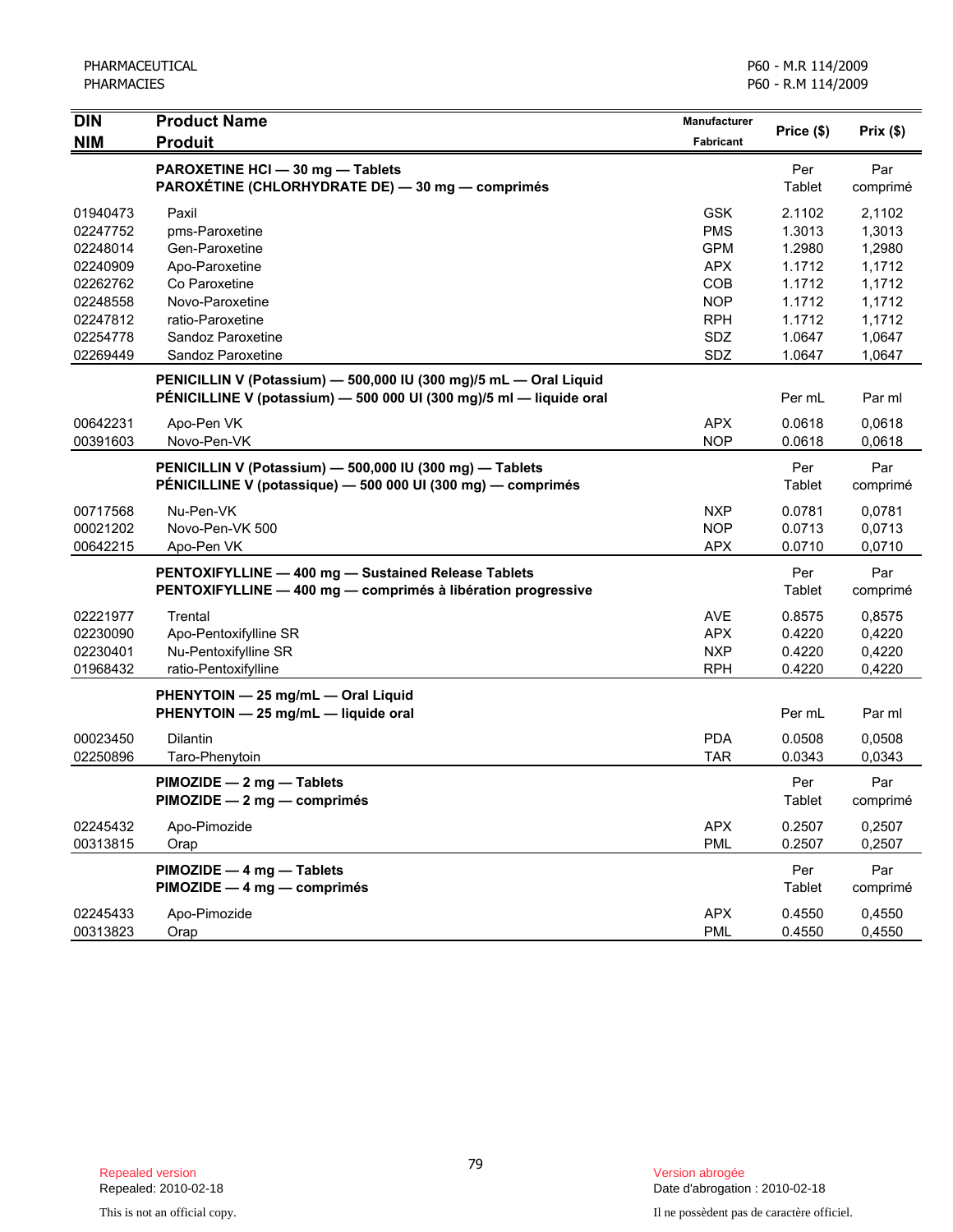| DIN<br>NIM | Product Name<br>Produit | Manufacturer<br>Fabricant | Price ($) | Prix ($) |
|---|---|---|---|---|
| | **PAROXETINE HCl — 30 mg — Tablets**<br>**PAROXÉTINE (CHLORHYDRATE DE) — 30 mg — comprimés** | | Per Tablet | Par comprimé |
| 01940473 | Paxil | GSK | 2.1102 | 2,1102 |
| 02247752 | pms-Paroxetine | PMS | 1.3013 | 1,3013 |
| 02248014 | Gen-Paroxetine | GPM | 1.2980 | 1,2980 |
| 02240909 | Apo-Paroxetine | APX | 1.1712 | 1,1712 |
| 02262762 | Co Paroxetine | COB | 1.1712 | 1,1712 |
| 02248558 | Novo-Paroxetine | NOP | 1.1712 | 1,1712 |
| 02247812 | ratio-Paroxetine | RPH | 1.1712 | 1,1712 |
| 02254778 | Sandoz Paroxetine | SDZ | 1.0647 | 1,0647 |
| 02269449 | Sandoz Paroxetine | SDZ | 1.0647 | 1,0647 |
| | **PENICILLIN V (Potassium) — 500,000 IU (300 mg)/5 mL — Oral Liquid**<br>**PÉNICILLINE V (potassium) — 500 000 UI (300 mg)/5 ml — liquide oral** | | Per mL | Par ml |
| 00642231 | Apo-Pen VK | APX | 0.0618 | 0,0618 |
| 00391603 | Novo-Pen-VK | NOP | 0.0618 | 0,0618 |
| | **PENICILLIN V (Potassium) — 500,000 IU (300 mg) — Tablets**<br>**PÉNICILLINE V (potassique) — 500 000 UI (300 mg) — comprimés** | | Per Tablet | Par comprimé |
| 00717568 | Nu-Pen-VK | NXP | 0.0781 | 0,0781 |
| 00021202 | Novo-Pen-VK 500 | NOP | 0.0713 | 0,0713 |
| 00642215 | Apo-Pen VK | APX | 0.0710 | 0,0710 |
| | **PENTOXIFYLLINE — 400 mg — Sustained Release Tablets**<br>**PENTOXIFYLLINE — 400 mg — comprimés à libération progressive** | | Per Tablet | Par comprimé |
| 02221977 | Trental | AVE | 0.8575 | 0,8575 |
| 02230090 | Apo-Pentoxifylline SR | APX | 0.4220 | 0,4220 |
| 02230401 | Nu-Pentoxifylline SR | NXP | 0.4220 | 0,4220 |
| 01968432 | ratio-Pentoxifylline | RPH | 0.4220 | 0,4220 |
| | **PHENYTOIN — 25 mg/mL — Oral Liquid**<br>**PHENYTOIN — 25 mg/mL — liquide oral** | | Per mL | Par ml |
| 00023450 | Dilantin | PDA | 0.0508 | 0,0508 |
| 02250896 | Taro-Phenytoin | TAR | 0.0343 | 0,0343 |
| | **PIMOZIDE — 2 mg — Tablets**<br>**PIMOZIDE — 2 mg — comprimés** | | Per Tablet | Par comprimé |
| 02245432 | Apo-Pimozide | APX | 0.2507 | 0,2507 |
| 00313815 | Orap | PML | 0.2507 | 0,2507 |
| | **PIMOZIDE — 4 mg — Tablets**<br>**PIMOZIDE — 4 mg — comprimés** | | Per Tablet | Par comprimé |
| 02245433 | Apo-Pimozide | APX | 0.4550 | 0,4550 |
| 00313823 | Orap | PML | 0.4550 | 0,4550 |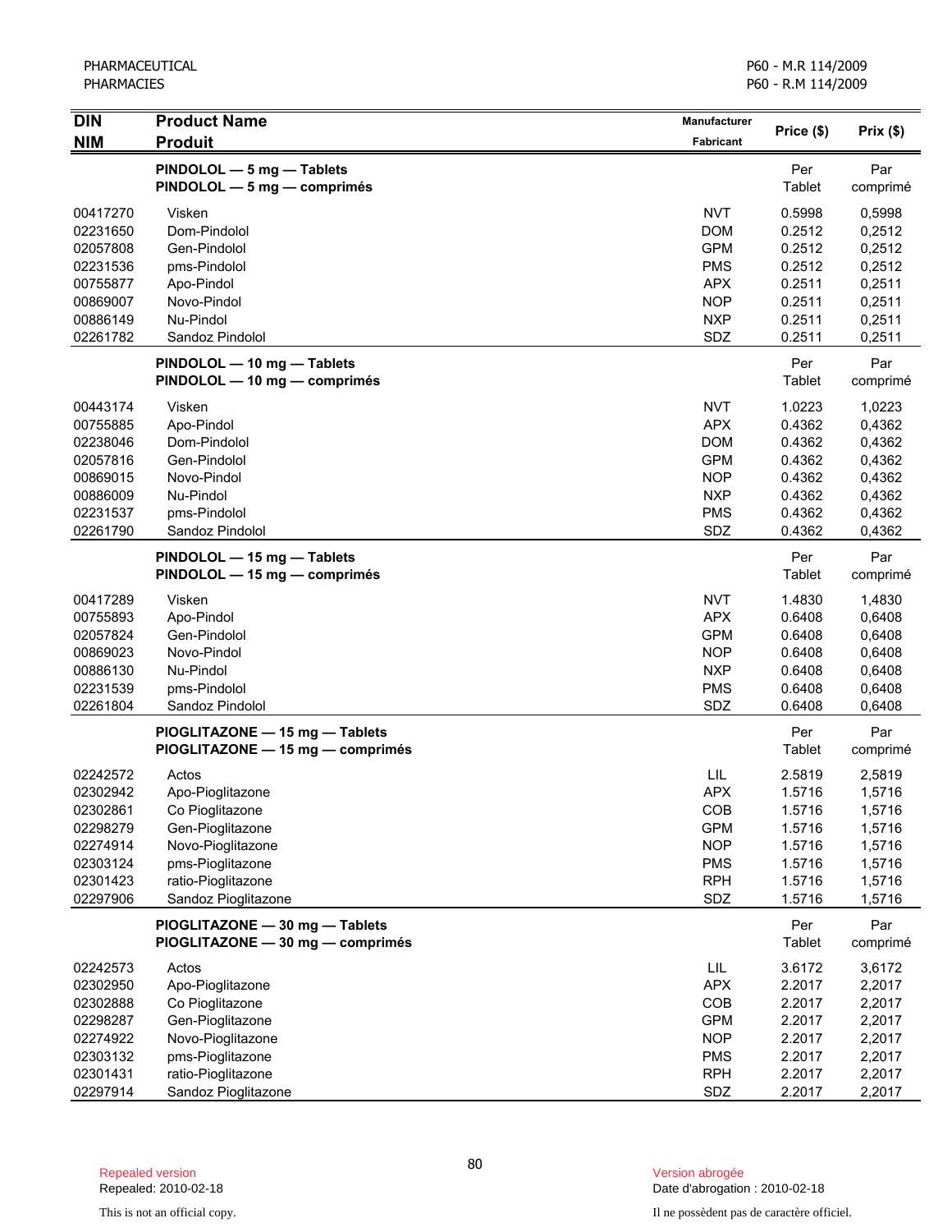| DIN<br>NIM | Product Name<br>Produit | Manufacturer<br>Fabricant | Price ($) | Prix ($) |
|---|---|---|---|---|
| | **PINDOLOL — 5 mg — Tablets**<br>**PINDOLOL — 5 mg — comprimés** | | Per Tablet | Par comprimé |
| 00417270 | Visken | NVT | 0.5998 | 0,5998 |
| 02231650 | Dom-Pindolol | DOM | 0.2512 | 0,2512 |
| 02057808 | Gen-Pindolol | GPM | 0.2512 | 0,2512 |
| 02231536 | pms-Pindolol | PMS | 0.2512 | 0,2512 |
| 00755877 | Apo-Pindol | APX | 0.2511 | 0,2511 |
| 00869007 | Novo-Pindol | NOP | 0.2511 | 0,2511 |
| 00886149 | Nu-Pindol | NXP | 0.2511 | 0,2511 |
| 02261782 | Sandoz Pindolol | SDZ | 0.2511 | 0,2511 |
| | **PINDOLOL — 10 mg — Tablets**<br>**PINDOLOL — 10 mg — comprimés** | | Per Tablet | Par comprimé |
| 00443174 | Visken | NVT | 1.0223 | 1,0223 |
| 00755885 | Apo-Pindol | APX | 0.4362 | 0,4362 |
| 02238046 | Dom-Pindolol | DOM | 0.4362 | 0,4362 |
| 02057816 | Gen-Pindolol | GPM | 0.4362 | 0,4362 |
| 00869015 | Novo-Pindol | NOP | 0.4362 | 0,4362 |
| 00886009 | Nu-Pindol | NXP | 0.4362 | 0,4362 |
| 02231537 | pms-Pindolol | PMS | 0.4362 | 0,4362 |
| 02261790 | Sandoz Pindolol | SDZ | 0.4362 | 0,4362 |
| | **PINDOLOL — 15 mg — Tablets**<br>**PINDOLOL — 15 mg — comprimés** | | Per Tablet | Par comprimé |
| 00417289 | Visken | NVT | 1.4830 | 1,4830 |
| 00755893 | Apo-Pindol | APX | 0.6408 | 0,6408 |
| 02057824 | Gen-Pindolol | GPM | 0.6408 | 0,6408 |
| 00869023 | Novo-Pindol | NOP | 0.6408 | 0,6408 |
| 00886130 | Nu-Pindol | NXP | 0.6408 | 0,6408 |
| 02231539 | pms-Pindolol | PMS | 0.6408 | 0,6408 |
| 02261804 | Sandoz Pindolol | SDZ | 0.6408 | 0,6408 |
| | **PIOGLITAZONE — 15 mg — Tablets**<br>**PIOGLITAZONE — 15 mg — comprimés** | | Per Tablet | Par comprimé |
| 02242572 | Actos | LIL | 2.5819 | 2,5819 |
| 02302942 | Apo-Pioglitazone | APX | 1.5716 | 1,5716 |
| 02302861 | Co Pioglitazone | COB | 1.5716 | 1,5716 |
| 02298279 | Gen-Pioglitazone | GPM | 1.5716 | 1,5716 |
| 02274914 | Novo-Pioglitazone | NOP | 1.5716 | 1,5716 |
| 02303124 | pms-Pioglitazone | PMS | 1.5716 | 1,5716 |
| 02301423 | ratio-Pioglitazone | RPH | 1.5716 | 1,5716 |
| 02297906 | Sandoz Pioglitazone | SDZ | 1.5716 | 1,5716 |
| | **PIOGLITAZONE — 30 mg — Tablets**<br>**PIOGLITAZONE — 30 mg — comprimés** | | Per Tablet | Par comprimé |
| 02242573 | Actos | LIL | 3.6172 | 3,6172 |
| 02302950 | Apo-Pioglitazone | APX | 2.2017 | 2,2017 |
| 02302888 | Co Pioglitazone | COB | 2.2017 | 2,2017 |
| 02298287 | Gen-Pioglitazone | GPM | 2.2017 | 2,2017 |
| 02274922 | Novo-Pioglitazone | NOP | 2.2017 | 2,2017 |
| 02303132 | pms-Pioglitazone | PMS | 2.2017 | 2,2017 |
| 02301431 | ratio-Pioglitazone | RPH | 2.2017 | 2,2017 |
| 02297914 | Sandoz Pioglitazone | SDZ | 2.2017 | 2,2017 |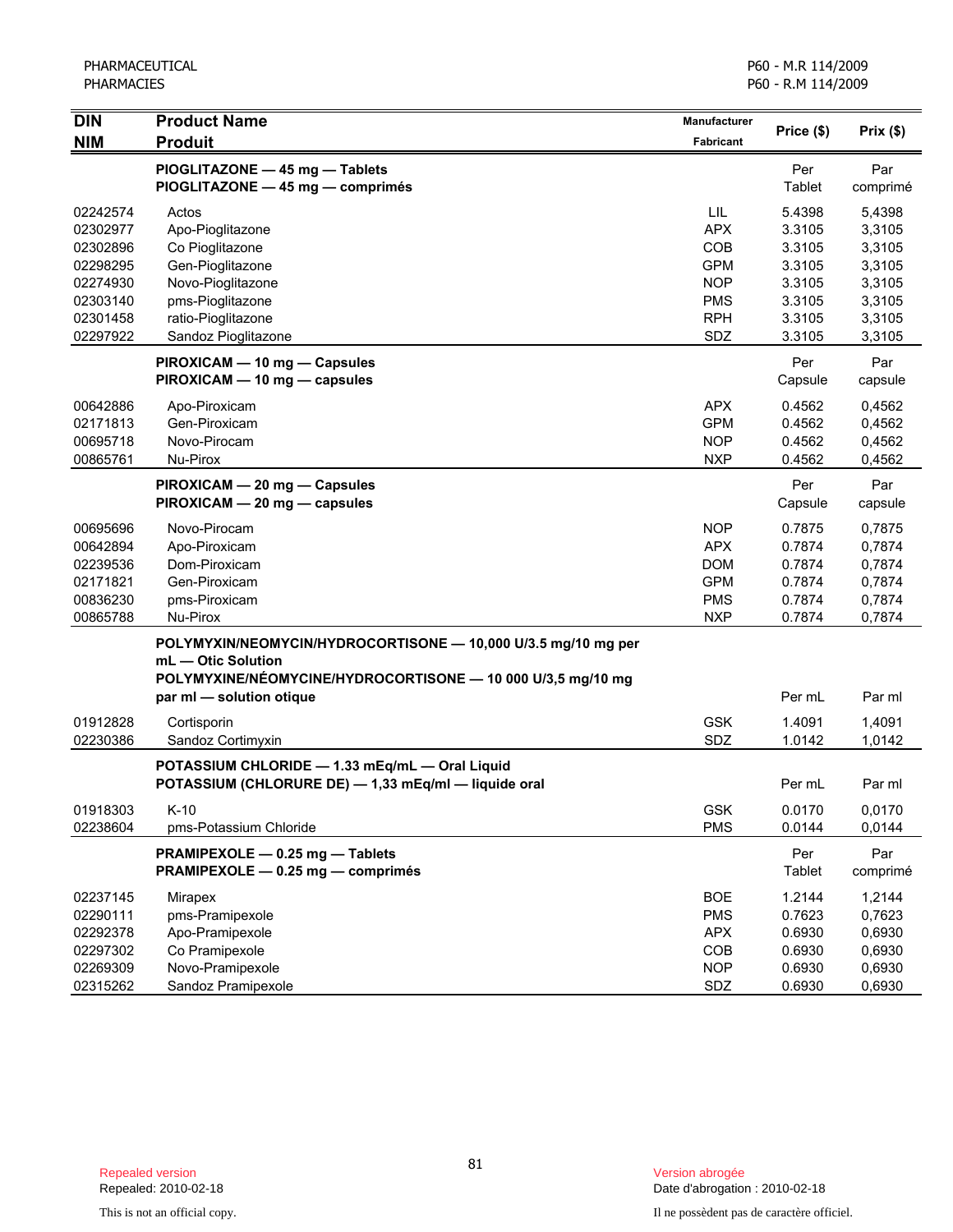| DIN<br>NIM | Product Name<br>Produit | Manufacturer<br>Fabricant | Price ($) | Prix ($) |
|---|---|---|---|---|
| | **PIOGLITAZONE — 45 mg — Tablets**<br>**PIOGLITAZONE — 45 mg — comprimés** | | Per Tablet | Par comprimé |
| 02242574 | Actos | LIL | 5.4398 | 5,4398 |
| 02302977 | Apo-Pioglitazone | APX | 3.3105 | 3,3105 |
| 02302896 | Co Pioglitazone | COB | 3.3105 | 3,3105 |
| 02298295 | Gen-Pioglitazone | GPM | 3.3105 | 3,3105 |
| 02274930 | Novo-Pioglitazone | NOP | 3.3105 | 3,3105 |
| 02303140 | pms-Pioglitazone | PMS | 3.3105 | 3,3105 |
| 02301458 | ratio-Pioglitazone | RPH | 3.3105 | 3,3105 |
| 02297922 | Sandoz Pioglitazone | SDZ | 3.3105 | 3,3105 |
| | **PIROXICAM — 10 mg — Capsules**<br>**PIROXICAM — 10 mg — capsules** | | Per Capsule | Par capsule |
| 00642886 | Apo-Piroxicam | APX | 0.4562 | 0,4562 |
| 02171813 | Gen-Piroxicam | GPM | 0.4562 | 0,4562 |
| 00695718 | Novo-Pirocam | NOP | 0.4562 | 0,4562 |
| 00865761 | Nu-Pirox | NXP | 0.4562 | 0,4562 |
| | **PIROXICAM — 20 mg — Capsules**<br>**PIROXICAM — 20 mg — capsules** | | Per Capsule | Par capsule |
| 00695696 | Novo-Pirocam | NOP | 0.7875 | 0,7875 |
| 00642894 | Apo-Piroxicam | APX | 0.7874 | 0,7874 |
| 02239536 | Dom-Piroxicam | DOM | 0.7874 | 0,7874 |
| 02171821 | Gen-Piroxicam | GPM | 0.7874 | 0,7874 |
| 00836230 | pms-Piroxicam | PMS | 0.7874 | 0,7874 |
| 00865788 | Nu-Pirox | NXP | 0.7874 | 0,7874 |
| | **POLYMYXIN/NEOMYCIN/HYDROCORTISONE — 10,000 U/3.5 mg/10 mg per mL — Otic Solution**<br>**POLYMYXINE/NÉOMYCINE/HYDROCORTISONE — 10 000 U/3,5 mg/10 mg par ml — solution otique** | | Per mL | Par ml |
| 01912828 | Cortisporin | GSK | 1.4091 | 1,4091 |
| 02230386 | Sandoz Cortimyxin | SDZ | 1.0142 | 1,0142 |
| | **POTASSIUM CHLORIDE — 1.33 mEq/mL — Oral Liquid**<br>**POTASSIUM (CHLORURE DE) — 1,33 mEq/ml — liquide oral** | | Per mL | Par ml |
| 01918303 | K-10 | GSK | 0.0170 | 0,0170 |
| 02238604 | pms-Potassium Chloride | PMS | 0.0144 | 0,0144 |
| | **PRAMIPEXOLE — 0.25 mg — Tablets**<br>**PRAMIPEXOLE — 0.25 mg — comprimés** | | Per Tablet | Par comprimé |
| 02237145 | Mirapex | BOE | 1.2144 | 1,2144 |
| 02290111 | pms-Pramipexole | PMS | 0.7623 | 0,7623 |
| 02292378 | Apo-Pramipexole | APX | 0.6930 | 0,6930 |
| 02297302 | Co Pramipexole | COB | 0.6930 | 0,6930 |
| 02269309 | Novo-Pramipexole | NOP | 0.6930 | 0,6930 |
| 02315262 | Sandoz Pramipexole | SDZ | 0.6930 | 0,6930 |

Repealed version
Repealed: 2010-02-18

This is not an official copy.

Version abrogée
Date d'abrogation : 2010-02-18

Il ne possèdent pas de caractère officiel.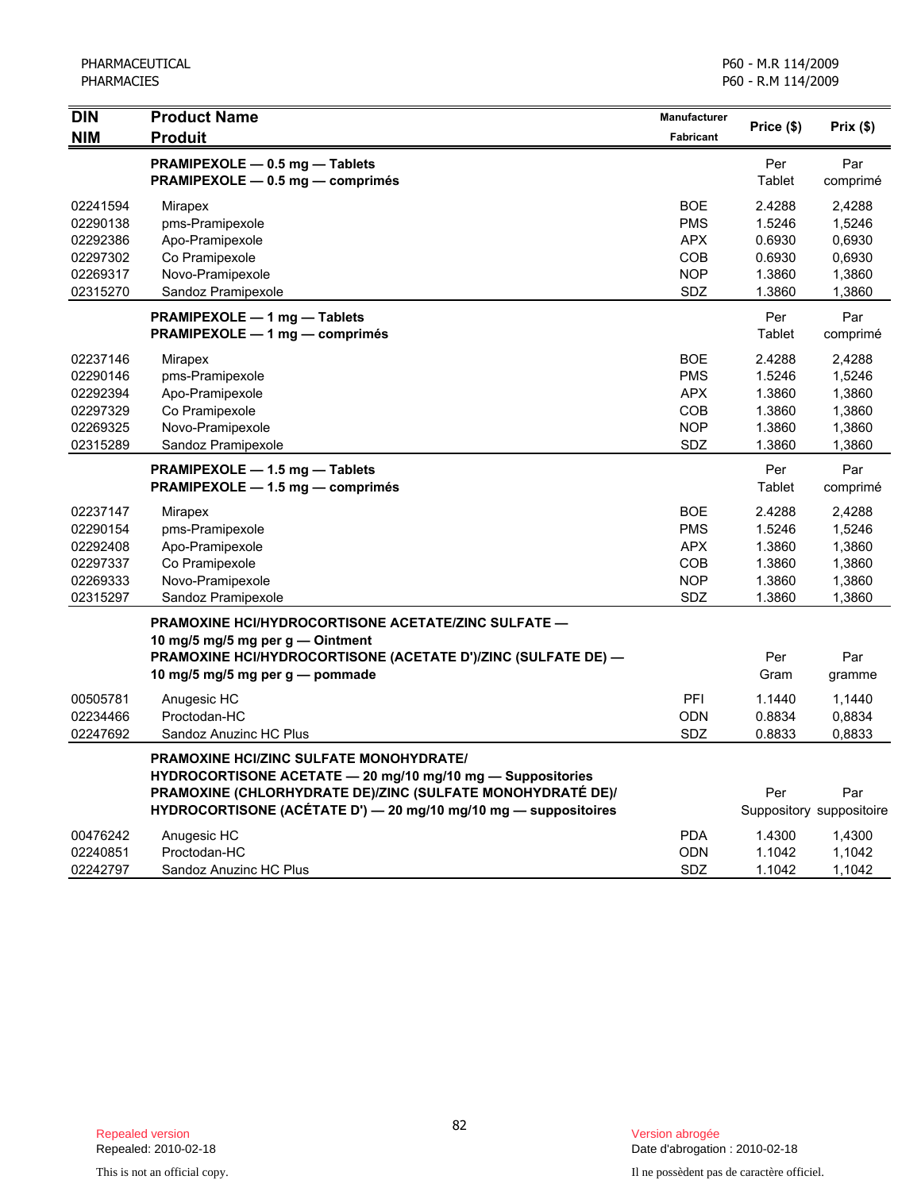| DIN<br>NIM | Product Name<br>Produit | Manufacturer<br>Fabricant | Price ($) | Prix ($) |
|---|---|---|---|---|
| | **PRAMIPEXOLE — 0.5 mg — Tablets**<br>**PRAMIPEXOLE — 0.5 mg — comprimés** | | Per Tablet | Par comprimé |
| 02241594 | Mirapex | BOE | 2.4288 | 2,4288 |
| 02290138 | pms-Pramipexole | PMS | 1.5246 | 1,5246 |
| 02292386 | Apo-Pramipexole | APX | 0.6930 | 0,6930 |
| 02297302 | Co Pramipexole | COB | 0.6930 | 0,6930 |
| 02269317 | Novo-Pramipexole | NOP | 1.3860 | 1,3860 |
| 02315270 | Sandoz Pramipexole | SDZ | 1.3860 | 1,3860 |
| | **PRAMIPEXOLE — 1 mg — Tablets**<br>**PRAMIPEXOLE — 1 mg — comprimés** | | Per Tablet | Par comprimé |
| 02237146 | Mirapex | BOE | 2.4288 | 2,4288 |
| 02290146 | pms-Pramipexole | PMS | 1.5246 | 1,5246 |
| 02292394 | Apo-Pramipexole | APX | 1.3860 | 1,3860 |
| 02297329 | Co Pramipexole | COB | 1.3860 | 1,3860 |
| 02269325 | Novo-Pramipexole | NOP | 1.3860 | 1,3860 |
| 02315289 | Sandoz Pramipexole | SDZ | 1.3860 | 1,3860 |
| | **PRAMIPEXOLE — 1.5 mg — Tablets**<br>**PRAMIPEXOLE — 1.5 mg — comprimés** | | Per Tablet | Par comprimé |
| 02237147 | Mirapex | BOE | 2.4288 | 2,4288 |
| 02290154 | pms-Pramipexole | PMS | 1.5246 | 1,5246 |
| 02292408 | Apo-Pramipexole | APX | 1.3860 | 1,3860 |
| 02297337 | Co Pramipexole | COB | 1.3860 | 1,3860 |
| 02269333 | Novo-Pramipexole | NOP | 1.3860 | 1,3860 |
| 02315297 | Sandoz Pramipexole | SDZ | 1.3860 | 1,3860 |
| | **PRAMOXINE HCl/HYDROCORTISONE ACETATE/ZINC SULFATE — 10 mg/5 mg/5 mg per g — Ointment**<br>**PRAMOXINE HCl/HYDROCORTISONE (ACETATE D')/ZINC (SULFATE DE) — 10 mg/5 mg/5 mg per g — pommade** | | Per Gram | Par gramme |
| 00505781 | Anugesic HC | PFI | 1.1440 | 1,1440 |
| 02234466 | Proctodan-HC | ODN | 0.8834 | 0,8834 |
| 02247692 | Sandoz Anuzinc HC Plus | SDZ | 0.8833 | 0,8833 |
| | **PRAMOXINE HCl/ZINC SULFATE MONOHYDRATE/ HYDROCORTISONE ACETATE — 20 mg/10 mg/10 mg — Suppositories**<br>**PRAMOXINE (CHLORHYDRATE DE)/ZINC (SULFATE MONOHYDRATÉ DE)/ HYDROCORTISONE (ACÉTATE D') — 20 mg/10 mg/10 mg — suppositoires** | | Per Suppository | Par suppositoire |
| 00476242 | Anugesic HC | PDA | 1.4300 | 1,4300 |
| 02240851 | Proctodan-HC | ODN | 1.1042 | 1,1042 |
| 02242797 | Sandoz Anuzinc HC Plus | SDZ | 1.1042 | 1,1042 |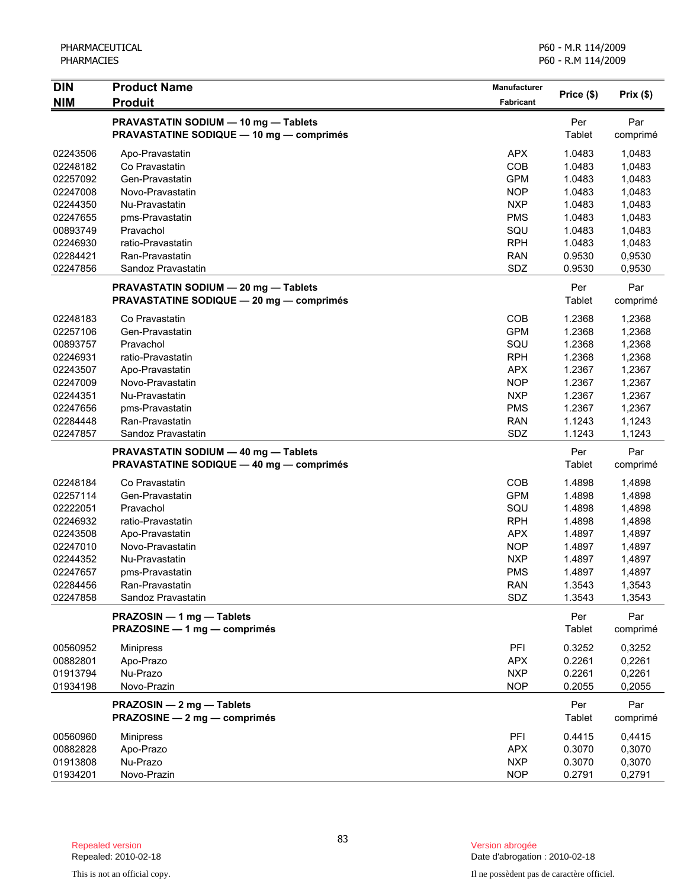| DIN<br>NIM | Product Name<br>Produit | Manufacturer<br>Fabricant | Price ($) | Prix ($) |
|---|---|---|---|---|
| | **PRAVASTATIN SODIUM — 10 mg — Tablets**<br>**PRAVASTATINE SODIQUE — 10 mg — comprimés** | | Per Tablet | Par comprimé |
| 02243506 | Apo-Pravastatin | APX | 1.0483 | 1,0483 |
| 02248182 | Co Pravastatin | COB | 1.0483 | 1,0483 |
| 02257092 | Gen-Pravastatin | GPM | 1.0483 | 1,0483 |
| 02247008 | Novo-Pravastatin | NOP | 1.0483 | 1,0483 |
| 02244350 | Nu-Pravastatin | NXP | 1.0483 | 1,0483 |
| 02247655 | pms-Pravastatin | PMS | 1.0483 | 1,0483 |
| 00893749 | Pravachol | SQU | 1.0483 | 1,0483 |
| 02246930 | ratio-Pravastatin | RPH | 1.0483 | 1,0483 |
| 02284421 | Ran-Pravastatin | RAN | 0.9530 | 0,9530 |
| 02247856 | Sandoz Pravastatin | SDZ | 0.9530 | 0,9530 |
| | **PRAVASTATIN SODIUM — 20 mg — Tablets**<br>**PRAVASTATINE SODIQUE — 20 mg — comprimés** | | Per Tablet | Par comprimé |
| 02248183 | Co Pravastatin | COB | 1.2368 | 1,2368 |
| 02257106 | Gen-Pravastatin | GPM | 1.2368 | 1,2368 |
| 00893757 | Pravachol | SQU | 1.2368 | 1,2368 |
| 02246931 | ratio-Pravastatin | RPH | 1.2368 | 1,2368 |
| 02243507 | Apo-Pravastatin | APX | 1.2367 | 1,2367 |
| 02247009 | Novo-Pravastatin | NOP | 1.2367 | 1,2367 |
| 02244351 | Nu-Pravastatin | NXP | 1.2367 | 1,2367 |
| 02247656 | pms-Pravastatin | PMS | 1.2367 | 1,2367 |
| 02284448 | Ran-Pravastatin | RAN | 1.1243 | 1,1243 |
| 02247857 | Sandoz Pravastatin | SDZ | 1.1243 | 1,1243 |
| | **PRAVASTATIN SODIUM — 40 mg — Tablets**<br>**PRAVASTATINE SODIQUE — 40 mg — comprimés** | | Per Tablet | Par comprimé |
| 02248184 | Co Pravastatin | COB | 1.4898 | 1,4898 |
| 02257114 | Gen-Pravastatin | GPM | 1.4898 | 1,4898 |
| 02222051 | Pravachol | SQU | 1.4898 | 1,4898 |
| 02246932 | ratio-Pravastatin | RPH | 1.4898 | 1,4898 |
| 02243508 | Apo-Pravastatin | APX | 1.4897 | 1,4897 |
| 02247010 | Novo-Pravastatin | NOP | 1.4897 | 1,4897 |
| 02244352 | Nu-Pravastatin | NXP | 1.4897 | 1,4897 |
| 02247657 | pms-Pravastatin | PMS | 1.4897 | 1,4897 |
| 02284456 | Ran-Pravastatin | RAN | 1.3543 | 1,3543 |
| 02247858 | Sandoz Pravastatin | SDZ | 1.3543 | 1,3543 |
| | **PRAZOSIN — 1 mg — Tablets**<br>**PRAZOSINE — 1 mg — comprimés** | | Per Tablet | Par comprimé |
| 00560952 | Minipress | PFI | 0.3252 | 0,3252 |
| 00882801 | Apo-Prazo | APX | 0.2261 | 0,2261 |
| 01913794 | Nu-Prazo | NXP | 0.2261 | 0,2261 |
| 01934198 | Novo-Prazin | NOP | 0.2055 | 0,2055 |
| | **PRAZOSIN — 2 mg — Tablets**<br>**PRAZOSINE — 2 mg — comprimés** | | Per Tablet | Par comprimé |
| 00560960 | Minipress | PFI | 0.4415 | 0,4415 |
| 00882828 | Apo-Prazo | APX | 0.3070 | 0,3070 |
| 01913808 | Nu-Prazo | NXP | 0.3070 | 0,3070 |
| 01934201 | Novo-Prazin | NOP | 0.2791 | 0,2791 |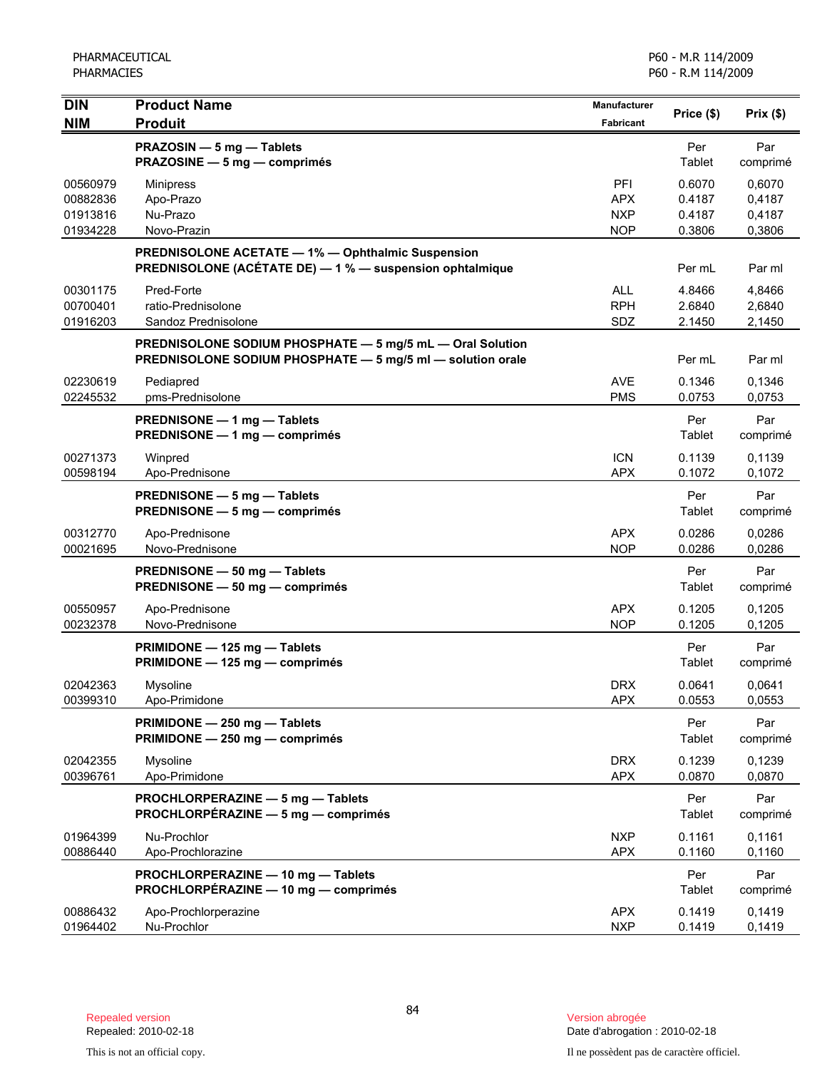| DIN<br>NIM | Product Name<br>Produit | Manufacturer<br>Fabricant | Price ($) | Prix ($) |
|---|---|---|---|---|
| | **PRAZOSIN — 5 mg — Tablets**<br>**PRAZOSINE — 5 mg — comprimés** | | Per Tablet | Par comprimé |
| 00560979 | Minipress | PFI | 0.6070 | 0,6070 |
| 00882836 | Apo-Prazo | APX | 0.4187 | 0,4187 |
| 01913816 | Nu-Prazo | NXP | 0.4187 | 0,4187 |
| 01934228 | Novo-Prazin | NOP | 0.3806 | 0,3806 |
| | **PREDNISOLONE ACETATE — 1% — Ophthalmic Suspension**<br>**PREDNISOLONE (ACÉTATE DE) — 1 % — suspension ophtalmique** | | Per mL | Par ml |
| 00301175 | Pred-Forte | ALL | 4.8466 | 4,8466 |
| 00700401 | ratio-Prednisolone | RPH | 2.6840 | 2,6840 |
| 01916203 | Sandoz Prednisolone | SDZ | 2.1450 | 2,1450 |
| | **PREDNISOLONE SODIUM PHOSPHATE — 5 mg/5 mL — Oral Solution**<br>**PREDNISOLONE SODIUM PHOSPHATE — 5 mg/5 ml — solution orale** | | Per mL | Par ml |
| 02230619 | Pediapred | AVE | 0.1346 | 0,1346 |
| 02245532 | pms-Prednisolone | PMS | 0.0753 | 0,0753 |
| | **PREDNISONE — 1 mg — Tablets**<br>**PREDNISONE — 1 mg — comprimés** | | Per Tablet | Par comprimé |
| 00271373 | Winpred | ICN | 0.1139 | 0,1139 |
| 00598194 | Apo-Prednisone | APX | 0.1072 | 0,1072 |
| | **PREDNISONE — 5 mg — Tablets**<br>**PREDNISONE — 5 mg — comprimés** | | Per Tablet | Par comprimé |
| 00312770 | Apo-Prednisone | APX | 0.0286 | 0,0286 |
| 00021695 | Novo-Prednisone | NOP | 0.0286 | 0,0286 |
| | **PREDNISONE — 50 mg — Tablets**<br>**PREDNISONE — 50 mg — comprimés** | | Per Tablet | Par comprimé |
| 00550957 | Apo-Prednisone | APX | 0.1205 | 0,1205 |
| 00232378 | Novo-Prednisone | NOP | 0.1205 | 0,1205 |
| | **PRIMIDONE — 125 mg — Tablets**<br>**PRIMIDONE — 125 mg — comprimés** | | Per Tablet | Par comprimé |
| 02042363 | Mysoline | DRX | 0.0641 | 0,0641 |
| 00399310 | Apo-Primidone | APX | 0.0553 | 0,0553 |
| | **PRIMIDONE — 250 mg — Tablets**<br>**PRIMIDONE — 250 mg — comprimés** | | Per Tablet | Par comprimé |
| 02042355 | Mysoline | DRX | 0.1239 | 0,1239 |
| 00396761 | Apo-Primidone | APX | 0.0870 | 0,0870 |
| | **PROCHLORPERAZINE — 5 mg — Tablets**<br>**PROCHLORPÉRAZINE — 5 mg — comprimés** | | Per Tablet | Par comprimé |
| 01964399 | Nu-Prochlor | NXP | 0.1161 | 0,1161 |
| 00886440 | Apo-Prochlorazine | APX | 0.1160 | 0,1160 |
| | **PROCHLORPERAZINE — 10 mg — Tablets**<br>**PROCHLORPÉRAZINE — 10 mg — comprimés** | | Per Tablet | Par comprimé |
| 00886432 | Apo-Prochlorperazine | APX | 0.1419 | 0,1419 |
| 01964402 | Nu-Prochlor | NXP | 0.1419 | 0,1419 |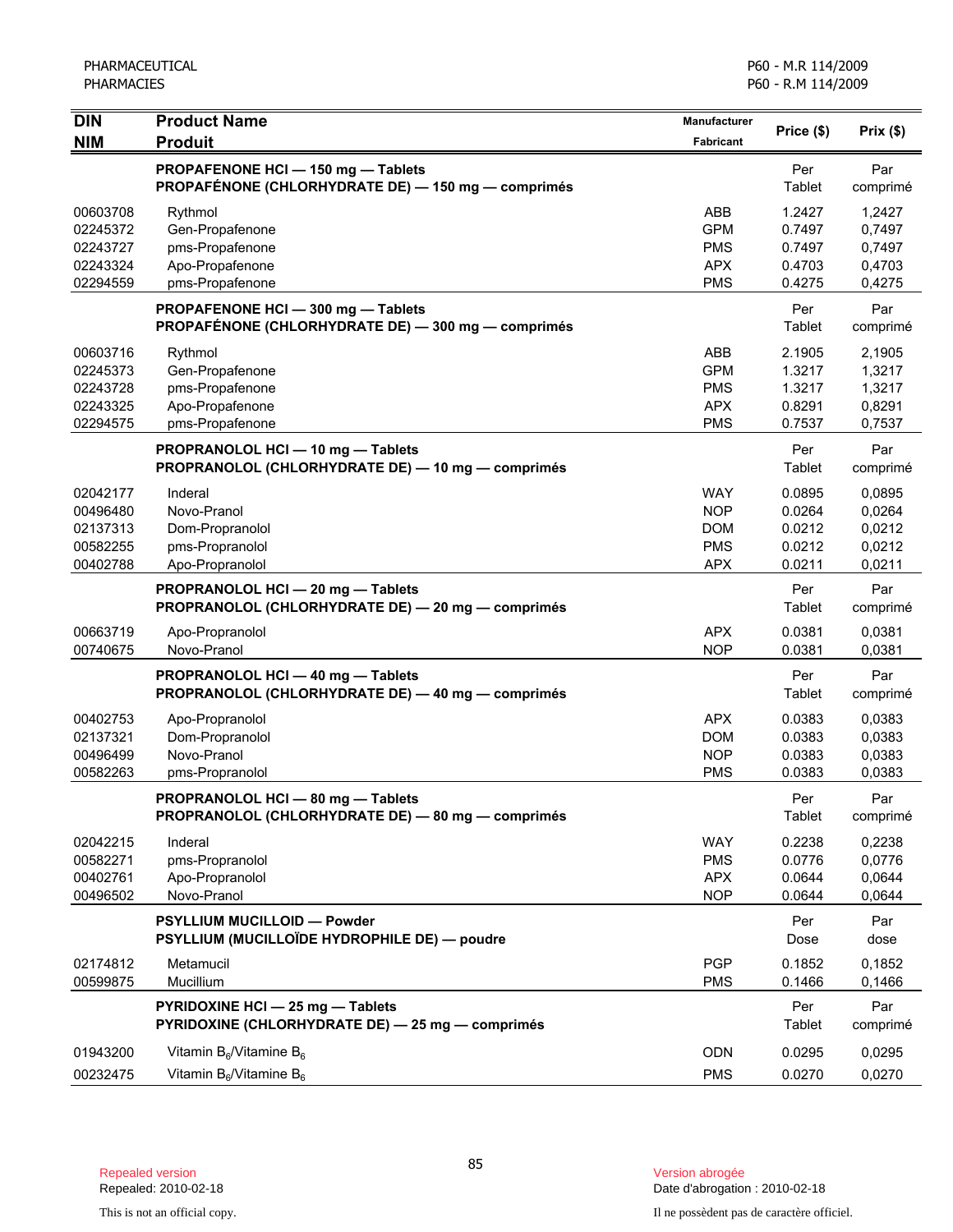| DIN<br>NIM | Product Name<br>Produit | Manufacturer<br>Fabricant | Price ($) | Prix ($) |
|---|---|---|---|---|
| | **PROPAFENONE HCl — 150 mg — Tablets<br>PROPAFÉNONE (CHLORHYDRATE DE) — 150 mg — comprimés** | | Per Tablet | Par comprimé |
| 00603708 | Rythmol | ABB | 1.2427 | 1,2427 |
| 02245372 | Gen-Propafenone | GPM | 0.7497 | 0,7497 |
| 02243727 | pms-Propafenone | PMS | 0.7497 | 0,7497 |
| 02243324 | Apo-Propafenone | APX | 0.4703 | 0,4703 |
| 02294559 | pms-Propafenone | PMS | 0.4275 | 0,4275 |
| | **PROPAFENONE HCl — 300 mg — Tablets<br>PROPAFÉNONE (CHLORHYDRATE DE) — 300 mg — comprimés** | | Per Tablet | Par comprimé |
| 00603716 | Rythmol | ABB | 2.1905 | 2,1905 |
| 02245373 | Gen-Propafenone | GPM | 1.3217 | 1,3217 |
| 02243728 | pms-Propafenone | PMS | 1.3217 | 1,3217 |
| 02243325 | Apo-Propafenone | APX | 0.8291 | 0,8291 |
| 02294575 | pms-Propafenone | PMS | 0.7537 | 0,7537 |
| | **PROPRANOLOL HCl — 10 mg — Tablets<br>PROPRANOLOL (CHLORHYDRATE DE) — 10 mg — comprimés** | | Per Tablet | Par comprimé |
| 02042177 | Inderal | WAY | 0.0895 | 0,0895 |
| 00496480 | Novo-Pranol | NOP | 0.0264 | 0,0264 |
| 02137313 | Dom-Propranolol | DOM | 0.0212 | 0,0212 |
| 00582255 | pms-Propranolol | PMS | 0.0212 | 0,0212 |
| 00402788 | Apo-Propranolol | APX | 0.0211 | 0,0211 |
| | **PROPRANOLOL HCl — 20 mg — Tablets<br>PROPRANOLOL (CHLORHYDRATE DE) — 20 mg — comprimés** | | Per Tablet | Par comprimé |
| 00663719 | Apo-Propranolol | APX | 0.0381 | 0,0381 |
| 00740675 | Novo-Pranol | NOP | 0.0381 | 0,0381 |
| | **PROPRANOLOL HCl — 40 mg — Tablets<br>PROPRANOLOL (CHLORHYDRATE DE) — 40 mg — comprimés** | | Per Tablet | Par comprimé |
| 00402753 | Apo-Propranolol | APX | 0.0383 | 0,0383 |
| 02137321 | Dom-Propranolol | DOM | 0.0383 | 0,0383 |
| 00496499 | Novo-Pranol | NOP | 0.0383 | 0,0383 |
| 00582263 | pms-Propranolol | PMS | 0.0383 | 0,0383 |
| | **PROPRANOLOL HCl — 80 mg — Tablets<br>PROPRANOLOL (CHLORHYDRATE DE) — 80 mg — comprimés** | | Per Tablet | Par comprimé |
| 02042215 | Inderal | WAY | 0.2238 | 0,2238 |
| 00582271 | pms-Propranolol | PMS | 0.0776 | 0,0776 |
| 00402761 | Apo-Propranolol | APX | 0.0644 | 0,0644 |
| 00496502 | Novo-Pranol | NOP | 0.0644 | 0,0644 |
| | **PSYLLIUM MUCILLOID — Powder<br>PSYLLIUM (MUCILLOÏDE HYDROPHILE DE) — poudre** | | Per Dose | Par dose |
| 02174812 | Metamucil | PGP | 0.1852 | 0,1852 |
| 00599875 | Mucillium | PMS | 0.1466 | 0,1466 |
| | **PYRIDOXINE HCl — 25 mg — Tablets<br>PYRIDOXINE (CHLORHYDRATE DE) — 25 mg — comprimés** | | Per Tablet | Par comprimé |
| 01943200 | Vitamin $B_6$/Vitamine $B_6$ | ODN | 0.0295 | 0,0295 |
| 00232475 | Vitamin $B_6$/Vitamine $B_6$ | PMS | 0.0270 | 0,0270 |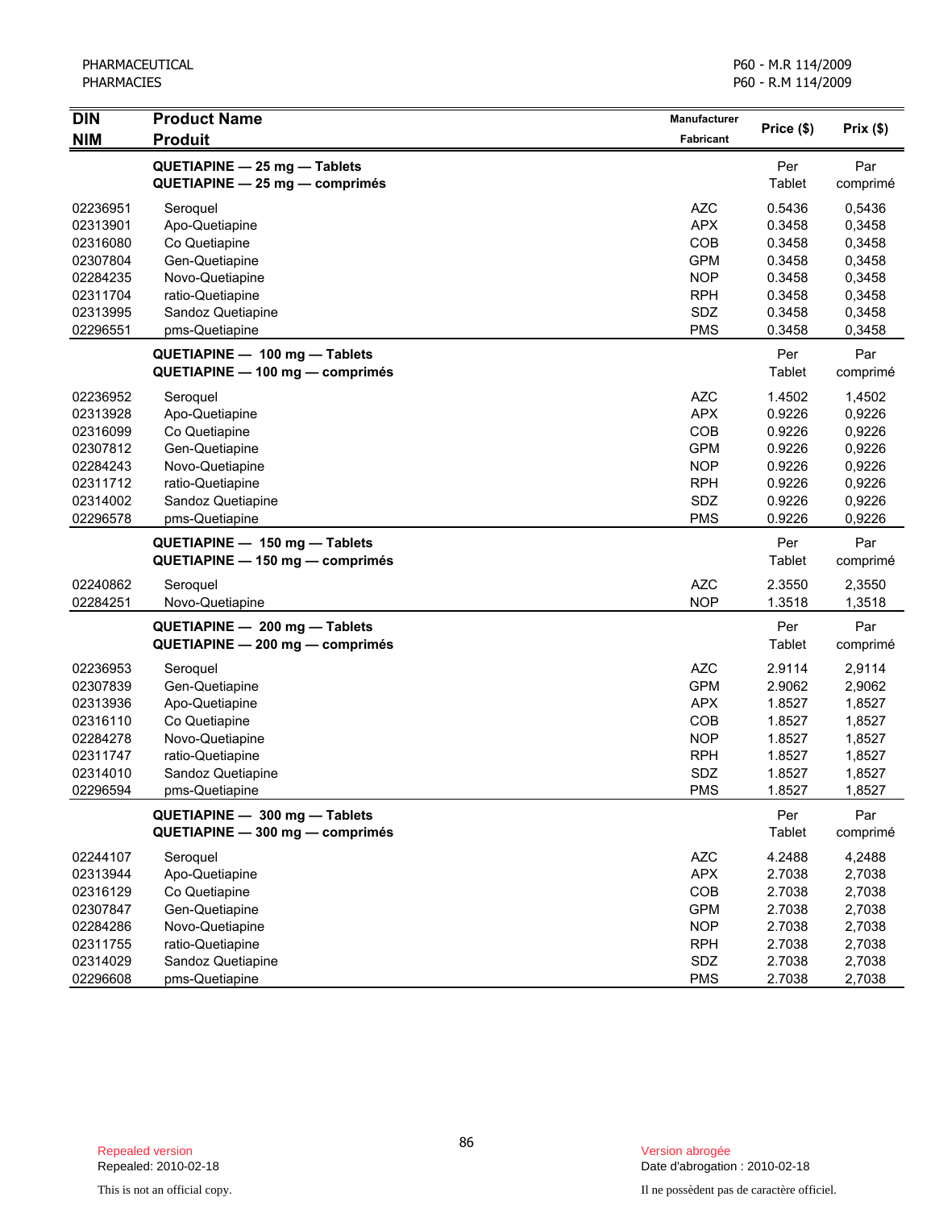| DIN<br>NIM | Product Name<br>Produit | Manufacturer<br>Fabricant | Price ($) | Prix ($) |
|---|---|---|---|---|
| | **QUETIAPINE — 25 mg — Tablets**<br>**QUETIAPINE — 25 mg — comprimés** | | Per Tablet | Par comprimé |
| 02236951 | Seroquel | AZC | 0.5436 | 0,5436 |
| 02313901 | Apo-Quetiapine | APX | 0.3458 | 0,3458 |
| 02316080 | Co Quetiapine | COB | 0.3458 | 0,3458 |
| 02307804 | Gen-Quetiapine | GPM | 0.3458 | 0,3458 |
| 02284235 | Novo-Quetiapine | NOP | 0.3458 | 0,3458 |
| 02311704 | ratio-Quetiapine | RPH | 0.3458 | 0,3458 |
| 02313995 | Sandoz Quetiapine | SDZ | 0.3458 | 0,3458 |
| 02296551 | pms-Quetiapine | PMS | 0.3458 | 0,3458 |
| | **QUETIAPINE — 100 mg — Tablets**<br>**QUETIAPINE — 100 mg — comprimés** | | Per Tablet | Par comprimé |
| 02236952 | Seroquel | AZC | 1.4502 | 1,4502 |
| 02313928 | Apo-Quetiapine | APX | 0.9226 | 0,9226 |
| 02316099 | Co Quetiapine | COB | 0.9226 | 0,9226 |
| 02307812 | Gen-Quetiapine | GPM | 0.9226 | 0,9226 |
| 02284243 | Novo-Quetiapine | NOP | 0.9226 | 0,9226 |
| 02311712 | ratio-Quetiapine | RPH | 0.9226 | 0,9226 |
| 02314002 | Sandoz Quetiapine | SDZ | 0.9226 | 0,9226 |
| 02296578 | pms-Quetiapine | PMS | 0.9226 | 0,9226 |
| | **QUETIAPINE — 150 mg — Tablets**<br>**QUETIAPINE — 150 mg — comprimés** | | Per Tablet | Par comprimé |
| 02240862 | Seroquel | AZC | 2.3550 | 2,3550 |
| 02284251 | Novo-Quetiapine | NOP | 1.3518 | 1,3518 |
| | **QUETIAPINE — 200 mg — Tablets**<br>**QUETIAPINE — 200 mg — comprimés** | | Per Tablet | Par comprimé |
| 02236953 | Seroquel | AZC | 2.9114 | 2,9114 |
| 02307839 | Gen-Quetiapine | GPM | 2.9062 | 2,9062 |
| 02313936 | Apo-Quetiapine | APX | 1.8527 | 1,8527 |
| 02316110 | Co Quetiapine | COB | 1.8527 | 1,8527 |
| 02284278 | Novo-Quetiapine | NOP | 1.8527 | 1,8527 |
| 02311747 | ratio-Quetiapine | RPH | 1.8527 | 1,8527 |
| 02314010 | Sandoz Quetiapine | SDZ | 1.8527 | 1,8527 |
| 02296594 | pms-Quetiapine | PMS | 1.8527 | 1,8527 |
| | **QUETIAPINE — 300 mg — Tablets**<br>**QUETIAPINE — 300 mg — comprimés** | | Per Tablet | Par comprimé |
| 02244107 | Seroquel | AZC | 4.2488 | 4,2488 |
| 02313944 | Apo-Quetiapine | APX | 2.7038 | 2,7038 |
| 02316129 | Co Quetiapine | COB | 2.7038 | 2,7038 |
| 02307847 | Gen-Quetiapine | GPM | 2.7038 | 2,7038 |
| 02284286 | Novo-Quetiapine | NOP | 2.7038 | 2,7038 |
| 02311755 | ratio-Quetiapine | RPH | 2.7038 | 2,7038 |
| 02314029 | Sandoz Quetiapine | SDZ | 2.7038 | 2,7038 |
| 02296608 | pms-Quetiapine | PMS | 2.7038 | 2,7038 |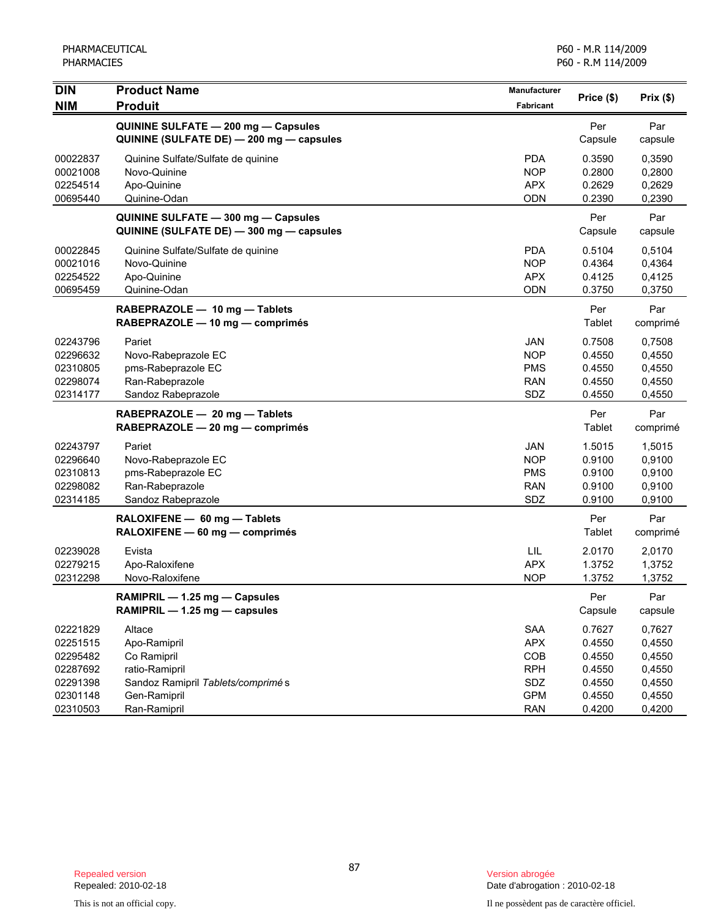| DIN<br>NIM | Product Name<br>Produit | Manufacturer<br>Fabricant | Price ($) | Prix ($) |
|---|---|---|---|---|
| | **QUININE SULFATE — 200 mg — Capsules**<br>**QUININE (SULFATE DE) — 200 mg — capsules** | | Per Capsule | Par capsule |
| 00022837 | Quinine Sulfate/Sulfate de quinine | PDA | 0.3590 | 0,3590 |
| 00021008 | Novo-Quinine | NOP | 0.2800 | 0,2800 |
| 02254514 | Apo-Quinine | APX | 0.2629 | 0,2629 |
| 00695440 | Quinine-Odan | ODN | 0.2390 | 0,2390 |
| | **QUININE SULFATE — 300 mg — Capsules**<br>**QUININE (SULFATE DE) — 300 mg — capsules** | | Per Capsule | Par capsule |
| 00022845 | Quinine Sulfate/Sulfate de quinine | PDA | 0.5104 | 0,5104 |
| 00021016 | Novo-Quinine | NOP | 0.4364 | 0,4364 |
| 02254522 | Apo-Quinine | APX | 0.4125 | 0,4125 |
| 00695459 | Quinine-Odan | ODN | 0.3750 | 0,3750 |
| | **RABEPRAZOLE — 10 mg — Tablets**<br>**RABEPRAZOLE — 10 mg — comprimés** | | Per Tablet | Par comprimé |
| 02243796 | Pariet | JAN | 0.7508 | 0,7508 |
| 02296632 | Novo-Rabeprazole EC | NOP | 0.4550 | 0,4550 |
| 02310805 | pms-Rabeprazole EC | PMS | 0.4550 | 0,4550 |
| 02298074 | Ran-Rabeprazole | RAN | 0.4550 | 0,4550 |
| 02314177 | Sandoz Rabeprazole | SDZ | 0.4550 | 0,4550 |
| | **RABEPRAZOLE — 20 mg — Tablets**<br>**RABEPRAZOLE — 20 mg — comprimés** | | Per Tablet | Par comprimé |
| 02243797 | Pariet | JAN | 1.5015 | 1,5015 |
| 02296640 | Novo-Rabeprazole EC | NOP | 0.9100 | 0,9100 |
| 02310813 | pms-Rabeprazole EC | PMS | 0.9100 | 0,9100 |
| 02298082 | Ran-Rabeprazole | RAN | 0.9100 | 0,9100 |
| 02314185 | Sandoz Rabeprazole | SDZ | 0.9100 | 0,9100 |
| | **RALOXIFENE — 60 mg — Tablets**<br>**RALOXIFENE — 60 mg — comprimés** | | Per Tablet | Par comprimé |
| 02239028 | Evista | LIL | 2.0170 | 2,0170 |
| 02279215 | Apo-Raloxifene | APX | 1.3752 | 1,3752 |
| 02312298 | Novo-Raloxifene | NOP | 1.3752 | 1,3752 |
| | **RAMIPRIL — 1.25 mg — Capsules**<br>**RAMIPRIL — 1.25 mg — capsules** | | Per Capsule | Par capsule |
| 02221829 | Altace | SAA | 0.7627 | 0,7627 |
| 02251515 | Apo-Ramipril | APX | 0.4550 | 0,4550 |
| 02295482 | Co Ramipril | COB | 0.4550 | 0,4550 |
| 02287692 | ratio-Ramipril | RPH | 0.4550 | 0,4550 |
| 02291398 | Sandoz Ramipril *Tablets/comprimés* | SDZ | 0.4550 | 0,4550 |
| 02301148 | Gen-Ramipril | GPM | 0.4550 | 0,4550 |
| 02310503 | Ran-Ramipril | RAN | 0.4200 | 0,4200 |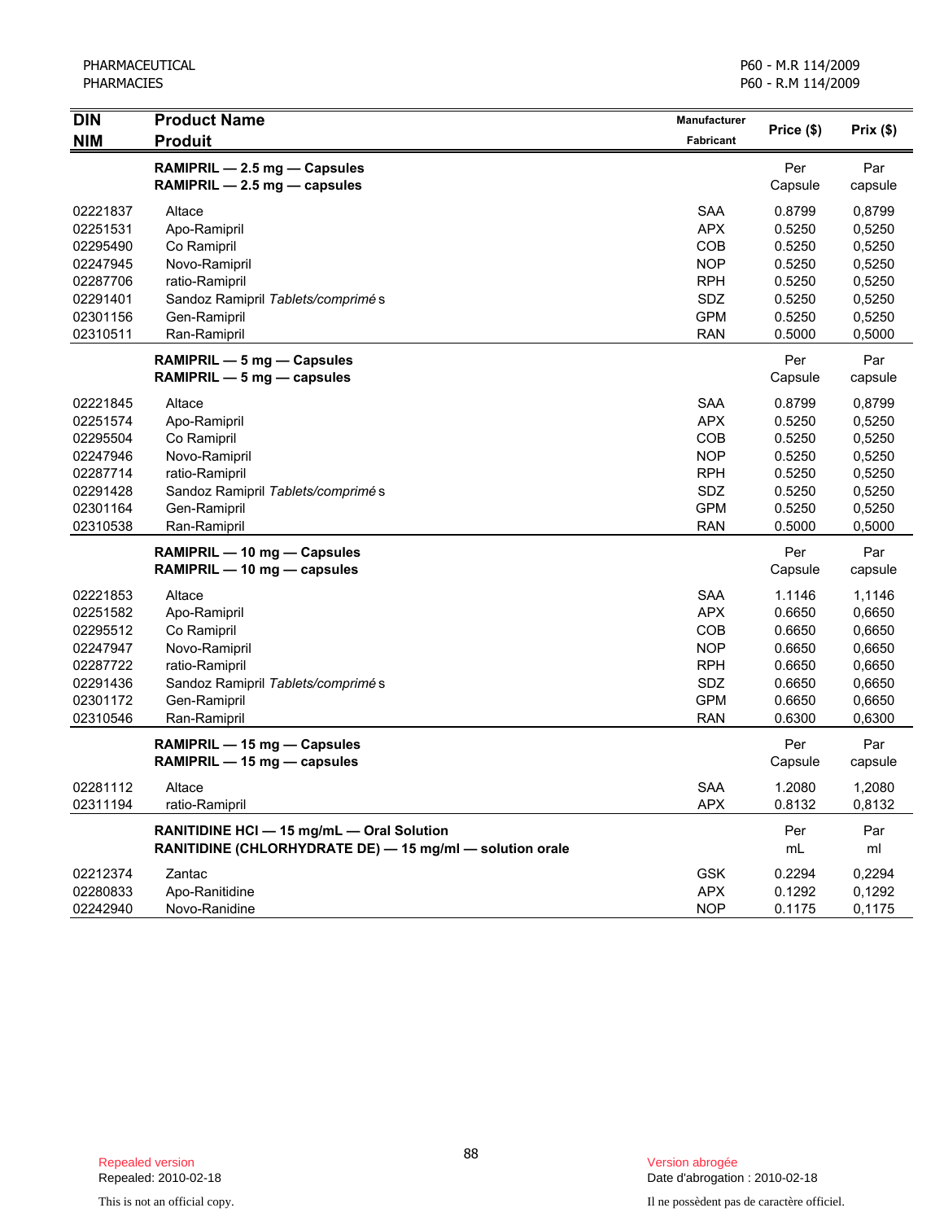| DIN<br>NIM | Product Name<br>Produit | Manufacturer<br>Fabricant | Price ($) | Prix ($) |
|---|---|---|---|---|
| | **RAMIPRIL — 2.5 mg — Capsules**<br>**RAMIPRIL — 2.5 mg — capsules** | | Per Capsule | Par capsule |
| 02221837 | Altace | SAA | 0.8799 | 0,8799 |
| 02251531 | Apo-Ramipril | APX | 0.5250 | 0,5250 |
| 02295490 | Co Ramipril | COB | 0.5250 | 0,5250 |
| 02247945 | Novo-Ramipril | NOP | 0.5250 | 0,5250 |
| 02287706 | ratio-Ramipril | RPH | 0.5250 | 0,5250 |
| 02291401 | Sandoz Ramipril *Tablets/comprimés* | SDZ | 0.5250 | 0,5250 |
| 02301156 | Gen-Ramipril | GPM | 0.5250 | 0,5250 |
| 02310511 | Ran-Ramipril | RAN | 0.5000 | 0,5000 |
| | **RAMIPRIL — 5 mg — Capsules**<br>**RAMIPRIL — 5 mg — capsules** | | Per Capsule | Par capsule |
| 02221845 | Altace | SAA | 0.8799 | 0,8799 |
| 02251574 | Apo-Ramipril | APX | 0.5250 | 0,5250 |
| 02295504 | Co Ramipril | COB | 0.5250 | 0,5250 |
| 02247946 | Novo-Ramipril | NOP | 0.5250 | 0,5250 |
| 02287714 | ratio-Ramipril | RPH | 0.5250 | 0,5250 |
| 02291428 | Sandoz Ramipril *Tablets/comprimés* | SDZ | 0.5250 | 0,5250 |
| 02301164 | Gen-Ramipril | GPM | 0.5250 | 0,5250 |
| 02310538 | Ran-Ramipril | RAN | 0.5000 | 0,5000 |
| | **RAMIPRIL — 10 mg — Capsules**<br>**RAMIPRIL — 10 mg — capsules** | | Per Capsule | Par capsule |
| 02221853 | Altace | SAA | 1.1146 | 1,1146 |
| 02251582 | Apo-Ramipril | APX | 0.6650 | 0,6650 |
| 02295512 | Co Ramipril | COB | 0.6650 | 0,6650 |
| 02247947 | Novo-Ramipril | NOP | 0.6650 | 0,6650 |
| 02287722 | ratio-Ramipril | RPH | 0.6650 | 0,6650 |
| 02291436 | Sandoz Ramipril *Tablets/comprimés* | SDZ | 0.6650 | 0,6650 |
| 02301172 | Gen-Ramipril | GPM | 0.6650 | 0,6650 |
| 02310546 | Ran-Ramipril | RAN | 0.6300 | 0,6300 |
| | **RAMIPRIL — 15 mg — Capsules**<br>**RAMIPRIL — 15 mg — capsules** | | Per Capsule | Par capsule |
| 02281112 | Altace | SAA | 1.2080 | 1,2080 |
| 02311194 | ratio-Ramipril | APX | 0.8132 | 0,8132 |
| | **RANITIDINE HCl — 15 mg/mL — Oral Solution**<br>**RANITIDINE (CHLORHYDRATE DE) — 15 mg/ml — solution orale** | | Per mL | Par ml |
| 02212374 | Zantac | GSK | 0.2294 | 0,2294 |
| 02280833 | Apo-Ranitidine | APX | 0.1292 | 0,1292 |
| 02242940 | Novo-Ranidine | NOP | 0.1175 | 0,1175 |

Repealed version
Repealed: 2010-02-18

Version abrogée
Date d'abrogation : 2010-02-18

This is not an official copy.

Il ne possèdent pas de caractère officiel.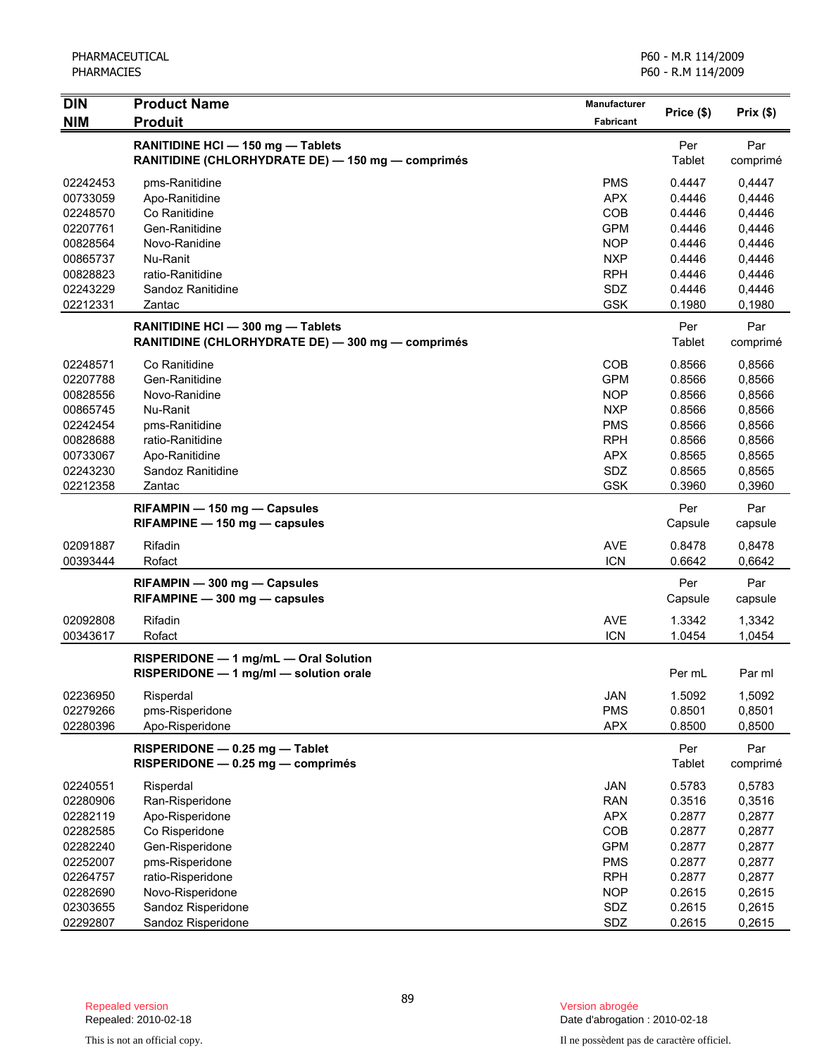| DIN<br>NIM | Product Name<br>Produit | Manufacturer<br>Fabricant | Price ($) | Prix ($) |
|---|---|---|---|---|
| | **RANITIDINE HCl — 150 mg — Tablets**<br>**RANITIDINE (CHLORHYDRATE DE) — 150 mg — comprimés** | | Per Tablet | Par comprimé |
| 02242453 | pms-Ranitidine | PMS | 0.4447 | 0,4447 |
| 00733059 | Apo-Ranitidine | APX | 0.4446 | 0,4446 |
| 02248570 | Co Ranitidine | COB | 0.4446 | 0,4446 |
| 02207761 | Gen-Ranitidine | GPM | 0.4446 | 0,4446 |
| 00828564 | Novo-Ranidine | NOP | 0.4446 | 0,4446 |
| 00865737 | Nu-Ranit | NXP | 0.4446 | 0,4446 |
| 00828823 | ratio-Ranitidine | RPH | 0.4446 | 0,4446 |
| 02243229 | Sandoz Ranitidine | SDZ | 0.4446 | 0,4446 |
| 02212331 | Zantac | GSK | 0.1980 | 0,1980 |
| | **RANITIDINE HCl — 300 mg — Tablets**<br>**RANITIDINE (CHLORHYDRATE DE) — 300 mg — comprimés** | | Per Tablet | Par comprimé |
| 02248571 | Co Ranitidine | COB | 0.8566 | 0,8566 |
| 02207788 | Gen-Ranitidine | GPM | 0.8566 | 0,8566 |
| 00828556 | Novo-Ranidine | NOP | 0.8566 | 0,8566 |
| 00865745 | Nu-Ranit | NXP | 0.8566 | 0,8566 |
| 02242454 | pms-Ranitidine | PMS | 0.8566 | 0,8566 |
| 00828688 | ratio-Ranitidine | RPH | 0.8566 | 0,8566 |
| 00733067 | Apo-Ranitidine | APX | 0.8565 | 0,8565 |
| 02243230 | Sandoz Ranitidine | SDZ | 0.8565 | 0,8565 |
| 02212358 | Zantac | GSK | 0.3960 | 0,3960 |
| | **RIFAMPIN — 150 mg — Capsules**<br>**RIFAMPINE — 150 mg — capsules** | | Per Capsule | Par capsule |
| 02091887 | Rifadin | AVE | 0.8478 | 0,8478 |
| 00393444 | Rofact | ICN | 0.6642 | 0,6642 |
| | **RIFAMPIN — 300 mg — Capsules**<br>**RIFAMPINE — 300 mg — capsules** | | Per Capsule | Par capsule |
| 02092808 | Rifadin | AVE | 1.3342 | 1,3342 |
| 00343617 | Rofact | ICN | 1.0454 | 1,0454 |
| | **RISPERIDONE — 1 mg/mL — Oral Solution**<br>**RISPERIDONE — 1 mg/ml — solution orale** | | Per mL | Par ml |
| 02236950 | Risperdal | JAN | 1.5092 | 1,5092 |
| 02279266 | pms-Risperidone | PMS | 0.8501 | 0,8501 |
| 02280396 | Apo-Risperidone | APX | 0.8500 | 0,8500 |
| | **RISPERIDONE — 0.25 mg — Tablet**<br>**RISPERIDONE — 0.25 mg — comprimés** | | Per Tablet | Par comprimé |
| 02240551 | Risperdal | JAN | 0.5783 | 0,5783 |
| 02280906 | Ran-Risperidone | RAN | 0.3516 | 0,3516 |
| 02282119 | Apo-Risperidone | APX | 0.2877 | 0,2877 |
| 02282585 | Co Risperidone | COB | 0.2877 | 0,2877 |
| 02282240 | Gen-Risperidone | GPM | 0.2877 | 0,2877 |
| 02252007 | pms-Risperidone | PMS | 0.2877 | 0,2877 |
| 02264757 | ratio-Risperidone | RPH | 0.2877 | 0,2877 |
| 02282690 | Novo-Risperidone | NOP | 0.2615 | 0,2615 |
| 02303655 | Sandoz Risperidone | SDZ | 0.2615 | 0,2615 |
| 02292807 | Sandoz Risperidone | SDZ | 0.2615 | 0,2615 |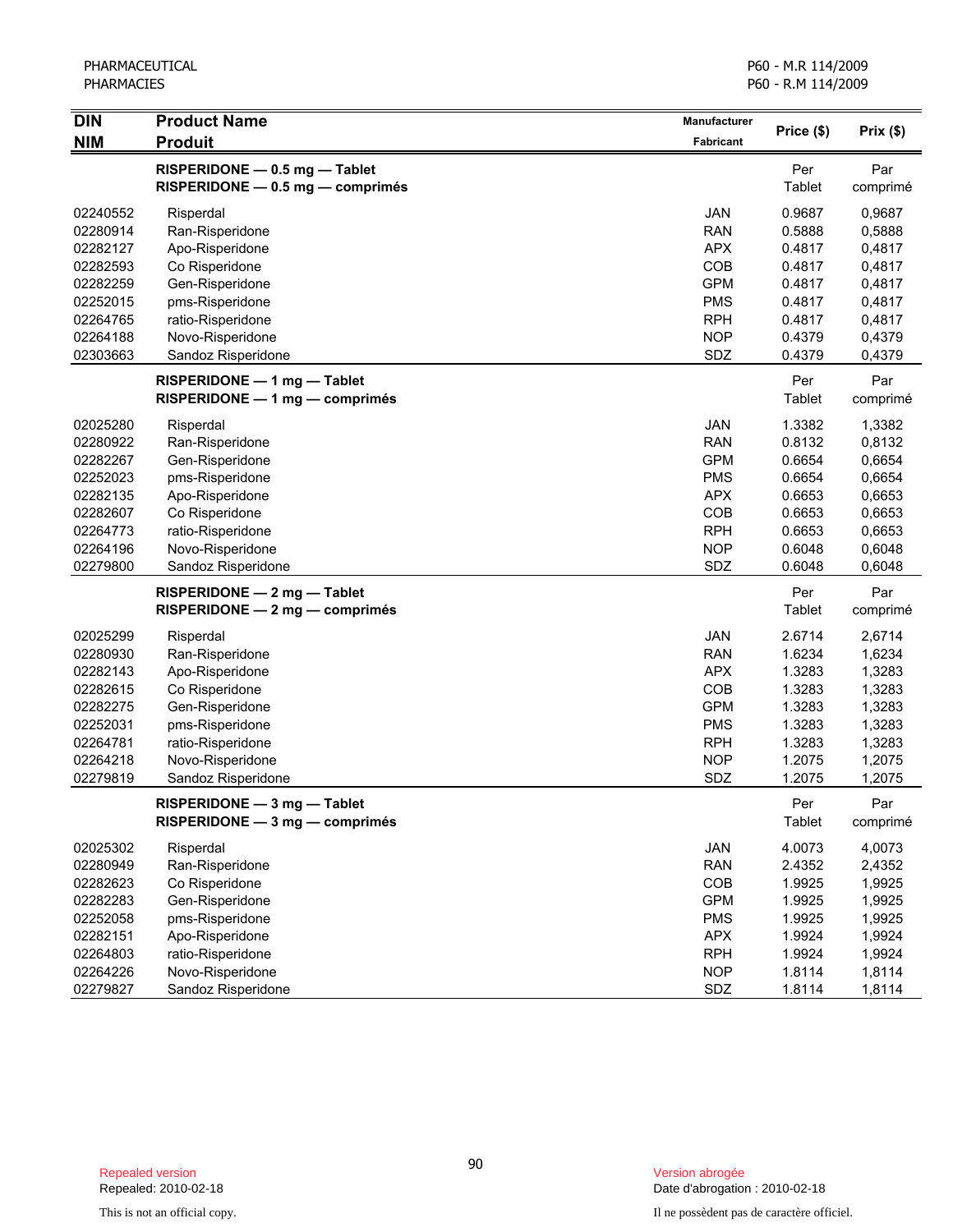| DIN<br>NIM | Product Name<br>Produit | Manufacturer<br>Fabricant | Price ($) | Prix ($) |
|---|---|---|---|---|
| | **RISPERIDONE — 0.5 mg — Tablet**<br>**RISPERIDONE — 0.5 mg — comprimés** | | Per Tablet | Par comprimé |
| 02240552 | Risperdal | JAN | 0.9687 | 0,9687 |
| 02280914 | Ran-Risperidone | RAN | 0.5888 | 0,5888 |
| 02282127 | Apo-Risperidone | APX | 0.4817 | 0,4817 |
| 02282593 | Co Risperidone | COB | 0.4817 | 0,4817 |
| 02282259 | Gen-Risperidone | GPM | 0.4817 | 0,4817 |
| 02252015 | pms-Risperidone | PMS | 0.4817 | 0,4817 |
| 02264765 | ratio-Risperidone | RPH | 0.4817 | 0,4817 |
| 02264188 | Novo-Risperidone | NOP | 0.4379 | 0,4379 |
| 02303663 | Sandoz Risperidone | SDZ | 0.4379 | 0,4379 |
| | **RISPERIDONE — 1 mg — Tablet**<br>**RISPERIDONE — 1 mg — comprimés** | | Per Tablet | Par comprimé |
| 02025280 | Risperdal | JAN | 1.3382 | 1,3382 |
| 02280922 | Ran-Risperidone | RAN | 0.8132 | 0,8132 |
| 02282267 | Gen-Risperidone | GPM | 0.6654 | 0,6654 |
| 02252023 | pms-Risperidone | PMS | 0.6654 | 0,6654 |
| 02282135 | Apo-Risperidone | APX | 0.6653 | 0,6653 |
| 02282607 | Co Risperidone | COB | 0.6653 | 0,6653 |
| 02264773 | ratio-Risperidone | RPH | 0.6653 | 0,6653 |
| 02264196 | Novo-Risperidone | NOP | 0.6048 | 0,6048 |
| 02279800 | Sandoz Risperidone | SDZ | 0.6048 | 0,6048 |
| | **RISPERIDONE — 2 mg — Tablet**<br>**RISPERIDONE — 2 mg — comprimés** | | Per Tablet | Par comprimé |
| 02025299 | Risperdal | JAN | 2.6714 | 2,6714 |
| 02280930 | Ran-Risperidone | RAN | 1.6234 | 1,6234 |
| 02282143 | Apo-Risperidone | APX | 1.3283 | 1,3283 |
| 02282615 | Co Risperidone | COB | 1.3283 | 1,3283 |
| 02282275 | Gen-Risperidone | GPM | 1.3283 | 1,3283 |
| 02252031 | pms-Risperidone | PMS | 1.3283 | 1,3283 |
| 02264781 | ratio-Risperidone | RPH | 1.3283 | 1,3283 |
| 02264218 | Novo-Risperidone | NOP | 1.2075 | 1,2075 |
| 02279819 | Sandoz Risperidone | SDZ | 1.2075 | 1,2075 |
| | **RISPERIDONE — 3 mg — Tablet**<br>**RISPERIDONE — 3 mg — comprimés** | | Per Tablet | Par comprimé |
| 02025302 | Risperdal | JAN | 4.0073 | 4,0073 |
| 02280949 | Ran-Risperidone | RAN | 2.4352 | 2,4352 |
| 02282623 | Co Risperidone | COB | 1.9925 | 1,9925 |
| 02282283 | Gen-Risperidone | GPM | 1.9925 | 1,9925 |
| 02252058 | pms-Risperidone | PMS | 1.9925 | 1,9925 |
| 02282151 | Apo-Risperidone | APX | 1.9924 | 1,9924 |
| 02264803 | ratio-Risperidone | RPH | 1.9924 | 1,9924 |
| 02264226 | Novo-Risperidone | NOP | 1.8114 | 1,8114 |
| 02279827 | Sandoz Risperidone | SDZ | 1.8114 | 1,8114 |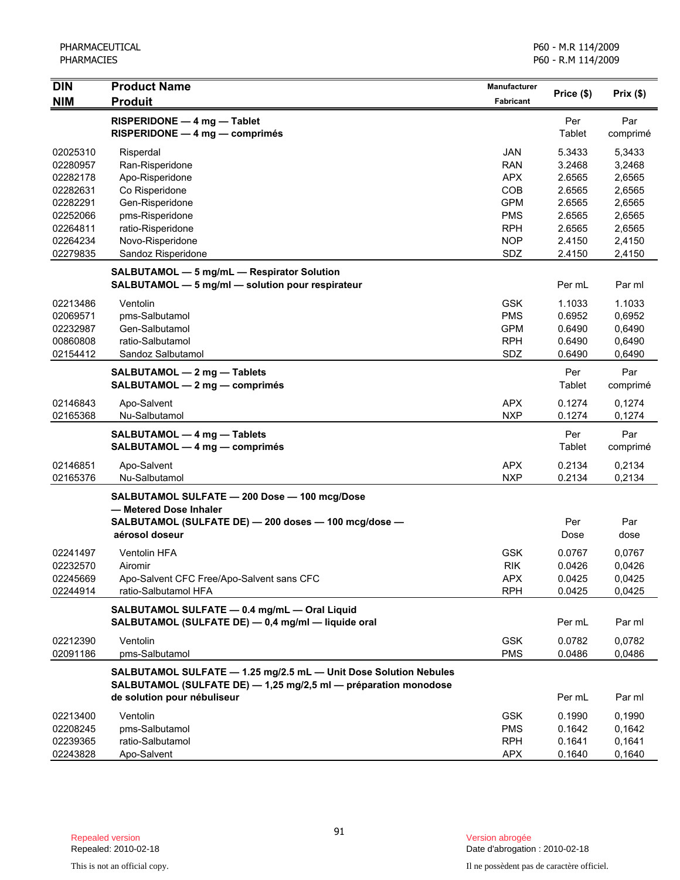| DIN<br>NIM | Product Name<br>Produit | Manufacturer<br>Fabricant | Price ($) | Prix ($) |
|---|---|---|---|---|
| | **RISPERIDONE — 4 mg — Tablet**<br>**RISPERIDONE — 4 mg — comprimés** | | Per Tablet | Par comprimé |
| 02025310 | Risperdal | JAN | 5.3433 | 5,3433 |
| 02280957 | Ran-Risperidone | RAN | 3.2468 | 3,2468 |
| 02282178 | Apo-Risperidone | APX | 2.6565 | 2,6565 |
| 02282631 | Co Risperidone | COB | 2.6565 | 2,6565 |
| 02282291 | Gen-Risperidone | GPM | 2.6565 | 2,6565 |
| 02252066 | pms-Risperidone | PMS | 2.6565 | 2,6565 |
| 02264811 | ratio-Risperidone | RPH | 2.6565 | 2,6565 |
| 02264234 | Novo-Risperidone | NOP | 2.4150 | 2,4150 |
| 02279835 | Sandoz Risperidone | SDZ | 2.4150 | 2,4150 |
| | **SALBUTAMOL — 5 mg/mL — Respirator Solution**<br>**SALBUTAMOL — 5 mg/ml — solution pour respirateur** | | Per mL | Par ml |
| 02213486 | Ventolin | GSK | 1.1033 | 1.1033 |
| 02069571 | pms-Salbutamol | PMS | 0.6952 | 0,6952 |
| 02232987 | Gen-Salbutamol | GPM | 0.6490 | 0,6490 |
| 00860808 | ratio-Salbutamol | RPH | 0.6490 | 0,6490 |
| 02154412 | Sandoz Salbutamol | SDZ | 0.6490 | 0,6490 |
| | **SALBUTAMOL — 2 mg — Tablets**<br>**SALBUTAMOL — 2 mg — comprimés** | | Per Tablet | Par comprimé |
| 02146843 | Apo-Salvent | APX | 0.1274 | 0,1274 |
| 02165368 | Nu-Salbutamol | NXP | 0.1274 | 0,1274 |
| | **SALBUTAMOL — 4 mg — Tablets**<br>**SALBUTAMOL — 4 mg — comprimés** | | Per Tablet | Par comprimé |
| 02146851 | Apo-Salvent | APX | 0.2134 | 0,2134 |
| 02165376 | Nu-Salbutamol | NXP | 0.2134 | 0,2134 |
| | **SALBUTAMOL SULFATE — 200 Dose — 100 mcg/Dose — Metered Dose Inhaler**<br>**SALBUTAMOL (SULFATE DE) — 200 doses — 100 mcg/dose — aérosol doseur** | | Per Dose | Par dose |
| 02241497 | Ventolin HFA | GSK | 0.0767 | 0,0767 |
| 02232570 | Airomir | RIK | 0.0426 | 0,0426 |
| 02245669 | Apo-Salvent CFC Free/Apo-Salvent sans CFC | APX | 0.0425 | 0,0425 |
| 02244914 | ratio-Salbutamol HFA | RPH | 0.0425 | 0,0425 |
| | **SALBUTAMOL SULFATE — 0.4 mg/mL — Oral Liquid**<br>**SALBUTAMOL (SULFATE DE) — 0,4 mg/ml — liquide oral** | | Per mL | Par ml |
| 02212390 | Ventolin | GSK | 0.0782 | 0,0782 |
| 02091186 | pms-Salbutamol | PMS | 0.0486 | 0,0486 |
| | **SALBUTAMOL SULFATE — 1.25 mg/2.5 mL — Unit Dose Solution Nebules**<br>**SALBUTAMOL (SULFATE DE) — 1,25 mg/2,5 ml — préparation monodose de solution pour nébuliseur** | | Per mL | Par ml |
| 02213400 | Ventolin | GSK | 0.1990 | 0,1990 |
| 02208245 | pms-Salbutamol | PMS | 0.1642 | 0,1642 |
| 02239365 | ratio-Salbutamol | RPH | 0.1641 | 0,1641 |
| 02243828 | Apo-Salvent | APX | 0.1640 | 0,1640 |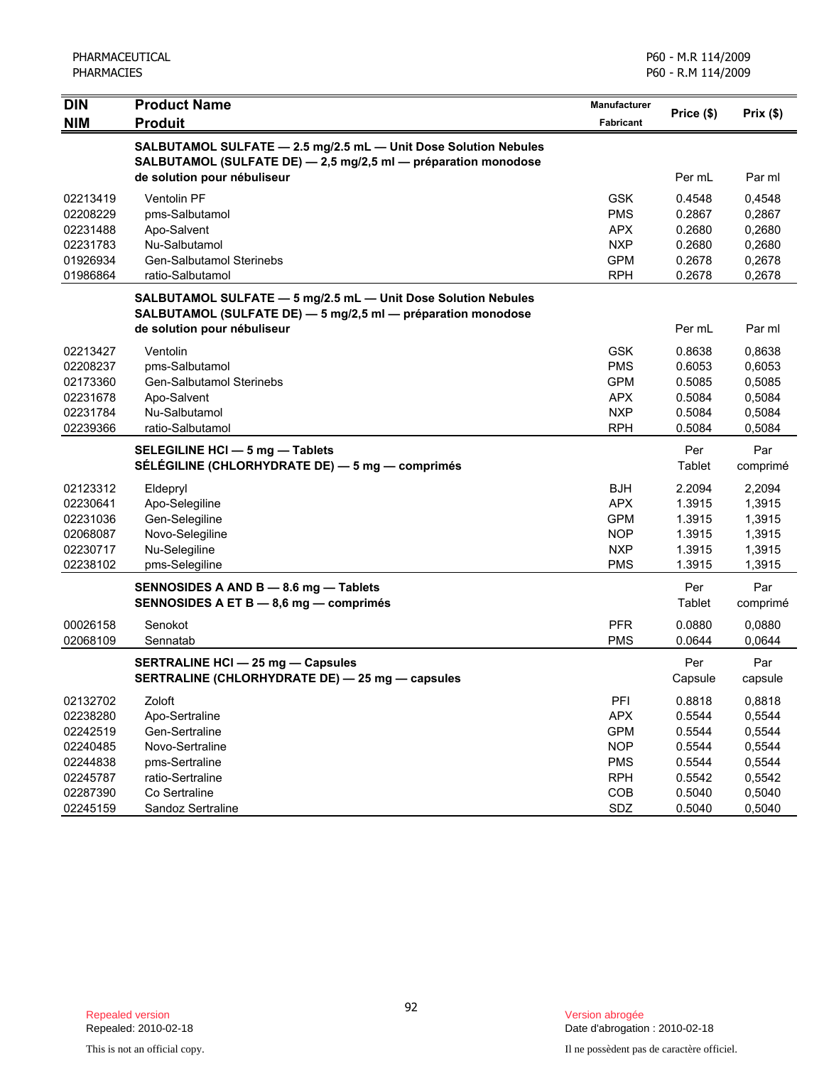| DIN / NIM | Product Name / Produit | Manufacturer / Fabricant | Price ($) | Prix ($) |
|---|---|---|---|---|
| | **SALBUTAMOL SULFATE — 2.5 mg/2.5 mL — Unit Dose Solution Nebules** **SALBUTAMOL (SULFATE DE) — 2,5 mg/2,5 ml — préparation monodose de solution pour nébuliseur** | | Per mL | Par ml |
| 02213419 | Ventolin PF | GSK | 0.4548 | 0,4548 |
| 02208229 | pms-Salbutamol | PMS | 0.2867 | 0,2867 |
| 02231488 | Apo-Salvent | APX | 0.2680 | 0,2680 |
| 02231783 | Nu-Salbutamol | NXP | 0.2680 | 0,2680 |
| 01926934 | Gen-Salbutamol Sterinebs | GPM | 0.2678 | 0,2678 |
| 01986864 | ratio-Salbutamol | RPH | 0.2678 | 0,2678 |
| | **SALBUTAMOL SULFATE — 5 mg/2.5 mL — Unit Dose Solution Nebules** **SALBUTAMOL (SULFATE DE) — 5 mg/2,5 ml — préparation monodose de solution pour nébuliseur** | | Per mL | Par ml |
| 02213427 | Ventolin | GSK | 0.8638 | 0,8638 |
| 02208237 | pms-Salbutamol | PMS | 0.6053 | 0,6053 |
| 02173360 | Gen-Salbutamol Sterinebs | GPM | 0.5085 | 0,5085 |
| 02231678 | Apo-Salvent | APX | 0.5084 | 0,5084 |
| 02231784 | Nu-Salbutamol | NXP | 0.5084 | 0,5084 |
| 02239366 | ratio-Salbutamol | RPH | 0.5084 | 0,5084 |
| | **SELEGILINE HCl — 5 mg — Tablets** **SÉLÉGILINE (CHLORHYDRATE DE) — 5 mg — comprimés** | | Per Tablet | Par comprimé |
| 02123312 | Eldepryl | BJH | 2.2094 | 2,2094 |
| 02230641 | Apo-Selegiline | APX | 1.3915 | 1,3915 |
| 02231036 | Gen-Selegiline | GPM | 1.3915 | 1,3915 |
| 02068087 | Novo-Selegiline | NOP | 1.3915 | 1,3915 |
| 02230717 | Nu-Selegiline | NXP | 1.3915 | 1,3915 |
| 02238102 | pms-Selegiline | PMS | 1.3915 | 1,3915 |
| | **SENNOSIDES A AND B — 8.6 mg — Tablets** **SENNOSIDES A ET B — 8,6 mg — comprimés** | | Per Tablet | Par comprimé |
| 00026158 | Senokot | PFR | 0.0880 | 0,0880 |
| 02068109 | Sennatab | PMS | 0.0644 | 0,0644 |
| | **SERTRALINE HCl — 25 mg — Capsules** **SERTRALINE (CHLORHYDRATE DE) — 25 mg — capsules** | | Per Capsule | Par capsule |
| 02132702 | Zoloft | PFI | 0.8818 | 0,8818 |
| 02238280 | Apo-Sertraline | APX | 0.5544 | 0,5544 |
| 02242519 | Gen-Sertraline | GPM | 0.5544 | 0,5544 |
| 02240485 | Novo-Sertraline | NOP | 0.5544 | 0,5544 |
| 02244838 | pms-Sertraline | PMS | 0.5544 | 0,5544 |
| 02245787 | ratio-Sertraline | RPH | 0.5542 | 0,5542 |
| 02287390 | Co Sertraline | COB | 0.5040 | 0,5040 |
| 02245159 | Sandoz Sertraline | SDZ | 0.5040 | 0,5040 |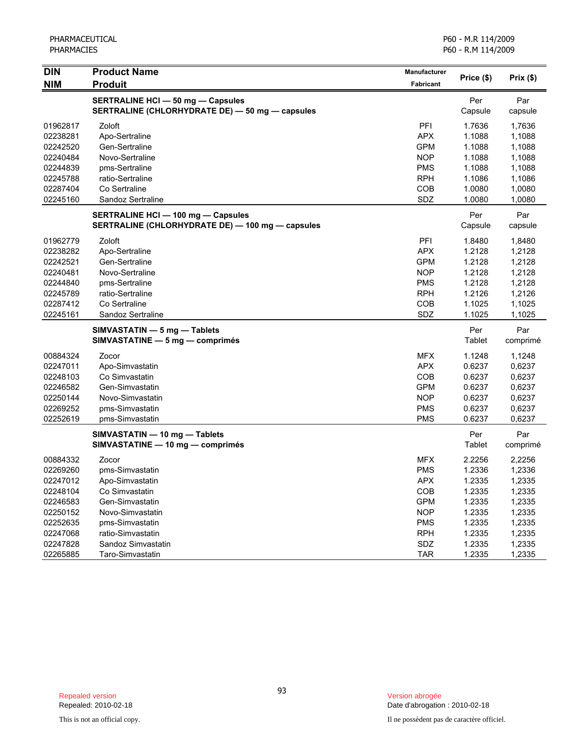| DIN<br>NIM | Product Name<br>Produit | Manufacturer<br>Fabricant | Price ($) | Prix ($) |
|---|---|---|---|---|
| | **SERTRALINE HCl — 50 mg — Capsules**<br>**SERTRALINE (CHLORHYDRATE DE) — 50 mg — capsules** | | Per Capsule | Par capsule |
| 01962817 | Zoloft | PFI | 1.7636 | 1,7636 |
| 02238281 | Apo-Sertraline | APX | 1.1088 | 1,1088 |
| 02242520 | Gen-Sertraline | GPM | 1.1088 | 1,1088 |
| 02240484 | Novo-Sertraline | NOP | 1.1088 | 1,1088 |
| 02244839 | pms-Sertraline | PMS | 1.1088 | 1,1088 |
| 02245788 | ratio-Sertraline | RPH | 1.1086 | 1,1086 |
| 02287404 | Co Sertraline | COB | 1.0080 | 1,0080 |
| 02245160 | Sandoz Sertraline | SDZ | 1.0080 | 1,0080 |
| | **SERTRALINE HCl — 100 mg — Capsules**<br>**SERTRALINE (CHLORHYDRATE DE) — 100 mg — capsules** | | Per Capsule | Par capsule |
| 01962779 | Zoloft | PFI | 1.8480 | 1,8480 |
| 02238282 | Apo-Sertraline | APX | 1.2128 | 1,2128 |
| 02242521 | Gen-Sertraline | GPM | 1.2128 | 1,2128 |
| 02240481 | Novo-Sertraline | NOP | 1.2128 | 1,2128 |
| 02244840 | pms-Sertraline | PMS | 1.2128 | 1,2128 |
| 02245789 | ratio-Sertraline | RPH | 1.2126 | 1,2126 |
| 02287412 | Co Sertraline | COB | 1.1025 | 1,1025 |
| 02245161 | Sandoz Sertraline | SDZ | 1.1025 | 1,1025 |
| | **SIMVASTATIN — 5 mg — Tablets**<br>**SIMVASTATINE — 5 mg — comprimés** | | Per Tablet | Par comprimé |
| 00884324 | Zocor | MFX | 1.1248 | 1,1248 |
| 02247011 | Apo-Simvastatin | APX | 0.6237 | 0,6237 |
| 02248103 | Co Simvastatin | COB | 0.6237 | 0,6237 |
| 02246582 | Gen-Simvastatin | GPM | 0.6237 | 0,6237 |
| 02250144 | Novo-Simvastatin | NOP | 0.6237 | 0,6237 |
| 02269252 | pms-Simvastatin | PMS | 0.6237 | 0,6237 |
| 02252619 | pms-Simvastatin | PMS | 0.6237 | 0,6237 |
| | **SIMVASTATIN — 10 mg — Tablets**<br>**SIMVASTATINE — 10 mg — comprimés** | | Per Tablet | Par comprimé |
| 00884332 | Zocor | MFX | 2.2256 | 2,2256 |
| 02269260 | pms-Simvastatin | PMS | 1.2336 | 1,2336 |
| 02247012 | Apo-Simvastatin | APX | 1.2335 | 1,2335 |
| 02248104 | Co Simvastatin | COB | 1.2335 | 1,2335 |
| 02246583 | Gen-Simvastatin | GPM | 1.2335 | 1,2335 |
| 02250152 | Novo-Simvastatin | NOP | 1.2335 | 1,2335 |
| 02252635 | pms-Simvastatin | PMS | 1.2335 | 1,2335 |
| 02247068 | ratio-Simvastatin | RPH | 1.2335 | 1,2335 |
| 02247828 | Sandoz Simvastatin | SDZ | 1.2335 | 1,2335 |
| 02265885 | Taro-Simvastatin | TAR | 1.2335 | 1,2335 |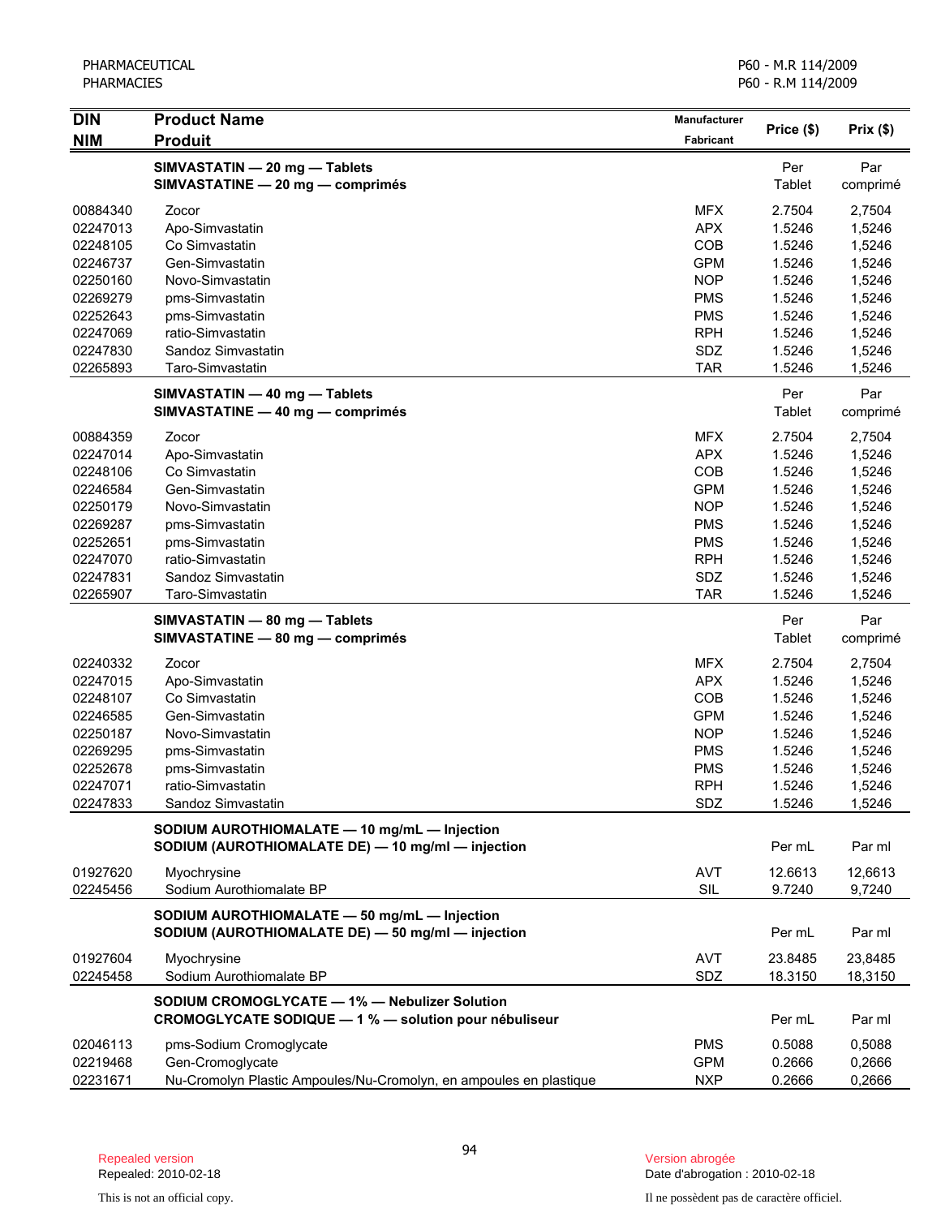| DIN<br>NIM | Product Name<br>Produit | Manufacturer<br>Fabricant | Price ($) | Prix ($) |
|---|---|---|---|---|
| | **SIMVASTATIN — 20 mg — Tablets**<br>**SIMVASTATINE — 20 mg — comprimés** | | Per Tablet | Par comprimé |
| 00884340 | Zocor | MFX | 2.7504 | 2,7504 |
| 02247013 | Apo-Simvastatin | APX | 1.5246 | 1,5246 |
| 02248105 | Co Simvastatin | COB | 1.5246 | 1,5246 |
| 02246737 | Gen-Simvastatin | GPM | 1.5246 | 1,5246 |
| 02250160 | Novo-Simvastatin | NOP | 1.5246 | 1,5246 |
| 02269279 | pms-Simvastatin | PMS | 1.5246 | 1,5246 |
| 02252643 | pms-Simvastatin | PMS | 1.5246 | 1,5246 |
| 02247069 | ratio-Simvastatin | RPH | 1.5246 | 1,5246 |
| 02247830 | Sandoz Simvastatin | SDZ | 1.5246 | 1,5246 |
| 02265893 | Taro-Simvastatin | TAR | 1.5246 | 1,5246 |
| | **SIMVASTATIN — 40 mg — Tablets**<br>**SIMVASTATINE — 40 mg — comprimés** | | Per Tablet | Par comprimé |
| 00884359 | Zocor | MFX | 2.7504 | 2,7504 |
| 02247014 | Apo-Simvastatin | APX | 1.5246 | 1,5246 |
| 02248106 | Co Simvastatin | COB | 1.5246 | 1,5246 |
| 02246584 | Gen-Simvastatin | GPM | 1.5246 | 1,5246 |
| 02250179 | Novo-Simvastatin | NOP | 1.5246 | 1,5246 |
| 02269287 | pms-Simvastatin | PMS | 1.5246 | 1,5246 |
| 02252651 | pms-Simvastatin | PMS | 1.5246 | 1,5246 |
| 02247070 | ratio-Simvastatin | RPH | 1.5246 | 1,5246 |
| 02247831 | Sandoz Simvastatin | SDZ | 1.5246 | 1,5246 |
| 02265907 | Taro-Simvastatin | TAR | 1.5246 | 1,5246 |
| | **SIMVASTATIN — 80 mg — Tablets**<br>**SIMVASTATINE — 80 mg — comprimés** | | Per Tablet | Par comprimé |
| 02240332 | Zocor | MFX | 2.7504 | 2,7504 |
| 02247015 | Apo-Simvastatin | APX | 1.5246 | 1,5246 |
| 02248107 | Co Simvastatin | COB | 1.5246 | 1,5246 |
| 02246585 | Gen-Simvastatin | GPM | 1.5246 | 1,5246 |
| 02250187 | Novo-Simvastatin | NOP | 1.5246 | 1,5246 |
| 02269295 | pms-Simvastatin | PMS | 1.5246 | 1,5246 |
| 02252678 | pms-Simvastatin | PMS | 1.5246 | 1,5246 |
| 02247071 | ratio-Simvastatin | RPH | 1.5246 | 1,5246 |
| 02247833 | Sandoz Simvastatin | SDZ | 1.5246 | 1,5246 |
| | **SODIUM AUROTHIOMALATE — 10 mg/mL — Injection**<br>**SODIUM (AUROTHIOMALATE DE) — 10 mg/ml — injection** | | Per mL | Par ml |
| 01927620 | Myochrysine | AVT | 12.6613 | 12,6613 |
| 02245456 | Sodium Aurothiomalate BP | SIL | 9.7240 | 9,7240 |
| | **SODIUM AUROTHIOMALATE — 50 mg/mL — Injection**<br>**SODIUM (AUROTHIOMALATE DE) — 50 mg/ml — injection** | | Per mL | Par ml |
| 01927604 | Myochrysine | AVT | 23.8485 | 23,8485 |
| 02245458 | Sodium Aurothiomalate BP | SDZ | 18.3150 | 18,3150 |
| | **SODIUM CROMOGLYCATE — 1% — Nebulizer Solution**<br>**CROMOGLYCATE SODIQUE — 1 % — solution pour nébuliseur** | | Per mL | Par ml |
| 02046113 | pms-Sodium Cromoglycate | PMS | 0.5088 | 0,5088 |
| 02219468 | Gen-Cromoglycate | GPM | 0.2666 | 0,2666 |
| 02231671 | Nu-Cromolyn Plastic Ampoules/Nu-Cromolyn, en ampoules en plastique | NXP | 0.2666 | 0,2666 |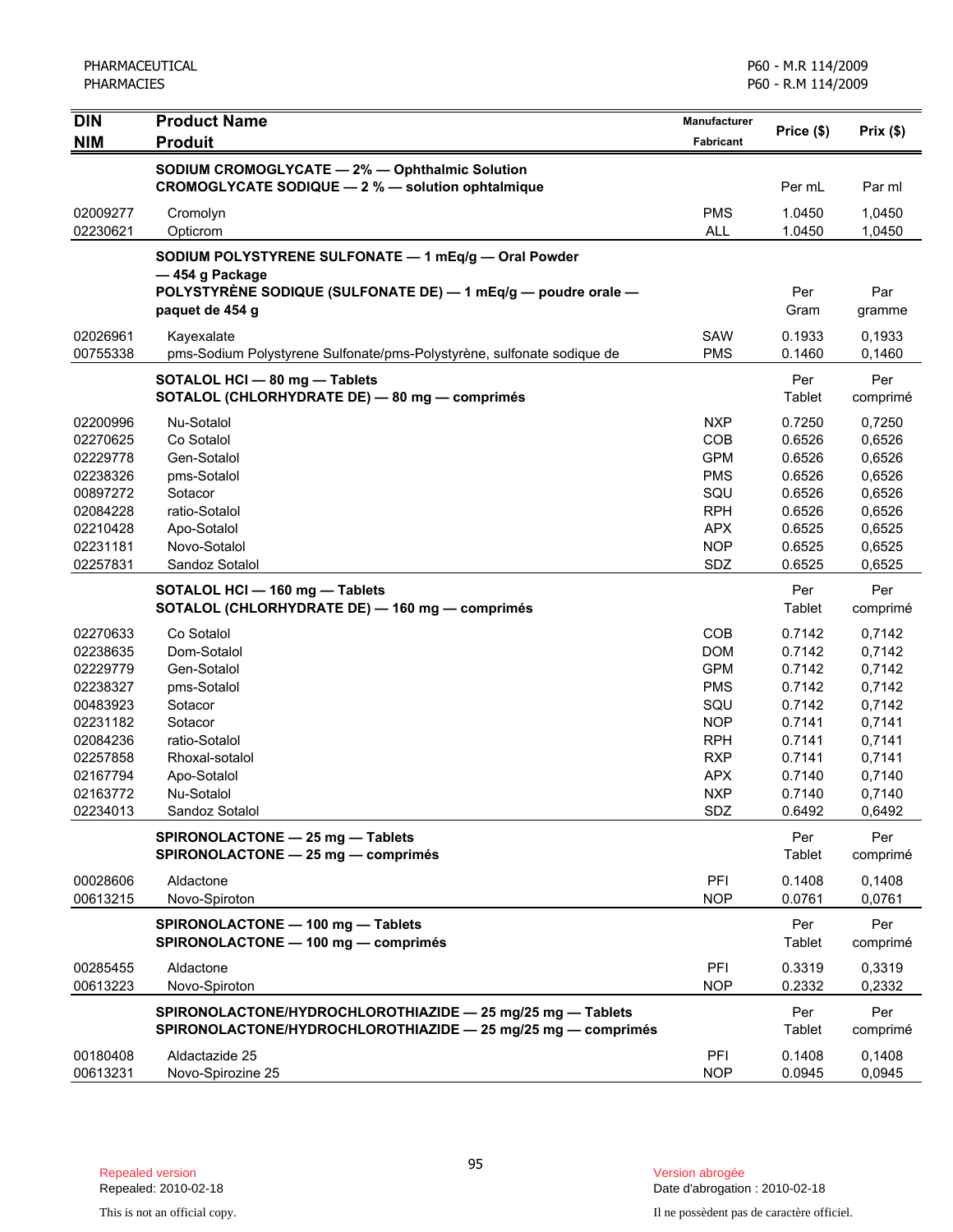| DIN<br>NIM | Product Name<br>Produit | Manufacturer<br>Fabricant | Price ($) | Prix ($) |
|---|---|---|---|---|
| | **SODIUM CROMOGLYCATE — 2% — Ophthalmic Solution**<br>**CROMOGLYCATE SODIQUE — 2 % — solution ophtalmique** | | Per mL | Par ml |
| 02009277 | Cromolyn | PMS | 1.0450 | 1,0450 |
| 02230621 | Opticrom | ALL | 1.0450 | 1,0450 |
| | **SODIUM POLYSTYRENE SULFONATE — 1 mEq/g — Oral Powder — 454 g Package**<br>**POLYSTYRÈNE SODIQUE (SULFONATE DE) — 1 mEq/g — poudre orale — paquet de 454 g** | | Per Gram | Par gramme |
| 02026961 | Kayexalate | SAW | 0.1933 | 0,1933 |
| 00755338 | pms-Sodium Polystyrene Sulfonate/pms-Polystyrène, sulfonate sodique de | PMS | 0.1460 | 0,1460 |
| | **SOTALOL HCl — 80 mg — Tablets**<br>**SOTALOL (CHLORHYDRATE DE) — 80 mg — comprimés** | | Per Tablet | Per comprimé |
| 02200996 | Nu-Sotalol | NXP | 0.7250 | 0,7250 |
| 02270625 | Co Sotalol | COB | 0.6526 | 0,6526 |
| 02229778 | Gen-Sotalol | GPM | 0.6526 | 0,6526 |
| 02238326 | pms-Sotalol | PMS | 0.6526 | 0,6526 |
| 00897272 | Sotacor | SQU | 0.6526 | 0,6526 |
| 02084228 | ratio-Sotalol | RPH | 0.6526 | 0,6526 |
| 02210428 | Apo-Sotalol | APX | 0.6525 | 0,6525 |
| 02231181 | Novo-Sotalol | NOP | 0.6525 | 0,6525 |
| 02257831 | Sandoz Sotalol | SDZ | 0.6525 | 0,6525 |
| | **SOTALOL HCl — 160 mg — Tablets**<br>**SOTALOL (CHLORHYDRATE DE) — 160 mg — comprimés** | | Per Tablet | Per comprimé |
| 02270633 | Co Sotalol | COB | 0.7142 | 0,7142 |
| 02238635 | Dom-Sotalol | DOM | 0.7142 | 0,7142 |
| 02229779 | Gen-Sotalol | GPM | 0.7142 | 0,7142 |
| 02238327 | pms-Sotalol | PMS | 0.7142 | 0,7142 |
| 00483923 | Sotacor | SQU | 0.7142 | 0,7142 |
| 02231182 | Sotacor | NOP | 0.7141 | 0,7141 |
| 02084236 | ratio-Sotalol | RPH | 0.7141 | 0,7141 |
| 02257858 | Rhoxal-sotalol | RXP | 0.7141 | 0,7141 |
| 02167794 | Apo-Sotalol | APX | 0.7140 | 0,7140 |
| 02163772 | Nu-Sotalol | NXP | 0.7140 | 0,7140 |
| 02234013 | Sandoz Sotalol | SDZ | 0.6492 | 0,6492 |
| | **SPIRONOLACTONE — 25 mg — Tablets**<br>**SPIRONOLACTONE — 25 mg — comprimés** | | Per Tablet | Per comprimé |
| 00028606 | Aldactone | PFI | 0.1408 | 0,1408 |
| 00613215 | Novo-Spiroton | NOP | 0.0761 | 0,0761 |
| | **SPIRONOLACTONE — 100 mg — Tablets**<br>**SPIRONOLACTONE — 100 mg — comprimés** | | Per Tablet | Per comprimé |
| 00285455 | Aldactone | PFI | 0.3319 | 0,3319 |
| 00613223 | Novo-Spiroton | NOP | 0.2332 | 0,2332 |
| | **SPIRONOLACTONE/HYDROCHLOROTHIAZIDE — 25 mg/25 mg — Tablets**<br>**SPIRONOLACTONE/HYDROCHLOROTHIAZIDE — 25 mg/25 mg — comprimés** | | Per Tablet | Per comprimé |
| 00180408 | Aldactazide 25 | PFI | 0.1408 | 0,1408 |
| 00613231 | Novo-Spirozine 25 | NOP | 0.0945 | 0,0945 |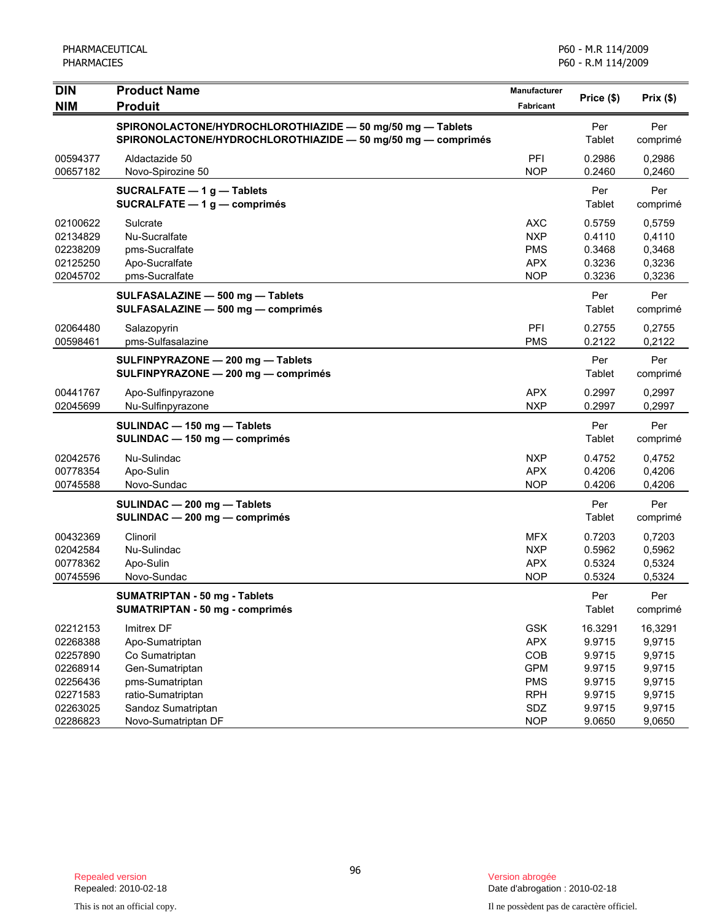| DIN<br>NIM | Product Name<br>Produit | Manufacturer<br>Fabricant | Price ($) | Prix ($) |
|---|---|---|---|---|
| | **SPIRONOLACTONE/HYDROCHLOROTHIAZIDE — 50 mg/50 mg — Tablets**<br>**SPIRONOLACTONE/HYDROCHLOROTHIAZIDE — 50 mg/50 mg — comprimés** | | Per Tablet | Per comprimé |
| 00594377 | Aldactazide 50 | PFI | 0.2986 | 0,2986 |
| 00657182 | Novo-Spirozine 50 | NOP | 0.2460 | 0,2460 |
| | **SUCRALFATE — 1 g — Tablets**<br>**SUCRALFATE — 1 g — comprimés** | | Per Tablet | Per comprimé |
| 02100622 | Sulcrate | AXC | 0.5759 | 0,5759 |
| 02134829 | Nu-Sucralfate | NXP | 0.4110 | 0,4110 |
| 02238209 | pms-Sucralfate | PMS | 0.3468 | 0,3468 |
| 02125250 | Apo-Sucralfate | APX | 0.3236 | 0,3236 |
| 02045702 | pms-Sucralfate | NOP | 0.3236 | 0,3236 |
| | **SULFASALAZINE — 500 mg — Tablets**<br>**SULFASALAZINE — 500 mg — comprimés** | | Per Tablet | Per comprimé |
| 02064480 | Salazopyrin | PFI | 0.2755 | 0,2755 |
| 00598461 | pms-Sulfasalazine | PMS | 0.2122 | 0,2122 |
| | **SULFINPYRAZONE — 200 mg — Tablets**<br>**SULFINPYRAZONE — 200 mg — comprimés** | | Per Tablet | Per comprimé |
| 00441767 | Apo-Sulfinpyrazone | APX | 0.2997 | 0,2997 |
| 02045699 | Nu-Sulfinpyrazone | NXP | 0.2997 | 0,2997 |
| | **SULINDAC — 150 mg — Tablets**<br>**SULINDAC — 150 mg — comprimés** | | Per Tablet | Per comprimé |
| 02042576 | Nu-Sulindac | NXP | 0.4752 | 0,4752 |
| 00778354 | Apo-Sulin | APX | 0.4206 | 0,4206 |
| 00745588 | Novo-Sundac | NOP | 0.4206 | 0,4206 |
| | **SULINDAC — 200 mg — Tablets**<br>**SULINDAC — 200 mg — comprimés** | | Per Tablet | Per comprimé |
| 00432369 | Clinoril | MFX | 0.7203 | 0,7203 |
| 02042584 | Nu-Sulindac | NXP | 0.5962 | 0,5962 |
| 00778362 | Apo-Sulin | APX | 0.5324 | 0,5324 |
| 00745596 | Novo-Sundac | NOP | 0.5324 | 0,5324 |
| | **SUMATRIPTAN - 50 mg - Tablets**<br>**SUMATRIPTAN - 50 mg - comprimés** | | Per Tablet | Per comprimé |
| 02212153 | Imitrex DF | GSK | 16.3291 | 16,3291 |
| 02268388 | Apo-Sumatriptan | APX | 9.9715 | 9,9715 |
| 02257890 | Co Sumatriptan | COB | 9.9715 | 9,9715 |
| 02268914 | Gen-Sumatriptan | GPM | 9.9715 | 9,9715 |
| 02256436 | pms-Sumatriptan | PMS | 9.9715 | 9,9715 |
| 02271583 | ratio-Sumatriptan | RPH | 9.9715 | 9,9715 |
| 02263025 | Sandoz Sumatriptan | SDZ | 9.9715 | 9,9715 |
| 02286823 | Novo-Sumatriptan DF | NOP | 9.0650 | 9,0650 |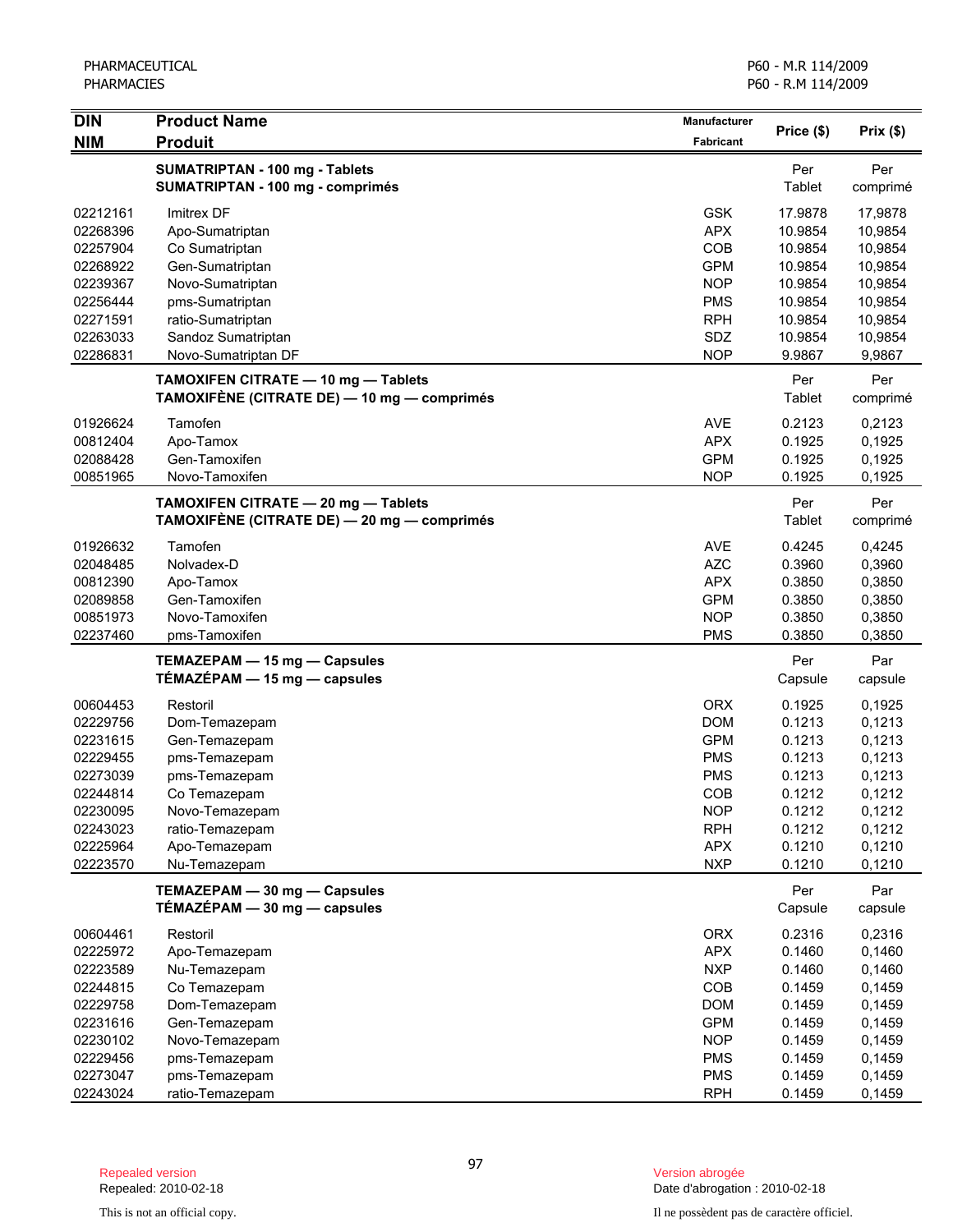| DIN<br>NIM | Product Name<br>Produit | Manufacturer<br>Fabricant | Price ($) | Prix ($) |
|---|---|---|---|---|
| | **SUMATRIPTAN - 100 mg - Tablets**<br>**SUMATRIPTAN - 100 mg - comprimés** | | Per Tablet | Per comprimé |
| 02212161 | Imitrex DF | GSK | 17.9878 | 17,9878 |
| 02268396 | Apo-Sumatriptan | APX | 10.9854 | 10,9854 |
| 02257904 | Co Sumatriptan | COB | 10.9854 | 10,9854 |
| 02268922 | Gen-Sumatriptan | GPM | 10.9854 | 10,9854 |
| 02239367 | Novo-Sumatriptan | NOP | 10.9854 | 10,9854 |
| 02256444 | pms-Sumatriptan | PMS | 10.9854 | 10,9854 |
| 02271591 | ratio-Sumatriptan | RPH | 10.9854 | 10,9854 |
| 02263033 | Sandoz Sumatriptan | SDZ | 10.9854 | 10,9854 |
| 02286831 | Novo-Sumatriptan DF | NOP | 9.9867 | 9,9867 |
| | **TAMOXIFEN CITRATE — 10 mg — Tablets**<br>**TAMOXIFÈNE (CITRATE DE) — 10 mg — comprimés** | | Per Tablet | Per comprimé |
| 01926624 | Tamofen | AVE | 0.2123 | 0,2123 |
| 00812404 | Apo-Tamox | APX | 0.1925 | 0,1925 |
| 02088428 | Gen-Tamoxifen | GPM | 0.1925 | 0,1925 |
| 00851965 | Novo-Tamoxifen | NOP | 0.1925 | 0,1925 |
| | **TAMOXIFEN CITRATE — 20 mg — Tablets**<br>**TAMOXIFÈNE (CITRATE DE) — 20 mg — comprimés** | | Per Tablet | Per comprimé |
| 01926632 | Tamofen | AVE | 0.4245 | 0,4245 |
| 02048485 | Nolvadex-D | AZC | 0.3960 | 0,3960 |
| 00812390 | Apo-Tamox | APX | 0.3850 | 0,3850 |
| 02089858 | Gen-Tamoxifen | GPM | 0.3850 | 0,3850 |
| 00851973 | Novo-Tamoxifen | NOP | 0.3850 | 0,3850 |
| 02237460 | pms-Tamoxifen | PMS | 0.3850 | 0,3850 |
| | **TEMAZEPAM — 15 mg — Capsules**<br>**TÉMAZÉPAM — 15 mg — capsules** | | Per Capsule | Par capsule |
| 00604453 | Restoril | ORX | 0.1925 | 0,1925 |
| 02229756 | Dom-Temazepam | DOM | 0.1213 | 0,1213 |
| 02231615 | Gen-Temazepam | GPM | 0.1213 | 0,1213 |
| 02229455 | pms-Temazepam | PMS | 0.1213 | 0,1213 |
| 02273039 | pms-Temazepam | PMS | 0.1213 | 0,1213 |
| 02244814 | Co Temazepam | COB | 0.1212 | 0,1212 |
| 02230095 | Novo-Temazepam | NOP | 0.1212 | 0,1212 |
| 02243023 | ratio-Temazepam | RPH | 0.1212 | 0,1212 |
| 02225964 | Apo-Temazepam | APX | 0.1210 | 0,1210 |
| 02223570 | Nu-Temazepam | NXP | 0.1210 | 0,1210 |
| | **TEMAZEPAM — 30 mg — Capsules**<br>**TÉMAZÉPAM — 30 mg — capsules** | | Per Capsule | Par capsule |
| 00604461 | Restoril | ORX | 0.2316 | 0,2316 |
| 02225972 | Apo-Temazepam | APX | 0.1460 | 0,1460 |
| 02223589 | Nu-Temazepam | NXP | 0.1460 | 0,1460 |
| 02244815 | Co Temazepam | COB | 0.1459 | 0,1459 |
| 02229758 | Dom-Temazepam | DOM | 0.1459 | 0,1459 |
| 02231616 | Gen-Temazepam | GPM | 0.1459 | 0,1459 |
| 02230102 | Novo-Temazepam | NOP | 0.1459 | 0,1459 |
| 02229456 | pms-Temazepam | PMS | 0.1459 | 0,1459 |
| 02273047 | pms-Temazepam | PMS | 0.1459 | 0,1459 |
| 02243024 | ratio-Temazepam | RPH | 0.1459 | 0,1459 |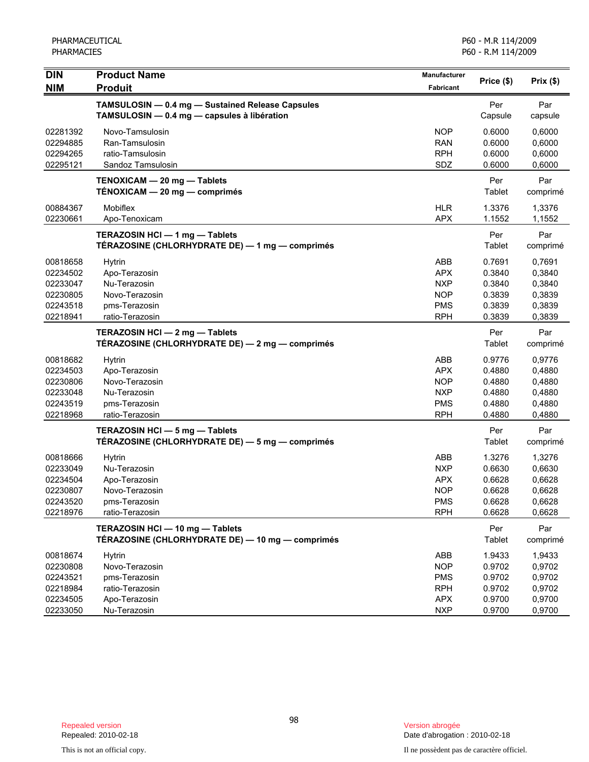| DIN<br>NIM | Product Name<br>Produit | Manufacturer<br>Fabricant | Price ($) | Prix ($) |
|---|---|---|---|---|
| | **TAMSULOSIN — 0.4 mg — Sustained Release Capsules**<br>**TAMSULOSIN — 0.4 mg — capsules à libération** | | Per Capsule | Par capsule |
| 02281392 | Novo-Tamsulosin | NOP | 0.6000 | 0,6000 |
| 02294885 | Ran-Tamsulosin | RAN | 0.6000 | 0,6000 |
| 02294265 | ratio-Tamsulosin | RPH | 0.6000 | 0,6000 |
| 02295121 | Sandoz Tamsulosin | SDZ | 0.6000 | 0,6000 |
| | **TENOXICAM — 20 mg — Tablets**<br>**TÉNOXICAM — 20 mg — comprimés** | | Per Tablet | Par comprimé |
| 00884367 | Mobiflex | HLR | 1.3376 | 1,3376 |
| 02230661 | Apo-Tenoxicam | APX | 1.1552 | 1,1552 |
| | **TERAZOSIN HCl — 1 mg — Tablets**<br>**TÉRAZOSINE (CHLORHYDRATE DE) — 1 mg — comprimés** | | Per Tablet | Par comprimé |
| 00818658 | Hytrin | ABB | 0.7691 | 0,7691 |
| 02234502 | Apo-Terazosin | APX | 0.3840 | 0,3840 |
| 02233047 | Nu-Terazosin | NXP | 0.3840 | 0,3840 |
| 02230805 | Novo-Terazosin | NOP | 0.3839 | 0,3839 |
| 02243518 | pms-Terazosin | PMS | 0.3839 | 0,3839 |
| 02218941 | ratio-Terazosin | RPH | 0.3839 | 0,3839 |
| | **TERAZOSIN HCl — 2 mg — Tablets**<br>**TÉRAZOSINE (CHLORHYDRATE DE) — 2 mg — comprimés** | | Per Tablet | Par comprimé |
| 00818682 | Hytrin | ABB | 0.9776 | 0,9776 |
| 02234503 | Apo-Terazosin | APX | 0.4880 | 0,4880 |
| 02230806 | Novo-Terazosin | NOP | 0.4880 | 0,4880 |
| 02233048 | Nu-Terazosin | NXP | 0.4880 | 0,4880 |
| 02243519 | pms-Terazosin | PMS | 0.4880 | 0,4880 |
| 02218968 | ratio-Terazosin | RPH | 0.4880 | 0,4880 |
| | **TERAZOSIN HCl — 5 mg — Tablets**<br>**TÉRAZOSINE (CHLORHYDRATE DE) — 5 mg — comprimés** | | Per Tablet | Par comprimé |
| 00818666 | Hytrin | ABB | 1.3276 | 1,3276 |
| 02233049 | Nu-Terazosin | NXP | 0.6630 | 0,6630 |
| 02234504 | Apo-Terazosin | APX | 0.6628 | 0,6628 |
| 02230807 | Novo-Terazosin | NOP | 0.6628 | 0,6628 |
| 02243520 | pms-Terazosin | PMS | 0.6628 | 0,6628 |
| 02218976 | ratio-Terazosin | RPH | 0.6628 | 0,6628 |
| | **TERAZOSIN HCl — 10 mg — Tablets**<br>**TÉRAZOSINE (CHLORHYDRATE DE) — 10 mg — comprimés** | | Per Tablet | Par comprimé |
| 00818674 | Hytrin | ABB | 1.9433 | 1,9433 |
| 02230808 | Novo-Terazosin | NOP | 0.9702 | 0,9702 |
| 02243521 | pms-Terazosin | PMS | 0.9702 | 0,9702 |
| 02218984 | ratio-Terazosin | RPH | 0.9702 | 0,9702 |
| 02234505 | Apo-Terazosin | APX | 0.9700 | 0,9700 |
| 02233050 | Nu-Terazosin | NXP | 0.9700 | 0,9700 |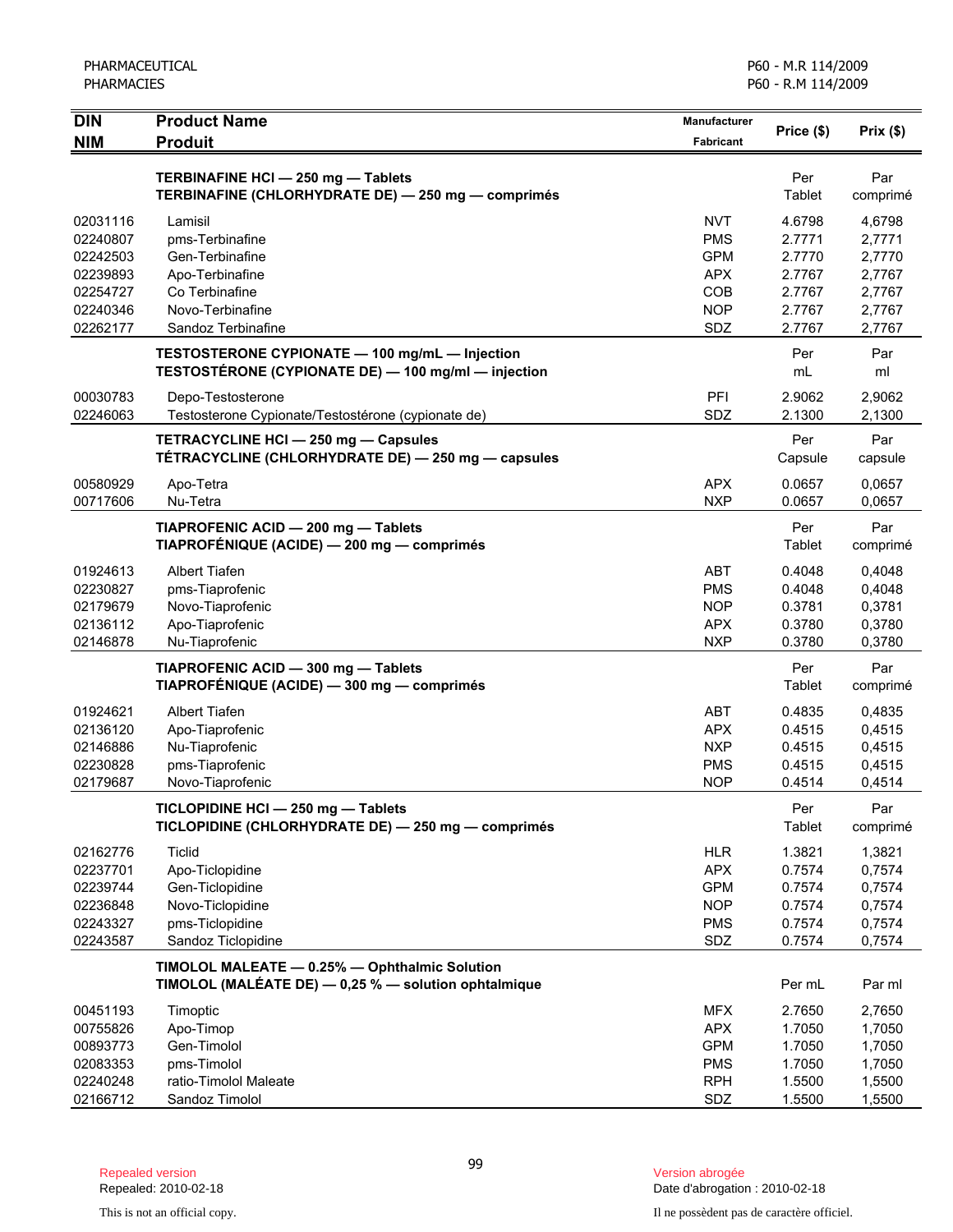| DIN<br>NIM | Product Name<br>Produit | Manufacturer<br>Fabricant | Price ($) | Prix ($) |
|---|---|---|---|---|
| | **TERBINAFINE HCl — 250 mg — Tablets**<br>**TERBINAFINE (CHLORHYDRATE DE) — 250 mg — comprimés** | | Per Tablet | Par comprimé |
| 02031116 | Lamisil | NVT | 4.6798 | 4,6798 |
| 02240807 | pms-Terbinafine | PMS | 2.7771 | 2,7771 |
| 02242503 | Gen-Terbinafine | GPM | 2.7770 | 2,7770 |
| 02239893 | Apo-Terbinafine | APX | 2.7767 | 2,7767 |
| 02254727 | Co Terbinafine | COB | 2.7767 | 2,7767 |
| 02240346 | Novo-Terbinafine | NOP | 2.7767 | 2,7767 |
| 02262177 | Sandoz Terbinafine | SDZ | 2.7767 | 2,7767 |
| | **TESTOSTERONE CYPIONATE — 100 mg/mL — Injection**<br>**TESTOSTÉRONE (CYPIONATE DE) — 100 mg/ml — injection** | | Per mL | Par ml |
| 00030783 | Depo-Testosterone | PFI | 2.9062 | 2,9062 |
| 02246063 | Testosterone Cypionate/Testostérone (cypionate de) | SDZ | 2.1300 | 2,1300 |
| | **TETRACYCLINE HCl — 250 mg — Capsules**<br>**TÉTRACYCLINE (CHLORHYDRATE DE) — 250 mg — capsules** | | Per Capsule | Par capsule |
| 00580929 | Apo-Tetra | APX | 0.0657 | 0,0657 |
| 00717606 | Nu-Tetra | NXP | 0.0657 | 0,0657 |
| | **TIAPROFENIC ACID — 200 mg — Tablets**<br>**TIAPROFÉNIQUE (ACIDE) — 200 mg — comprimés** | | Per Tablet | Par comprimé |
| 01924613 | Albert Tiafen | ABT | 0.4048 | 0,4048 |
| 02230827 | pms-Tiaprofenic | PMS | 0.4048 | 0,4048 |
| 02179679 | Novo-Tiaprofenic | NOP | 0.3781 | 0,3781 |
| 02136112 | Apo-Tiaprofenic | APX | 0.3780 | 0,3780 |
| 02146878 | Nu-Tiaprofenic | NXP | 0.3780 | 0,3780 |
| | **TIAPROFENIC ACID — 300 mg — Tablets**<br>**TIAPROFÉNIQUE (ACIDE) — 300 mg — comprimés** | | Per Tablet | Par comprimé |
| 01924621 | Albert Tiafen | ABT | 0.4835 | 0,4835 |
| 02136120 | Apo-Tiaprofenic | APX | 0.4515 | 0,4515 |
| 02146886 | Nu-Tiaprofenic | NXP | 0.4515 | 0,4515 |
| 02230828 | pms-Tiaprofenic | PMS | 0.4515 | 0,4515 |
| 02179687 | Novo-Tiaprofenic | NOP | 0.4514 | 0,4514 |
| | **TICLOPIDINE HCl — 250 mg — Tablets**<br>**TICLOPIDINE (CHLORHYDRATE DE) — 250 mg — comprimés** | | Per Tablet | Par comprimé |
| 02162776 | Ticlid | HLR | 1.3821 | 1,3821 |
| 02237701 | Apo-Ticlopidine | APX | 0.7574 | 0,7574 |
| 02239744 | Gen-Ticlopidine | GPM | 0.7574 | 0,7574 |
| 02236848 | Novo-Ticlopidine | NOP | 0.7574 | 0,7574 |
| 02243327 | pms-Ticlopidine | PMS | 0.7574 | 0,7574 |
| 02243587 | Sandoz Ticlopidine | SDZ | 0.7574 | 0,7574 |
| | **TIMOLOL MALEATE — 0.25% — Ophthalmic Solution**<br>**TIMOLOL (MALÉATE DE) — 0,25 % — solution ophtalmique** | | Per mL | Par ml |
| 00451193 | Timoptic | MFX | 2.7650 | 2,7650 |
| 00755826 | Apo-Timop | APX | 1.7050 | 1,7050 |
| 00893773 | Gen-Timolol | GPM | 1.7050 | 1,7050 |
| 02083353 | pms-Timolol | PMS | 1.7050 | 1,7050 |
| 02240248 | ratio-Timolol Maleate | RPH | 1.5500 | 1,5500 |
| 02166712 | Sandoz Timolol | SDZ | 1.5500 | 1,5500 |

Repealed version
Repealed: 2010-02-18

Version abrogée
Date d'abrogation : 2010-02-18

This is not an official copy.

Il ne possèdent pas de caractère officiel.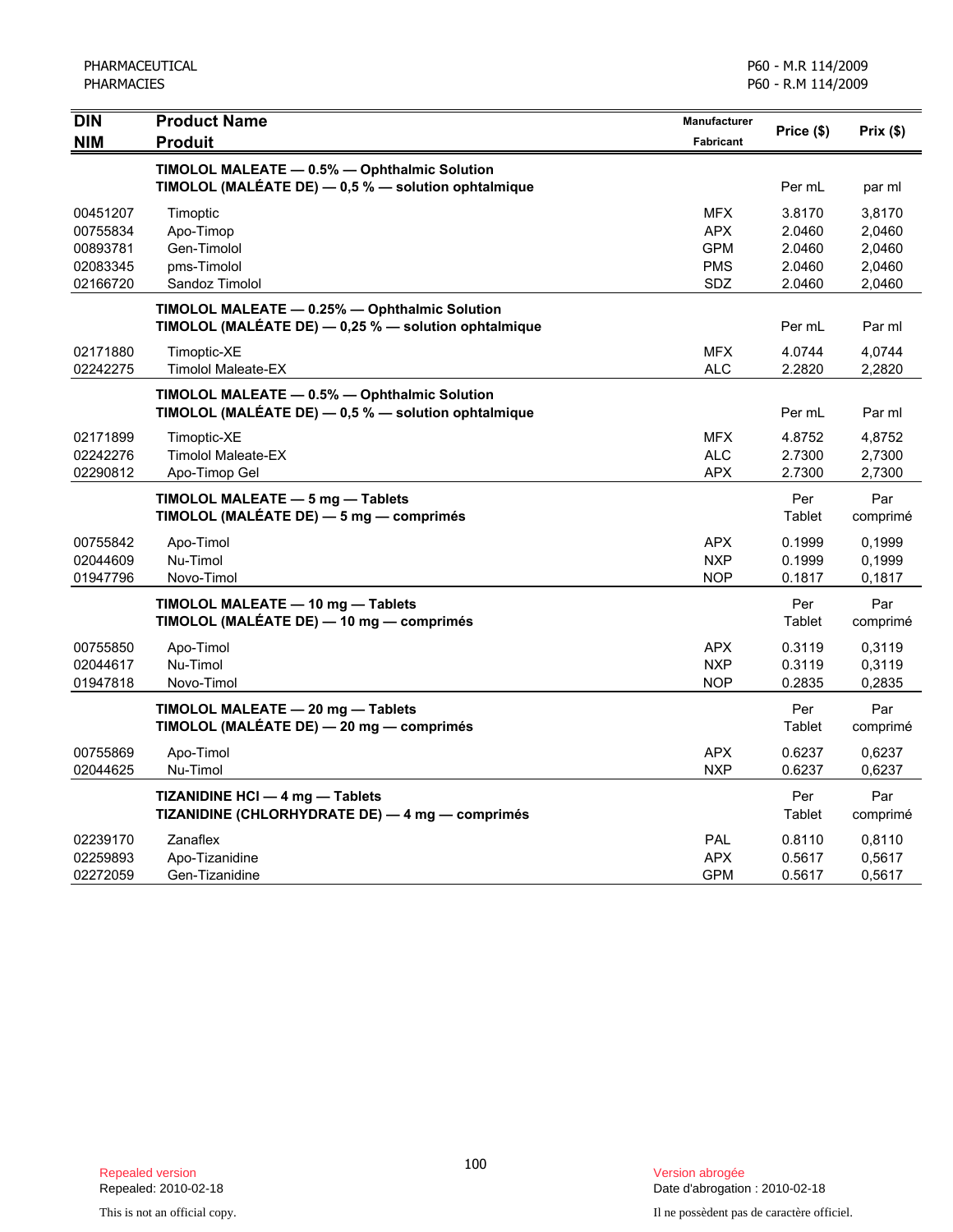| DIN<br>NIM | Product Name<br>Produit | Manufacturer<br>Fabricant | Price ($) | Prix ($) |
|---|---|---|---|---|
| | **TIMOLOL MALEATE — 0.5% — Ophthalmic Solution**<br>**TIMOLOL (MALÉATE DE) — 0,5 % — solution ophtalmique** | | Per mL | par ml |
| 00451207 | Timoptic | MFX | 3.8170 | 3,8170 |
| 00755834 | Apo-Timop | APX | 2.0460 | 2,0460 |
| 00893781 | Gen-Timolol | GPM | 2.0460 | 2,0460 |
| 02083345 | pms-Timolol | PMS | 2.0460 | 2,0460 |
| 02166720 | Sandoz Timolol | SDZ | 2.0460 | 2,0460 |
| | **TIMOLOL MALEATE — 0.25% — Ophthalmic Solution**<br>**TIMOLOL (MALÉATE DE) — 0,25 % — solution ophtalmique** | | Per mL | Par ml |
| 02171880 | Timoptic-XE | MFX | 4.0744 | 4,0744 |
| 02242275 | Timolol Maleate-EX | ALC | 2.2820 | 2,2820 |
| | **TIMOLOL MALEATE — 0.5% — Ophthalmic Solution**<br>**TIMOLOL (MALÉATE DE) — 0,5 % — solution ophtalmique** | | Per mL | Par ml |
| 02171899 | Timoptic-XE | MFX | 4.8752 | 4,8752 |
| 02242276 | Timolol Maleate-EX | ALC | 2.7300 | 2,7300 |
| 02290812 | Apo-Timop Gel | APX | 2.7300 | 2,7300 |
| | **TIMOLOL MALEATE — 5 mg — Tablets**<br>**TIMOLOL (MALÉATE DE) — 5 mg — comprimés** | | Per Tablet | Par comprimé |
| 00755842 | Apo-Timol | APX | 0.1999 | 0,1999 |
| 02044609 | Nu-Timol | NXP | 0.1999 | 0,1999 |
| 01947796 | Novo-Timol | NOP | 0.1817 | 0,1817 |
| | **TIMOLOL MALEATE — 10 mg — Tablets**<br>**TIMOLOL (MALÉATE DE) — 10 mg — comprimés** | | Per Tablet | Par comprimé |
| 00755850 | Apo-Timol | APX | 0.3119 | 0,3119 |
| 02044617 | Nu-Timol | NXP | 0.3119 | 0,3119 |
| 01947818 | Novo-Timol | NOP | 0.2835 | 0,2835 |
| | **TIMOLOL MALEATE — 20 mg — Tablets**<br>**TIMOLOL (MALÉATE DE) — 20 mg — comprimés** | | Per Tablet | Par comprimé |
| 00755869 | Apo-Timol | APX | 0.6237 | 0,6237 |
| 02044625 | Nu-Timol | NXP | 0.6237 | 0,6237 |
| | **TIZANIDINE HCl — 4 mg — Tablets**<br>**TIZANIDINE (CHLORHYDRATE DE) — 4 mg — comprimés** | | Per Tablet | Par comprimé |
| 02239170 | Zanaflex | PAL | 0.8110 | 0,8110 |
| 02259893 | Apo-Tizanidine | APX | 0.5617 | 0,5617 |
| 02272059 | Gen-Tizanidine | GPM | 0.5617 | 0,5617 |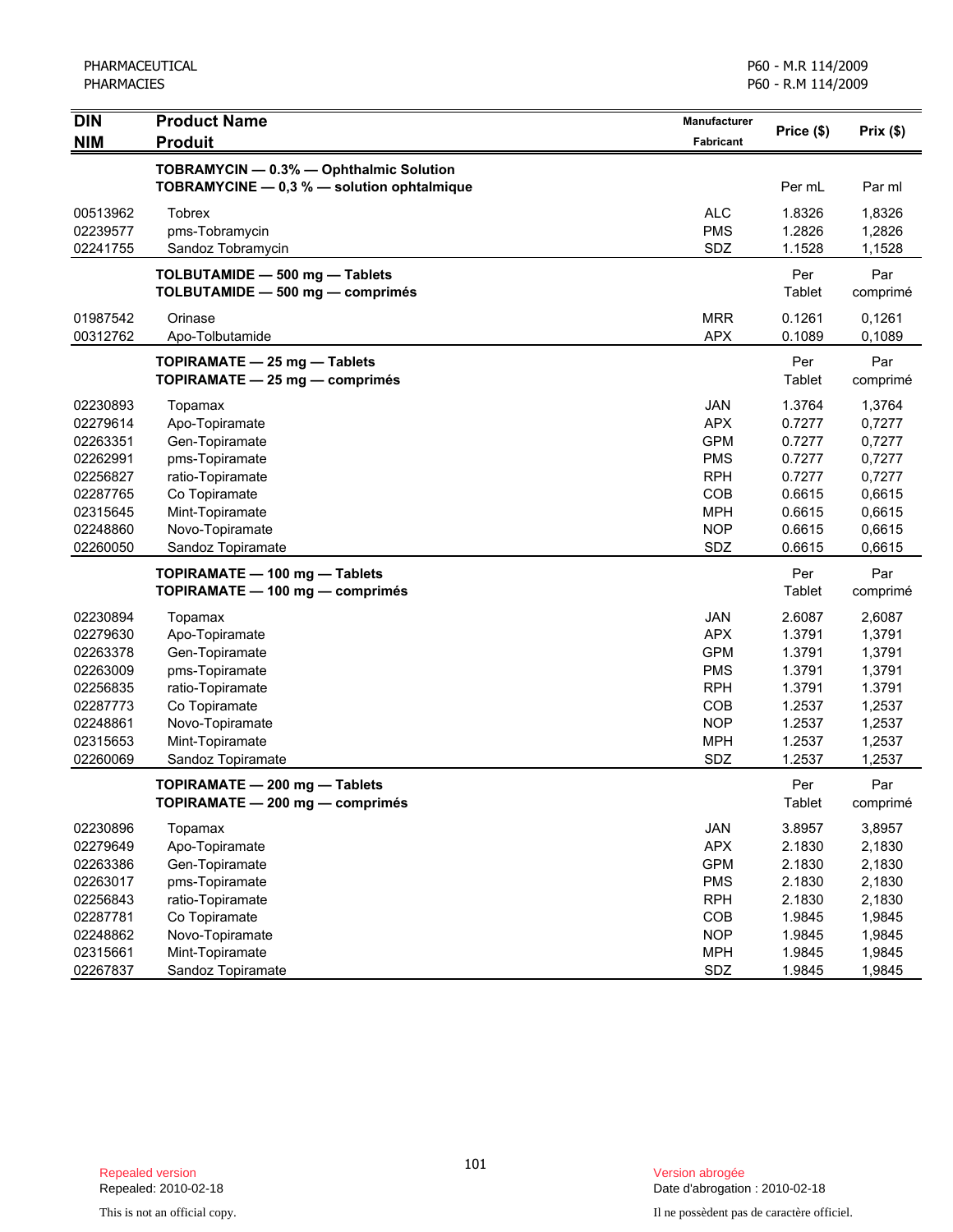| DIN<br>NIM | Product Name<br>Produit | Manufacturer<br>Fabricant | Price ($) | Prix ($) |
|---|---|---|---|---|
| | **TOBRAMYCIN — 0.3% — Ophthalmic Solution**<br>**TOBRAMYCINE — 0,3 % — solution ophtalmique** | | Per mL | Par ml |
| 00513962 | Tobrex | ALC | 1.8326 | 1,8326 |
| 02239577 | pms-Tobramycin | PMS | 1.2826 | 1,2826 |
| 02241755 | Sandoz Tobramycin | SDZ | 1.1528 | 1,1528 |
| | **TOLBUTAMIDE — 500 mg — Tablets**<br>**TOLBUTAMIDE — 500 mg — comprimés** | | Per Tablet | Par comprimé |
| 01987542 | Orinase | MRR | 0.1261 | 0,1261 |
| 00312762 | Apo-Tolbutamide | APX | 0.1089 | 0,1089 |
| | **TOPIRAMATE — 25 mg — Tablets**<br>**TOPIRAMATE — 25 mg — comprimés** | | Per Tablet | Par comprimé |
| 02230893 | Topamax | JAN | 1.3764 | 1,3764 |
| 02279614 | Apo-Topiramate | APX | 0.7277 | 0,7277 |
| 02263351 | Gen-Topiramate | GPM | 0.7277 | 0,7277 |
| 02262991 | pms-Topiramate | PMS | 0.7277 | 0,7277 |
| 02256827 | ratio-Topiramate | RPH | 0.7277 | 0,7277 |
| 02287765 | Co Topiramate | COB | 0.6615 | 0,6615 |
| 02315645 | Mint-Topiramate | MPH | 0.6615 | 0,6615 |
| 02248860 | Novo-Topiramate | NOP | 0.6615 | 0,6615 |
| 02260050 | Sandoz Topiramate | SDZ | 0.6615 | 0,6615 |
| | **TOPIRAMATE — 100 mg — Tablets**<br>**TOPIRAMATE — 100 mg — comprimés** | | Per Tablet | Par comprimé |
| 02230894 | Topamax | JAN | 2.6087 | 2,6087 |
| 02279630 | Apo-Topiramate | APX | 1.3791 | 1,3791 |
| 02263378 | Gen-Topiramate | GPM | 1.3791 | 1,3791 |
| 02263009 | pms-Topiramate | PMS | 1.3791 | 1,3791 |
| 02256835 | ratio-Topiramate | RPH | 1.3791 | 1.3791 |
| 02287773 | Co Topiramate | COB | 1.2537 | 1,2537 |
| 02248861 | Novo-Topiramate | NOP | 1.2537 | 1,2537 |
| 02315653 | Mint-Topiramate | MPH | 1.2537 | 1,2537 |
| 02260069 | Sandoz Topiramate | SDZ | 1.2537 | 1,2537 |
| | **TOPIRAMATE — 200 mg — Tablets**<br>**TOPIRAMATE — 200 mg — comprimés** | | Per Tablet | Par comprimé |
| 02230896 | Topamax | JAN | 3.8957 | 3,8957 |
| 02279649 | Apo-Topiramate | APX | 2.1830 | 2,1830 |
| 02263386 | Gen-Topiramate | GPM | 2.1830 | 2,1830 |
| 02263017 | pms-Topiramate | PMS | 2.1830 | 2,1830 |
| 02256843 | ratio-Topiramate | RPH | 2.1830 | 2,1830 |
| 02287781 | Co Topiramate | COB | 1.9845 | 1,9845 |
| 02248862 | Novo-Topiramate | NOP | 1.9845 | 1,9845 |
| 02315661 | Mint-Topiramate | MPH | 1.9845 | 1,9845 |
| 02267837 | Sandoz Topiramate | SDZ | 1.9845 | 1,9845 |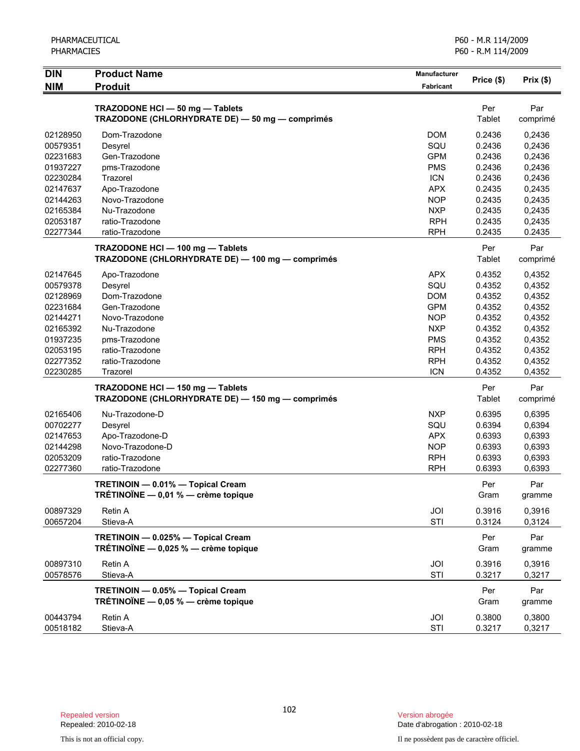| DIN<br>NIM | Product Name<br>Produit | Manufacturer<br>Fabricant | Price ($) | Prix ($) |
|---|---|---|---|---|
| | **TRAZODONE HCl — 50 mg — Tablets**<br>**TRAZODONE (CHLORHYDRATE DE) — 50 mg — comprimés** | | Per Tablet | Par comprimé |
| 02128950 | Dom-Trazodone | DOM | 0.2436 | 0,2436 |
| 00579351 | Desyrel | SQU | 0.2436 | 0,2436 |
| 02231683 | Gen-Trazodone | GPM | 0.2436 | 0,2436 |
| 01937227 | pms-Trazodone | PMS | 0.2436 | 0,2436 |
| 02230284 | Trazorel | ICN | 0.2436 | 0,2436 |
| 02147637 | Apo-Trazodone | APX | 0.2435 | 0,2435 |
| 02144263 | Novo-Trazodone | NOP | 0.2435 | 0,2435 |
| 02165384 | Nu-Trazodone | NXP | 0.2435 | 0,2435 |
| 02053187 | ratio-Trazodone | RPH | 0.2435 | 0,2435 |
| 02277344 | ratio-Trazodone | RPH | 0.2435 | 0.2435 |
| | **TRAZODONE HCl — 100 mg — Tablets**<br>**TRAZODONE (CHLORHYDRATE DE) — 100 mg — comprimés** | | Per Tablet | Par comprimé |
| 02147645 | Apo-Trazodone | APX | 0.4352 | 0,4352 |
| 00579378 | Desyrel | SQU | 0.4352 | 0,4352 |
| 02128969 | Dom-Trazodone | DOM | 0.4352 | 0,4352 |
| 02231684 | Gen-Trazodone | GPM | 0.4352 | 0,4352 |
| 02144271 | Novo-Trazodone | NOP | 0.4352 | 0,4352 |
| 02165392 | Nu-Trazodone | NXP | 0.4352 | 0,4352 |
| 01937235 | pms-Trazodone | PMS | 0.4352 | 0,4352 |
| 02053195 | ratio-Trazodone | RPH | 0.4352 | 0,4352 |
| 02277352 | ratio-Trazodone | RPH | 0.4352 | 0,4352 |
| 02230285 | Trazorel | ICN | 0.4352 | 0,4352 |
| | **TRAZODONE HCl — 150 mg — Tablets**<br>**TRAZODONE (CHLORHYDRATE DE) — 150 mg — comprimés** | | Per Tablet | Par comprimé |
| 02165406 | Nu-Trazodone-D | NXP | 0.6395 | 0,6395 |
| 00702277 | Desyrel | SQU | 0.6394 | 0,6394 |
| 02147653 | Apo-Trazodone-D | APX | 0.6393 | 0,6393 |
| 02144298 | Novo-Trazodone-D | NOP | 0.6393 | 0,6393 |
| 02053209 | ratio-Trazodone | RPH | 0.6393 | 0,6393 |
| 02277360 | ratio-Trazodone | RPH | 0.6393 | 0,6393 |
| | **TRETINOIN — 0.01% — Topical Cream**<br>**TRÉTINOÏNE — 0,01 % — crème topique** | | Per Gram | Par gramme |
| 00897329 | Retin A | JOI | 0.3916 | 0,3916 |
| 00657204 | Stieva-A | STI | 0.3124 | 0,3124 |
| | **TRETINOIN — 0.025% — Topical Cream**<br>**TRÉTINOÏNE — 0,025 % — crème topique** | | Per Gram | Par gramme |
| 00897310 | Retin A | JOI | 0.3916 | 0,3916 |
| 00578576 | Stieva-A | STI | 0.3217 | 0,3217 |
| | **TRETINOIN — 0.05% — Topical Cream**<br>**TRÉTINOÏNE — 0,05 % — crème topique** | | Per Gram | Par gramme |
| 00443794 | Retin A | JOI | 0.3800 | 0,3800 |
| 00518182 | Stieva-A | STI | 0.3217 | 0,3217 |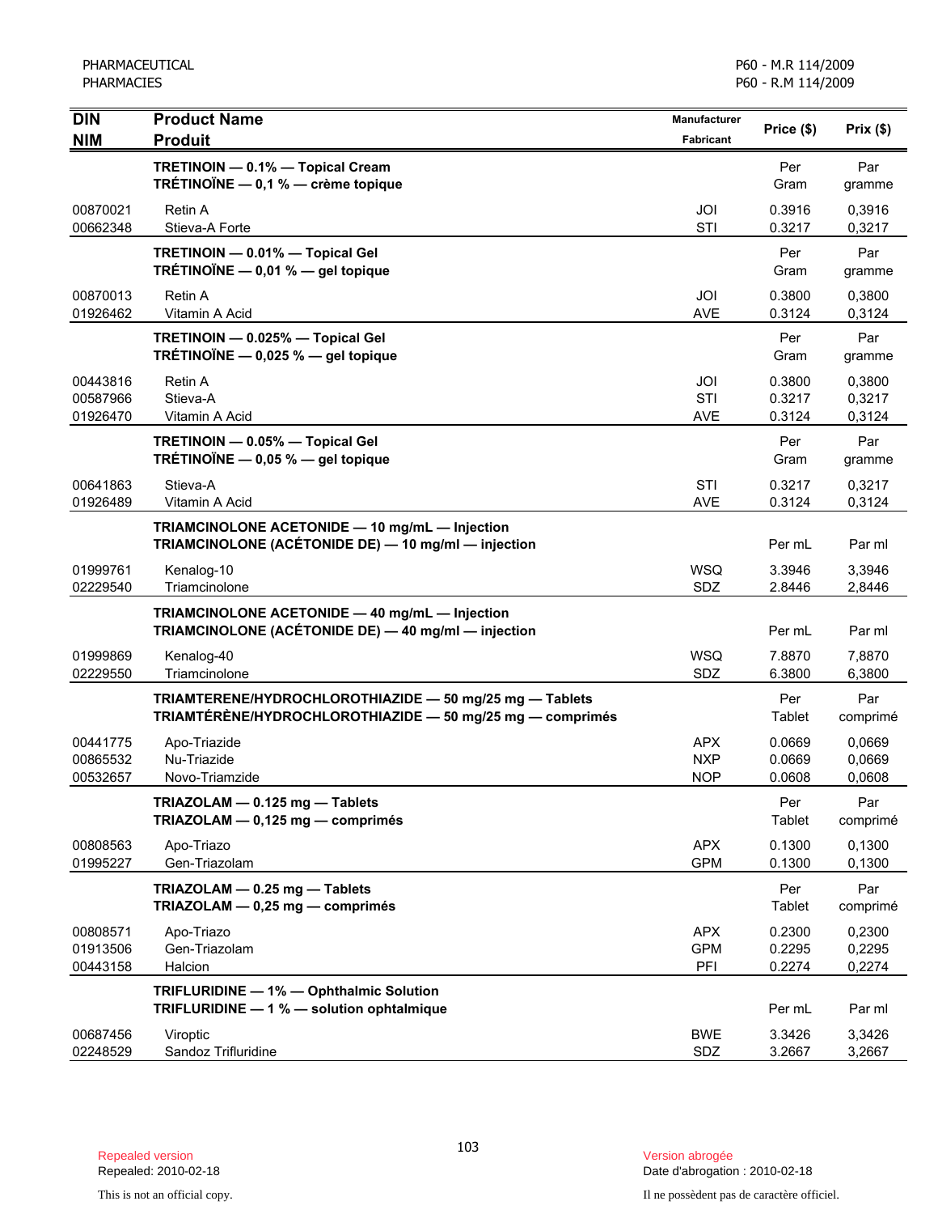| DIN<br>NIM | Product Name<br>Produit | Manufacturer<br>Fabricant | Price ($) | Prix ($) |
|---|---|---|---|---|
| | **TRETINOIN — 0.1% — Topical Cream**<br>**TRÉTINOÏNE — 0,1 % — crème topique** | | Per Gram | Par gramme |
| 00870021 | Retin A | JOI | 0.3916 | 0,3916 |
| 00662348 | Stieva-A Forte | STI | 0.3217 | 0,3217 |
| | **TRETINOIN — 0.01% — Topical Gel**<br>**TRÉTINOÏNE — 0,01 % — gel topique** | | Per Gram | Par gramme |
| 00870013 | Retin A | JOI | 0.3800 | 0,3800 |
| 01926462 | Vitamin A Acid | AVE | 0.3124 | 0,3124 |
| | **TRETINOIN — 0.025% — Topical Gel**<br>**TRÉTINOÏNE — 0,025 % — gel topique** | | Per Gram | Par gramme |
| 00443816 | Retin A | JOI | 0.3800 | 0,3800 |
| 00587966 | Stieva-A | STI | 0.3217 | 0,3217 |
| 01926470 | Vitamin A Acid | AVE | 0.3124 | 0,3124 |
| | **TRETINOIN — 0.05% — Topical Gel**<br>**TRÉTINOÏNE — 0,05 % — gel topique** | | Per Gram | Par gramme |
| 00641863 | Stieva-A | STI | 0.3217 | 0,3217 |
| 01926489 | Vitamin A Acid | AVE | 0.3124 | 0,3124 |
| | **TRIAMCINOLONE ACETONIDE — 10 mg/mL — Injection**<br>**TRIAMCINOLONE (ACÉTONIDE DE) — 10 mg/ml — injection** | | Per mL | Par ml |
| 01999761 | Kenalog-10 | WSQ | 3.3946 | 3,3946 |
| 02229540 | Triamcinolone | SDZ | 2.8446 | 2,8446 |
| | **TRIAMCINOLONE ACETONIDE — 40 mg/mL — Injection**<br>**TRIAMCINOLONE (ACÉTONIDE DE) — 40 mg/ml — injection** | | Per mL | Par ml |
| 01999869 | Kenalog-40 | WSQ | 7.8870 | 7,8870 |
| 02229550 | Triamcinolone | SDZ | 6.3800 | 6,3800 |
| | **TRIAMTERENE/HYDROCHLOROTHIAZIDE — 50 mg/25 mg — Tablets**<br>**TRIAMTÉRÈNE/HYDROCHLOROTHIAZIDE — 50 mg/25 mg — comprimés** | | Per Tablet | Par comprimé |
| 00441775 | Apo-Triazide | APX | 0.0669 | 0,0669 |
| 00865532 | Nu-Triazide | NXP | 0.0669 | 0,0669 |
| 00532657 | Novo-Triamzide | NOP | 0.0608 | 0,0608 |
| | **TRIAZOLAM — 0.125 mg — Tablets**<br>**TRIAZOLAM — 0,125 mg — comprimés** | | Per Tablet | Par comprimé |
| 00808563 | Apo-Triazo | APX | 0.1300 | 0,1300 |
| 01995227 | Gen-Triazolam | GPM | 0.1300 | 0,1300 |
| | **TRIAZOLAM — 0.25 mg — Tablets**<br>**TRIAZOLAM — 0,25 mg — comprimés** | | Per Tablet | Par comprimé |
| 00808571 | Apo-Triazo | APX | 0.2300 | 0,2300 |
| 01913506 | Gen-Triazolam | GPM | 0.2295 | 0,2295 |
| 00443158 | Halcion | PFI | 0.2274 | 0,2274 |
| | **TRIFLURIDINE — 1% — Ophthalmic Solution**<br>**TRIFLURIDINE — 1 % — solution ophtalmique** | | Per mL | Par ml |
| 00687456 | Viroptic | BWE | 3.3426 | 3,3426 |
| 02248529 | Sandoz Trifluridine | SDZ | 3.2667 | 3,2667 |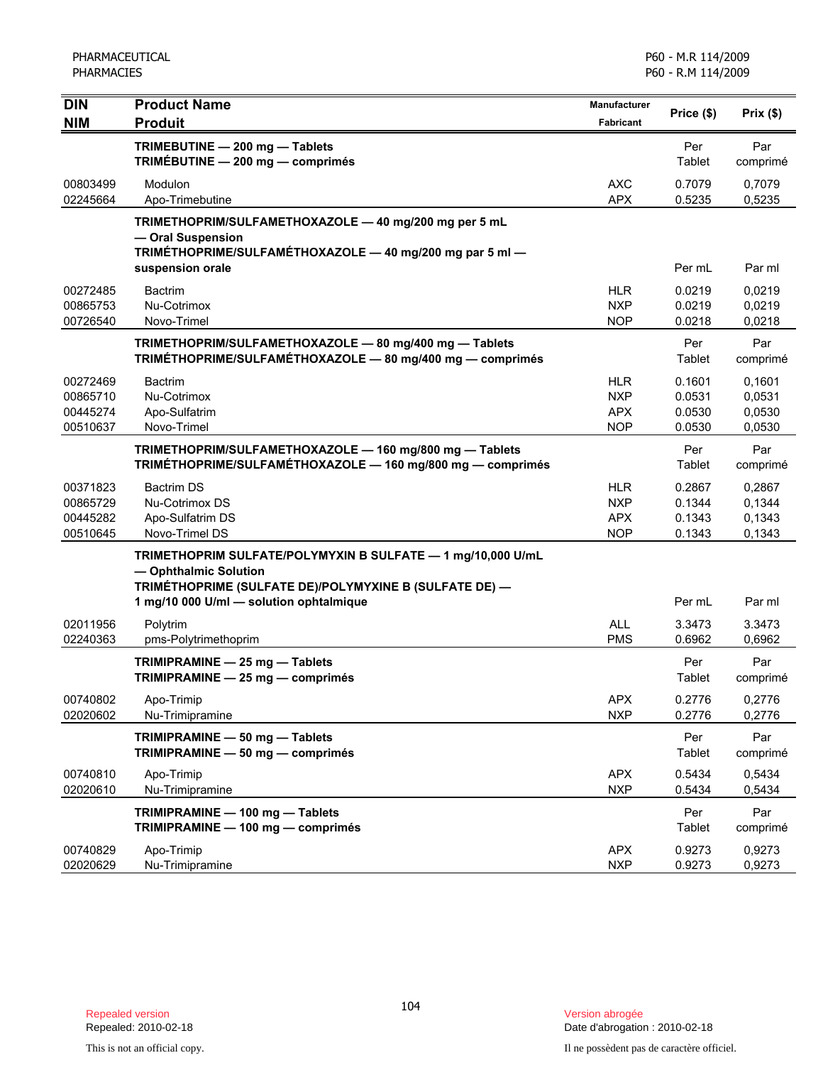| DIN<br>NIM | Product Name<br>Produit | Manufacturer<br>Fabricant | Price ($) | Prix ($) |
|---|---|---|---|---|
| | **TRIMEBUTINE — 200 mg — Tablets**<br>**TRIMÉBUTINE — 200 mg — comprimés** | | Per Tablet | Par comprimé |
| 00803499 | Modulon | AXC | 0.7079 | 0,7079 |
| 02245664 | Apo-Trimebutine | APX | 0.5235 | 0,5235 |
| | **TRIMETHOPRIM/SULFAMETHOXAZOLE — 40 mg/200 mg per 5 mL — Oral Suspension**<br>**TRIMÉTHOPRIME/SULFAMÉTHOXAZOLE — 40 mg/200 mg par 5 ml — suspension orale** | | Per mL | Par ml |
| 00272485 | Bactrim | HLR | 0.0219 | 0,0219 |
| 00865753 | Nu-Cotrimox | NXP | 0.0219 | 0,0219 |
| 00726540 | Novo-Trimel | NOP | 0.0218 | 0,0218 |
| | **TRIMETHOPRIM/SULFAMETHOXAZOLE — 80 mg/400 mg — Tablets**<br>**TRIMÉTHOPRIME/SULFAMÉTHOXAZOLE — 80 mg/400 mg — comprimés** | | Per Tablet | Par comprimé |
| 00272469 | Bactrim | HLR | 0.1601 | 0,1601 |
| 00865710 | Nu-Cotrimox | NXP | 0.0531 | 0,0531 |
| 00445274 | Apo-Sulfatrim | APX | 0.0530 | 0,0530 |
| 00510637 | Novo-Trimel | NOP | 0.0530 | 0,0530 |
| | **TRIMETHOPRIM/SULFAMETHOXAZOLE — 160 mg/800 mg — Tablets**<br>**TRIMÉTHOPRIME/SULFAMÉTHOXAZOLE — 160 mg/800 mg — comprimés** | | Per Tablet | Par comprimé |
| 00371823 | Bactrim DS | HLR | 0.2867 | 0,2867 |
| 00865729 | Nu-Cotrimox DS | NXP | 0.1344 | 0,1344 |
| 00445282 | Apo-Sulfatrim DS | APX | 0.1343 | 0,1343 |
| 00510645 | Novo-Trimel DS | NOP | 0.1343 | 0,1343 |
| | **TRIMETHOPRIM SULFATE/POLYMYXIN B SULFATE — 1 mg/10,000 U/mL — Ophthalmic Solution**<br>**TRIMÉTHOPRIME (SULFATE DE)/POLYMYXINE B (SULFATE DE) — 1 mg/10 000 U/ml — solution ophtalmique** | | Per mL | Par ml |
| 02011956 | Polytrim | ALL | 3.3473 | 3.3473 |
| 02240363 | pms-Polytrimethoprim | PMS | 0.6962 | 0,6962 |
| | **TRIMIPRAMINE — 25 mg — Tablets**<br>**TRIMIPRAMINE — 25 mg — comprimés** | | Per Tablet | Par comprimé |
| 00740802 | Apo-Trimip | APX | 0.2776 | 0,2776 |
| 02020602 | Nu-Trimipramine | NXP | 0.2776 | 0,2776 |
| | **TRIMIPRAMINE — 50 mg — Tablets**<br>**TRIMIPRAMINE — 50 mg — comprimés** | | Per Tablet | Par comprimé |
| 00740810 | Apo-Trimip | APX | 0.5434 | 0,5434 |
| 02020610 | Nu-Trimipramine | NXP | 0.5434 | 0,5434 |
| | **TRIMIPRAMINE — 100 mg — Tablets**<br>**TRIMIPRAMINE — 100 mg — comprimés** | | Per Tablet | Par comprimé |
| 00740829 | Apo-Trimip | APX | 0.9273 | 0,9273 |
| 02020629 | Nu-Trimipramine | NXP | 0.9273 | 0,9273 |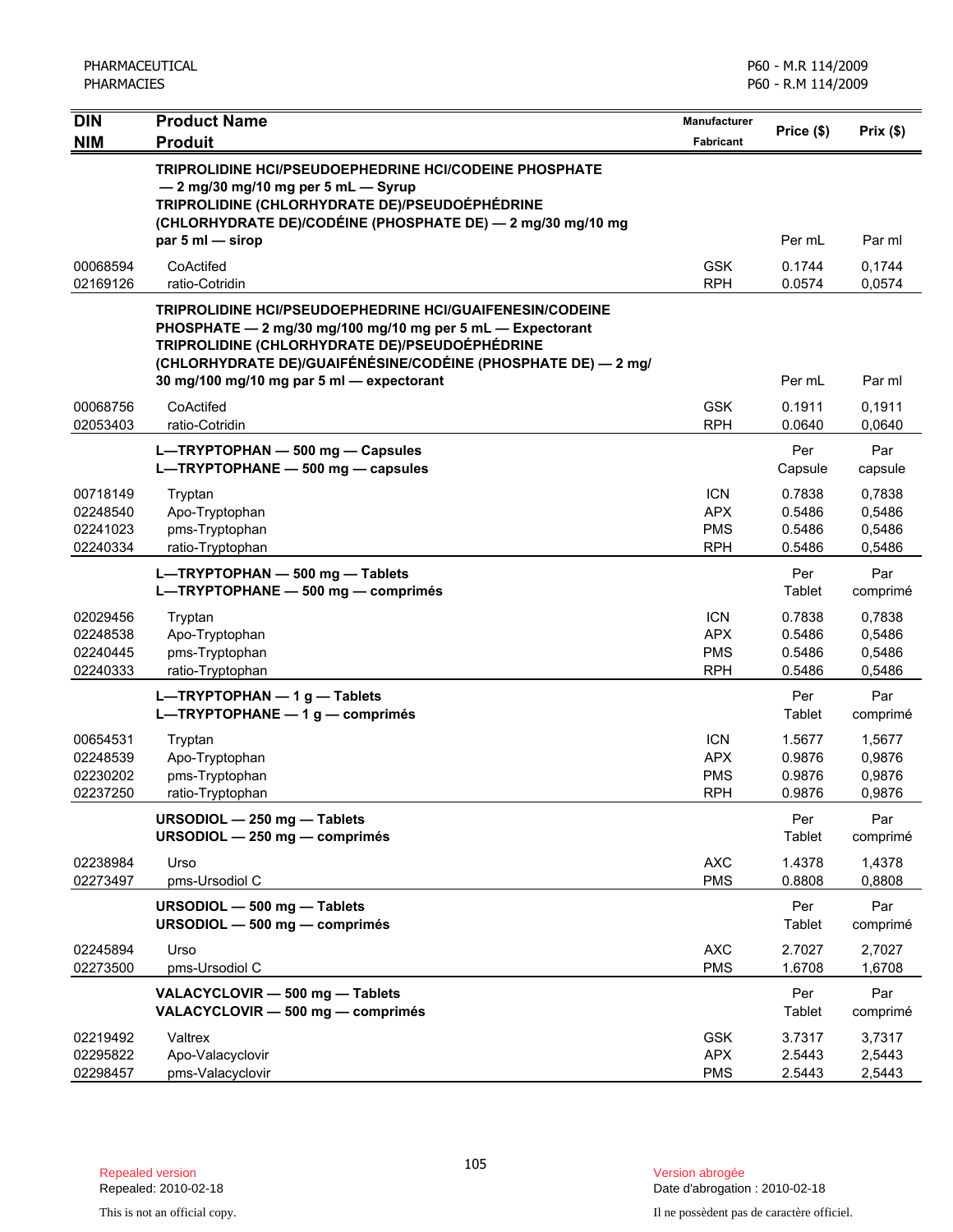| DIN / NIM | Product Name / Produit | Manufacturer / Fabricant | Price ($) | Prix ($) |
|---|---|---|---|---|
| | **TRIPROLIDINE HCl/PSEUDOEPHEDRINE HCl/CODEINE PHOSPHATE — 2 mg/30 mg/10 mg per 5 mL — Syrup** **TRIPROLIDINE (CHLORHYDRATE DE)/PSEUDOÉPHÉDRINE (CHLORHYDRATE DE)/CODÉINE (PHOSPHATE DE) — 2 mg/30 mg/10 mg par 5 ml — sirop** | | Per mL | Par ml |
| 00068594 | CoActifed | GSK | 0.1744 | 0,1744 |
| 02169126 | ratio-Cotridin | RPH | 0.0574 | 0,0574 |
| | **TRIPROLIDINE HCl/PSEUDOEPHEDRINE HCl/GUAIFENESIN/CODEINE PHOSPHATE — 2 mg/30 mg/100 mg/10 mg per 5 mL — Expectorant** **TRIPROLIDINE (CHLORHYDRATE DE)/PSEUDOÉPHÉDRINE (CHLORHYDRATE DE)/GUAIFÉNÉSINE/CODÉINE (PHOSPHATE DE) — 2 mg/30 mg/100 mg/10 mg par 5 ml — expectorant** | | Per mL | Par ml |
| 00068756 | CoActifed | GSK | 0.1911 | 0,1911 |
| 02053403 | ratio-Cotridin | RPH | 0.0640 | 0,0640 |
| | **L—TRYPTOPHAN — 500 mg — Capsules** **L—TRYPTOPHANE — 500 mg — capsules** | | Per Capsule | Par capsule |
| 00718149 | Tryptan | ICN | 0.7838 | 0,7838 |
| 02248540 | Apo-Tryptophan | APX | 0.5486 | 0,5486 |
| 02241023 | pms-Tryptophan | PMS | 0.5486 | 0,5486 |
| 02240334 | ratio-Tryptophan | RPH | 0.5486 | 0,5486 |
| | **L—TRYPTOPHAN — 500 mg — Tablets** **L—TRYPTOPHANE — 500 mg — comprimés** | | Per Tablet | Par comprimé |
| 02029456 | Tryptan | ICN | 0.7838 | 0,7838 |
| 02248538 | Apo-Tryptophan | APX | 0.5486 | 0,5486 |
| 02240445 | pms-Tryptophan | PMS | 0.5486 | 0,5486 |
| 02240333 | ratio-Tryptophan | RPH | 0.5486 | 0,5486 |
| | **L—TRYPTOPHAN — 1 g — Tablets** **L—TRYPTOPHANE — 1 g — comprimés** | | Per Tablet | Par comprimé |
| 00654531 | Tryptan | ICN | 1.5677 | 1,5677 |
| 02248539 | Apo-Tryptophan | APX | 0.9876 | 0,9876 |
| 02230202 | pms-Tryptophan | PMS | 0.9876 | 0,9876 |
| 02237250 | ratio-Tryptophan | RPH | 0.9876 | 0,9876 |
| | **URSODIOL — 250 mg — Tablets** **URSODIOL — 250 mg — comprimés** | | Per Tablet | Par comprimé |
| 02238984 | Urso | AXC | 1.4378 | 1,4378 |
| 02273497 | pms-Ursodiol C | PMS | 0.8808 | 0,8808 |
| | **URSODIOL — 500 mg — Tablets** **URSODIOL — 500 mg — comprimés** | | Per Tablet | Par comprimé |
| 02245894 | Urso | AXC | 2.7027 | 2,7027 |
| 02273500 | pms-Ursodiol C | PMS | 1.6708 | 1,6708 |
| | **VALACYCLOVIR — 500 mg — Tablets** **VALACYCLOVIR — 500 mg — comprimés** | | Per Tablet | Par comprimé |
| 02219492 | Valtrex | GSK | 3.7317 | 3,7317 |
| 02295822 | Apo-Valacyclovir | APX | 2.5443 | 2,5443 |
| 02298457 | pms-Valacyclovir | PMS | 2.5443 | 2,5443 |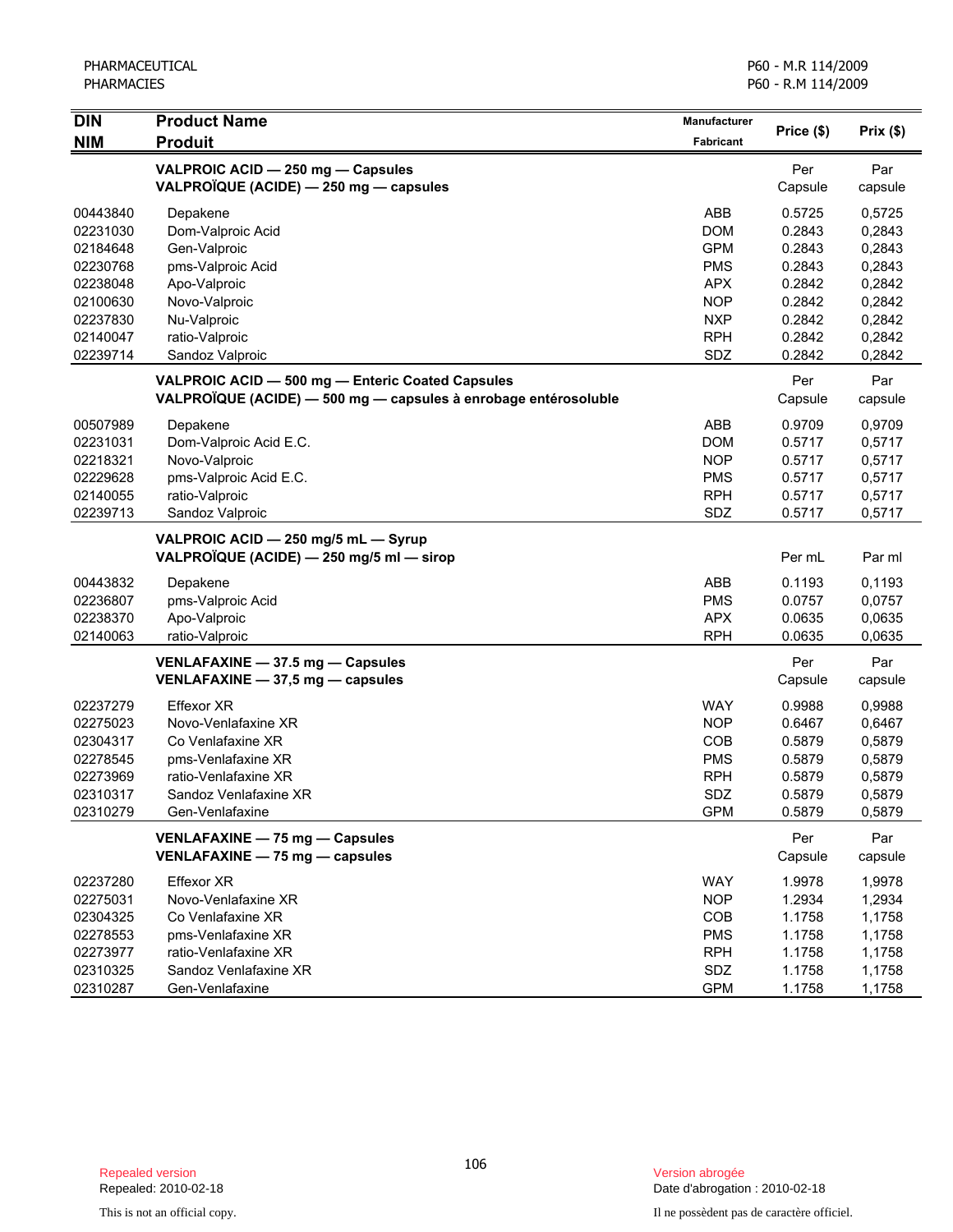| DIN<br>NIM | Product Name<br>Produit | Manufacturer<br>Fabricant | Price ($) | Prix ($) |
|---|---|---|---|---|
| | **VALPROIC ACID — 250 mg — Capsules**<br>**VALPROÏQUE (ACIDE) — 250 mg — capsules** | | Per Capsule | Par capsule |
| 00443840 | Depakene | ABB | 0.5725 | 0,5725 |
| 02231030 | Dom-Valproic Acid | DOM | 0.2843 | 0,2843 |
| 02184648 | Gen-Valproic | GPM | 0.2843 | 0,2843 |
| 02230768 | pms-Valproic Acid | PMS | 0.2843 | 0,2843 |
| 02238048 | Apo-Valproic | APX | 0.2842 | 0,2842 |
| 02100630 | Novo-Valproic | NOP | 0.2842 | 0,2842 |
| 02237830 | Nu-Valproic | NXP | 0.2842 | 0,2842 |
| 02140047 | ratio-Valproic | RPH | 0.2842 | 0,2842 |
| 02239714 | Sandoz Valproic | SDZ | 0.2842 | 0,2842 |
| | **VALPROIC ACID — 500 mg — Enteric Coated Capsules**<br>**VALPROÏQUE (ACIDE) — 500 mg — capsules à enrobage entérosoluble** | | Per Capsule | Par capsule |
| 00507989 | Depakene | ABB | 0.9709 | 0,9709 |
| 02231031 | Dom-Valproic Acid E.C. | DOM | 0.5717 | 0,5717 |
| 02218321 | Novo-Valproic | NOP | 0.5717 | 0,5717 |
| 02229628 | pms-Valproic Acid E.C. | PMS | 0.5717 | 0,5717 |
| 02140055 | ratio-Valproic | RPH | 0.5717 | 0,5717 |
| 02239713 | Sandoz Valproic | SDZ | 0.5717 | 0,5717 |
| | **VALPROIC ACID — 250 mg/5 mL — Syrup**<br>**VALPROÏQUE (ACIDE) — 250 mg/5 ml — sirop** | | Per mL | Par ml |
| 00443832 | Depakene | ABB | 0.1193 | 0,1193 |
| 02236807 | pms-Valproic Acid | PMS | 0.0757 | 0,0757 |
| 02238370 | Apo-Valproic | APX | 0.0635 | 0,0635 |
| 02140063 | ratio-Valproic | RPH | 0.0635 | 0,0635 |
| | **VENLAFAXINE — 37.5 mg — Capsules**<br>**VENLAFAXINE — 37,5 mg — capsules** | | Per Capsule | Par capsule |
| 02237279 | Effexor XR | WAY | 0.9988 | 0,9988 |
| 02275023 | Novo-Venlafaxine XR | NOP | 0.6467 | 0,6467 |
| 02304317 | Co Venlafaxine XR | COB | 0.5879 | 0,5879 |
| 02278545 | pms-Venlafaxine XR | PMS | 0.5879 | 0,5879 |
| 02273969 | ratio-Venlafaxine XR | RPH | 0.5879 | 0,5879 |
| 02310317 | Sandoz Venlafaxine XR | SDZ | 0.5879 | 0,5879 |
| 02310279 | Gen-Venlafaxine | GPM | 0.5879 | 0,5879 |
| | **VENLAFAXINE — 75 mg — Capsules**<br>**VENLAFAXINE — 75 mg — capsules** | | Per Capsule | Par capsule |
| 02237280 | Effexor XR | WAY | 1.9978 | 1,9978 |
| 02275031 | Novo-Venlafaxine XR | NOP | 1.2934 | 1,2934 |
| 02304325 | Co Venlafaxine XR | COB | 1.1758 | 1,1758 |
| 02278553 | pms-Venlafaxine XR | PMS | 1.1758 | 1,1758 |
| 02273977 | ratio-Venlafaxine XR | RPH | 1.1758 | 1,1758 |
| 02310325 | Sandoz Venlafaxine XR | SDZ | 1.1758 | 1,1758 |
| 02310287 | Gen-Venlafaxine | GPM | 1.1758 | 1,1758 |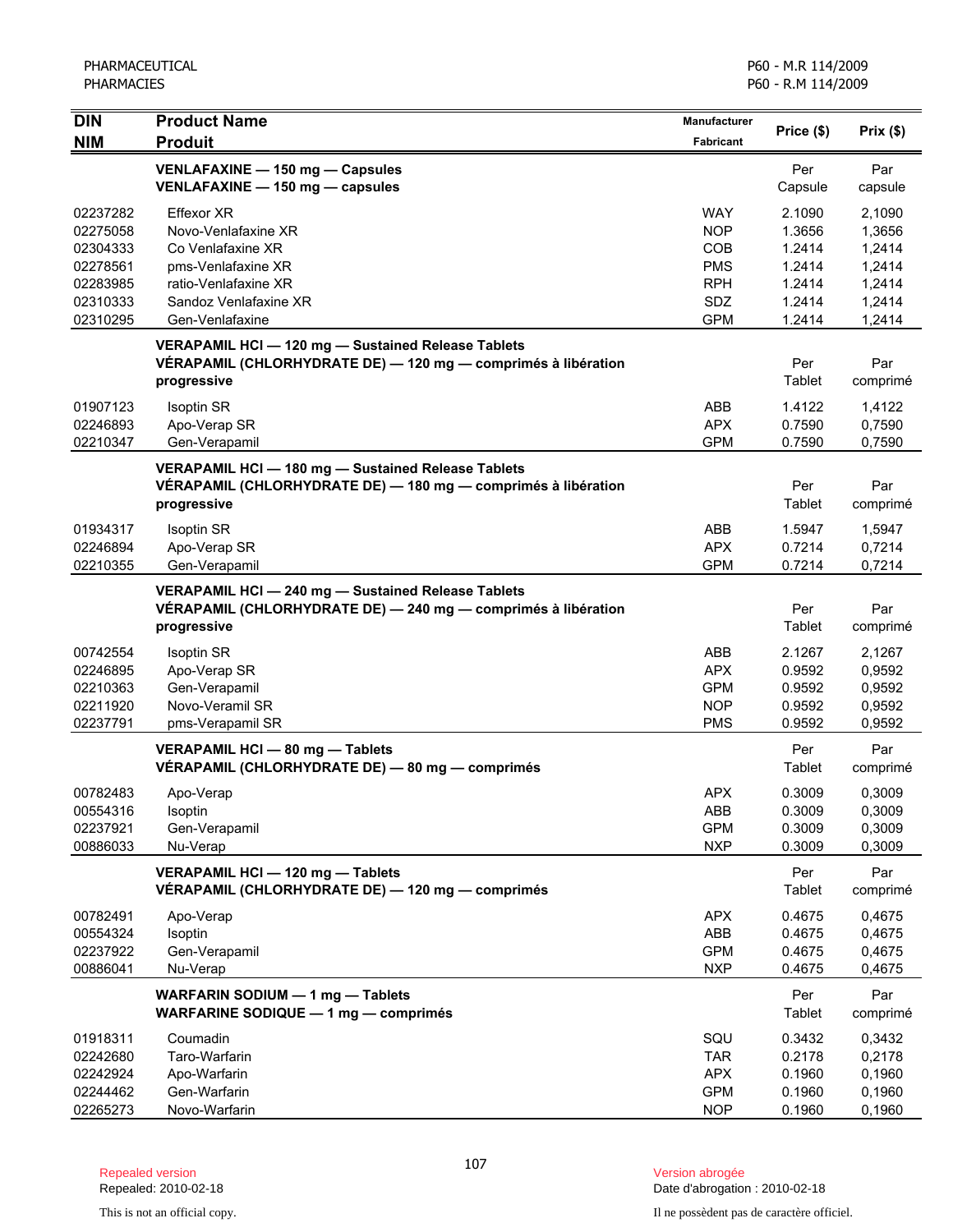| DIN<br>NIM | Product Name<br>Produit | Manufacturer<br>Fabricant | Price ($) | Prix ($) |
|---|---|---|---|---|
| | **VENLAFAXINE — 150 mg — Capsules**<br>**VENLAFAXINE — 150 mg — capsules** | | Per Capsule | Par capsule |
| 02237282 | Effexor XR | WAY | 2.1090 | 2,1090 |
| 02275058 | Novo-Venlafaxine XR | NOP | 1.3656 | 1,3656 |
| 02304333 | Co Venlafaxine XR | COB | 1.2414 | 1,2414 |
| 02278561 | pms-Venlafaxine XR | PMS | 1.2414 | 1,2414 |
| 02283985 | ratio-Venlafaxine XR | RPH | 1.2414 | 1,2414 |
| 02310333 | Sandoz Venlafaxine XR | SDZ | 1.2414 | 1,2414 |
| 02310295 | Gen-Venlafaxine | GPM | 1.2414 | 1,2414 |
| | **VERAPAMIL HCl — 120 mg — Sustained Release Tablets**<br>**VÉRAPAMIL (CHLORHYDRATE DE) — 120 mg — comprimés à libération progressive** | | Per Tablet | Par comprimé |
| 01907123 | Isoptin SR | ABB | 1.4122 | 1,4122 |
| 02246893 | Apo-Verap SR | APX | 0.7590 | 0,7590 |
| 02210347 | Gen-Verapamil | GPM | 0.7590 | 0,7590 |
| | **VERAPAMIL HCl — 180 mg — Sustained Release Tablets**<br>**VÉRAPAMIL (CHLORHYDRATE DE) — 180 mg — comprimés à libération progressive** | | Per Tablet | Par comprimé |
| 01934317 | Isoptin SR | ABB | 1.5947 | 1,5947 |
| 02246894 | Apo-Verap SR | APX | 0.7214 | 0,7214 |
| 02210355 | Gen-Verapamil | GPM | 0.7214 | 0,7214 |
| | **VERAPAMIL HCl — 240 mg — Sustained Release Tablets**<br>**VÉRAPAMIL (CHLORHYDRATE DE) — 240 mg — comprimés à libération progressive** | | Per Tablet | Par comprimé |
| 00742554 | Isoptin SR | ABB | 2.1267 | 2,1267 |
| 02246895 | Apo-Verap SR | APX | 0.9592 | 0,9592 |
| 02210363 | Gen-Verapamil | GPM | 0.9592 | 0,9592 |
| 02211920 | Novo-Veramil SR | NOP | 0.9592 | 0,9592 |
| 02237791 | pms-Verapamil SR | PMS | 0.9592 | 0,9592 |
| | **VERAPAMIL HCl — 80 mg — Tablets**<br>**VÉRAPAMIL (CHLORHYDRATE DE) — 80 mg — comprimés** | | Per Tablet | Par comprimé |
| 00782483 | Apo-Verap | APX | 0.3009 | 0,3009 |
| 00554316 | Isoptin | ABB | 0.3009 | 0,3009 |
| 02237921 | Gen-Verapamil | GPM | 0.3009 | 0,3009 |
| 00886033 | Nu-Verap | NXP | 0.3009 | 0,3009 |
| | **VERAPAMIL HCl — 120 mg — Tablets**<br>**VÉRAPAMIL (CHLORHYDRATE DE) — 120 mg — comprimés** | | Per Tablet | Par comprimé |
| 00782491 | Apo-Verap | APX | 0.4675 | 0,4675 |
| 00554324 | Isoptin | ABB | 0.4675 | 0,4675 |
| 02237922 | Gen-Verapamil | GPM | 0.4675 | 0,4675 |
| 00886041 | Nu-Verap | NXP | 0.4675 | 0,4675 |
| | **WARFARIN SODIUM — 1 mg — Tablets**<br>**WARFARINE SODIQUE — 1 mg — comprimés** | | Per Tablet | Par comprimé |
| 01918311 | Coumadin | SQU | 0.3432 | 0,3432 |
| 02242680 | Taro-Warfarin | TAR | 0.2178 | 0,2178 |
| 02242924 | Apo-Warfarin | APX | 0.1960 | 0,1960 |
| 02244462 | Gen-Warfarin | GPM | 0.1960 | 0,1960 |
| 02265273 | Novo-Warfarin | NOP | 0.1960 | 0,1960 |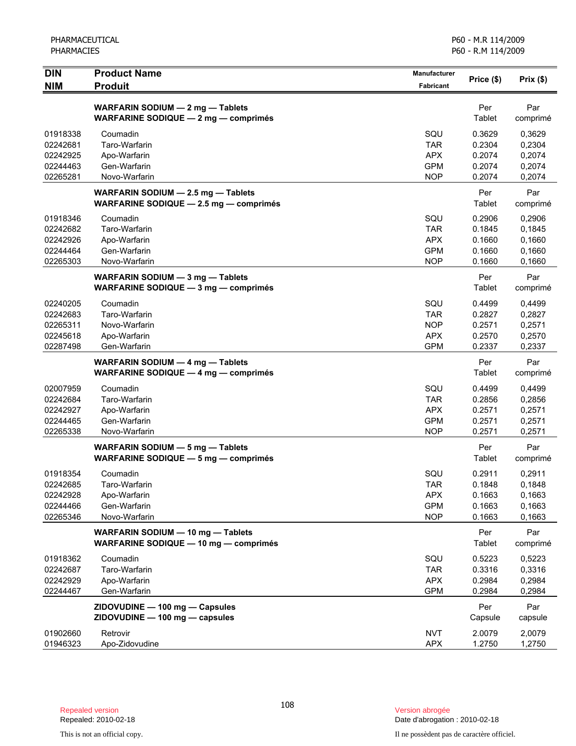| DIN<br>NIM | Product Name<br>Produit | Manufacturer<br>Fabricant | Price ($) | Prix ($) |
|---|---|---|---|---|
| | **WARFARIN SODIUM — 2 mg — Tablets**<br>**WARFARINE SODIQUE — 2 mg — comprimés** | | Per Tablet | Par comprimé |
| 01918338 | Coumadin | SQU | 0.3629 | 0,3629 |
| 02242681 | Taro-Warfarin | TAR | 0.2304 | 0,2304 |
| 02242925 | Apo-Warfarin | APX | 0.2074 | 0,2074 |
| 02244463 | Gen-Warfarin | GPM | 0.2074 | 0,2074 |
| 02265281 | Novo-Warfarin | NOP | 0.2074 | 0,2074 |
| | **WARFARIN SODIUM — 2.5 mg — Tablets**<br>**WARFARINE SODIQUE — 2.5 mg — comprimés** | | Per Tablet | Par comprimé |
| 01918346 | Coumadin | SQU | 0.2906 | 0,2906 |
| 02242682 | Taro-Warfarin | TAR | 0.1845 | 0,1845 |
| 02242926 | Apo-Warfarin | APX | 0.1660 | 0,1660 |
| 02244464 | Gen-Warfarin | GPM | 0.1660 | 0,1660 |
| 02265303 | Novo-Warfarin | NOP | 0.1660 | 0,1660 |
| | **WARFARIN SODIUM — 3 mg — Tablets**<br>**WARFARINE SODIQUE — 3 mg — comprimés** | | Per Tablet | Par comprimé |
| 02240205 | Coumadin | SQU | 0.4499 | 0,4499 |
| 02242683 | Taro-Warfarin | TAR | 0.2827 | 0,2827 |
| 02265311 | Novo-Warfarin | NOP | 0.2571 | 0,2571 |
| 02245618 | Apo-Warfarin | APX | 0.2570 | 0,2570 |
| 02287498 | Gen-Warfarin | GPM | 0.2337 | 0,2337 |
| | **WARFARIN SODIUM — 4 mg — Tablets**<br>**WARFARINE SODIQUE — 4 mg — comprimés** | | Per Tablet | Par comprimé |
| 02007959 | Coumadin | SQU | 0.4499 | 0,4499 |
| 02242684 | Taro-Warfarin | TAR | 0.2856 | 0,2856 |
| 02242927 | Apo-Warfarin | APX | 0.2571 | 0,2571 |
| 02244465 | Gen-Warfarin | GPM | 0.2571 | 0,2571 |
| 02265338 | Novo-Warfarin | NOP | 0.2571 | 0,2571 |
| | **WARFARIN SODIUM — 5 mg — Tablets**<br>**WARFARINE SODIQUE — 5 mg — comprimés** | | Per Tablet | Par comprimé |
| 01918354 | Coumadin | SQU | 0.2911 | 0,2911 |
| 02242685 | Taro-Warfarin | TAR | 0.1848 | 0,1848 |
| 02242928 | Apo-Warfarin | APX | 0.1663 | 0,1663 |
| 02244466 | Gen-Warfarin | GPM | 0.1663 | 0,1663 |
| 02265346 | Novo-Warfarin | NOP | 0.1663 | 0,1663 |
| | **WARFARIN SODIUM — 10 mg — Tablets**<br>**WARFARINE SODIQUE — 10 mg — comprimés** | | Per Tablet | Par comprimé |
| 01918362 | Coumadin | SQU | 0.5223 | 0,5223 |
| 02242687 | Taro-Warfarin | TAR | 0.3316 | 0,3316 |
| 02242929 | Apo-Warfarin | APX | 0.2984 | 0,2984 |
| 02244467 | Gen-Warfarin | GPM | 0.2984 | 0,2984 |
| | **ZIDOVUDINE — 100 mg — Capsules**<br>**ZIDOVUDINE — 100 mg — capsules** | | Per Capsule | Par capsule |
| 01902660 | Retrovir | NVT | 2.0079 | 2,0079 |
| 01946323 | Apo-Zidovudine | APX | 1.2750 | 1,2750 |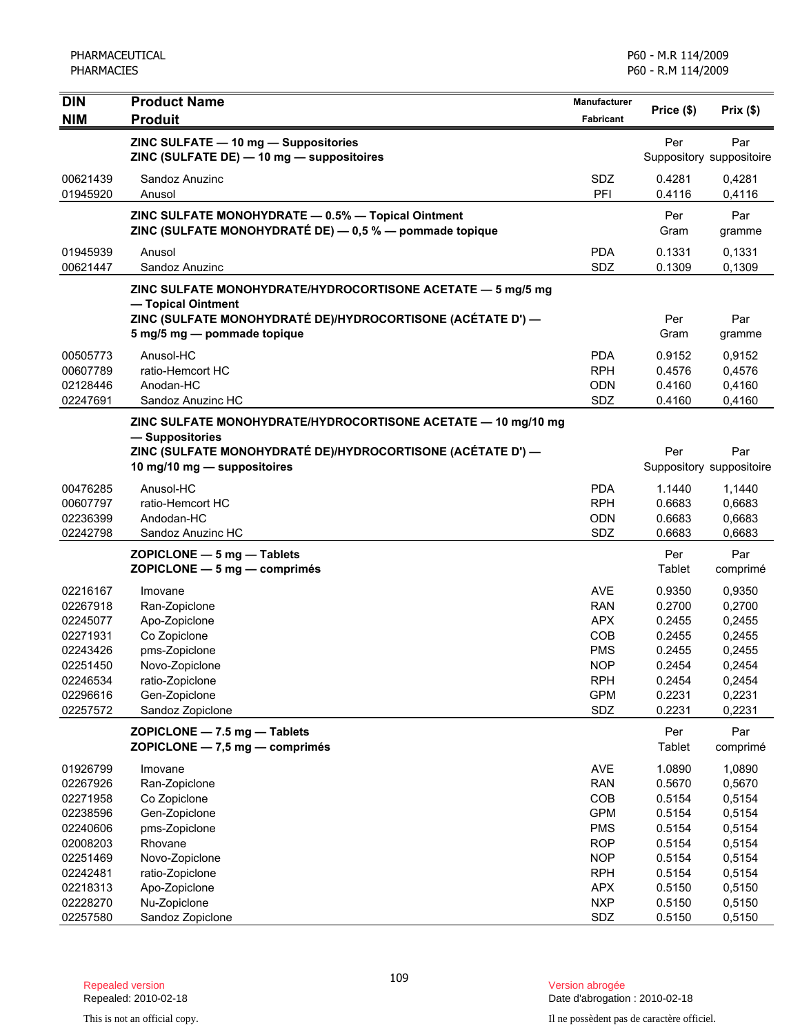| DIN<br>NIM | Product Name<br>Produit | Manufacturer<br>Fabricant | Price ($) | Prix ($) |
|---|---|---|---|---|
| | **ZINC SULFATE — 10 mg — Suppositories**<br>**ZINC (SULFATE DE) — 10 mg — suppositoires** | | Per Suppository | Par suppositoire |
| 00621439 | Sandoz Anuzinc | SDZ | 0.4281 | 0,4281 |
| 01945920 | Anusol | PFI | 0.4116 | 0,4116 |
| | **ZINC SULFATE MONOHYDRATE — 0.5% — Topical Ointment**<br>**ZINC (SULFATE MONOHYDRATÉ DE) — 0,5 % — pommade topique** | | Per Gram | Par gramme |
| 01945939 | Anusol | PDA | 0.1331 | 0,1331 |
| 00621447 | Sandoz Anuzinc | SDZ | 0.1309 | 0,1309 |
| | **ZINC SULFATE MONOHYDRATE/HYDROCORTISONE ACETATE — 5 mg/5 mg — Topical Ointment**<br>**ZINC (SULFATE MONOHYDRATÉ DE)/HYDROCORTISONE (ACÉTATE D') — 5 mg/5 mg — pommade topique** | | Per Gram | Par gramme |
| 00505773 | Anusol-HC | PDA | 0.9152 | 0,9152 |
| 00607789 | ratio-Hemcort HC | RPH | 0.4576 | 0,4576 |
| 02128446 | Anodan-HC | ODN | 0.4160 | 0,4160 |
| 02247691 | Sandoz Anuzinc HC | SDZ | 0.4160 | 0,4160 |
| | **ZINC SULFATE MONOHYDRATE/HYDROCORTISONE ACETATE — 10 mg/10 mg — Suppositories**<br>**ZINC (SULFATE MONOHYDRATÉ DE)/HYDROCORTISONE (ACÉTATE D') — 10 mg/10 mg — suppositoires** | | Per Suppository | Par suppositoire |
| 00476285 | Anusol-HC | PDA | 1.1440 | 1,1440 |
| 00607797 | ratio-Hemcort HC | RPH | 0.6683 | 0,6683 |
| 02236399 | Andodan-HC | ODN | 0.6683 | 0,6683 |
| 02242798 | Sandoz Anuzinc HC | SDZ | 0.6683 | 0,6683 |
| | **ZOPICLONE — 5 mg — Tablets**<br>**ZOPICLONE — 5 mg — comprimés** | | Per Tablet | Par comprimé |
| 02216167 | Imovane | AVE | 0.9350 | 0,9350 |
| 02267918 | Ran-Zopiclone | RAN | 0.2700 | 0,2700 |
| 02245077 | Apo-Zopiclone | APX | 0.2455 | 0,2455 |
| 02271931 | Co Zopiclone | COB | 0.2455 | 0,2455 |
| 02243426 | pms-Zopiclone | PMS | 0.2455 | 0,2455 |
| 02251450 | Novo-Zopiclone | NOP | 0.2454 | 0,2454 |
| 02246534 | ratio-Zopiclone | RPH | 0.2454 | 0,2454 |
| 02296616 | Gen-Zopiclone | GPM | 0.2231 | 0,2231 |
| 02257572 | Sandoz Zopiclone | SDZ | 0.2231 | 0,2231 |
| | **ZOPICLONE — 7.5 mg — Tablets**<br>**ZOPICLONE — 7,5 mg — comprimés** | | Per Tablet | Par comprimé |
| 01926799 | Imovane | AVE | 1.0890 | 1,0890 |
| 02267926 | Ran-Zopiclone | RAN | 0.5670 | 0,5670 |
| 02271958 | Co Zopiclone | COB | 0.5154 | 0,5154 |
| 02238596 | Gen-Zopiclone | GPM | 0.5154 | 0,5154 |
| 02240606 | pms-Zopiclone | PMS | 0.5154 | 0,5154 |
| 02008203 | Rhovane | ROP | 0.5154 | 0,5154 |
| 02251469 | Novo-Zopiclone | NOP | 0.5154 | 0,5154 |
| 02242481 | ratio-Zopiclone | RPH | 0.5154 | 0,5154 |
| 02218313 | Apo-Zopiclone | APX | 0.5150 | 0,5150 |
| 02228270 | Nu-Zopiclone | NXP | 0.5150 | 0,5150 |
| 02257580 | Sandoz Zopiclone | SDZ | 0.5150 | 0,5150 |